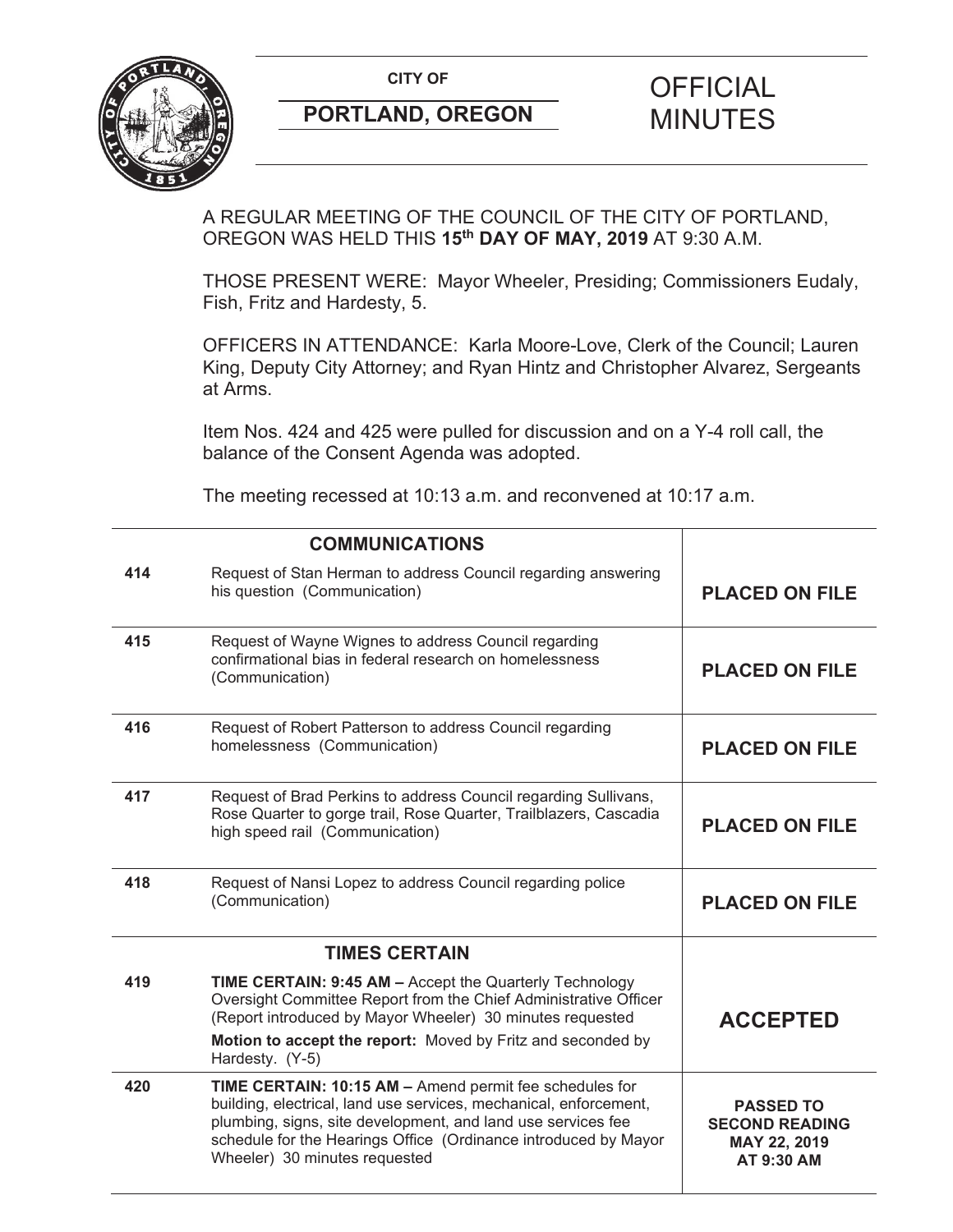**CITY OF**

**PORTLAND, OREGON**

# OFFICIAL MINUTES

A REGULAR MEETING OF THE COUNCIL OF THE CITY OF PORTLAND, OREGON WAS HELD THIS **15th DAY OF MAY, 2019** AT 9:30 A.M.

THOSE PRESENT WERE: Mayor Wheeler, Presiding; Commissioners Eudaly, Fish, Fritz and Hardesty, 5.

OFFICERS IN ATTENDANCE: Karla Moore-Love, Clerk of the Council; Lauren King, Deputy City Attorney; and Ryan Hintz and Christopher Alvarez, Sergeants at Arms.

Item Nos. 424 and 425 were pulled for discussion and on a Y-4 roll call, the balance of the Consent Agenda was adopted.

The meeting recessed at 10:13 a.m. and reconvened at 10:17 a.m.

| | COMMUNICATIONS | |
|---|---|---|
| **414** | Request of Stan Herman to address Council regarding answering his question (Communication) | **PLACED ON FILE** |
| **415** | Request of Wayne Wignes to address Council regarding confirmational bias in federal research on homelessness (Communication) | **PLACED ON FILE** |
| **416** | Request of Robert Patterson to address Council regarding homelessness (Communication) | **PLACED ON FILE** |
| **417** | Request of Brad Perkins to address Council regarding Sullivans, Rose Quarter to gorge trail, Rose Quarter, Trailblazers, Cascadia high speed rail (Communication) | **PLACED ON FILE** |
| **418** | Request of Nansi Lopez to address Council regarding police (Communication) | **PLACED ON FILE** |
| | **TIMES CERTAIN** | |
| **419** | **TIME CERTAIN: 9:45 AM –** Accept the Quarterly Technology Oversight Committee Report from the Chief Administrative Officer (Report introduced by Mayor Wheeler) 30 minutes requested<br>**Motion to accept the report:** Moved by Fritz and seconded by Hardesty. (Y-5) | **ACCEPTED** |
| **420** | **TIME CERTAIN: 10:15 AM –** Amend permit fee schedules for building, electrical, land use services, mechanical, enforcement, plumbing, signs, site development, and land use services fee schedule for the Hearings Office (Ordinance introduced by Mayor Wheeler) 30 minutes requested | **PASSED TO SECOND READING MAY 22, 2019 AT 9:30 AM** |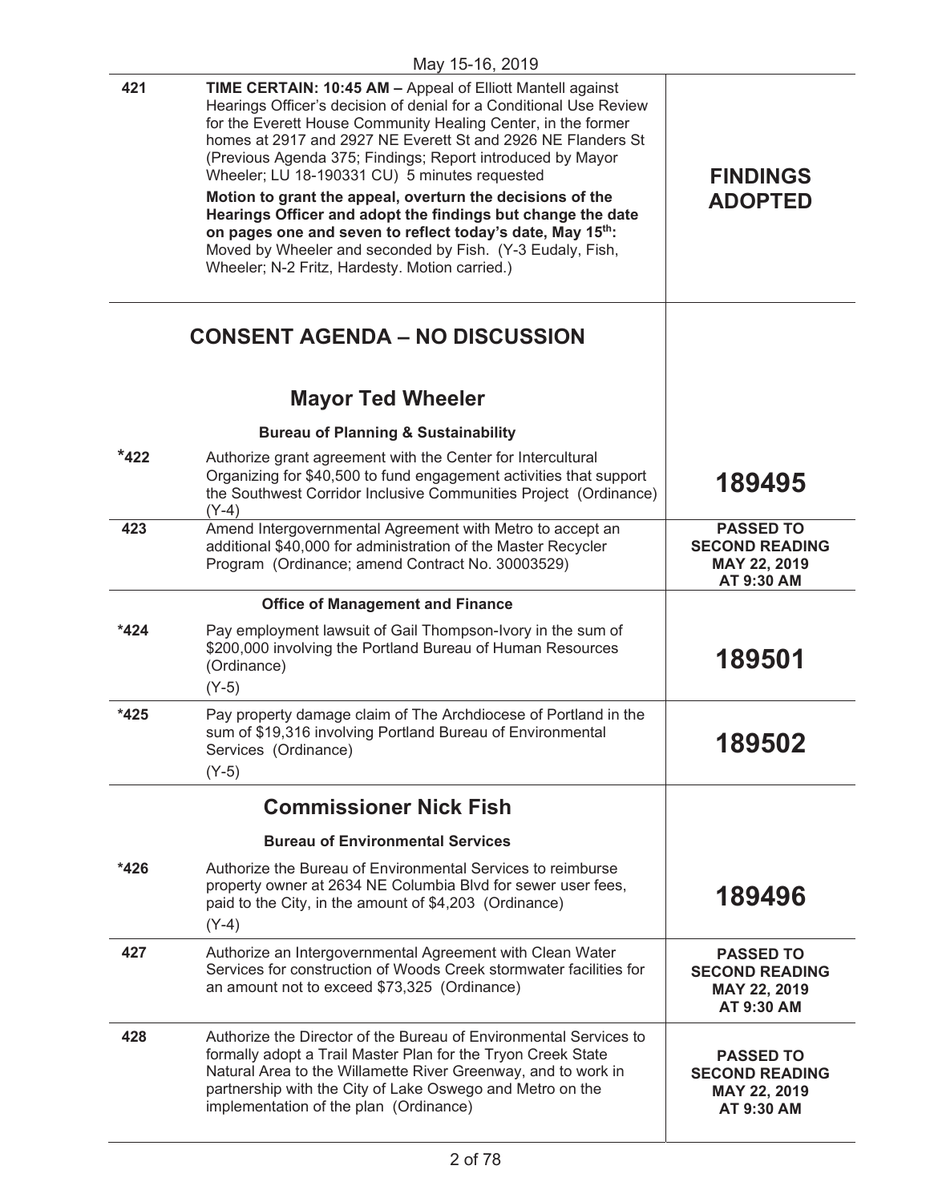| | | |
|---|---|---|
| 421 | **TIME CERTAIN: 10:45 AM –** Appeal of Elliott Mantell against Hearings Officer's decision of denial for a Conditional Use Review for the Everett House Community Healing Center, in the former homes at 2917 and 2927 NE Everett St and 2926 NE Flanders St (Previous Agenda 375; Findings; Report introduced by Mayor Wheeler; LU 18-190331 CU) 5 minutes requested<br><br>**Motion to grant the appeal, overturn the decisions of the Hearings Officer and adopt the findings but change the date on pages one and seven to reflect today's date, May 15th:** Moved by Wheeler and seconded by Fish. (Y-3 Eudaly, Fish, Wheeler; N-2 Fritz, Hardesty. Motion carried.) | **FINDINGS ADOPTED** |

## CONSENT AGENDA – NO DISCUSSION

### Mayor Ted Wheeler

**Bureau of Planning & Sustainability**

| | | |
|---|---|---|
| *422 | Authorize grant agreement with the Center for Intercultural Organizing for $40,500 to fund engagement activities that support the Southwest Corridor Inclusive Communities Project (Ordinance)<br>(Y-4) | **189495** |
| 423 | Amend Intergovernmental Agreement with Metro to accept an additional $40,000 for administration of the Master Recycler Program (Ordinance; amend Contract No. 30003529) | **PASSED TO SECOND READING MAY 22, 2019 AT 9:30 AM** |

**Office of Management and Finance**

| | | |
|---|---|---|
| *424 | Pay employment lawsuit of Gail Thompson-Ivory in the sum of $200,000 involving the Portland Bureau of Human Resources (Ordinance)<br>(Y-5) | **189501** |
| *425 | Pay property damage claim of The Archdiocese of Portland in the sum of $19,316 involving Portland Bureau of Environmental Services (Ordinance)<br>(Y-5) | **189502** |

### Commissioner Nick Fish

**Bureau of Environmental Services**

| | | |
|---|---|---|
| *426 | Authorize the Bureau of Environmental Services to reimburse property owner at 2634 NE Columbia Blvd for sewer user fees, paid to the City, in the amount of $4,203 (Ordinance)<br>(Y-4) | **189496** |
| 427 | Authorize an Intergovernmental Agreement with Clean Water Services for construction of Woods Creek stormwater facilities for an amount not to exceed $73,325 (Ordinance) | **PASSED TO SECOND READING MAY 22, 2019 AT 9:30 AM** |
| 428 | Authorize the Director of the Bureau of Environmental Services to formally adopt a Trail Master Plan for the Tryon Creek State Natural Area to the Willamette River Greenway, and to work in partnership with the City of Lake Oswego and Metro on the implementation of the plan (Ordinance) | **PASSED TO SECOND READING MAY 22, 2019 AT 9:30 AM** |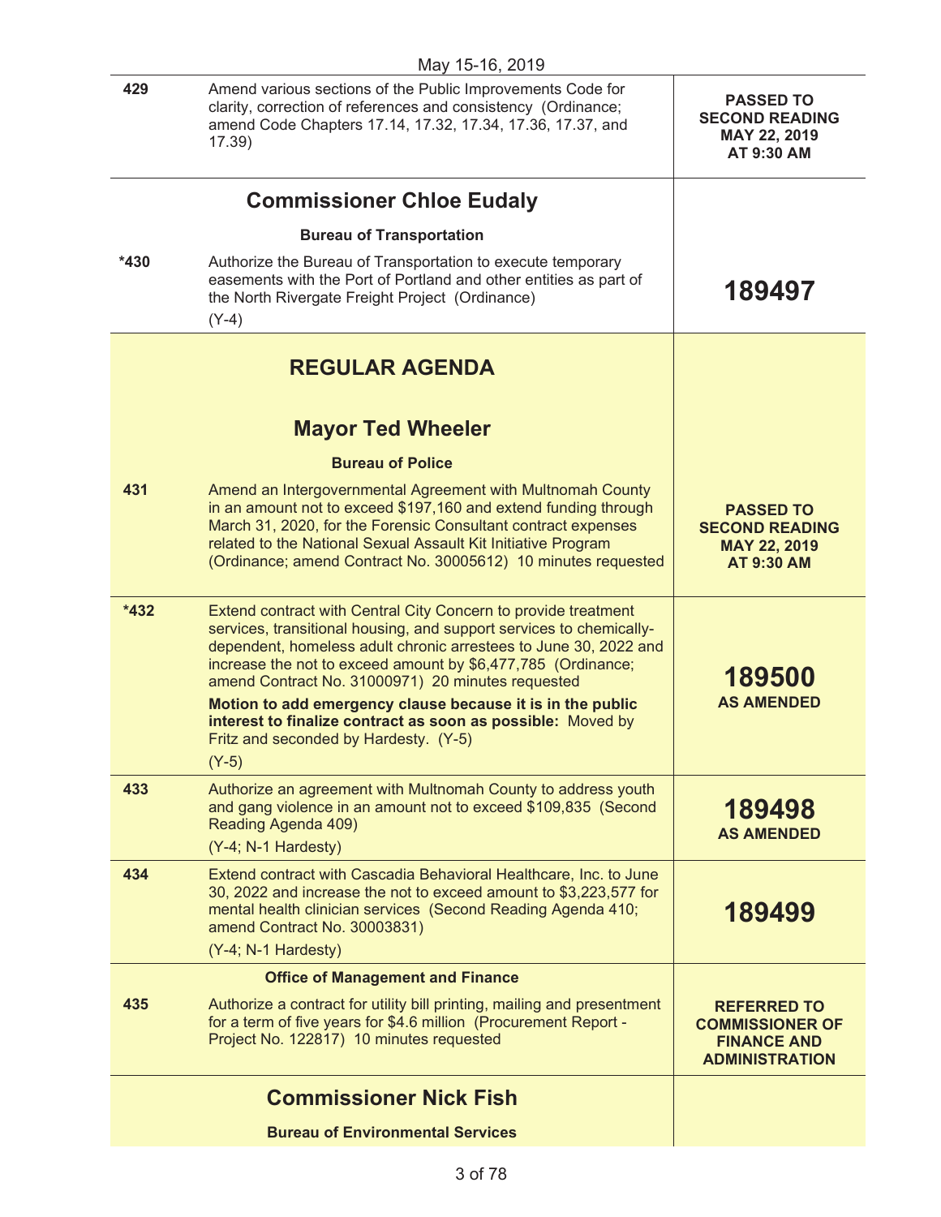May 15-16, 2019

| | | |
|---|---|---|
| 429 | Amend various sections of the Public Improvements Code for clarity, correction of references and consistency (Ordinance; amend Code Chapters 17.14, 17.32, 17.34, 17.36, 17.37, and 17.39) | **PASSED TO SECOND READING MAY 22, 2019 AT 9:30 AM** |
| | **Commissioner Chloe Eudaly** | |
| | **Bureau of Transportation** | |
| *430 | Authorize the Bureau of Transportation to execute temporary easements with the Port of Portland and other entities as part of the North Rivergate Freight Project (Ordinance) (Y-4) | **189497** |
| | **REGULAR AGENDA** | |
| | **Mayor Ted Wheeler** | |
| | **Bureau of Police** | |
| 431 | Amend an Intergovernmental Agreement with Multnomah County in an amount not to exceed $197,160 and extend funding through March 31, 2020, for the Forensic Consultant contract expenses related to the National Sexual Assault Kit Initiative Program (Ordinance; amend Contract No. 30005612) 10 minutes requested | **PASSED TO SECOND READING MAY 22, 2019 AT 9:30 AM** |
| *432 | Extend contract with Central City Concern to provide treatment services, transitional housing, and support services to chemically-dependent, homeless adult chronic arrestees to June 30, 2022 and increase the not to exceed amount by $6,477,785 (Ordinance; amend Contract No. 31000971) 20 minutes requested **Motion to add emergency clause because it is in the public interest to finalize contract as soon as possible:** Moved by Fritz and seconded by Hardesty. (Y-5) (Y-5) | **189500 AS AMENDED** |
| 433 | Authorize an agreement with Multnomah County to address youth and gang violence in an amount not to exceed $109,835 (Second Reading Agenda 409) (Y-4; N-1 Hardesty) | **189498 AS AMENDED** |
| 434 | Extend contract with Cascadia Behavioral Healthcare, Inc. to June 30, 2022 and increase the not to exceed amount to $3,223,577 for mental health clinician services (Second Reading Agenda 410; amend Contract No. 30003831) (Y-4; N-1 Hardesty) | **189499** |
| | **Office of Management and Finance** | |
| 435 | Authorize a contract for utility bill printing, mailing and presentment for a term of five years for $4.6 million (Procurement Report - Project No. 122817) 10 minutes requested | **REFERRED TO COMMISSIONER OF FINANCE AND ADMINISTRATION** |
| | **Commissioner Nick Fish** | |
| | **Bureau of Environmental Services** | |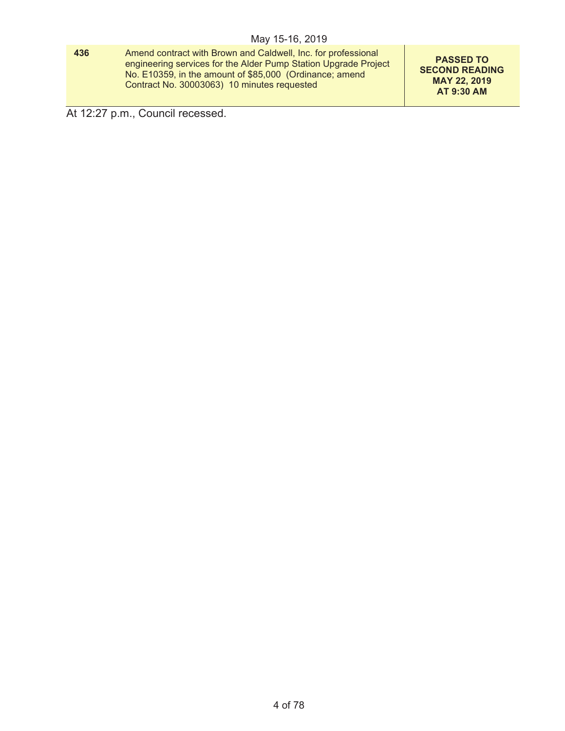| 436 | Amend contract with Brown and Caldwell, Inc. for professional engineering services for the Alder Pump Station Upgrade Project No. E10359, in the amount of $85,000 (Ordinance; amend Contract No. 30003063) 10 minutes requested | **PASSED TO SECOND READING MAY 22, 2019 AT 9:30 AM** |
|---|---|---|

At 12:27 p.m., Council recessed.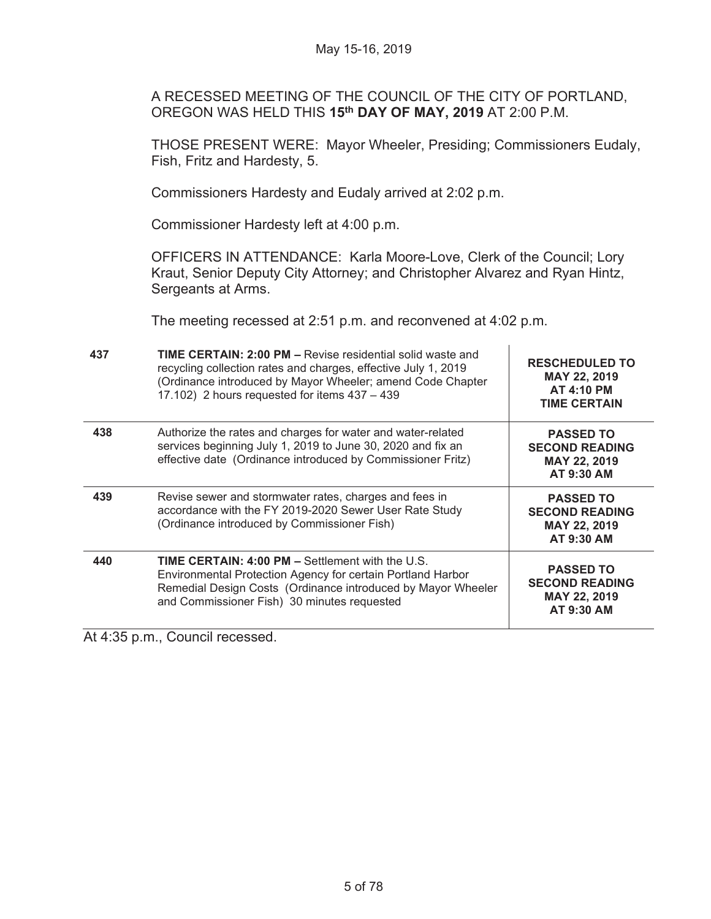A RECESSED MEETING OF THE COUNCIL OF THE CITY OF PORTLAND, OREGON WAS HELD THIS **15th DAY OF MAY, 2019** AT 2:00 P.M.

THOSE PRESENT WERE: Mayor Wheeler, Presiding; Commissioners Eudaly, Fish, Fritz and Hardesty, 5.

Commissioners Hardesty and Eudaly arrived at 2:02 p.m.

Commissioner Hardesty left at 4:00 p.m.

OFFICERS IN ATTENDANCE: Karla Moore-Love, Clerk of the Council; Lory Kraut, Senior Deputy City Attorney; and Christopher Alvarez and Ryan Hintz, Sergeants at Arms.

The meeting recessed at 2:51 p.m. and reconvened at 4:02 p.m.

| | | |
|---|---|---|
| **437** | **TIME CERTAIN: 2:00 PM –** Revise residential solid waste and recycling collection rates and charges, effective July 1, 2019 (Ordinance introduced by Mayor Wheeler; amend Code Chapter 17.102) 2 hours requested for items 437 – 439 | **RESCHEDULED TO MAY 22, 2019 AT 4:10 PM TIME CERTAIN** |
| **438** | Authorize the rates and charges for water and water-related services beginning July 1, 2019 to June 30, 2020 and fix an effective date (Ordinance introduced by Commissioner Fritz) | **PASSED TO SECOND READING MAY 22, 2019 AT 9:30 AM** |
| **439** | Revise sewer and stormwater rates, charges and fees in accordance with the FY 2019-2020 Sewer User Rate Study (Ordinance introduced by Commissioner Fish) | **PASSED TO SECOND READING MAY 22, 2019 AT 9:30 AM** |
| **440** | **TIME CERTAIN: 4:00 PM –** Settlement with the U.S. Environmental Protection Agency for certain Portland Harbor Remedial Design Costs (Ordinance introduced by Mayor Wheeler and Commissioner Fish) 30 minutes requested | **PASSED TO SECOND READING MAY 22, 2019 AT 9:30 AM** |

At 4:35 p.m., Council recessed.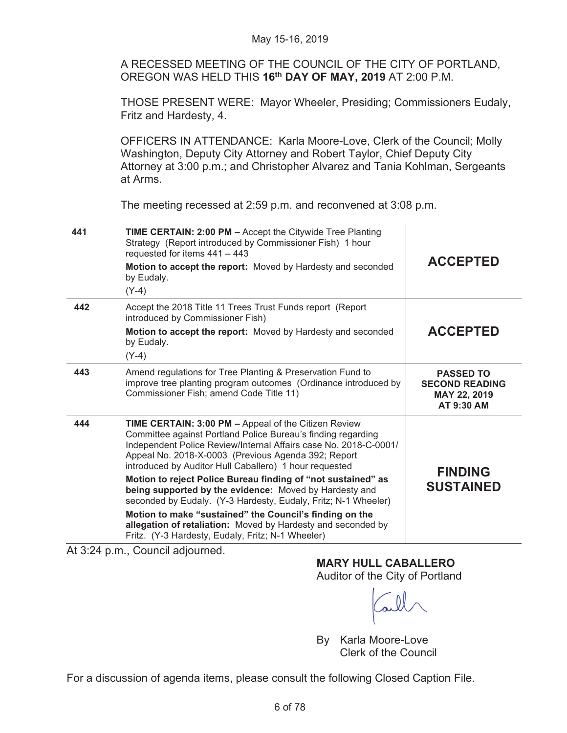May 15-16, 2019

A RECESSED MEETING OF THE COUNCIL OF THE CITY OF PORTLAND, OREGON WAS HELD THIS **16th DAY OF MAY, 2019** AT 2:00 P.M.

THOSE PRESENT WERE: Mayor Wheeler, Presiding; Commissioners Eudaly, Fritz and Hardesty, 4.

OFFICERS IN ATTENDANCE: Karla Moore-Love, Clerk of the Council; Molly Washington, Deputy City Attorney and Robert Taylor, Chief Deputy City Attorney at 3:00 p.m.; and Christopher Alvarez and Tania Kohlman, Sergeants at Arms.

The meeting recessed at 2:59 p.m. and reconvened at 3:08 p.m.

| | | |
|---|---|---|
| 441 | **TIME CERTAIN: 2:00 PM –** Accept the Citywide Tree Planting Strategy (Report introduced by Commissioner Fish) 1 hour requested for items 441 – 443<br>**Motion to accept the report:** Moved by Hardesty and seconded by Eudaly.<br>(Y-4) | **ACCEPTED** |
| 442 | Accept the 2018 Title 11 Trees Trust Funds report (Report introduced by Commissioner Fish)<br>**Motion to accept the report:** Moved by Hardesty and seconded by Eudaly.<br>(Y-4) | **ACCEPTED** |
| 443 | Amend regulations for Tree Planting & Preservation Fund to improve tree planting program outcomes (Ordinance introduced by Commissioner Fish; amend Code Title 11) | **PASSED TO SECOND READING MAY 22, 2019 AT 9:30 AM** |
| 444 | **TIME CERTAIN: 3:00 PM –** Appeal of the Citizen Review Committee against Portland Police Bureau's finding regarding Independent Police Review/Internal Affairs case No. 2018-C-0001/ Appeal No. 2018-X-0003 (Previous Agenda 392; Report introduced by Auditor Hull Caballero) 1 hour requested<br>**Motion to reject Police Bureau finding of "not sustained" as being supported by the evidence:** Moved by Hardesty and seconded by Eudaly. (Y-3 Hardesty, Eudaly, Fritz; N-1 Wheeler)<br>**Motion to make "sustained" the Council's finding on the allegation of retaliation:** Moved by Hardesty and seconded by Fritz. (Y-3 Hardesty, Eudaly, Fritz; N-1 Wheeler) | **FINDING SUSTAINED** |

At 3:24 p.m., Council adjourned.

**MARY HULL CABALLERO**
Auditor of the City of Portland

By Karla Moore-Love
Clerk of the Council

For a discussion of agenda items, please consult the following Closed Caption File.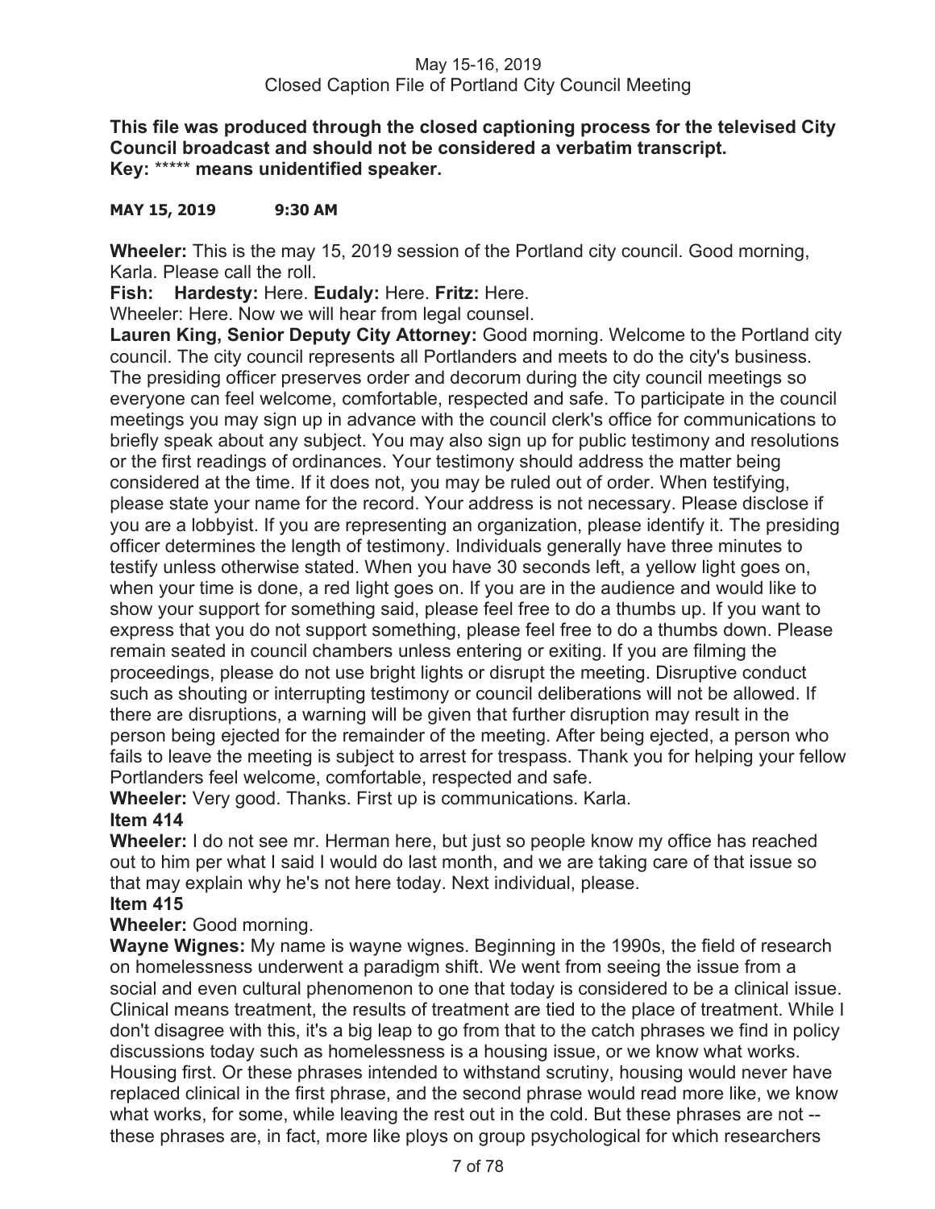May 15-16, 2019
Closed Caption File of Portland City Council Meeting

**This file was produced through the closed captioning process for the televised City Council broadcast and should not be considered a verbatim transcript.**
**Key: \*\*\*\*\* means unidentified speaker.**

**MAY 15, 2019 9:30 AM**

**Wheeler:** This is the may 15, 2019 session of the Portland city council. Good morning, Karla. Please call the roll.

**Fish: Hardesty:** Here. **Eudaly:** Here. **Fritz:** Here.

Wheeler: Here. Now we will hear from legal counsel.

**Lauren King, Senior Deputy City Attorney:** Good morning. Welcome to the Portland city council. The city council represents all Portlanders and meets to do the city's business. The presiding officer preserves order and decorum during the city council meetings so everyone can feel welcome, comfortable, respected and safe. To participate in the council meetings you may sign up in advance with the council clerk's office for communications to briefly speak about any subject. You may also sign up for public testimony and resolutions or the first readings of ordinances. Your testimony should address the matter being considered at the time. If it does not, you may be ruled out of order. When testifying, please state your name for the record. Your address is not necessary. Please disclose if you are a lobbyist. If you are representing an organization, please identify it. The presiding officer determines the length of testimony. Individuals generally have three minutes to testify unless otherwise stated. When you have 30 seconds left, a yellow light goes on, when your time is done, a red light goes on. If you are in the audience and would like to show your support for something said, please feel free to do a thumbs up. If you want to express that you do not support something, please feel free to do a thumbs down. Please remain seated in council chambers unless entering or exiting. If you are filming the proceedings, please do not use bright lights or disrupt the meeting. Disruptive conduct such as shouting or interrupting testimony or council deliberations will not be allowed. If there are disruptions, a warning will be given that further disruption may result in the person being ejected for the remainder of the meeting. After being ejected, a person who fails to leave the meeting is subject to arrest for trespass. Thank you for helping your fellow Portlanders feel welcome, comfortable, respected and safe.

**Wheeler:** Very good. Thanks. First up is communications. Karla.

**Item 414**

**Wheeler:** I do not see mr. Herman here, but just so people know my office has reached out to him per what I said I would do last month, and we are taking care of that issue so that may explain why he's not here today. Next individual, please.

**Item 415**

**Wheeler:** Good morning.

**Wayne Wignes:** My name is wayne wignes. Beginning in the 1990s, the field of research on homelessness underwent a paradigm shift. We went from seeing the issue from a social and even cultural phenomenon to one that today is considered to be a clinical issue. Clinical means treatment, the results of treatment are tied to the place of treatment. While I don't disagree with this, it's a big leap to go from that to the catch phrases we find in policy discussions today such as homelessness is a housing issue, or we know what works. Housing first. Or these phrases intended to withstand scrutiny, housing would never have replaced clinical in the first phrase, and the second phrase would read more like, we know what works, for some, while leaving the rest out in the cold. But these phrases are not -- these phrases are, in fact, more like ploys on group psychological for which researchers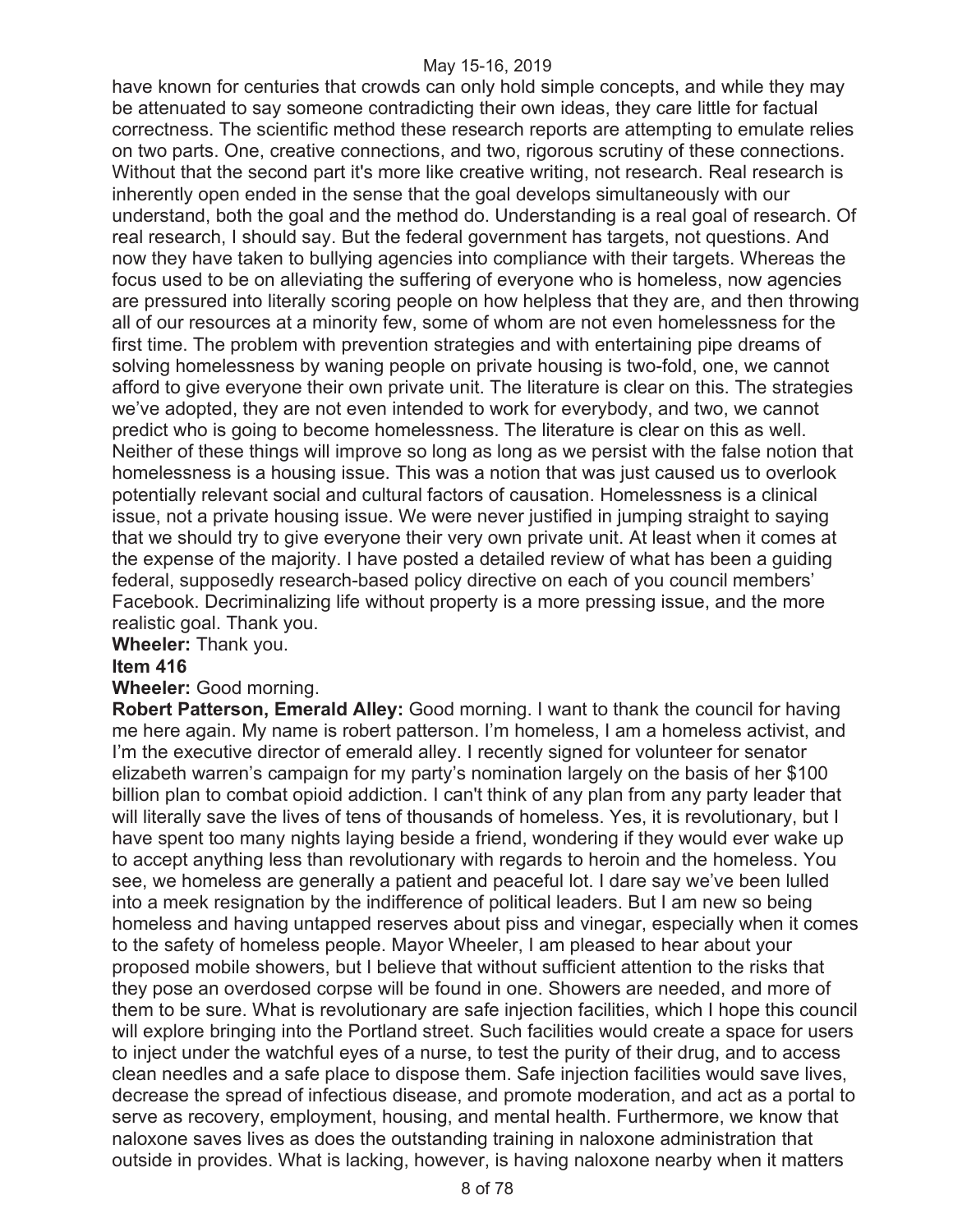have known for centuries that crowds can only hold simple concepts, and while they may be attenuated to say someone contradicting their own ideas, they care little for factual correctness. The scientific method these research reports are attempting to emulate relies on two parts. One, creative connections, and two, rigorous scrutiny of these connections. Without that the second part it's more like creative writing, not research. Real research is inherently open ended in the sense that the goal develops simultaneously with our understand, both the goal and the method do. Understanding is a real goal of research. Of real research, I should say. But the federal government has targets, not questions. And now they have taken to bullying agencies into compliance with their targets. Whereas the focus used to be on alleviating the suffering of everyone who is homeless, now agencies are pressured into literally scoring people on how helpless that they are, and then throwing all of our resources at a minority few, some of whom are not even homelessness for the first time. The problem with prevention strategies and with entertaining pipe dreams of solving homelessness by waning people on private housing is two-fold, one, we cannot afford to give everyone their own private unit. The literature is clear on this. The strategies we've adopted, they are not even intended to work for everybody, and two, we cannot predict who is going to become homelessness. The literature is clear on this as well. Neither of these things will improve so long as long as we persist with the false notion that homelessness is a housing issue. This was a notion that was just caused us to overlook potentially relevant social and cultural factors of causation. Homelessness is a clinical issue, not a private housing issue. We were never justified in jumping straight to saying that we should try to give everyone their very own private unit. At least when it comes at the expense of the majority. I have posted a detailed review of what has been a guiding federal, supposedly research-based policy directive on each of you council members' Facebook. Decriminalizing life without property is a more pressing issue, and the more realistic goal. Thank you.

**Wheeler:** Thank you.

**Item 416**

**Wheeler:** Good morning.

**Robert Patterson, Emerald Alley:** Good morning. I want to thank the council for having me here again. My name is robert patterson. I'm homeless, I am a homeless activist, and I'm the executive director of emerald alley. I recently signed for volunteer for senator elizabeth warren's campaign for my party's nomination largely on the basis of her $100 billion plan to combat opioid addiction. I can't think of any plan from any party leader that will literally save the lives of tens of thousands of homeless. Yes, it is revolutionary, but I have spent too many nights laying beside a friend, wondering if they would ever wake up to accept anything less than revolutionary with regards to heroin and the homeless. You see, we homeless are generally a patient and peaceful lot. I dare say we've been lulled into a meek resignation by the indifference of political leaders. But I am new so being homeless and having untapped reserves about piss and vinegar, especially when it comes to the safety of homeless people. Mayor Wheeler, I am pleased to hear about your proposed mobile showers, but I believe that without sufficient attention to the risks that they pose an overdosed corpse will be found in one. Showers are needed, and more of them to be sure. What is revolutionary are safe injection facilities, which I hope this council will explore bringing into the Portland street. Such facilities would create a space for users to inject under the watchful eyes of a nurse, to test the purity of their drug, and to access clean needles and a safe place to dispose them. Safe injection facilities would save lives, decrease the spread of infectious disease, and promote moderation, and act as a portal to serve as recovery, employment, housing, and mental health. Furthermore, we know that naloxone saves lives as does the outstanding training in naloxone administration that outside in provides. What is lacking, however, is having naloxone nearby when it matters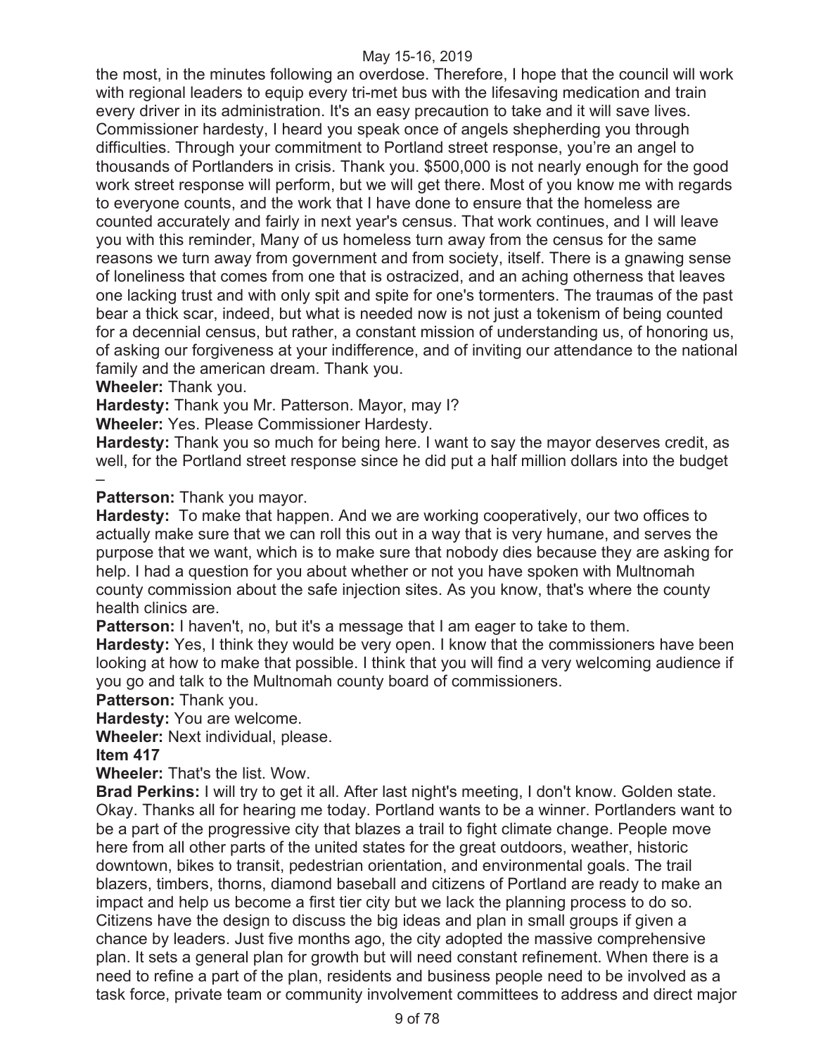the most, in the minutes following an overdose. Therefore, I hope that the council will work with regional leaders to equip every tri-met bus with the lifesaving medication and train every driver in its administration. It's an easy precaution to take and it will save lives. Commissioner hardesty, I heard you speak once of angels shepherding you through difficulties. Through your commitment to Portland street response, you're an angel to thousands of Portlanders in crisis. Thank you. $500,000 is not nearly enough for the good work street response will perform, but we will get there. Most of you know me with regards to everyone counts, and the work that I have done to ensure that the homeless are counted accurately and fairly in next year's census. That work continues, and I will leave you with this reminder, Many of us homeless turn away from the census for the same reasons we turn away from government and from society, itself. There is a gnawing sense of loneliness that comes from one that is ostracized, and an aching otherness that leaves one lacking trust and with only spit and spite for one's tormenters. The traumas of the past bear a thick scar, indeed, but what is needed now is not just a tokenism of being counted for a decennial census, but rather, a constant mission of understanding us, of honoring us, of asking our forgiveness at your indifference, and of inviting our attendance to the national family and the american dream. Thank you.

**Wheeler:** Thank you.

**Hardesty:** Thank you Mr. Patterson. Mayor, may I?

**Wheeler:** Yes. Please Commissioner Hardesty.

**Hardesty:** Thank you so much for being here. I want to say the mayor deserves credit, as well, for the Portland street response since he did put a half million dollars into the budget –

**Patterson:** Thank you mayor.

**Hardesty:** To make that happen. And we are working cooperatively, our two offices to actually make sure that we can roll this out in a way that is very humane, and serves the purpose that we want, which is to make sure that nobody dies because they are asking for help. I had a question for you about whether or not you have spoken with Multnomah county commission about the safe injection sites. As you know, that's where the county health clinics are.

**Patterson:** I haven't, no, but it's a message that I am eager to take to them.

**Hardesty:** Yes, I think they would be very open. I know that the commissioners have been looking at how to make that possible. I think that you will find a very welcoming audience if you go and talk to the Multnomah county board of commissioners.

**Patterson:** Thank you.

**Hardesty:** You are welcome.

**Wheeler:** Next individual, please.

**Item 417**

**Wheeler:** That's the list. Wow.

**Brad Perkins:** I will try to get it all. After last night's meeting, I don't know. Golden state. Okay. Thanks all for hearing me today. Portland wants to be a winner. Portlanders want to be a part of the progressive city that blazes a trail to fight climate change. People move here from all other parts of the united states for the great outdoors, weather, historic downtown, bikes to transit, pedestrian orientation, and environmental goals. The trail blazers, timbers, thorns, diamond baseball and citizens of Portland are ready to make an impact and help us become a first tier city but we lack the planning process to do so. Citizens have the design to discuss the big ideas and plan in small groups if given a chance by leaders. Just five months ago, the city adopted the massive comprehensive plan. It sets a general plan for growth but will need constant refinement. When there is a need to refine a part of the plan, residents and business people need to be involved as a task force, private team or community involvement committees to address and direct major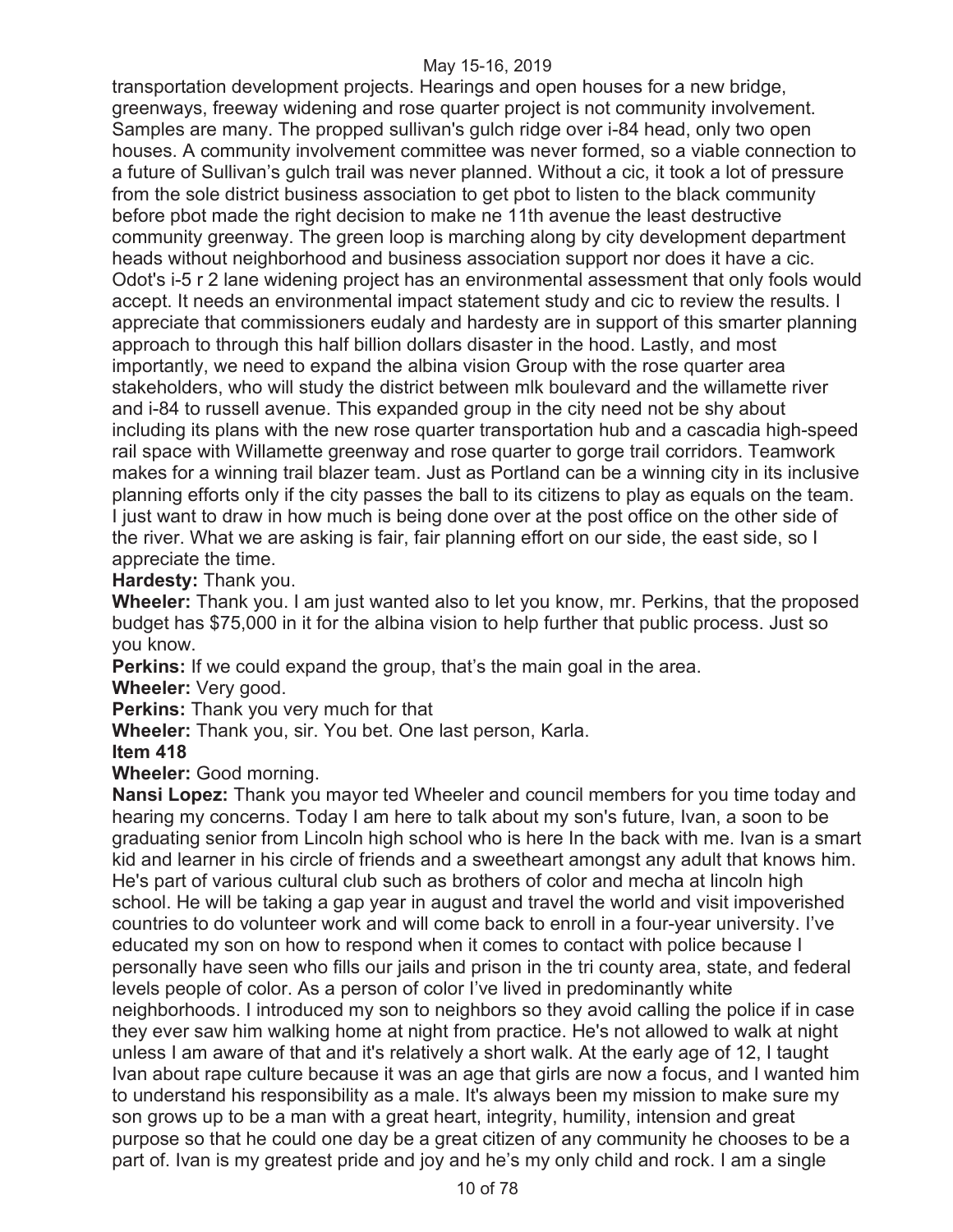transportation development projects. Hearings and open houses for a new bridge, greenways, freeway widening and rose quarter project is not community involvement. Samples are many. The propped sullivan's gulch ridge over i-84 head, only two open houses. A community involvement committee was never formed, so a viable connection to a future of Sullivan's gulch trail was never planned. Without a cic, it took a lot of pressure from the sole district business association to get pbot to listen to the black community before pbot made the right decision to make ne 11th avenue the least destructive community greenway. The green loop is marching along by city development department heads without neighborhood and business association support nor does it have a cic. Odot's i-5 r 2 lane widening project has an environmental assessment that only fools would accept. It needs an environmental impact statement study and cic to review the results. I appreciate that commissioners eudaly and hardesty are in support of this smarter planning approach to through this half billion dollars disaster in the hood. Lastly, and most importantly, we need to expand the albina vision Group with the rose quarter area stakeholders, who will study the district between mlk boulevard and the willamette river and i-84 to russell avenue. This expanded group in the city need not be shy about including its plans with the new rose quarter transportation hub and a cascadia high-speed rail space with Willamette greenway and rose quarter to gorge trail corridors. Teamwork makes for a winning trail blazer team. Just as Portland can be a winning city in its inclusive planning efforts only if the city passes the ball to its citizens to play as equals on the team. I just want to draw in how much is being done over at the post office on the other side of the river. What we are asking is fair, fair planning effort on our side, the east side, so I appreciate the time.

**Hardesty:** Thank you.

**Wheeler:** Thank you. I am just wanted also to let you know, mr. Perkins, that the proposed budget has $75,000 in it for the albina vision to help further that public process. Just so you know.

**Perkins:** If we could expand the group, that's the main goal in the area.

**Wheeler:** Very good.

**Perkins:** Thank you very much for that

**Wheeler:** Thank you, sir. You bet. One last person, Karla.

**Item 418**

**Wheeler:** Good morning.

**Nansi Lopez:** Thank you mayor ted Wheeler and council members for you time today and hearing my concerns. Today I am here to talk about my son's future, Ivan, a soon to be graduating senior from Lincoln high school who is here In the back with me. Ivan is a smart kid and learner in his circle of friends and a sweetheart amongst any adult that knows him. He's part of various cultural club such as brothers of color and mecha at lincoln high school. He will be taking a gap year in august and travel the world and visit impoverished countries to do volunteer work and will come back to enroll in a four-year university. I've educated my son on how to respond when it comes to contact with police because I personally have seen who fills our jails and prison in the tri county area, state, and federal levels people of color. As a person of color I've lived in predominantly white neighborhoods. I introduced my son to neighbors so they avoid calling the police if in case they ever saw him walking home at night from practice. He's not allowed to walk at night unless I am aware of that and it's relatively a short walk. At the early age of 12, I taught Ivan about rape culture because it was an age that girls are now a focus, and I wanted him to understand his responsibility as a male. It's always been my mission to make sure my son grows up to be a man with a great heart, integrity, humility, intension and great purpose so that he could one day be a great citizen of any community he chooses to be a part of. Ivan is my greatest pride and joy and he's my only child and rock. I am a single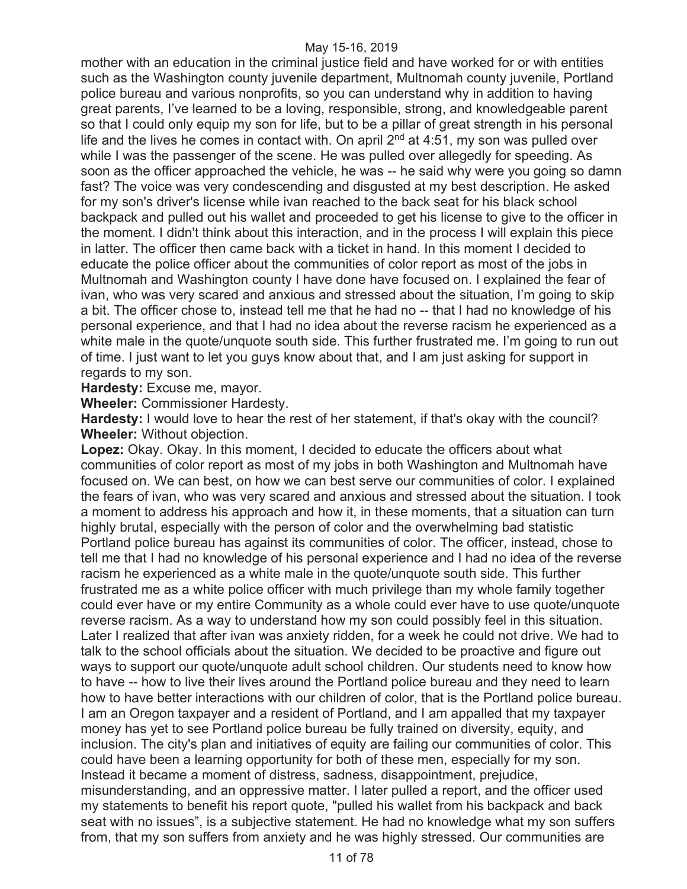mother with an education in the criminal justice field and have worked for or with entities such as the Washington county juvenile department, Multnomah county juvenile, Portland police bureau and various nonprofits, so you can understand why in addition to having great parents, I've learned to be a loving, responsible, strong, and knowledgeable parent so that I could only equip my son for life, but to be a pillar of great strength in his personal life and the lives he comes in contact with. On april 2nd at 4:51, my son was pulled over while I was the passenger of the scene. He was pulled over allegedly for speeding. As soon as the officer approached the vehicle, he was -- he said why were you going so damn fast? The voice was very condescending and disgusted at my best description. He asked for my son's driver's license while ivan reached to the back seat for his black school backpack and pulled out his wallet and proceeded to get his license to give to the officer in the moment. I didn't think about this interaction, and in the process I will explain this piece in latter. The officer then came back with a ticket in hand. In this moment I decided to educate the police officer about the communities of color report as most of the jobs in Multnomah and Washington county I have done have focused on. I explained the fear of ivan, who was very scared and anxious and stressed about the situation, I'm going to skip a bit. The officer chose to, instead tell me that he had no -- that I had no knowledge of his personal experience, and that I had no idea about the reverse racism he experienced as a white male in the quote/unquote south side. This further frustrated me. I'm going to run out of time. I just want to let you guys know about that, and I am just asking for support in regards to my son.

**Hardesty:** Excuse me, mayor.

**Wheeler:** Commissioner Hardesty.

**Hardesty:** I would love to hear the rest of her statement, if that's okay with the council?

**Wheeler:** Without objection.

**Lopez:** Okay. Okay. In this moment, I decided to educate the officers about what communities of color report as most of my jobs in both Washington and Multnomah have focused on. We can best, on how we can best serve our communities of color. I explained the fears of ivan, who was very scared and anxious and stressed about the situation. I took a moment to address his approach and how it, in these moments, that a situation can turn highly brutal, especially with the person of color and the overwhelming bad statistic Portland police bureau has against its communities of color. The officer, instead, chose to tell me that I had no knowledge of his personal experience and I had no idea of the reverse racism he experienced as a white male in the quote/unquote south side. This further frustrated me as a white police officer with much privilege than my whole family together could ever have or my entire Community as a whole could ever have to use quote/unquote reverse racism. As a way to understand how my son could possibly feel in this situation. Later I realized that after ivan was anxiety ridden, for a week he could not drive. We had to talk to the school officials about the situation. We decided to be proactive and figure out ways to support our quote/unquote adult school children. Our students need to know how to have -- how to live their lives around the Portland police bureau and they need to learn how to have better interactions with our children of color, that is the Portland police bureau. I am an Oregon taxpayer and a resident of Portland, and I am appalled that my taxpayer money has yet to see Portland police bureau be fully trained on diversity, equity, and inclusion. The city's plan and initiatives of equity are failing our communities of color. This could have been a learning opportunity for both of these men, especially for my son. Instead it became a moment of distress, sadness, disappointment, prejudice, misunderstanding, and an oppressive matter. I later pulled a report, and the officer used my statements to benefit his report quote, "pulled his wallet from his backpack and back seat with no issues", is a subjective statement. He had no knowledge what my son suffers from, that my son suffers from anxiety and he was highly stressed. Our communities are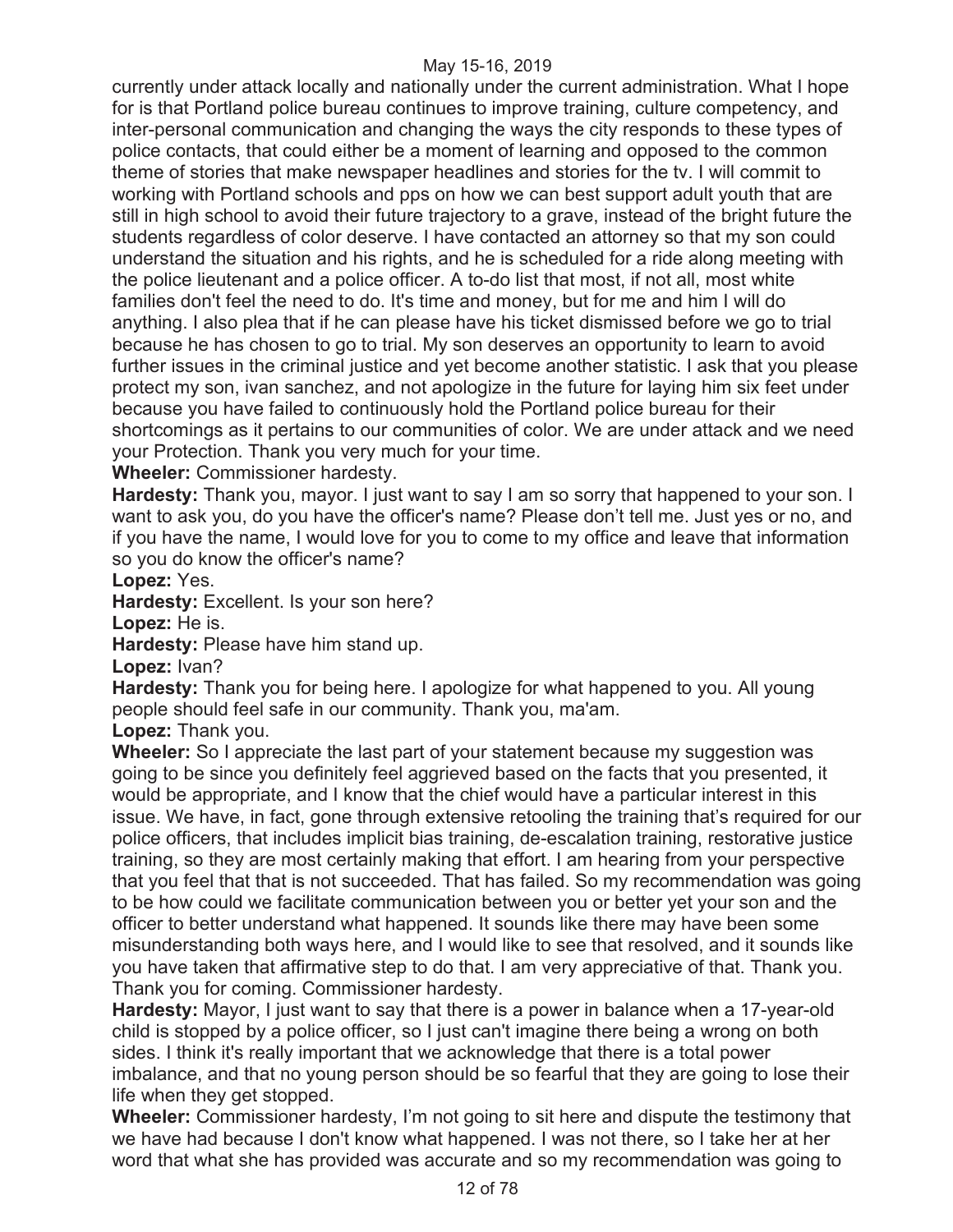currently under attack locally and nationally under the current administration. What I hope for is that Portland police bureau continues to improve training, culture competency, and inter-personal communication and changing the ways the city responds to these types of police contacts, that could either be a moment of learning and opposed to the common theme of stories that make newspaper headlines and stories for the tv. I will commit to working with Portland schools and pps on how we can best support adult youth that are still in high school to avoid their future trajectory to a grave, instead of the bright future the students regardless of color deserve. I have contacted an attorney so that my son could understand the situation and his rights, and he is scheduled for a ride along meeting with the police lieutenant and a police officer. A to-do list that most, if not all, most white families don't feel the need to do. It's time and money, but for me and him I will do anything. I also plea that if he can please have his ticket dismissed before we go to trial because he has chosen to go to trial. My son deserves an opportunity to learn to avoid further issues in the criminal justice and yet become another statistic. I ask that you please protect my son, ivan sanchez, and not apologize in the future for laying him six feet under because you have failed to continuously hold the Portland police bureau for their shortcomings as it pertains to our communities of color. We are under attack and we need your Protection. Thank you very much for your time.

**Wheeler:** Commissioner hardesty.

**Hardesty:** Thank you, mayor. I just want to say I am so sorry that happened to your son. I want to ask you, do you have the officer's name? Please don't tell me. Just yes or no, and if you have the name, I would love for you to come to my office and leave that information so you do know the officer's name?

**Lopez:** Yes.

**Hardesty:** Excellent. Is your son here?

**Lopez:** He is.

**Hardesty:** Please have him stand up.

**Lopez:** Ivan?

**Hardesty:** Thank you for being here. I apologize for what happened to you. All young people should feel safe in our community. Thank you, ma'am.

**Lopez:** Thank you.

**Wheeler:** So I appreciate the last part of your statement because my suggestion was going to be since you definitely feel aggrieved based on the facts that you presented, it would be appropriate, and I know that the chief would have a particular interest in this issue. We have, in fact, gone through extensive retooling the training that's required for our police officers, that includes implicit bias training, de-escalation training, restorative justice training, so they are most certainly making that effort. I am hearing from your perspective that you feel that that is not succeeded. That has failed. So my recommendation was going to be how could we facilitate communication between you or better yet your son and the officer to better understand what happened. It sounds like there may have been some misunderstanding both ways here, and I would like to see that resolved, and it sounds like you have taken that affirmative step to do that. I am very appreciative of that. Thank you. Thank you for coming. Commissioner hardesty.

**Hardesty:** Mayor, I just want to say that there is a power in balance when a 17-year-old child is stopped by a police officer, so I just can't imagine there being a wrong on both sides. I think it's really important that we acknowledge that there is a total power imbalance, and that no young person should be so fearful that they are going to lose their life when they get stopped.

**Wheeler:** Commissioner hardesty, I'm not going to sit here and dispute the testimony that we have had because I don't know what happened. I was not there, so I take her at her word that what she has provided was accurate and so my recommendation was going to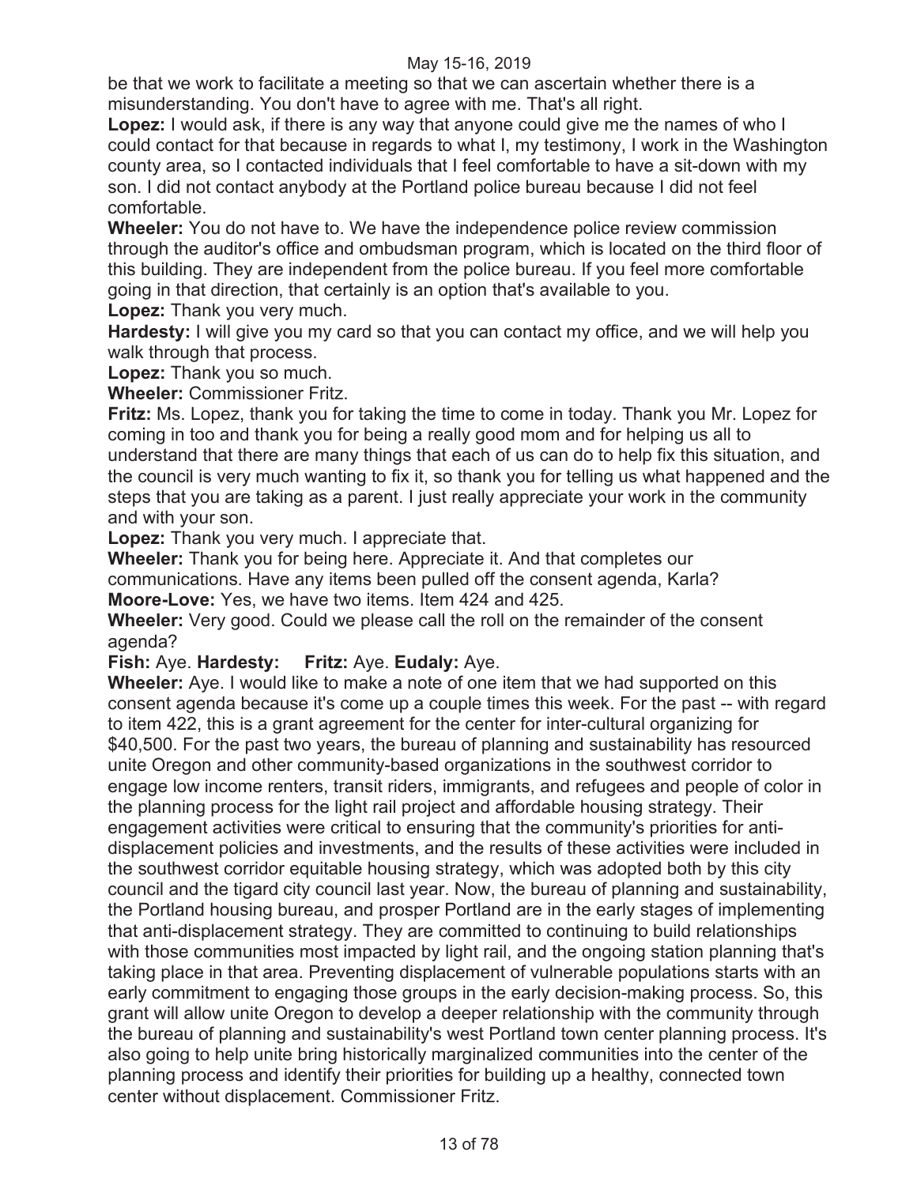be that we work to facilitate a meeting so that we can ascertain whether there is a misunderstanding. You don't have to agree with me. That's all right.

**Lopez:** I would ask, if there is any way that anyone could give me the names of who I could contact for that because in regards to what I, my testimony, I work in the Washington county area, so I contacted individuals that I feel comfortable to have a sit-down with my son. I did not contact anybody at the Portland police bureau because I did not feel comfortable.

**Wheeler:** You do not have to. We have the independence police review commission through the auditor's office and ombudsman program, which is located on the third floor of this building. They are independent from the police bureau. If you feel more comfortable going in that direction, that certainly is an option that's available to you.

**Lopez:** Thank you very much.

**Hardesty:** I will give you my card so that you can contact my office, and we will help you walk through that process.

**Lopez:** Thank you so much.

**Wheeler:** Commissioner Fritz.

**Fritz:** Ms. Lopez, thank you for taking the time to come in today. Thank you Mr. Lopez for coming in too and thank you for being a really good mom and for helping us all to understand that there are many things that each of us can do to help fix this situation, and the council is very much wanting to fix it, so thank you for telling us what happened and the steps that you are taking as a parent. I just really appreciate your work in the community and with your son.

**Lopez:** Thank you very much. I appreciate that.

**Wheeler:** Thank you for being here. Appreciate it. And that completes our communications. Have any items been pulled off the consent agenda, Karla?

**Moore-Love:** Yes, we have two items. Item 424 and 425.

**Wheeler:** Very good. Could we please call the roll on the remainder of the consent agenda?

**Fish:** Aye. **Hardesty:** **Fritz:** Aye. **Eudaly:** Aye.

**Wheeler:** Aye. I would like to make a note of one item that we had supported on this consent agenda because it's come up a couple times this week. For the past -- with regard to item 422, this is a grant agreement for the center for inter-cultural organizing for $40,500. For the past two years, the bureau of planning and sustainability has resourced unite Oregon and other community-based organizations in the southwest corridor to engage low income renters, transit riders, immigrants, and refugees and people of color in the planning process for the light rail project and affordable housing strategy. Their engagement activities were critical to ensuring that the community's priorities for anti-displacement policies and investments, and the results of these activities were included in the southwest corridor equitable housing strategy, which was adopted both by this city council and the tigard city council last year. Now, the bureau of planning and sustainability, the Portland housing bureau, and prosper Portland are in the early stages of implementing that anti-displacement strategy. They are committed to continuing to build relationships with those communities most impacted by light rail, and the ongoing station planning that's taking place in that area. Preventing displacement of vulnerable populations starts with an early commitment to engaging those groups in the early decision-making process. So, this grant will allow unite Oregon to develop a deeper relationship with the community through the bureau of planning and sustainability's west Portland town center planning process. It's also going to help unite bring historically marginalized communities into the center of the planning process and identify their priorities for building up a healthy, connected town center without displacement. Commissioner Fritz.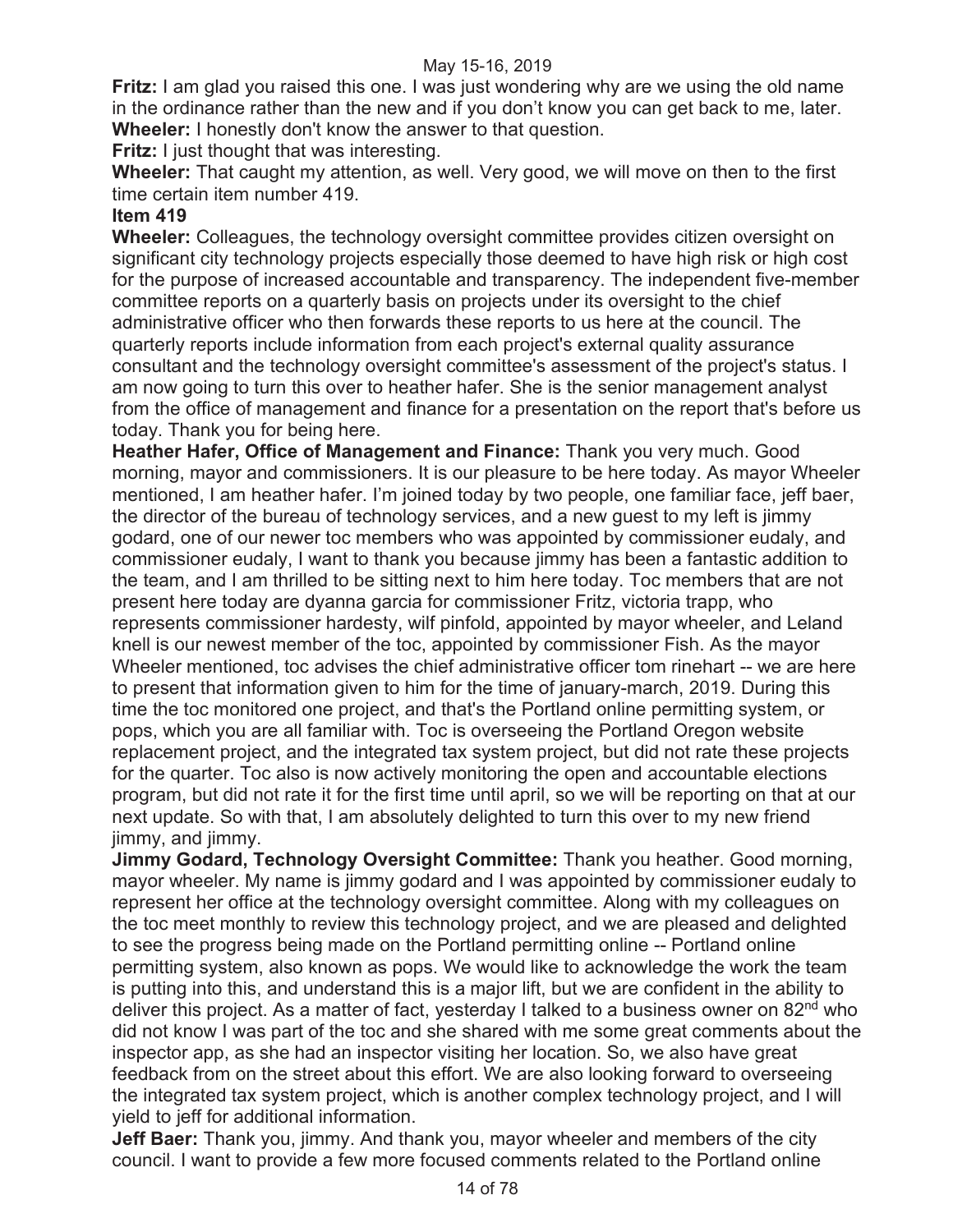**Fritz:** I am glad you raised this one. I was just wondering why are we using the old name in the ordinance rather than the new and if you don't know you can get back to me, later.
**Wheeler:** I honestly don't know the answer to that question.
**Fritz:** I just thought that was interesting.
**Wheeler:** That caught my attention, as well. Very good, we will move on then to the first time certain item number 419.

**Item 419**

**Wheeler:** Colleagues, the technology oversight committee provides citizen oversight on significant city technology projects especially those deemed to have high risk or high cost for the purpose of increased accountable and transparency. The independent five-member committee reports on a quarterly basis on projects under its oversight to the chief administrative officer who then forwards these reports to us here at the council. The quarterly reports include information from each project's external quality assurance consultant and the technology oversight committee's assessment of the project's status. I am now going to turn this over to heather hafer. She is the senior management analyst from the office of management and finance for a presentation on the report that's before us today. Thank you for being here.
**Heather Hafer, Office of Management and Finance:** Thank you very much. Good morning, mayor and commissioners. It is our pleasure to be here today. As mayor Wheeler mentioned, I am heather hafer. I'm joined today by two people, one familiar face, jeff baer, the director of the bureau of technology services, and a new guest to my left is jimmy godard, one of our newer toc members who was appointed by commissioner eudaly, and commissioner eudaly, I want to thank you because jimmy has been a fantastic addition to the team, and I am thrilled to be sitting next to him here today. Toc members that are not present here today are dyanna garcia for commissioner Fritz, victoria trapp, who represents commissioner hardesty, wilf pinfold, appointed by mayor wheeler, and Leland knell is our newest member of the toc, appointed by commissioner Fish. As the mayor Wheeler mentioned, toc advises the chief administrative officer tom rinehart -- we are here to present that information given to him for the time of january-march, 2019. During this time the toc monitored one project, and that's the Portland online permitting system, or pops, which you are all familiar with. Toc is overseeing the Portland Oregon website replacement project, and the integrated tax system project, but did not rate these projects for the quarter. Toc also is now actively monitoring the open and accountable elections program, but did not rate it for the first time until april, so we will be reporting on that at our next update. So with that, I am absolutely delighted to turn this over to my new friend jimmy, and jimmy.
**Jimmy Godard, Technology Oversight Committee:** Thank you heather. Good morning, mayor wheeler. My name is jimmy godard and I was appointed by commissioner eudaly to represent her office at the technology oversight committee. Along with my colleagues on the toc meet monthly to review this technology project, and we are pleased and delighted to see the progress being made on the Portland permitting online -- Portland online permitting system, also known as pops. We would like to acknowledge the work the team is putting into this, and understand this is a major lift, but we are confident in the ability to deliver this project. As a matter of fact, yesterday I talked to a business owner on 82nd who did not know I was part of the toc and she shared with me some great comments about the inspector app, as she had an inspector visiting her location. So, we also have great feedback from on the street about this effort. We are also looking forward to overseeing the integrated tax system project, which is another complex technology project, and I will yield to jeff for additional information.
**Jeff Baer:** Thank you, jimmy. And thank you, mayor wheeler and members of the city council. I want to provide a few more focused comments related to the Portland online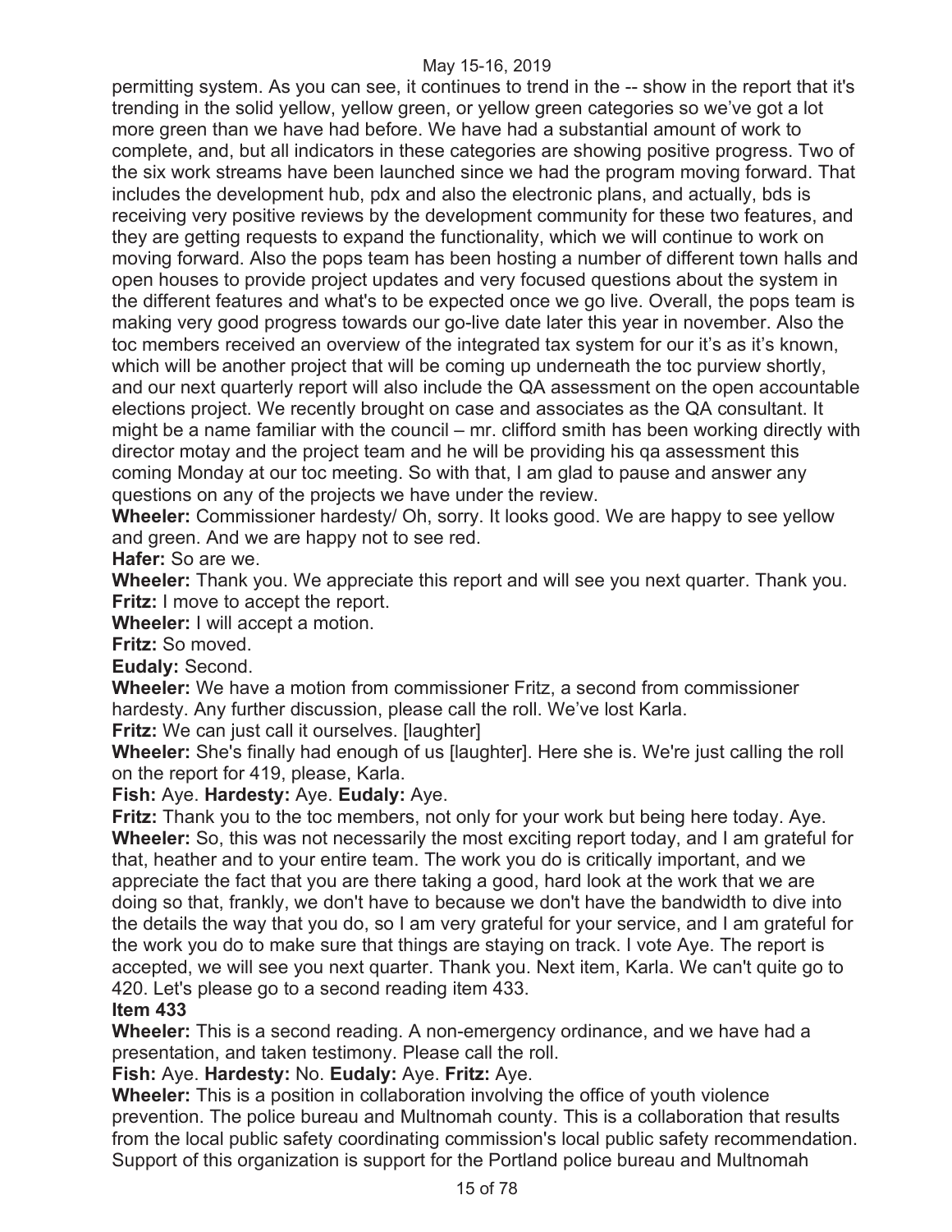permitting system. As you can see, it continues to trend in the -- show in the report that it's trending in the solid yellow, yellow green, or yellow green categories so we've got a lot more green than we have had before. We have had a substantial amount of work to complete, and, but all indicators in these categories are showing positive progress. Two of the six work streams have been launched since we had the program moving forward. That includes the development hub, pdx and also the electronic plans, and actually, bds is receiving very positive reviews by the development community for these two features, and they are getting requests to expand the functionality, which we will continue to work on moving forward. Also the pops team has been hosting a number of different town halls and open houses to provide project updates and very focused questions about the system in the different features and what's to be expected once we go live. Overall, the pops team is making very good progress towards our go-live date later this year in november. Also the toc members received an overview of the integrated tax system for our it's as it's known, which will be another project that will be coming up underneath the toc purview shortly, and our next quarterly report will also include the QA assessment on the open accountable elections project. We recently brought on case and associates as the QA consultant. It might be a name familiar with the council – mr. clifford smith has been working directly with director motay and the project team and he will be providing his qa assessment this coming Monday at our toc meeting. So with that, I am glad to pause and answer any questions on any of the projects we have under the review.

**Wheeler:** Commissioner hardesty/ Oh, sorry. It looks good. We are happy to see yellow and green. And we are happy not to see red.

**Hafer:** So are we.

**Wheeler:** Thank you. We appreciate this report and will see you next quarter. Thank you.

**Fritz:** I move to accept the report.

**Wheeler:** I will accept a motion.

**Fritz:** So moved.

**Eudaly:** Second.

**Wheeler:** We have a motion from commissioner Fritz, a second from commissioner hardesty. Any further discussion, please call the roll. We've lost Karla.

**Fritz:** We can just call it ourselves. [laughter]

**Wheeler:** She's finally had enough of us [laughter]. Here she is. We're just calling the roll on the report for 419, please, Karla.

**Fish:** Aye. **Hardesty:** Aye. **Eudaly:** Aye.

**Fritz:** Thank you to the toc members, not only for your work but being here today. Aye.

**Wheeler:** So, this was not necessarily the most exciting report today, and I am grateful for that, heather and to your entire team. The work you do is critically important, and we appreciate the fact that you are there taking a good, hard look at the work that we are doing so that, frankly, we don't have to because we don't have the bandwidth to dive into the details the way that you do, so I am very grateful for your service, and I am grateful for the work you do to make sure that things are staying on track. I vote Aye. The report is accepted, we will see you next quarter. Thank you. Next item, Karla. We can't quite go to 420. Let's please go to a second reading item 433.

**Item 433**

**Wheeler:** This is a second reading. A non-emergency ordinance, and we have had a presentation, and taken testimony. Please call the roll.

**Fish:** Aye. **Hardesty:** No. **Eudaly:** Aye. **Fritz:** Aye.

**Wheeler:** This is a position in collaboration involving the office of youth violence prevention. The police bureau and Multnomah county. This is a collaboration that results from the local public safety coordinating commission's local public safety recommendation. Support of this organization is support for the Portland police bureau and Multnomah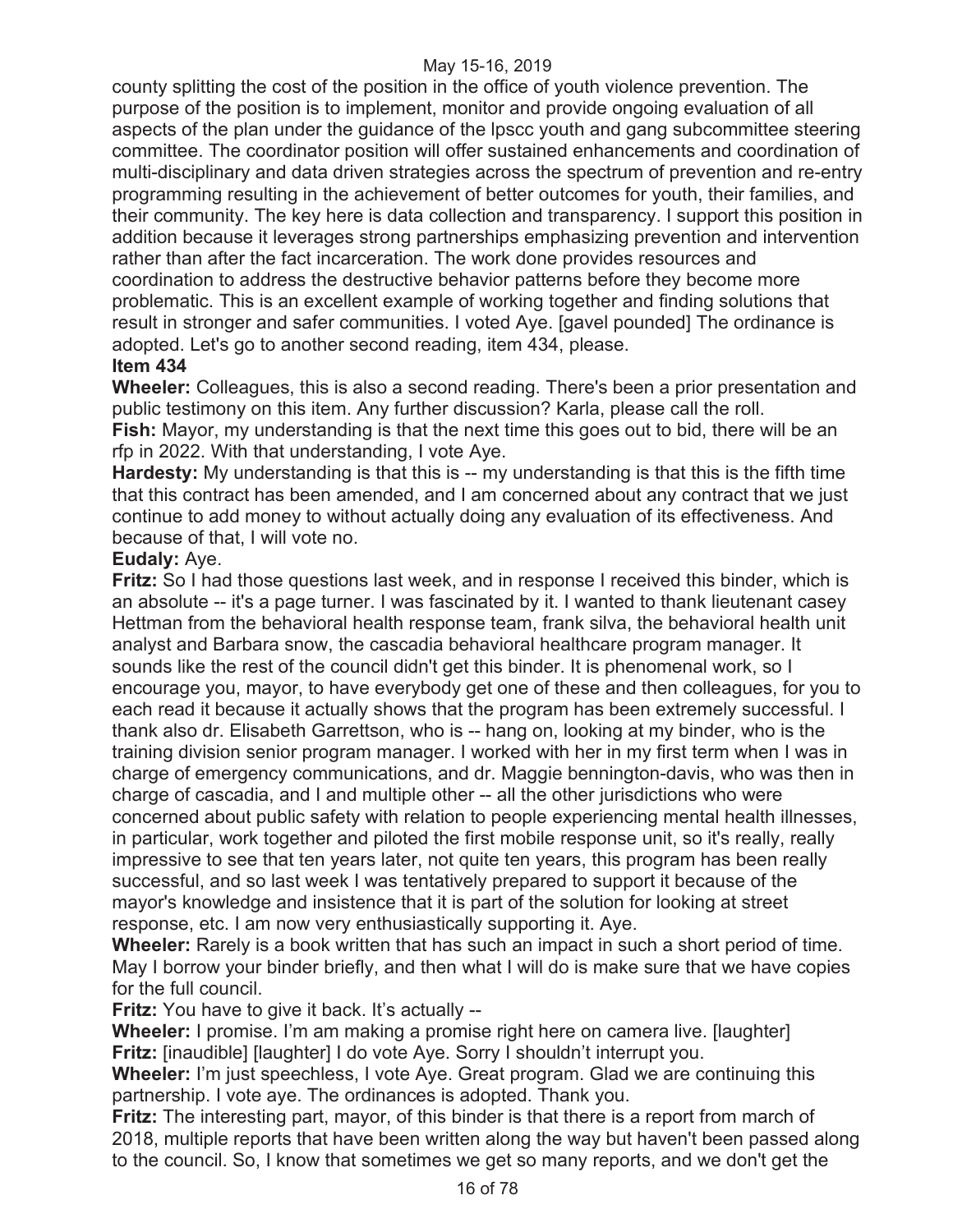county splitting the cost of the position in the office of youth violence prevention. The purpose of the position is to implement, monitor and provide ongoing evaluation of all aspects of the plan under the guidance of the lpscc youth and gang subcommittee steering committee. The coordinator position will offer sustained enhancements and coordination of multi-disciplinary and data driven strategies across the spectrum of prevention and re-entry programming resulting in the achievement of better outcomes for youth, their families, and their community. The key here is data collection and transparency. I support this position in addition because it leverages strong partnerships emphasizing prevention and intervention rather than after the fact incarceration. The work done provides resources and coordination to address the destructive behavior patterns before they become more problematic. This is an excellent example of working together and finding solutions that result in stronger and safer communities. I voted Aye. [gavel pounded] The ordinance is adopted. Let's go to another second reading, item 434, please.

**Item 434**

**Wheeler:** Colleagues, this is also a second reading. There's been a prior presentation and public testimony on this item. Any further discussion? Karla, please call the roll.

**Fish:** Mayor, my understanding is that the next time this goes out to bid, there will be an rfp in 2022. With that understanding, I vote Aye.

**Hardesty:** My understanding is that this is -- my understanding is that this is the fifth time that this contract has been amended, and I am concerned about any contract that we just continue to add money to without actually doing any evaluation of its effectiveness. And because of that, I will vote no.

**Eudaly:** Aye.

**Fritz:** So I had those questions last week, and in response I received this binder, which is an absolute -- it's a page turner. I was fascinated by it. I wanted to thank lieutenant casey Hettman from the behavioral health response team, frank silva, the behavioral health unit analyst and Barbara snow, the cascadia behavioral healthcare program manager. It sounds like the rest of the council didn't get this binder. It is phenomenal work, so I encourage you, mayor, to have everybody get one of these and then colleagues, for you to each read it because it actually shows that the program has been extremely successful. I thank also dr. Elisabeth Garrettson, who is -- hang on, looking at my binder, who is the training division senior program manager. I worked with her in my first term when I was in charge of emergency communications, and dr. Maggie bennington-davis, who was then in charge of cascadia, and I and multiple other -- all the other jurisdictions who were concerned about public safety with relation to people experiencing mental health illnesses, in particular, work together and piloted the first mobile response unit, so it's really, really impressive to see that ten years later, not quite ten years, this program has been really successful, and so last week I was tentatively prepared to support it because of the mayor's knowledge and insistence that it is part of the solution for looking at street response, etc. I am now very enthusiastically supporting it. Aye.

**Wheeler:** Rarely is a book written that has such an impact in such a short period of time. May I borrow your binder briefly, and then what I will do is make sure that we have copies for the full council.

**Fritz:** You have to give it back. It's actually --

**Wheeler:** I promise. I'm am making a promise right here on camera live. [laughter]

**Fritz:** [inaudible] [laughter] I do vote Aye. Sorry I shouldn't interrupt you.

**Wheeler:** I'm just speechless, I vote Aye. Great program. Glad we are continuing this partnership. I vote aye. The ordinances is adopted. Thank you.

**Fritz:** The interesting part, mayor, of this binder is that there is a report from march of 2018, multiple reports that have been written along the way but haven't been passed along to the council. So, I know that sometimes we get so many reports, and we don't get the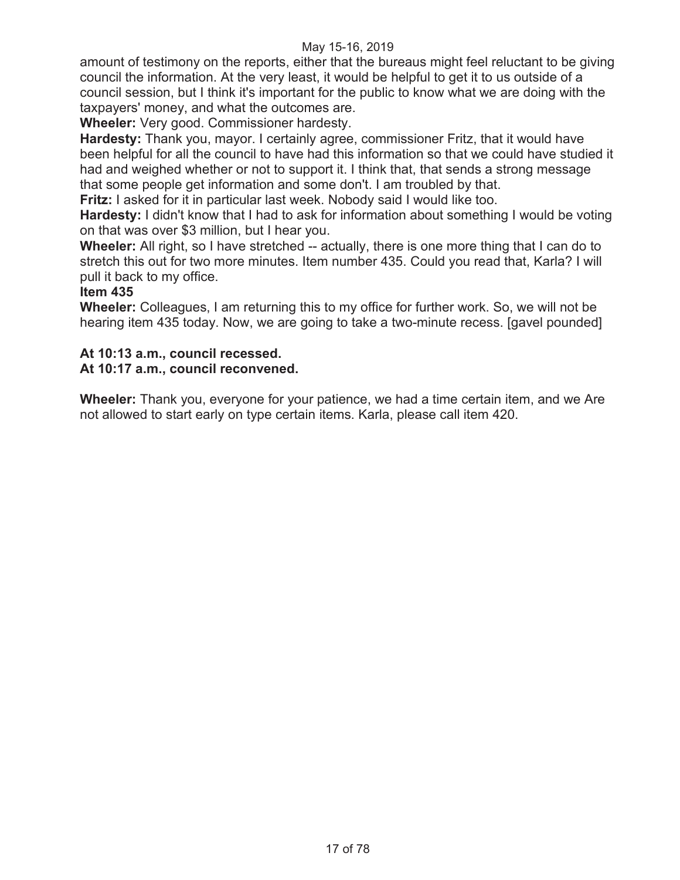amount of testimony on the reports, either that the bureaus might feel reluctant to be giving council the information. At the very least, it would be helpful to get it to us outside of a council session, but I think it's important for the public to know what we are doing with the taxpayers' money, and what the outcomes are.

**Wheeler:** Very good. Commissioner hardesty.

**Hardesty:** Thank you, mayor. I certainly agree, commissioner Fritz, that it would have been helpful for all the council to have had this information so that we could have studied it had and weighed whether or not to support it. I think that, that sends a strong message that some people get information and some don't. I am troubled by that.

**Fritz:** I asked for it in particular last week. Nobody said I would like too.

**Hardesty:** I didn't know that I had to ask for information about something I would be voting on that was over $3 million, but I hear you.

**Wheeler:** All right, so I have stretched -- actually, there is one more thing that I can do to stretch this out for two more minutes. Item number 435. Could you read that, Karla? I will pull it back to my office.

**Item 435**

**Wheeler:** Colleagues, I am returning this to my office for further work. So, we will not be hearing item 435 today. Now, we are going to take a two-minute recess. [gavel pounded]

**At 10:13 a.m., council recessed.**
**At 10:17 a.m., council reconvened.**

**Wheeler:** Thank you, everyone for your patience, we had a time certain item, and we Are not allowed to start early on type certain items. Karla, please call item 420.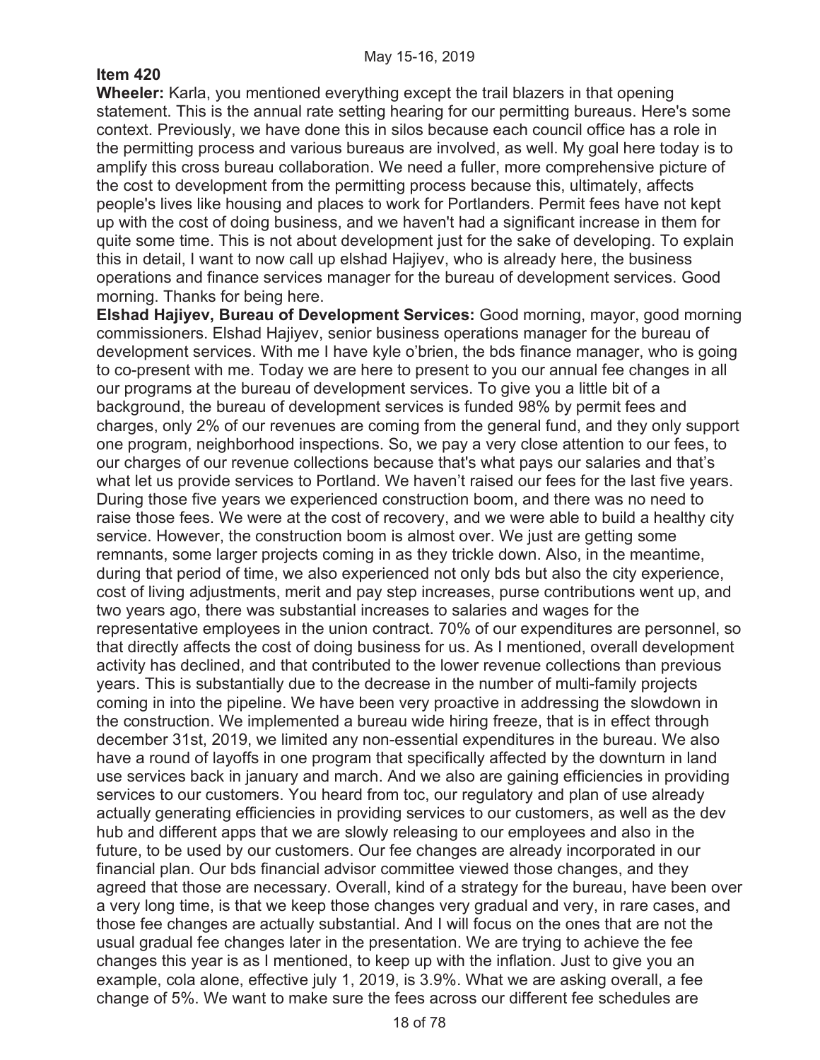**Item 420**

**Wheeler:** Karla, you mentioned everything except the trail blazers in that opening statement. This is the annual rate setting hearing for our permitting bureaus. Here's some context. Previously, we have done this in silos because each council office has a role in the permitting process and various bureaus are involved, as well. My goal here today is to amplify this cross bureau collaboration. We need a fuller, more comprehensive picture of the cost to development from the permitting process because this, ultimately, affects people's lives like housing and places to work for Portlanders. Permit fees have not kept up with the cost of doing business, and we haven't had a significant increase in them for quite some time. This is not about development just for the sake of developing. To explain this in detail, I want to now call up elshad Hajiyev, who is already here, the business operations and finance services manager for the bureau of development services. Good morning. Thanks for being here.

**Elshad Hajiyev, Bureau of Development Services:** Good morning, mayor, good morning commissioners. Elshad Hajiyev, senior business operations manager for the bureau of development services. With me I have kyle o'brien, the bds finance manager, who is going to co-present with me. Today we are here to present to you our annual fee changes in all our programs at the bureau of development services. To give you a little bit of a background, the bureau of development services is funded 98% by permit fees and charges, only 2% of our revenues are coming from the general fund, and they only support one program, neighborhood inspections. So, we pay a very close attention to our fees, to our charges of our revenue collections because that's what pays our salaries and that's what let us provide services to Portland. We haven't raised our fees for the last five years. During those five years we experienced construction boom, and there was no need to raise those fees. We were at the cost of recovery, and we were able to build a healthy city service. However, the construction boom is almost over. We just are getting some remnants, some larger projects coming in as they trickle down. Also, in the meantime, during that period of time, we also experienced not only bds but also the city experience, cost of living adjustments, merit and pay step increases, purse contributions went up, and two years ago, there was substantial increases to salaries and wages for the representative employees in the union contract. 70% of our expenditures are personnel, so that directly affects the cost of doing business for us. As I mentioned, overall development activity has declined, and that contributed to the lower revenue collections than previous years. This is substantially due to the decrease in the number of multi-family projects coming in into the pipeline. We have been very proactive in addressing the slowdown in the construction. We implemented a bureau wide hiring freeze, that is in effect through december 31st, 2019, we limited any non-essential expenditures in the bureau. We also have a round of layoffs in one program that specifically affected by the downturn in land use services back in january and march. And we also are gaining efficiencies in providing services to our customers. You heard from toc, our regulatory and plan of use already actually generating efficiencies in providing services to our customers, as well as the dev hub and different apps that we are slowly releasing to our employees and also in the future, to be used by our customers. Our fee changes are already incorporated in our financial plan. Our bds financial advisor committee viewed those changes, and they agreed that those are necessary. Overall, kind of a strategy for the bureau, have been over a very long time, is that we keep those changes very gradual and very, in rare cases, and those fee changes are actually substantial. And I will focus on the ones that are not the usual gradual fee changes later in the presentation. We are trying to achieve the fee changes this year is as I mentioned, to keep up with the inflation. Just to give you an example, cola alone, effective july 1, 2019, is 3.9%. What we are asking overall, a fee change of 5%. We want to make sure the fees across our different fee schedules are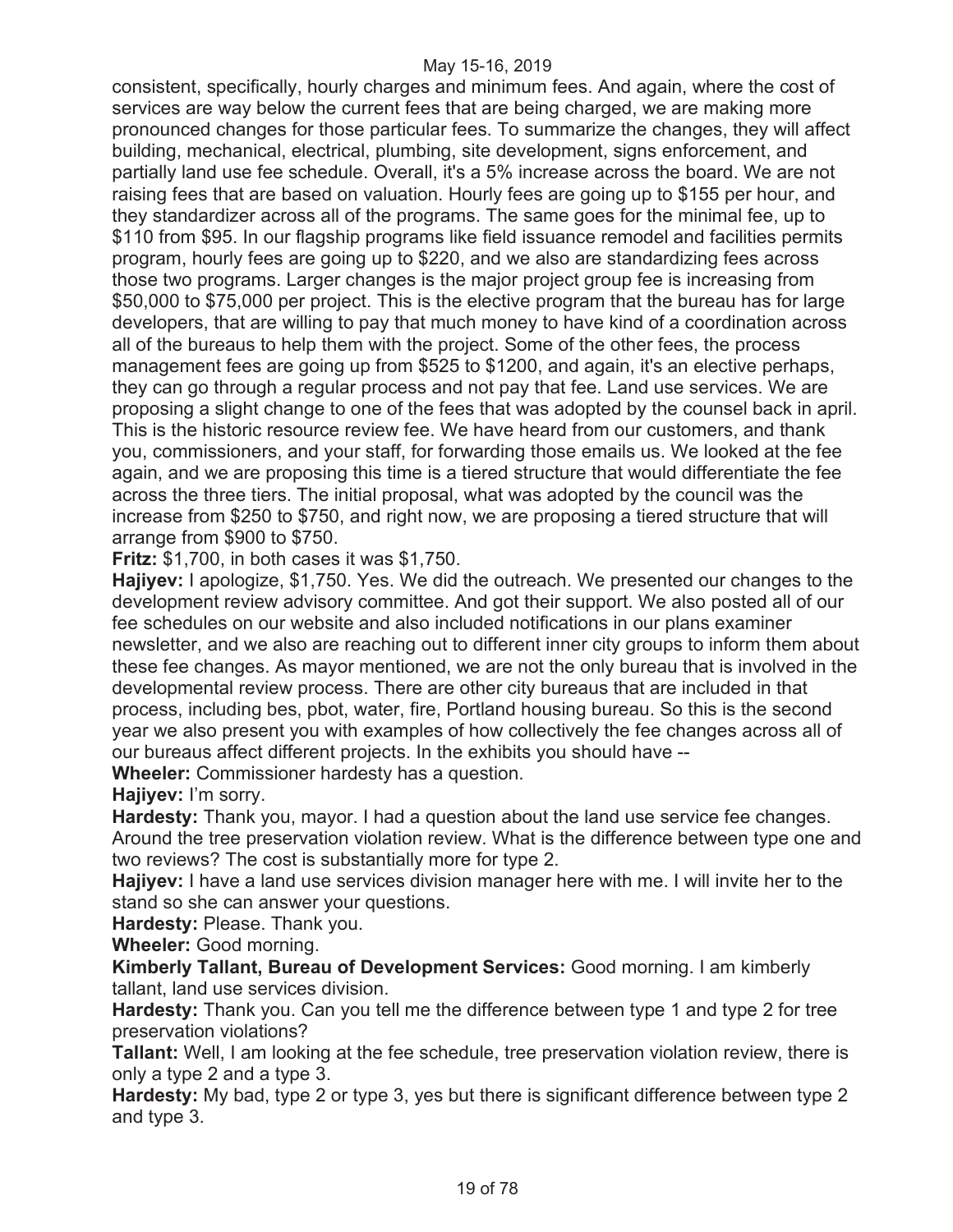consistent, specifically, hourly charges and minimum fees. And again, where the cost of services are way below the current fees that are being charged, we are making more pronounced changes for those particular fees. To summarize the changes, they will affect building, mechanical, electrical, plumbing, site development, signs enforcement, and partially land use fee schedule. Overall, it's a 5% increase across the board. We are not raising fees that are based on valuation. Hourly fees are going up to $155 per hour, and they standardizer across all of the programs. The same goes for the minimal fee, up to $110 from $95. In our flagship programs like field issuance remodel and facilities permits program, hourly fees are going up to $220, and we also are standardizing fees across those two programs. Larger changes is the major project group fee is increasing from $50,000 to $75,000 per project. This is the elective program that the bureau has for large developers, that are willing to pay that much money to have kind of a coordination across all of the bureaus to help them with the project. Some of the other fees, the process management fees are going up from $525 to $1200, and again, it's an elective perhaps, they can go through a regular process and not pay that fee. Land use services. We are proposing a slight change to one of the fees that was adopted by the counsel back in april. This is the historic resource review fee. We have heard from our customers, and thank you, commissioners, and your staff, for forwarding those emails us. We looked at the fee again, and we are proposing this time is a tiered structure that would differentiate the fee across the three tiers. The initial proposal, what was adopted by the council was the increase from $250 to $750, and right now, we are proposing a tiered structure that will arrange from $900 to $750.

**Fritz:** $1,700, in both cases it was $1,750.

**Hajiyev:** I apologize, $1,750. Yes. We did the outreach. We presented our changes to the development review advisory committee. And got their support. We also posted all of our fee schedules on our website and also included notifications in our plans examiner newsletter, and we also are reaching out to different inner city groups to inform them about these fee changes. As mayor mentioned, we are not the only bureau that is involved in the developmental review process. There are other city bureaus that are included in that process, including bes, pbot, water, fire, Portland housing bureau. So this is the second year we also present you with examples of how collectively the fee changes across all of our bureaus affect different projects. In the exhibits you should have --

**Wheeler:** Commissioner hardesty has a question.

**Hajiyev:** I'm sorry.

**Hardesty:** Thank you, mayor. I had a question about the land use service fee changes. Around the tree preservation violation review. What is the difference between type one and two reviews? The cost is substantially more for type 2.

**Hajiyev:** I have a land use services division manager here with me. I will invite her to the stand so she can answer your questions.

**Hardesty:** Please. Thank you.

**Wheeler:** Good morning.

**Kimberly Tallant, Bureau of Development Services:** Good morning. I am kimberly tallant, land use services division.

**Hardesty:** Thank you. Can you tell me the difference between type 1 and type 2 for tree preservation violations?

**Tallant:** Well, I am looking at the fee schedule, tree preservation violation review, there is only a type 2 and a type 3.

**Hardesty:** My bad, type 2 or type 3, yes but there is significant difference between type 2 and type 3.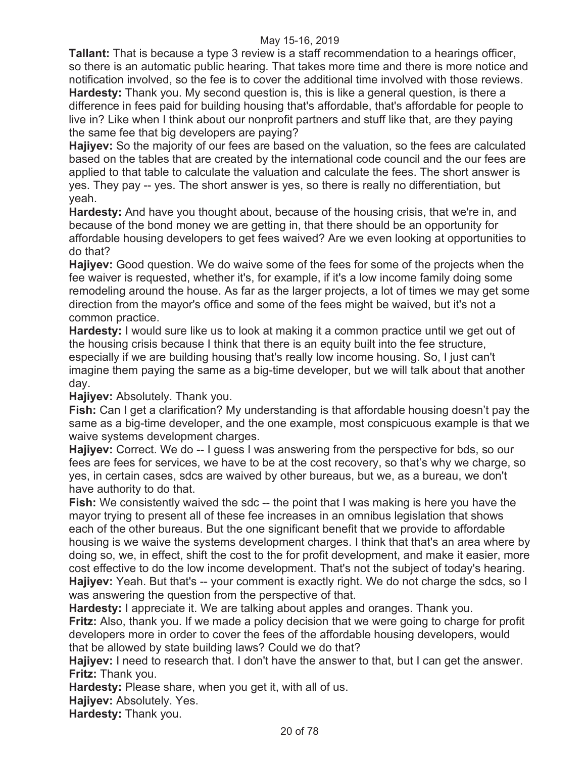**Tallant:** That is because a type 3 review is a staff recommendation to a hearings officer, so there is an automatic public hearing. That takes more time and there is more notice and notification involved, so the fee is to cover the additional time involved with those reviews.

**Hardesty:** Thank you. My second question is, this is like a general question, is there a difference in fees paid for building housing that's affordable, that's affordable for people to live in? Like when I think about our nonprofit partners and stuff like that, are they paying the same fee that big developers are paying?

**Hajiyev:** So the majority of our fees are based on the valuation, so the fees are calculated based on the tables that are created by the international code council and the our fees are applied to that table to calculate the valuation and calculate the fees. The short answer is yes. They pay -- yes. The short answer is yes, so there is really no differentiation, but yeah.

**Hardesty:** And have you thought about, because of the housing crisis, that we're in, and because of the bond money we are getting in, that there should be an opportunity for affordable housing developers to get fees waived? Are we even looking at opportunities to do that?

**Hajiyev:** Good question. We do waive some of the fees for some of the projects when the fee waiver is requested, whether it's, for example, if it's a low income family doing some remodeling around the house. As far as the larger projects, a lot of times we may get some direction from the mayor's office and some of the fees might be waived, but it's not a common practice.

**Hardesty:** I would sure like us to look at making it a common practice until we get out of the housing crisis because I think that there is an equity built into the fee structure, especially if we are building housing that's really low income housing. So, I just can't imagine them paying the same as a big-time developer, but we will talk about that another day.

**Hajiyev:** Absolutely. Thank you.

**Fish:** Can I get a clarification? My understanding is that affordable housing doesn't pay the same as a big-time developer, and the one example, most conspicuous example is that we waive systems development charges.

**Hajiyev:** Correct. We do -- I guess I was answering from the perspective for bds, so our fees are fees for services, we have to be at the cost recovery, so that's why we charge, so yes, in certain cases, sdcs are waived by other bureaus, but we, as a bureau, we don't have authority to do that.

**Fish:** We consistently waived the sdc -- the point that I was making is here you have the mayor trying to present all of these fee increases in an omnibus legislation that shows each of the other bureaus. But the one significant benefit that we provide to affordable housing is we waive the systems development charges. I think that that's an area where by doing so, we, in effect, shift the cost to the for profit development, and make it easier, more cost effective to do the low income development. That's not the subject of today's hearing.

**Hajiyev:** Yeah. But that's -- your comment is exactly right. We do not charge the sdcs, so I was answering the question from the perspective of that.

**Hardesty:** I appreciate it. We are talking about apples and oranges. Thank you.

**Fritz:** Also, thank you. If we made a policy decision that we were going to charge for profit developers more in order to cover the fees of the affordable housing developers, would that be allowed by state building laws? Could we do that?

**Hajiyev:** I need to research that. I don't have the answer to that, but I can get the answer.

**Fritz:** Thank you.

**Hardesty:** Please share, when you get it, with all of us.

**Hajiyev:** Absolutely. Yes.

**Hardesty:** Thank you.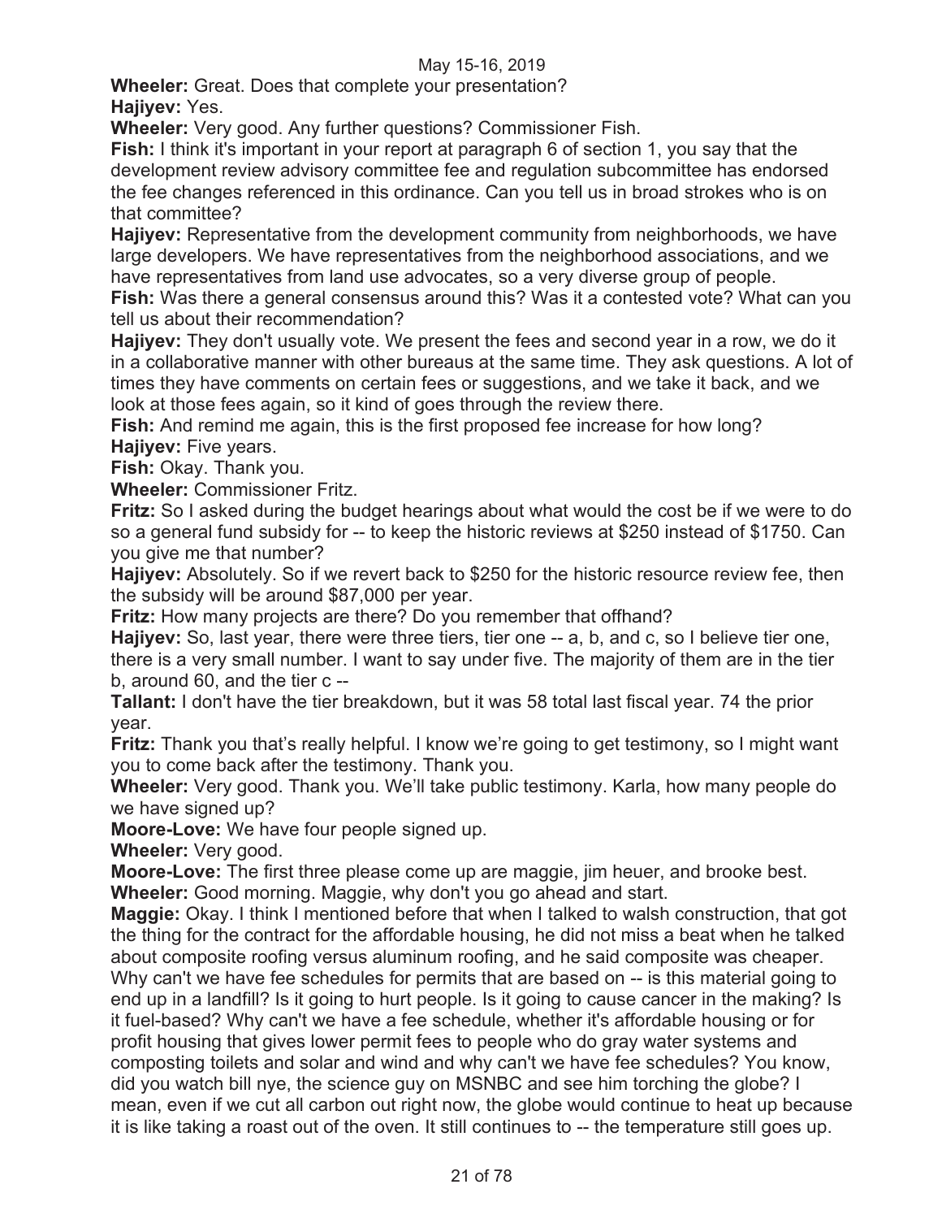**Wheeler:** Great. Does that complete your presentation?

**Hajiyev:** Yes.

**Wheeler:** Very good. Any further questions? Commissioner Fish.

**Fish:** I think it's important in your report at paragraph 6 of section 1, you say that the development review advisory committee fee and regulation subcommittee has endorsed the fee changes referenced in this ordinance. Can you tell us in broad strokes who is on that committee?

**Hajiyev:** Representative from the development community from neighborhoods, we have large developers. We have representatives from the neighborhood associations, and we have representatives from land use advocates, so a very diverse group of people.

**Fish:** Was there a general consensus around this? Was it a contested vote? What can you tell us about their recommendation?

**Hajiyev:** They don't usually vote. We present the fees and second year in a row, we do it in a collaborative manner with other bureaus at the same time. They ask questions. A lot of times they have comments on certain fees or suggestions, and we take it back, and we look at those fees again, so it kind of goes through the review there.

**Fish:** And remind me again, this is the first proposed fee increase for how long?

**Hajiyev:** Five years.

**Fish:** Okay. Thank you.

**Wheeler:** Commissioner Fritz.

**Fritz:** So I asked during the budget hearings about what would the cost be if we were to do so a general fund subsidy for -- to keep the historic reviews at $250 instead of $1750. Can you give me that number?

**Hajiyev:** Absolutely. So if we revert back to $250 for the historic resource review fee, then the subsidy will be around $87,000 per year.

**Fritz:** How many projects are there? Do you remember that offhand?

**Hajiyev:** So, last year, there were three tiers, tier one -- a, b, and c, so I believe tier one, there is a very small number. I want to say under five. The majority of them are in the tier b, around 60, and the tier c --

**Tallant:** I don't have the tier breakdown, but it was 58 total last fiscal year. 74 the prior year.

**Fritz:** Thank you that's really helpful. I know we're going to get testimony, so I might want you to come back after the testimony. Thank you.

**Wheeler:** Very good. Thank you. We'll take public testimony. Karla, how many people do we have signed up?

**Moore-Love:** We have four people signed up.

**Wheeler:** Very good.

**Moore-Love:** The first three please come up are maggie, jim heuer, and brooke best.

**Wheeler:** Good morning. Maggie, why don't you go ahead and start.

**Maggie:** Okay. I think I mentioned before that when I talked to walsh construction, that got the thing for the contract for the affordable housing, he did not miss a beat when he talked about composite roofing versus aluminum roofing, and he said composite was cheaper. Why can't we have fee schedules for permits that are based on -- is this material going to end up in a landfill? Is it going to hurt people. Is it going to cause cancer in the making? Is it fuel-based? Why can't we have a fee schedule, whether it's affordable housing or for profit housing that gives lower permit fees to people who do gray water systems and composting toilets and solar and wind and why can't we have fee schedules? You know, did you watch bill nye, the science guy on MSNBC and see him torching the globe? I mean, even if we cut all carbon out right now, the globe would continue to heat up because it is like taking a roast out of the oven. It still continues to -- the temperature still goes up.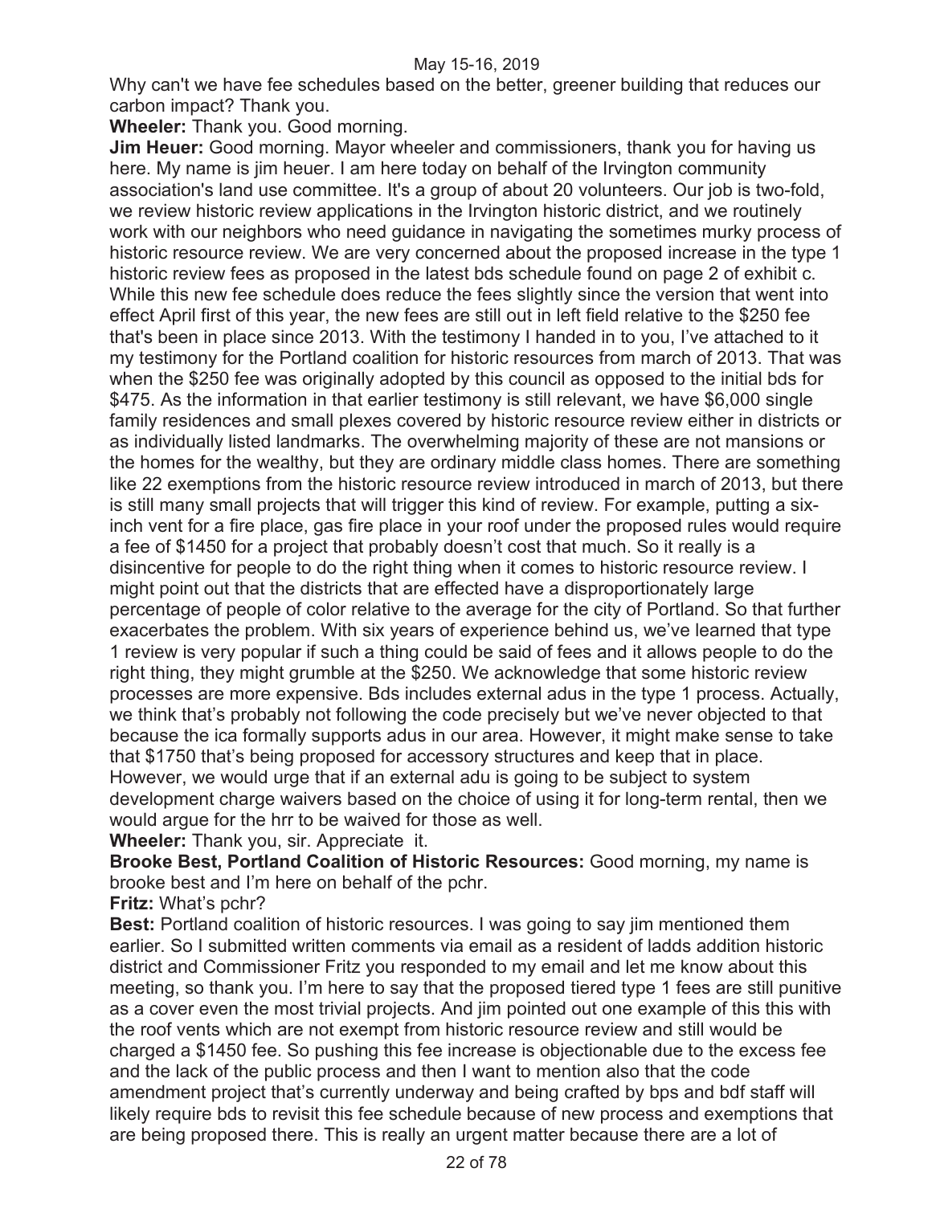Why can't we have fee schedules based on the better, greener building that reduces our carbon impact? Thank you.

**Wheeler:** Thank you. Good morning.

**Jim Heuer:** Good morning. Mayor wheeler and commissioners, thank you for having us here. My name is jim heuer. I am here today on behalf of the Irvington community association's land use committee. It's a group of about 20 volunteers. Our job is two-fold, we review historic review applications in the Irvington historic district, and we routinely work with our neighbors who need guidance in navigating the sometimes murky process of historic resource review. We are very concerned about the proposed increase in the type 1 historic review fees as proposed in the latest bds schedule found on page 2 of exhibit c. While this new fee schedule does reduce the fees slightly since the version that went into effect April first of this year, the new fees are still out in left field relative to the $250 fee that's been in place since 2013. With the testimony I handed in to you, I've attached to it my testimony for the Portland coalition for historic resources from march of 2013. That was when the $250 fee was originally adopted by this council as opposed to the initial bds for $475. As the information in that earlier testimony is still relevant, we have $6,000 single family residences and small plexes covered by historic resource review either in districts or as individually listed landmarks. The overwhelming majority of these are not mansions or the homes for the wealthy, but they are ordinary middle class homes. There are something like 22 exemptions from the historic resource review introduced in march of 2013, but there is still many small projects that will trigger this kind of review. For example, putting a six-inch vent for a fire place, gas fire place in your roof under the proposed rules would require a fee of $1450 for a project that probably doesn't cost that much. So it really is a disincentive for people to do the right thing when it comes to historic resource review. I might point out that the districts that are effected have a disproportionately large percentage of people of color relative to the average for the city of Portland. So that further exacerbates the problem. With six years of experience behind us, we've learned that type 1 review is very popular if such a thing could be said of fees and it allows people to do the right thing, they might grumble at the $250. We acknowledge that some historic review processes are more expensive. Bds includes external adus in the type 1 process. Actually, we think that's probably not following the code precisely but we've never objected to that because the ica formally supports adus in our area. However, it might make sense to take that $1750 that's being proposed for accessory structures and keep that in place. However, we would urge that if an external adu is going to be subject to system development charge waivers based on the choice of using it for long-term rental, then we would argue for the hrr to be waived for those as well.

**Wheeler:** Thank you, sir. Appreciate it.

**Brooke Best, Portland Coalition of Historic Resources:** Good morning, my name is brooke best and I'm here on behalf of the pchr.

**Fritz:** What's pchr?

**Best:** Portland coalition of historic resources. I was going to say jim mentioned them earlier. So I submitted written comments via email as a resident of ladds addition historic district and Commissioner Fritz you responded to my email and let me know about this meeting, so thank you. I'm here to say that the proposed tiered type 1 fees are still punitive as a cover even the most trivial projects. And jim pointed out one example of this this with the roof vents which are not exempt from historic resource review and still would be charged a $1450 fee. So pushing this fee increase is objectionable due to the excess fee and the lack of the public process and then I want to mention also that the code amendment project that's currently underway and being crafted by bps and bdf staff will likely require bds to revisit this fee schedule because of new process and exemptions that are being proposed there. This is really an urgent matter because there are a lot of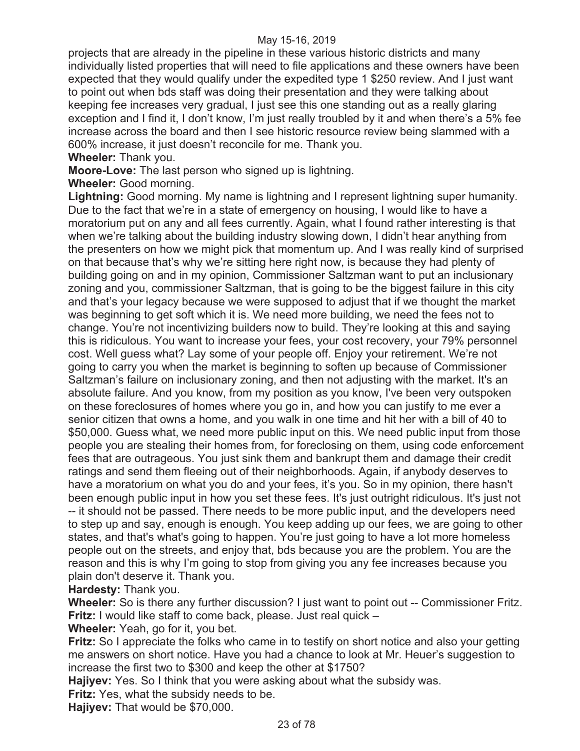projects that are already in the pipeline in these various historic districts and many individually listed properties that will need to file applications and these owners have been expected that they would qualify under the expedited type 1 $250 review. And I just want to point out when bds staff was doing their presentation and they were talking about keeping fee increases very gradual, I just see this one standing out as a really glaring exception and I find it, I don't know, I'm just really troubled by it and when there's a 5% fee increase across the board and then I see historic resource review being slammed with a 600% increase, it just doesn't reconcile for me. Thank you.

**Wheeler:** Thank you.

**Moore-Love:** The last person who signed up is lightning.

**Wheeler:** Good morning.

**Lightning:** Good morning. My name is lightning and I represent lightning super humanity. Due to the fact that we're in a state of emergency on housing, I would like to have a moratorium put on any and all fees currently. Again, what I found rather interesting is that when we're talking about the building industry slowing down, I didn't hear anything from the presenters on how we might pick that momentum up. And I was really kind of surprised on that because that's why we're sitting here right now, is because they had plenty of building going on and in my opinion, Commissioner Saltzman want to put an inclusionary zoning and you, commissioner Saltzman, that is going to be the biggest failure in this city and that's your legacy because we were supposed to adjust that if we thought the market was beginning to get soft which it is. We need more building, we need the fees not to change. You're not incentivizing builders now to build. They're looking at this and saying this is ridiculous. You want to increase your fees, your cost recovery, your 79% personnel cost. Well guess what? Lay some of your people off. Enjoy your retirement. We're not going to carry you when the market is beginning to soften up because of Commissioner Saltzman's failure on inclusionary zoning, and then not adjusting with the market. It's an absolute failure. And you know, from my position as you know, I've been very outspoken on these foreclosures of homes where you go in, and how you can justify to me ever a senior citizen that owns a home, and you walk in one time and hit her with a bill of 40 to $50,000. Guess what, we need more public input on this. We need public input from those people you are stealing their homes from, for foreclosing on them, using code enforcement fees that are outrageous. You just sink them and bankrupt them and damage their credit ratings and send them fleeing out of their neighborhoods. Again, if anybody deserves to have a moratorium on what you do and your fees, it's you. So in my opinion, there hasn't been enough public input in how you set these fees. It's just outright ridiculous. It's just not -- it should not be passed. There needs to be more public input, and the developers need to step up and say, enough is enough. You keep adding up our fees, we are going to other states, and that's what's going to happen. You're just going to have a lot more homeless people out on the streets, and enjoy that, bds because you are the problem. You are the reason and this is why I'm going to stop from giving you any fee increases because you plain don't deserve it. Thank you.

**Hardesty:** Thank you.

**Wheeler:** So is there any further discussion? I just want to point out -- Commissioner Fritz.

**Fritz:** I would like staff to come back, please. Just real quick –

**Wheeler:** Yeah, go for it, you bet.

**Fritz:** So I appreciate the folks who came in to testify on short notice and also your getting me answers on short notice. Have you had a chance to look at Mr. Heuer's suggestion to increase the first two to $300 and keep the other at $1750?

**Hajiyev:** Yes. So I think that you were asking about what the subsidy was.

**Fritz:** Yes, what the subsidy needs to be.

**Hajiyev:** That would be $70,000.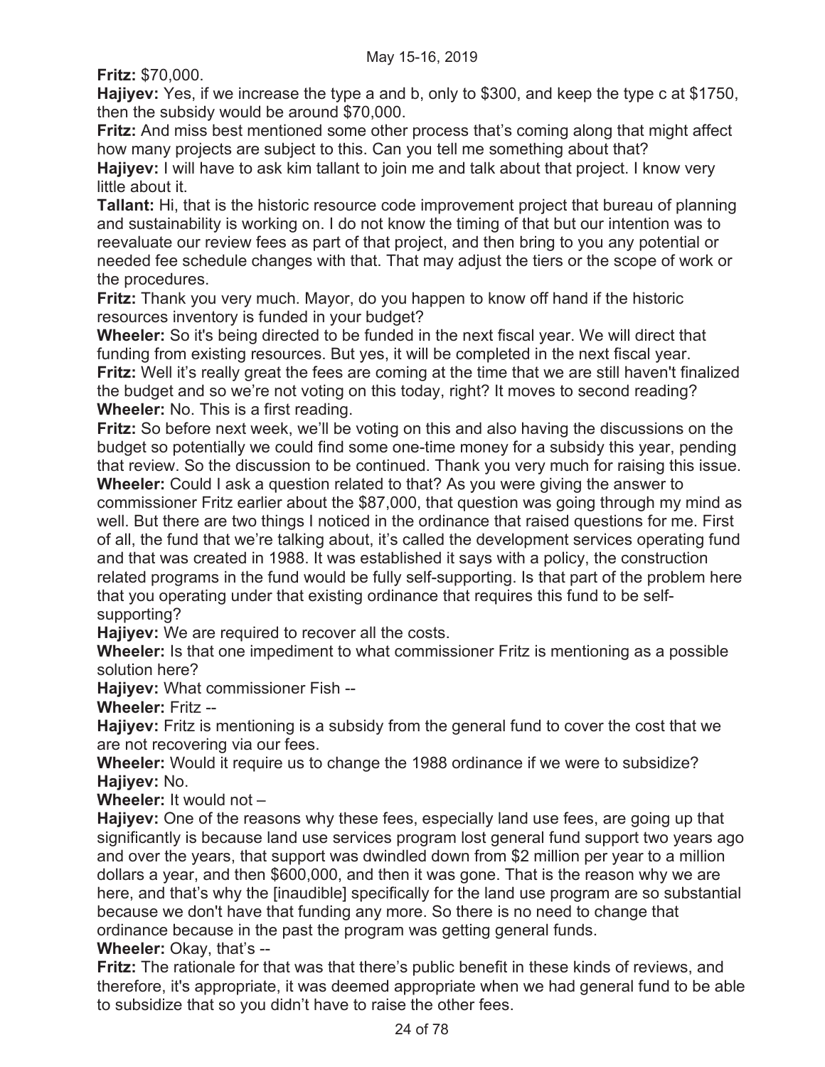**Fritz:** $70,000.

**Hajiyev:** Yes, if we increase the type a and b, only to $300, and keep the type c at $1750, then the subsidy would be around $70,000.

**Fritz:** And miss best mentioned some other process that's coming along that might affect how many projects are subject to this. Can you tell me something about that?

**Hajiyev:** I will have to ask kim tallant to join me and talk about that project. I know very little about it.

**Tallant:** Hi, that is the historic resource code improvement project that bureau of planning and sustainability is working on. I do not know the timing of that but our intention was to reevaluate our review fees as part of that project, and then bring to you any potential or needed fee schedule changes with that. That may adjust the tiers or the scope of work or the procedures.

**Fritz:** Thank you very much. Mayor, do you happen to know off hand if the historic resources inventory is funded in your budget?

**Wheeler:** So it's being directed to be funded in the next fiscal year. We will direct that funding from existing resources. But yes, it will be completed in the next fiscal year.

**Fritz:** Well it's really great the fees are coming at the time that we are still haven't finalized the budget and so we're not voting on this today, right? It moves to second reading?

**Wheeler:** No. This is a first reading.

**Fritz:** So before next week, we'll be voting on this and also having the discussions on the budget so potentially we could find some one-time money for a subsidy this year, pending that review. So the discussion to be continued. Thank you very much for raising this issue.

**Wheeler:** Could I ask a question related to that? As you were giving the answer to commissioner Fritz earlier about the $87,000, that question was going through my mind as well. But there are two things I noticed in the ordinance that raised questions for me. First of all, the fund that we're talking about, it's called the development services operating fund and that was created in 1988. It was established it says with a policy, the construction related programs in the fund would be fully self-supporting. Is that part of the problem here that you operating under that existing ordinance that requires this fund to be self-supporting?

**Hajiyev:** We are required to recover all the costs.

**Wheeler:** Is that one impediment to what commissioner Fritz is mentioning as a possible solution here?

**Hajiyev:** What commissioner Fish --

**Wheeler:** Fritz --

**Hajiyev:** Fritz is mentioning is a subsidy from the general fund to cover the cost that we are not recovering via our fees.

**Wheeler:** Would it require us to change the 1988 ordinance if we were to subsidize?

**Hajiyev:** No.

**Wheeler:** It would not –

**Hajiyev:** One of the reasons why these fees, especially land use fees, are going up that significantly is because land use services program lost general fund support two years ago and over the years, that support was dwindled down from $2 million per year to a million dollars a year, and then $600,000, and then it was gone. That is the reason why we are here, and that's why the [inaudible] specifically for the land use program are so substantial because we don't have that funding any more. So there is no need to change that ordinance because in the past the program was getting general funds.

**Wheeler:** Okay, that's --

**Fritz:** The rationale for that was that there's public benefit in these kinds of reviews, and therefore, it's appropriate, it was deemed appropriate when we had general fund to be able to subsidize that so you didn't have to raise the other fees.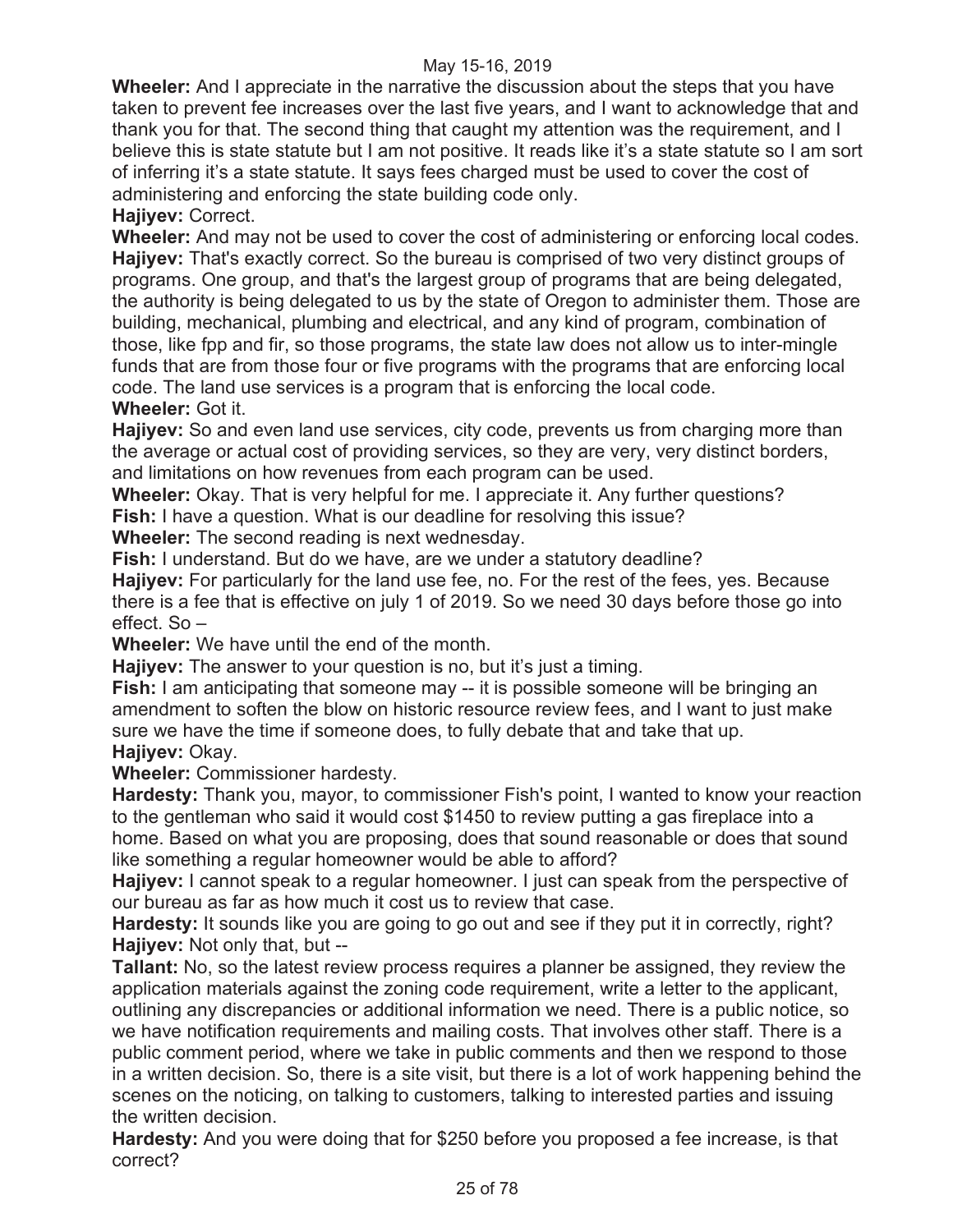**Wheeler:** And I appreciate in the narrative the discussion about the steps that you have taken to prevent fee increases over the last five years, and I want to acknowledge that and thank you for that. The second thing that caught my attention was the requirement, and I believe this is state statute but I am not positive. It reads like it's a state statute so I am sort of inferring it's a state statute. It says fees charged must be used to cover the cost of administering and enforcing the state building code only.

**Hajiyev:** Correct.

**Wheeler:** And may not be used to cover the cost of administering or enforcing local codes.

**Hajiyev:** That's exactly correct. So the bureau is comprised of two very distinct groups of programs. One group, and that's the largest group of programs that are being delegated, the authority is being delegated to us by the state of Oregon to administer them. Those are building, mechanical, plumbing and electrical, and any kind of program, combination of those, like fpp and fir, so those programs, the state law does not allow us to inter-mingle funds that are from those four or five programs with the programs that are enforcing local code. The land use services is a program that is enforcing the local code.

**Wheeler:** Got it.

**Hajiyev:** So and even land use services, city code, prevents us from charging more than the average or actual cost of providing services, so they are very, very distinct borders, and limitations on how revenues from each program can be used.

**Wheeler:** Okay. That is very helpful for me. I appreciate it. Any further questions?

**Fish:** I have a question. What is our deadline for resolving this issue?

**Wheeler:** The second reading is next wednesday.

**Fish:** I understand. But do we have, are we under a statutory deadline?

**Hajiyev:** For particularly for the land use fee, no. For the rest of the fees, yes. Because there is a fee that is effective on july 1 of 2019. So we need 30 days before those go into effect. So –

**Wheeler:** We have until the end of the month.

**Hajiyev:** The answer to your question is no, but it's just a timing.

**Fish:** I am anticipating that someone may -- it is possible someone will be bringing an amendment to soften the blow on historic resource review fees, and I want to just make sure we have the time if someone does, to fully debate that and take that up.

**Hajiyev:** Okay.

**Wheeler:** Commissioner hardesty.

**Hardesty:** Thank you, mayor, to commissioner Fish's point, I wanted to know your reaction to the gentleman who said it would cost $1450 to review putting a gas fireplace into a home. Based on what you are proposing, does that sound reasonable or does that sound like something a regular homeowner would be able to afford?

**Hajiyev:** I cannot speak to a regular homeowner. I just can speak from the perspective of our bureau as far as how much it cost us to review that case.

**Hardesty:** It sounds like you are going to go out and see if they put it in correctly, right?

**Hajiyev:** Not only that, but --

**Tallant:** No, so the latest review process requires a planner be assigned, they review the application materials against the zoning code requirement, write a letter to the applicant, outlining any discrepancies or additional information we need. There is a public notice, so we have notification requirements and mailing costs. That involves other staff. There is a public comment period, where we take in public comments and then we respond to those in a written decision. So, there is a site visit, but there is a lot of work happening behind the scenes on the noticing, on talking to customers, talking to interested parties and issuing the written decision.

**Hardesty:** And you were doing that for $250 before you proposed a fee increase, is that correct?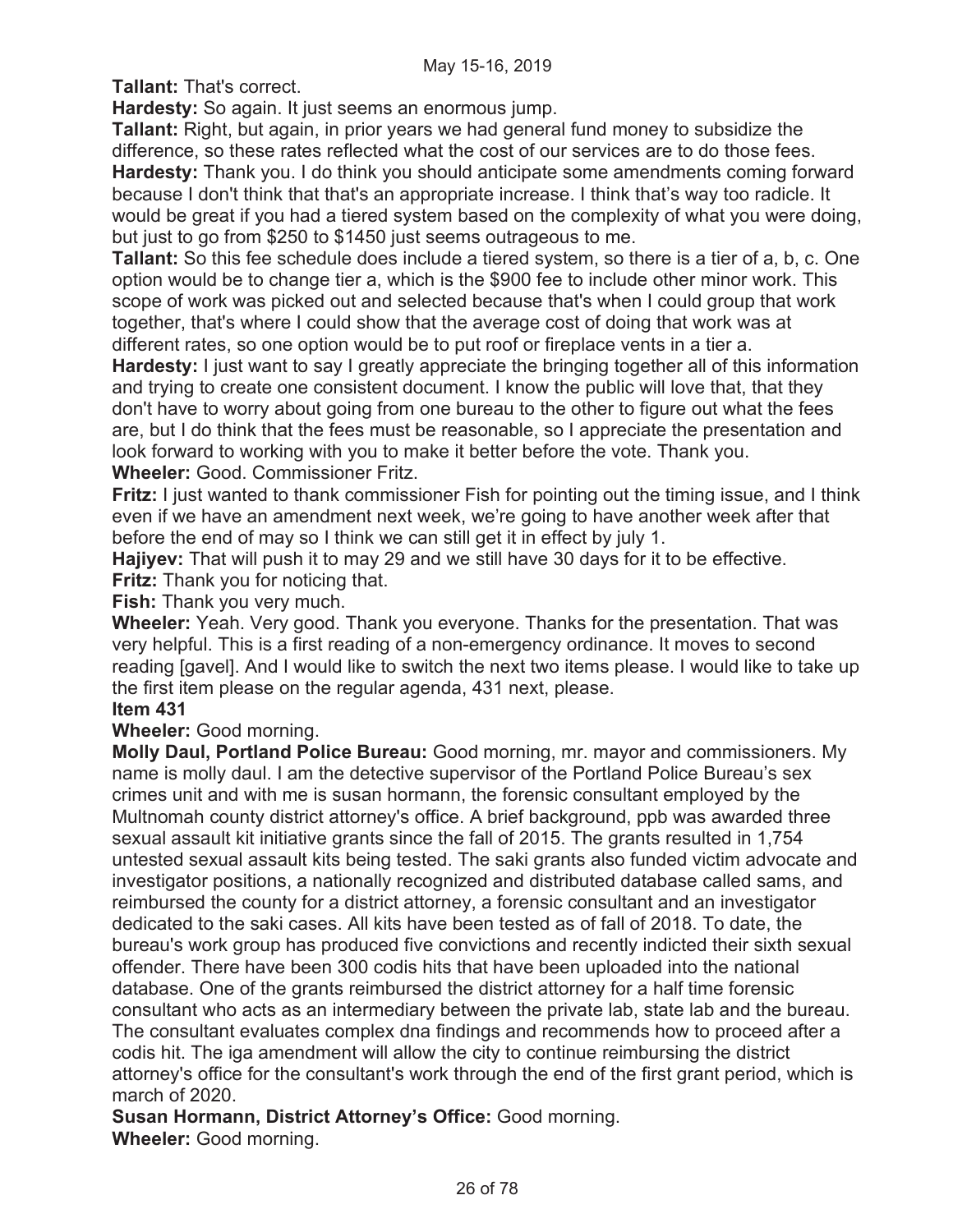**Tallant:** That's correct.

**Hardesty:** So again. It just seems an enormous jump.

**Tallant:** Right, but again, in prior years we had general fund money to subsidize the difference, so these rates reflected what the cost of our services are to do those fees.

**Hardesty:** Thank you. I do think you should anticipate some amendments coming forward because I don't think that that's an appropriate increase. I think that's way too radicle. It would be great if you had a tiered system based on the complexity of what you were doing, but just to go from $250 to $1450 just seems outrageous to me.

**Tallant:** So this fee schedule does include a tiered system, so there is a tier of a, b, c. One option would be to change tier a, which is the $900 fee to include other minor work. This scope of work was picked out and selected because that's when I could group that work together, that's where I could show that the average cost of doing that work was at different rates, so one option would be to put roof or fireplace vents in a tier a.

**Hardesty:** I just want to say I greatly appreciate the bringing together all of this information and trying to create one consistent document. I know the public will love that, that they don't have to worry about going from one bureau to the other to figure out what the fees are, but I do think that the fees must be reasonable, so I appreciate the presentation and look forward to working with you to make it better before the vote. Thank you.

**Wheeler:** Good. Commissioner Fritz.

**Fritz:** I just wanted to thank commissioner Fish for pointing out the timing issue, and I think even if we have an amendment next week, we're going to have another week after that before the end of may so I think we can still get it in effect by july 1.

**Hajiyev:** That will push it to may 29 and we still have 30 days for it to be effective.

**Fritz:** Thank you for noticing that.

**Fish:** Thank you very much.

**Wheeler:** Yeah. Very good. Thank you everyone. Thanks for the presentation. That was very helpful. This is a first reading of a non-emergency ordinance. It moves to second reading [gavel]. And I would like to switch the next two items please. I would like to take up the first item please on the regular agenda, 431 next, please.

**Item 431**

**Wheeler:** Good morning.

**Molly Daul, Portland Police Bureau:** Good morning, mr. mayor and commissioners. My name is molly daul. I am the detective supervisor of the Portland Police Bureau's sex crimes unit and with me is susan hormann, the forensic consultant employed by the Multnomah county district attorney's office. A brief background, ppb was awarded three sexual assault kit initiative grants since the fall of 2015. The grants resulted in 1,754 untested sexual assault kits being tested. The saki grants also funded victim advocate and investigator positions, a nationally recognized and distributed database called sams, and reimbursed the county for a district attorney, a forensic consultant and an investigator dedicated to the saki cases. All kits have been tested as of fall of 2018. To date, the bureau's work group has produced five convictions and recently indicted their sixth sexual offender. There have been 300 codis hits that have been uploaded into the national database. One of the grants reimbursed the district attorney for a half time forensic consultant who acts as an intermediary between the private lab, state lab and the bureau. The consultant evaluates complex dna findings and recommends how to proceed after a codis hit. The iga amendment will allow the city to continue reimbursing the district attorney's office for the consultant's work through the end of the first grant period, which is march of 2020.

**Susan Hormann, District Attorney's Office:** Good morning.

**Wheeler:** Good morning.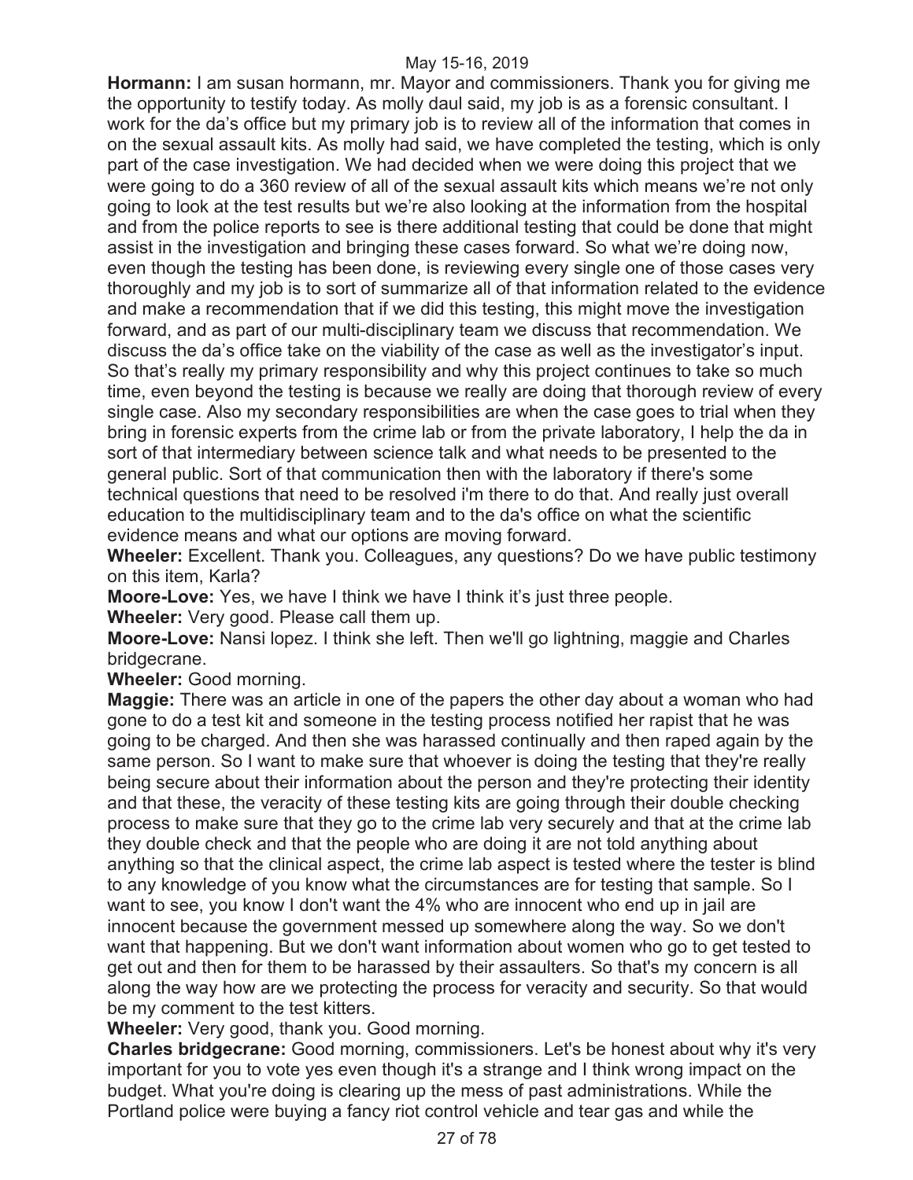**Hormann:** I am susan hormann, mr. Mayor and commissioners. Thank you for giving me the opportunity to testify today. As molly daul said, my job is as a forensic consultant. I work for the da's office but my primary job is to review all of the information that comes in on the sexual assault kits. As molly had said, we have completed the testing, which is only part of the case investigation. We had decided when we were doing this project that we were going to do a 360 review of all of the sexual assault kits which means we're not only going to look at the test results but we're also looking at the information from the hospital and from the police reports to see is there additional testing that could be done that might assist in the investigation and bringing these cases forward. So what we're doing now, even though the testing has been done, is reviewing every single one of those cases very thoroughly and my job is to sort of summarize all of that information related to the evidence and make a recommendation that if we did this testing, this might move the investigation forward, and as part of our multi-disciplinary team we discuss that recommendation. We discuss the da's office take on the viability of the case as well as the investigator's input. So that's really my primary responsibility and why this project continues to take so much time, even beyond the testing is because we really are doing that thorough review of every single case. Also my secondary responsibilities are when the case goes to trial when they bring in forensic experts from the crime lab or from the private laboratory, I help the da in sort of that intermediary between science talk and what needs to be presented to the general public. Sort of that communication then with the laboratory if there's some technical questions that need to be resolved i'm there to do that. And really just overall education to the multidisciplinary team and to the da's office on what the scientific evidence means and what our options are moving forward.

**Wheeler:** Excellent. Thank you. Colleagues, any questions? Do we have public testimony on this item, Karla?

**Moore-Love:** Yes, we have I think we have I think it's just three people.

**Wheeler:** Very good. Please call them up.

**Moore-Love:** Nansi lopez. I think she left. Then we'll go lightning, maggie and Charles bridgecrane.

**Wheeler:** Good morning.

**Maggie:** There was an article in one of the papers the other day about a woman who had gone to do a test kit and someone in the testing process notified her rapist that he was going to be charged. And then she was harassed continually and then raped again by the same person. So I want to make sure that whoever is doing the testing that they're really being secure about their information about the person and they're protecting their identity and that these, the veracity of these testing kits are going through their double checking process to make sure that they go to the crime lab very securely and that at the crime lab they double check and that the people who are doing it are not told anything about anything so that the clinical aspect, the crime lab aspect is tested where the tester is blind to any knowledge of you know what the circumstances are for testing that sample. So I want to see, you know I don't want the 4% who are innocent who end up in jail are innocent because the government messed up somewhere along the way. So we don't want that happening. But we don't want information about women who go to get tested to get out and then for them to be harassed by their assaulters. So that's my concern is all along the way how are we protecting the process for veracity and security. So that would be my comment to the test kitters.

**Wheeler:** Very good, thank you. Good morning.

**Charles bridgecrane:** Good morning, commissioners. Let's be honest about why it's very important for you to vote yes even though it's a strange and I think wrong impact on the budget. What you're doing is clearing up the mess of past administrations. While the Portland police were buying a fancy riot control vehicle and tear gas and while the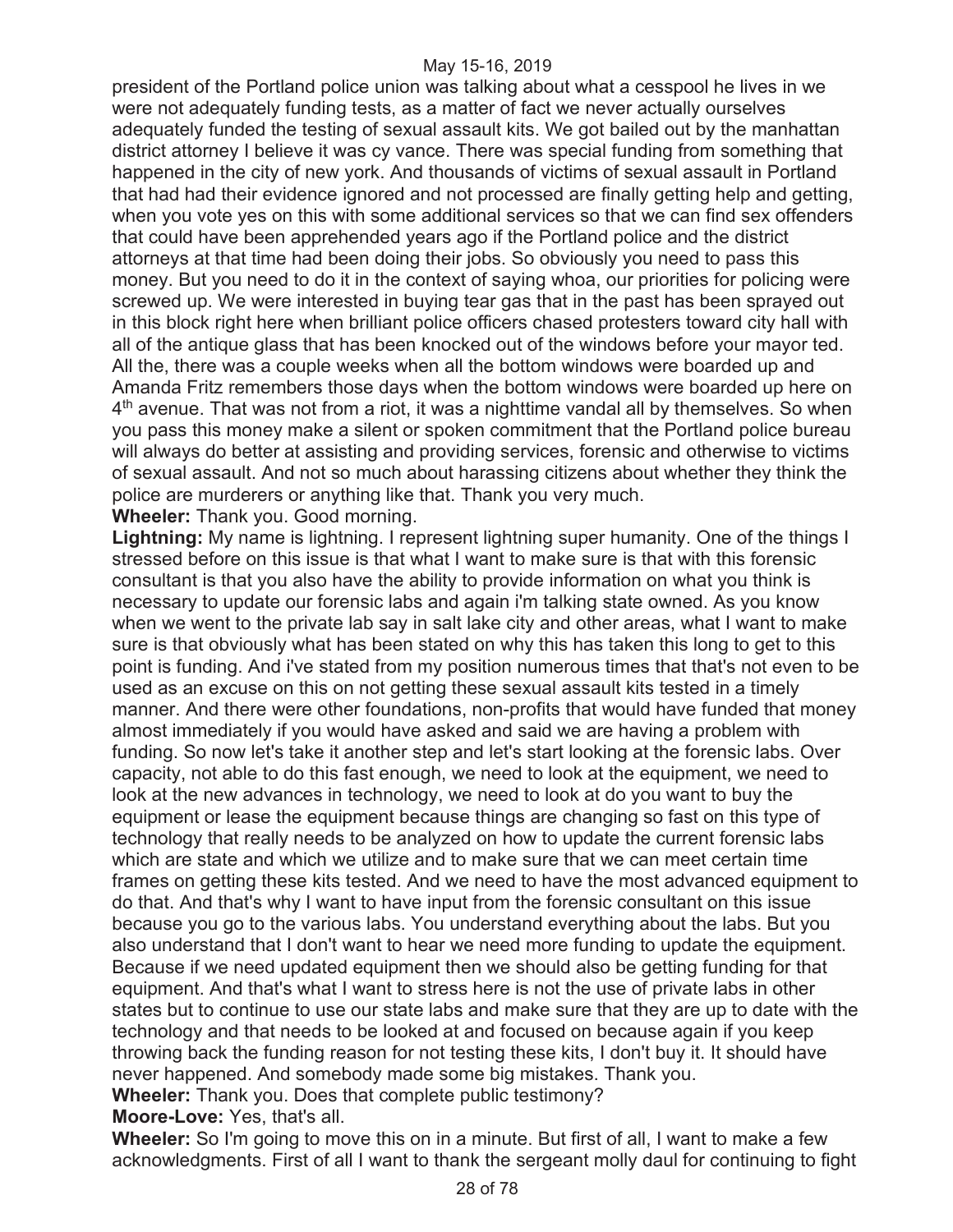president of the Portland police union was talking about what a cesspool he lives in we were not adequately funding tests, as a matter of fact we never actually ourselves adequately funded the testing of sexual assault kits. We got bailed out by the manhattan district attorney I believe it was cy vance. There was special funding from something that happened in the city of new york. And thousands of victims of sexual assault in Portland that had had their evidence ignored and not processed are finally getting help and getting, when you vote yes on this with some additional services so that we can find sex offenders that could have been apprehended years ago if the Portland police and the district attorneys at that time had been doing their jobs. So obviously you need to pass this money. But you need to do it in the context of saying whoa, our priorities for policing were screwed up. We were interested in buying tear gas that in the past has been sprayed out in this block right here when brilliant police officers chased protesters toward city hall with all of the antique glass that has been knocked out of the windows before your mayor ted. All the, there was a couple weeks when all the bottom windows were boarded up and Amanda Fritz remembers those days when the bottom windows were boarded up here on 4th avenue. That was not from a riot, it was a nighttime vandal all by themselves. So when you pass this money make a silent or spoken commitment that the Portland police bureau will always do better at assisting and providing services, forensic and otherwise to victims of sexual assault. And not so much about harassing citizens about whether they think the police are murderers or anything like that. Thank you very much.

**Wheeler:** Thank you. Good morning.

**Lightning:** My name is lightning. I represent lightning super humanity. One of the things I stressed before on this issue is that what I want to make sure is that with this forensic consultant is that you also have the ability to provide information on what you think is necessary to update our forensic labs and again i'm talking state owned. As you know when we went to the private lab say in salt lake city and other areas, what I want to make sure is that obviously what has been stated on why this has taken this long to get to this point is funding. And i've stated from my position numerous times that that's not even to be used as an excuse on this on not getting these sexual assault kits tested in a timely manner. And there were other foundations, non-profits that would have funded that money almost immediately if you would have asked and said we are having a problem with funding. So now let's take it another step and let's start looking at the forensic labs. Over capacity, not able to do this fast enough, we need to look at the equipment, we need to look at the new advances in technology, we need to look at do you want to buy the equipment or lease the equipment because things are changing so fast on this type of technology that really needs to be analyzed on how to update the current forensic labs which are state and which we utilize and to make sure that we can meet certain time frames on getting these kits tested. And we need to have the most advanced equipment to do that. And that's why I want to have input from the forensic consultant on this issue because you go to the various labs. You understand everything about the labs. But you also understand that I don't want to hear we need more funding to update the equipment. Because if we need updated equipment then we should also be getting funding for that equipment. And that's what I want to stress here is not the use of private labs in other states but to continue to use our state labs and make sure that they are up to date with the technology and that needs to be looked at and focused on because again if you keep throwing back the funding reason for not testing these kits, I don't buy it. It should have never happened. And somebody made some big mistakes. Thank you.

**Wheeler:** Thank you. Does that complete public testimony?

**Moore-Love:** Yes, that's all.

**Wheeler:** So I'm going to move this on in a minute. But first of all, I want to make a few acknowledgments. First of all I want to thank the sergeant molly daul for continuing to fight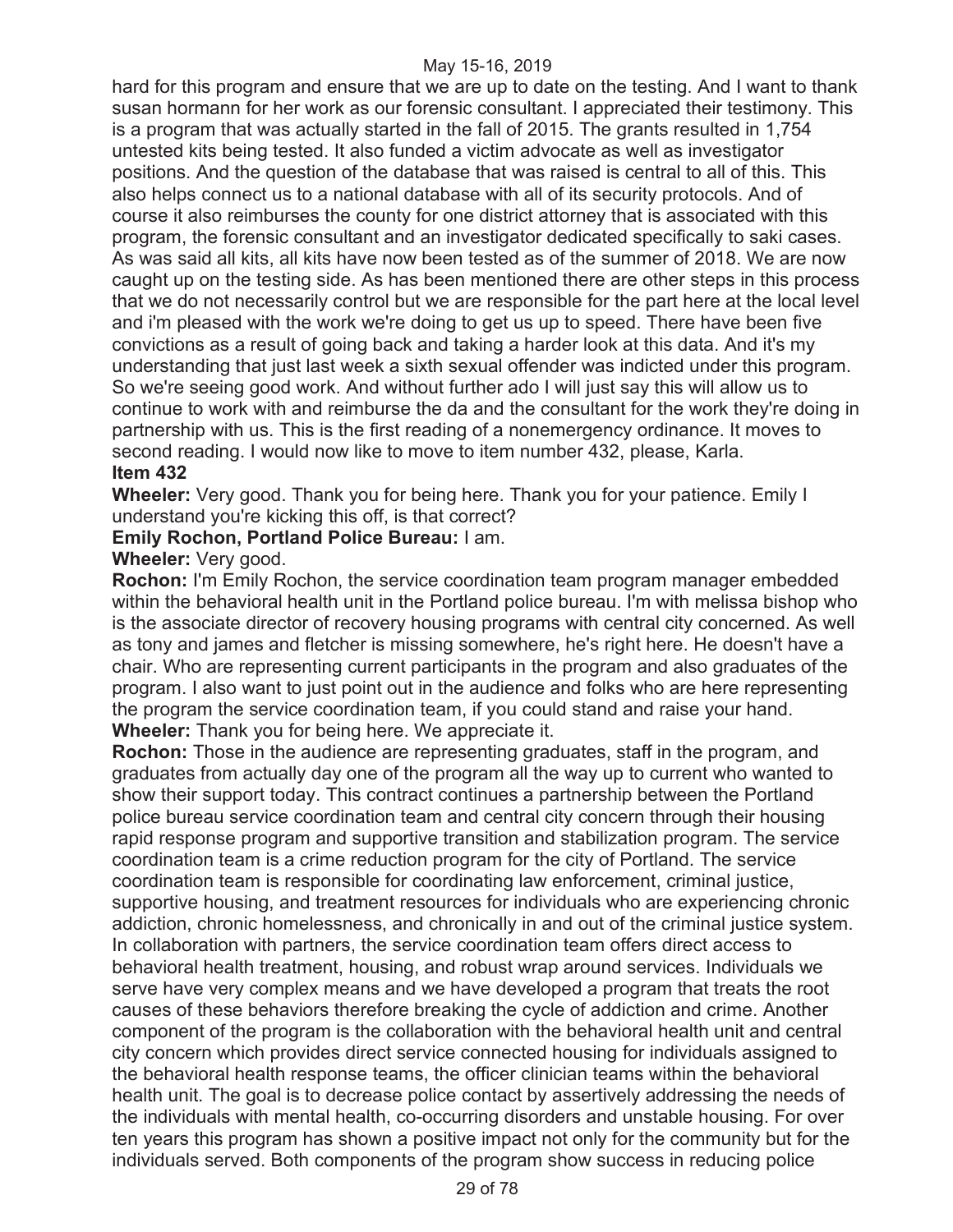hard for this program and ensure that we are up to date on the testing. And I want to thank susan hormann for her work as our forensic consultant. I appreciated their testimony. This is a program that was actually started in the fall of 2015. The grants resulted in 1,754 untested kits being tested. It also funded a victim advocate as well as investigator positions. And the question of the database that was raised is central to all of this. This also helps connect us to a national database with all of its security protocols. And of course it also reimburses the county for one district attorney that is associated with this program, the forensic consultant and an investigator dedicated specifically to saki cases. As was said all kits, all kits have now been tested as of the summer of 2018. We are now caught up on the testing side. As has been mentioned there are other steps in this process that we do not necessarily control but we are responsible for the part here at the local level and i'm pleased with the work we're doing to get us up to speed. There have been five convictions as a result of going back and taking a harder look at this data. And it's my understanding that just last week a sixth sexual offender was indicted under this program. So we're seeing good work. And without further ado I will just say this will allow us to continue to work with and reimburse the da and the consultant for the work they're doing in partnership with us. This is the first reading of a nonemergency ordinance. It moves to second reading. I would now like to move to item number 432, please, Karla.

**Item 432**

**Wheeler:** Very good. Thank you for being here. Thank you for your patience. Emily I understand you're kicking this off, is that correct?

**Emily Rochon, Portland Police Bureau:** I am.

**Wheeler:** Very good.

**Rochon:** I'm Emily Rochon, the service coordination team program manager embedded within the behavioral health unit in the Portland police bureau. I'm with melissa bishop who is the associate director of recovery housing programs with central city concerned. As well as tony and james and fletcher is missing somewhere, he's right here. He doesn't have a chair. Who are representing current participants in the program and also graduates of the program. I also want to just point out in the audience and folks who are here representing the program the service coordination team, if you could stand and raise your hand.

**Wheeler:** Thank you for being here. We appreciate it.

**Rochon:** Those in the audience are representing graduates, staff in the program, and graduates from actually day one of the program all the way up to current who wanted to show their support today. This contract continues a partnership between the Portland police bureau service coordination team and central city concern through their housing rapid response program and supportive transition and stabilization program. The service coordination team is a crime reduction program for the city of Portland. The service coordination team is responsible for coordinating law enforcement, criminal justice, supportive housing, and treatment resources for individuals who are experiencing chronic addiction, chronic homelessness, and chronically in and out of the criminal justice system. In collaboration with partners, the service coordination team offers direct access to behavioral health treatment, housing, and robust wrap around services. Individuals we serve have very complex means and we have developed a program that treats the root causes of these behaviors therefore breaking the cycle of addiction and crime. Another component of the program is the collaboration with the behavioral health unit and central city concern which provides direct service connected housing for individuals assigned to the behavioral health response teams, the officer clinician teams within the behavioral health unit. The goal is to decrease police contact by assertively addressing the needs of the individuals with mental health, co-occurring disorders and unstable housing. For over ten years this program has shown a positive impact not only for the community but for the individuals served. Both components of the program show success in reducing police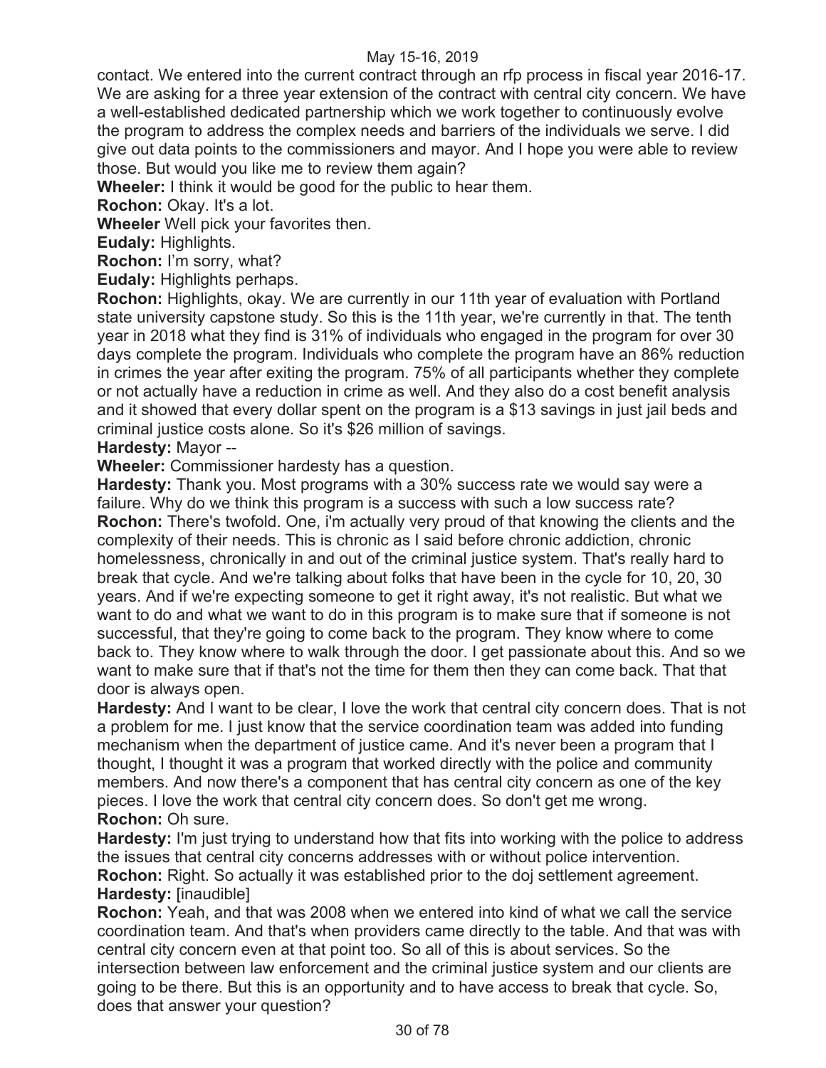contact. We entered into the current contract through an rfp process in fiscal year 2016-17. We are asking for a three year extension of the contract with central city concern. We have a well-established dedicated partnership which we work together to continuously evolve the program to address the complex needs and barriers of the individuals we serve. I did give out data points to the commissioners and mayor. And I hope you were able to review those. But would you like me to review them again?

**Wheeler:** I think it would be good for the public to hear them.

**Rochon:** Okay. It's a lot.

**Wheeler** Well pick your favorites then.

**Eudaly:** Highlights.

**Rochon:** I'm sorry, what?

**Eudaly:** Highlights perhaps.

**Rochon:** Highlights, okay. We are currently in our 11th year of evaluation with Portland state university capstone study. So this is the 11th year, we're currently in that. The tenth year in 2018 what they find is 31% of individuals who engaged in the program for over 30 days complete the program. Individuals who complete the program have an 86% reduction in crimes the year after exiting the program. 75% of all participants whether they complete or not actually have a reduction in crime as well. And they also do a cost benefit analysis and it showed that every dollar spent on the program is a $13 savings in just jail beds and criminal justice costs alone. So it's $26 million of savings.

**Hardesty:** Mayor --

**Wheeler:** Commissioner hardesty has a question.

**Hardesty:** Thank you. Most programs with a 30% success rate we would say were a failure. Why do we think this program is a success with such a low success rate?

**Rochon:** There's twofold. One, i'm actually very proud of that knowing the clients and the complexity of their needs. This is chronic as I said before chronic addiction, chronic homelessness, chronically in and out of the criminal justice system. That's really hard to break that cycle. And we're talking about folks that have been in the cycle for 10, 20, 30 years. And if we're expecting someone to get it right away, it's not realistic. But what we want to do and what we want to do in this program is to make sure that if someone is not successful, that they're going to come back to the program. They know where to come back to. They know where to walk through the door. I get passionate about this. And so we want to make sure that if that's not the time for them then they can come back. That that door is always open.

**Hardesty:** And I want to be clear, I love the work that central city concern does. That is not a problem for me. I just know that the service coordination team was added into funding mechanism when the department of justice came. And it's never been a program that I thought, I thought it was a program that worked directly with the police and community members. And now there's a component that has central city concern as one of the key pieces. I love the work that central city concern does. So don't get me wrong.

**Rochon:** Oh sure.

**Hardesty:** I'm just trying to understand how that fits into working with the police to address the issues that central city concerns addresses with or without police intervention.

**Rochon:** Right. So actually it was established prior to the doj settlement agreement.

**Hardesty:** [inaudible]

**Rochon:** Yeah, and that was 2008 when we entered into kind of what we call the service coordination team. And that's when providers came directly to the table. And that was with central city concern even at that point too. So all of this is about services. So the intersection between law enforcement and the criminal justice system and our clients are going to be there. But this is an opportunity and to have access to break that cycle. So, does that answer your question?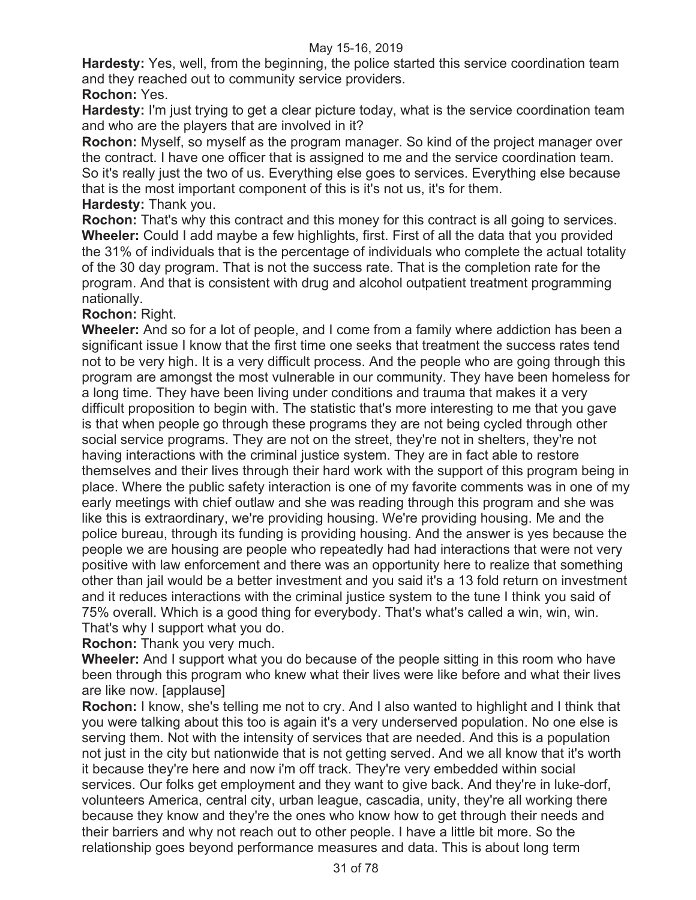**Hardesty:** Yes, well, from the beginning, the police started this service coordination team and they reached out to community service providers.

**Rochon:** Yes.

**Hardesty:** I'm just trying to get a clear picture today, what is the service coordination team and who are the players that are involved in it?

**Rochon:** Myself, so myself as the program manager. So kind of the project manager over the contract. I have one officer that is assigned to me and the service coordination team. So it's really just the two of us. Everything else goes to services. Everything else because that is the most important component of this is it's not us, it's for them.

**Hardesty:** Thank you.

**Rochon:** That's why this contract and this money for this contract is all going to services.

**Wheeler:** Could I add maybe a few highlights, first. First of all the data that you provided the 31% of individuals that is the percentage of individuals who complete the actual totality of the 30 day program. That is not the success rate. That is the completion rate for the program. And that is consistent with drug and alcohol outpatient treatment programming nationally.

**Rochon:** Right.

**Wheeler:** And so for a lot of people, and I come from a family where addiction has been a significant issue I know that the first time one seeks that treatment the success rates tend not to be very high. It is a very difficult process. And the people who are going through this program are amongst the most vulnerable in our community. They have been homeless for a long time. They have been living under conditions and trauma that makes it a very difficult proposition to begin with. The statistic that's more interesting to me that you gave is that when people go through these programs they are not being cycled through other social service programs. They are not on the street, they're not in shelters, they're not having interactions with the criminal justice system. They are in fact able to restore themselves and their lives through their hard work with the support of this program being in place. Where the public safety interaction is one of my favorite comments was in one of my early meetings with chief outlaw and she was reading through this program and she was like this is extraordinary, we're providing housing. We're providing housing. Me and the police bureau, through its funding is providing housing. And the answer is yes because the people we are housing are people who repeatedly had had interactions that were not very positive with law enforcement and there was an opportunity here to realize that something other than jail would be a better investment and you said it's a 13 fold return on investment and it reduces interactions with the criminal justice system to the tune I think you said of 75% overall. Which is a good thing for everybody. That's what's called a win, win, win. That's why I support what you do.

**Rochon:** Thank you very much.

**Wheeler:** And I support what you do because of the people sitting in this room who have been through this program who knew what their lives were like before and what their lives are like now. [applause]

**Rochon:** I know, she's telling me not to cry. And I also wanted to highlight and I think that you were talking about this too is again it's a very underserved population. No one else is serving them. Not with the intensity of services that are needed. And this is a population not just in the city but nationwide that is not getting served. And we all know that it's worth it because they're here and now i'm off track. They're very embedded within social services. Our folks get employment and they want to give back. And they're in luke-dorf, volunteers America, central city, urban league, cascadia, unity, they're all working there because they know and they're the ones who know how to get through their needs and their barriers and why not reach out to other people. I have a little bit more. So the relationship goes beyond performance measures and data. This is about long term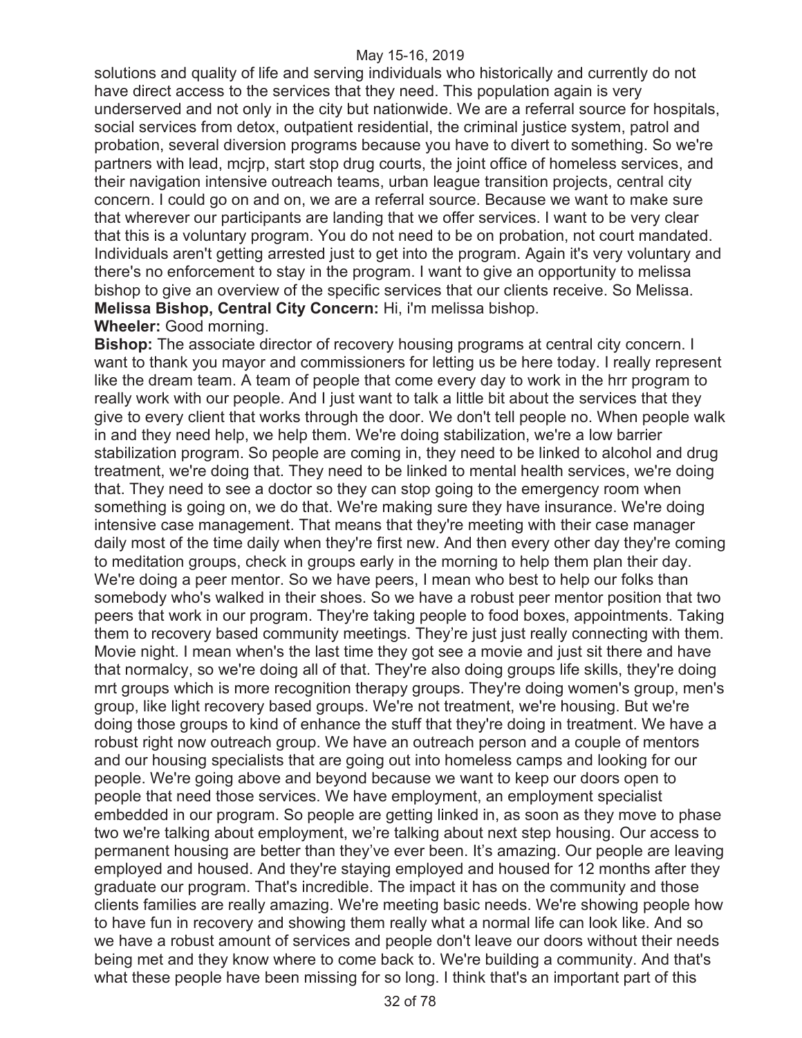solutions and quality of life and serving individuals who historically and currently do not have direct access to the services that they need. This population again is very underserved and not only in the city but nationwide. We are a referral source for hospitals, social services from detox, outpatient residential, the criminal justice system, patrol and probation, several diversion programs because you have to divert to something. So we're partners with lead, mcjrp, start stop drug courts, the joint office of homeless services, and their navigation intensive outreach teams, urban league transition projects, central city concern. I could go on and on, we are a referral source. Because we want to make sure that wherever our participants are landing that we offer services. I want to be very clear that this is a voluntary program. You do not need to be on probation, not court mandated. Individuals aren't getting arrested just to get into the program. Again it's very voluntary and there's no enforcement to stay in the program. I want to give an opportunity to melissa bishop to give an overview of the specific services that our clients receive. So Melissa.

**Melissa Bishop, Central City Concern:** Hi, i'm melissa bishop.

**Wheeler:** Good morning.

**Bishop:** The associate director of recovery housing programs at central city concern. I want to thank you mayor and commissioners for letting us be here today. I really represent like the dream team. A team of people that come every day to work in the hrr program to really work with our people. And I just want to talk a little bit about the services that they give to every client that works through the door. We don't tell people no. When people walk in and they need help, we help them. We're doing stabilization, we're a low barrier stabilization program. So people are coming in, they need to be linked to alcohol and drug treatment, we're doing that. They need to be linked to mental health services, we're doing that. They need to see a doctor so they can stop going to the emergency room when something is going on, we do that. We're making sure they have insurance. We're doing intensive case management. That means that they're meeting with their case manager daily most of the time daily when they're first new. And then every other day they're coming to meditation groups, check in groups early in the morning to help them plan their day. We're doing a peer mentor. So we have peers, I mean who best to help our folks than somebody who's walked in their shoes. So we have a robust peer mentor position that two peers that work in our program. They're taking people to food boxes, appointments. Taking them to recovery based community meetings. They're just just really connecting with them. Movie night. I mean when's the last time they got see a movie and just sit there and have that normalcy, so we're doing all of that. They're also doing groups life skills, they're doing mrt groups which is more recognition therapy groups. They're doing women's group, men's group, like light recovery based groups. We're not treatment, we're housing. But we're doing those groups to kind of enhance the stuff that they're doing in treatment. We have a robust right now outreach group. We have an outreach person and a couple of mentors and our housing specialists that are going out into homeless camps and looking for our people. We're going above and beyond because we want to keep our doors open to people that need those services. We have employment, an employment specialist embedded in our program. So people are getting linked in, as soon as they move to phase two we're talking about employment, we're talking about next step housing. Our access to permanent housing are better than they've ever been. It's amazing. Our people are leaving employed and housed. And they're staying employed and housed for 12 months after they graduate our program. That's incredible. The impact it has on the community and those clients families are really amazing. We're meeting basic needs. We're showing people how to have fun in recovery and showing them really what a normal life can look like. And so we have a robust amount of services and people don't leave our doors without their needs being met and they know where to come back to. We're building a community. And that's what these people have been missing for so long. I think that's an important part of this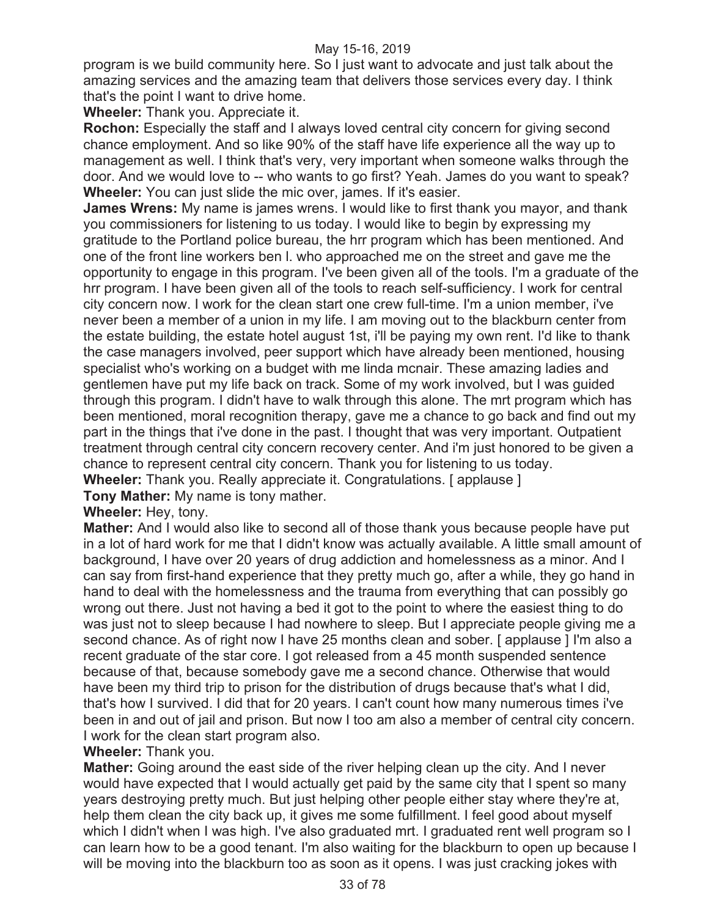program is we build community here. So I just want to advocate and just talk about the amazing services and the amazing team that delivers those services every day. I think that's the point I want to drive home.

**Wheeler:** Thank you. Appreciate it.

**Rochon:** Especially the staff and I always loved central city concern for giving second chance employment. And so like 90% of the staff have life experience all the way up to management as well. I think that's very, very important when someone walks through the door. And we would love to -- who wants to go first? Yeah. James do you want to speak?

**Wheeler:** You can just slide the mic over, james. If it's easier.

**James Wrens:** My name is james wrens. I would like to first thank you mayor, and thank you commissioners for listening to us today. I would like to begin by expressing my gratitude to the Portland police bureau, the hrr program which has been mentioned. And one of the front line workers ben l. who approached me on the street and gave me the opportunity to engage in this program. I've been given all of the tools. I'm a graduate of the hrr program. I have been given all of the tools to reach self-sufficiency. I work for central city concern now. I work for the clean start one crew full-time. I'm a union member, i've never been a member of a union in my life. I am moving out to the blackburn center from the estate building, the estate hotel august 1st, i'll be paying my own rent. I'd like to thank the case managers involved, peer support which have already been mentioned, housing specialist who's working on a budget with me linda mcnair. These amazing ladies and gentlemen have put my life back on track. Some of my work involved, but I was guided through this program. I didn't have to walk through this alone. The mrt program which has been mentioned, moral recognition therapy, gave me a chance to go back and find out my part in the things that i've done in the past. I thought that was very important. Outpatient treatment through central city concern recovery center. And i'm just honored to be given a chance to represent central city concern. Thank you for listening to us today.

**Wheeler:** Thank you. Really appreciate it. Congratulations. [ applause ]

**Tony Mather:** My name is tony mather.

**Wheeler:** Hey, tony.

**Mather:** And I would also like to second all of those thank yous because people have put in a lot of hard work for me that I didn't know was actually available. A little small amount of background, I have over 20 years of drug addiction and homelessness as a minor. And I can say from first-hand experience that they pretty much go, after a while, they go hand in hand to deal with the homelessness and the trauma from everything that can possibly go wrong out there. Just not having a bed it got to the point to where the easiest thing to do was just not to sleep because I had nowhere to sleep. But I appreciate people giving me a second chance. As of right now I have 25 months clean and sober. [ applause ] I'm also a recent graduate of the star core. I got released from a 45 month suspended sentence because of that, because somebody gave me a second chance. Otherwise that would have been my third trip to prison for the distribution of drugs because that's what I did, that's how I survived. I did that for 20 years. I can't count how many numerous times i've been in and out of jail and prison. But now I too am also a member of central city concern. I work for the clean start program also.

**Wheeler:** Thank you.

**Mather:** Going around the east side of the river helping clean up the city. And I never would have expected that I would actually get paid by the same city that I spent so many years destroying pretty much. But just helping other people either stay where they're at, help them clean the city back up, it gives me some fulfillment. I feel good about myself which I didn't when I was high. I've also graduated mrt. I graduated rent well program so I can learn how to be a good tenant. I'm also waiting for the blackburn to open up because I will be moving into the blackburn too as soon as it opens. I was just cracking jokes with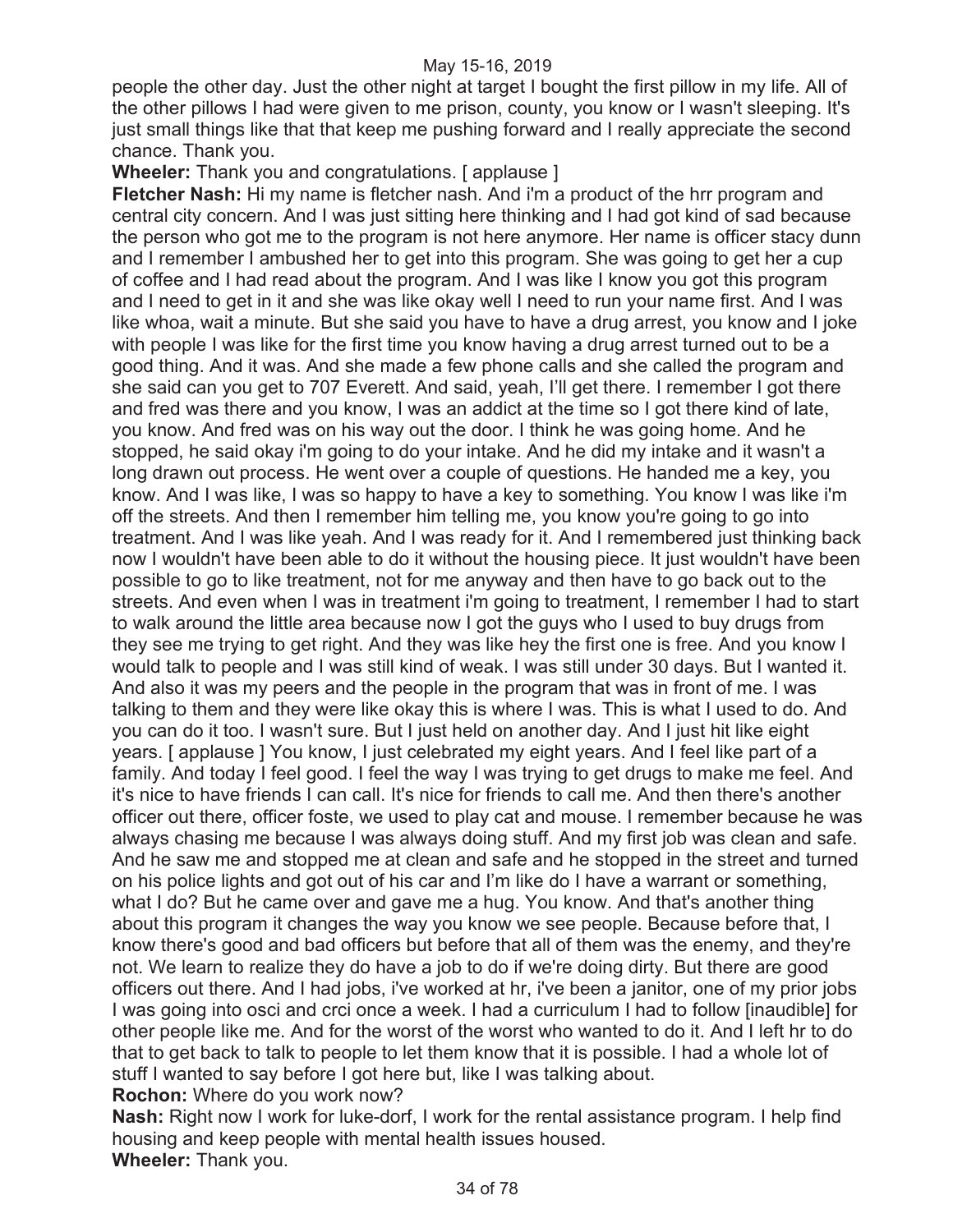people the other day. Just the other night at target I bought the first pillow in my life. All of the other pillows I had were given to me prison, county, you know or I wasn't sleeping. It's just small things like that that keep me pushing forward and I really appreciate the second chance. Thank you.

**Wheeler:** Thank you and congratulations. [ applause ]

**Fletcher Nash:** Hi my name is fletcher nash. And i'm a product of the hrr program and central city concern. And I was just sitting here thinking and I had got kind of sad because the person who got me to the program is not here anymore. Her name is officer stacy dunn and I remember I ambushed her to get into this program. She was going to get her a cup of coffee and I had read about the program. And I was like I know you got this program and I need to get in it and she was like okay well I need to run your name first. And I was like whoa, wait a minute. But she said you have to have a drug arrest, you know and I joke with people I was like for the first time you know having a drug arrest turned out to be a good thing. And it was. And she made a few phone calls and she called the program and she said can you get to 707 Everett. And said, yeah, I'll get there. I remember I got there and fred was there and you know, I was an addict at the time so I got there kind of late, you know. And fred was on his way out the door. I think he was going home. And he stopped, he said okay i'm going to do your intake. And he did my intake and it wasn't a long drawn out process. He went over a couple of questions. He handed me a key, you know. And I was like, I was so happy to have a key to something. You know I was like i'm off the streets. And then I remember him telling me, you know you're going to go into treatment. And I was like yeah. And I was ready for it. And I remembered just thinking back now I wouldn't have been able to do it without the housing piece. It just wouldn't have been possible to go to like treatment, not for me anyway and then have to go back out to the streets. And even when I was in treatment i'm going to treatment, I remember I had to start to walk around the little area because now I got the guys who I used to buy drugs from they see me trying to get right. And they was like hey the first one is free. And you know I would talk to people and I was still kind of weak. I was still under 30 days. But I wanted it. And also it was my peers and the people in the program that was in front of me. I was talking to them and they were like okay this is where I was. This is what I used to do. And you can do it too. I wasn't sure. But I just held on another day. And I just hit like eight years. [ applause ] You know, I just celebrated my eight years. And I feel like part of a family. And today I feel good. I feel the way I was trying to get drugs to make me feel. And it's nice to have friends I can call. It's nice for friends to call me. And then there's another officer out there, officer foste, we used to play cat and mouse. I remember because he was always chasing me because I was always doing stuff. And my first job was clean and safe. And he saw me and stopped me at clean and safe and he stopped in the street and turned on his police lights and got out of his car and I'm like do I have a warrant or something, what I do? But he came over and gave me a hug. You know. And that's another thing about this program it changes the way you know we see people. Because before that, I know there's good and bad officers but before that all of them was the enemy, and they're not. We learn to realize they do have a job to do if we're doing dirty. But there are good officers out there. And I had jobs, i've worked at hr, i've been a janitor, one of my prior jobs I was going into osci and crci once a week. I had a curriculum I had to follow [inaudible] for other people like me. And for the worst of the worst who wanted to do it. And I left hr to do that to get back to talk to people to let them know that it is possible. I had a whole lot of stuff I wanted to say before I got here but, like I was talking about.

**Rochon:** Where do you work now?

**Nash:** Right now I work for luke-dorf, I work for the rental assistance program. I help find housing and keep people with mental health issues housed.

**Wheeler:** Thank you.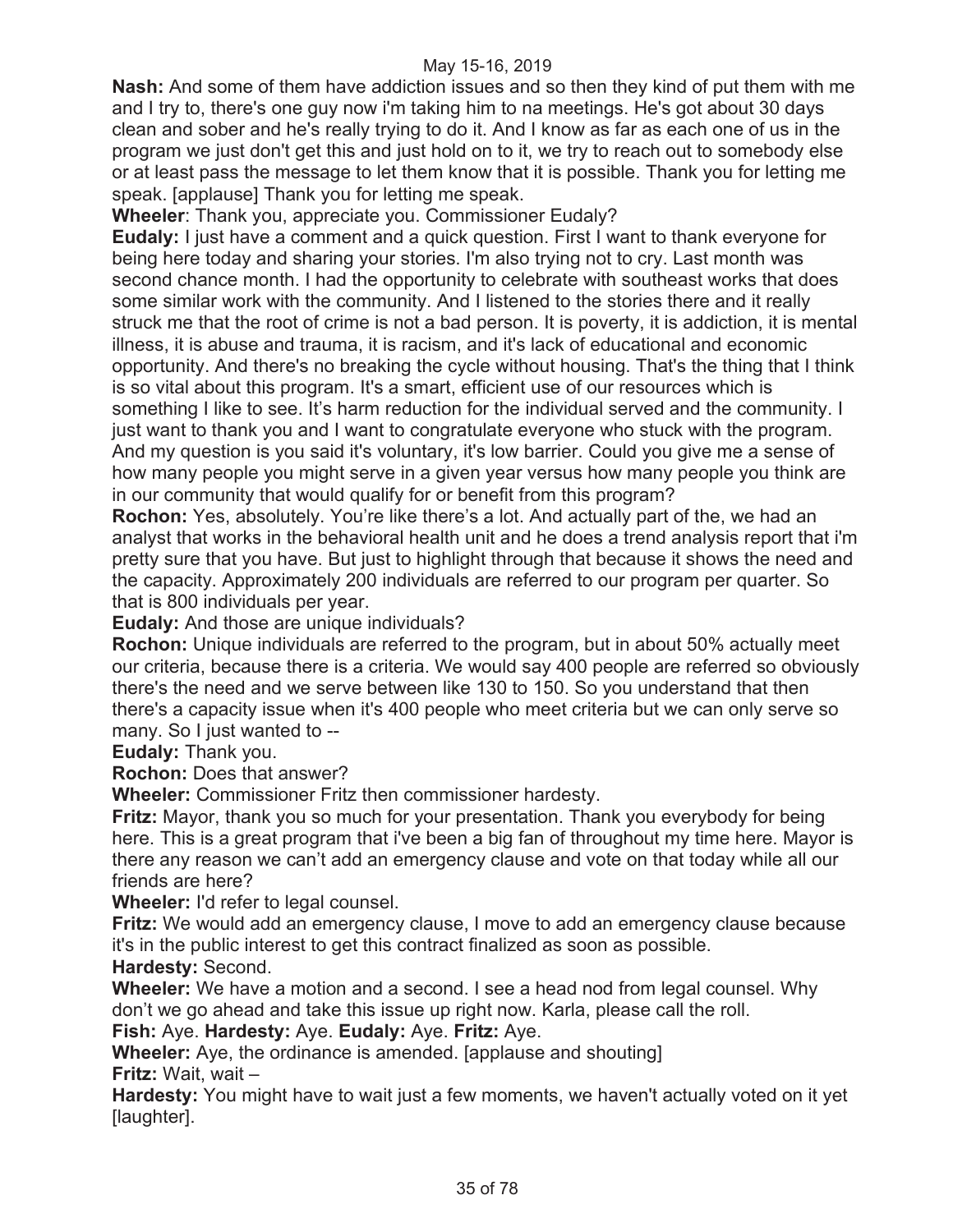**Nash:** And some of them have addiction issues and so then they kind of put them with me and I try to, there's one guy now i'm taking him to na meetings. He's got about 30 days clean and sober and he's really trying to do it. And I know as far as each one of us in the program we just don't get this and just hold on to it, we try to reach out to somebody else or at least pass the message to let them know that it is possible. Thank you for letting me speak. [applause] Thank you for letting me speak.

**Wheeler**: Thank you, appreciate you. Commissioner Eudaly?

**Eudaly:** I just have a comment and a quick question. First I want to thank everyone for being here today and sharing your stories. I'm also trying not to cry. Last month was second chance month. I had the opportunity to celebrate with southeast works that does some similar work with the community. And I listened to the stories there and it really struck me that the root of crime is not a bad person. It is poverty, it is addiction, it is mental illness, it is abuse and trauma, it is racism, and it's lack of educational and economic opportunity. And there's no breaking the cycle without housing. That's the thing that I think is so vital about this program. It's a smart, efficient use of our resources which is something I like to see. It's harm reduction for the individual served and the community. I just want to thank you and I want to congratulate everyone who stuck with the program. And my question is you said it's voluntary, it's low barrier. Could you give me a sense of how many people you might serve in a given year versus how many people you think are in our community that would qualify for or benefit from this program?

**Rochon:** Yes, absolutely. You're like there's a lot. And actually part of the, we had an analyst that works in the behavioral health unit and he does a trend analysis report that i'm pretty sure that you have. But just to highlight through that because it shows the need and the capacity. Approximately 200 individuals are referred to our program per quarter. So that is 800 individuals per year.

**Eudaly:** And those are unique individuals?

**Rochon:** Unique individuals are referred to the program, but in about 50% actually meet our criteria, because there is a criteria. We would say 400 people are referred so obviously there's the need and we serve between like 130 to 150. So you understand that then there's a capacity issue when it's 400 people who meet criteria but we can only serve so many. So I just wanted to --

**Eudaly:** Thank you.

**Rochon:** Does that answer?

**Wheeler:** Commissioner Fritz then commissioner hardesty.

**Fritz:** Mayor, thank you so much for your presentation. Thank you everybody for being here. This is a great program that i've been a big fan of throughout my time here. Mayor is there any reason we can't add an emergency clause and vote on that today while all our friends are here?

**Wheeler:** I'd refer to legal counsel.

**Fritz:** We would add an emergency clause, I move to add an emergency clause because it's in the public interest to get this contract finalized as soon as possible.

**Hardesty:** Second.

**Wheeler:** We have a motion and a second. I see a head nod from legal counsel. Why don't we go ahead and take this issue up right now. Karla, please call the roll.

**Fish:** Aye. **Hardesty:** Aye. **Eudaly:** Aye. **Fritz:** Aye.

**Wheeler:** Aye, the ordinance is amended. [applause and shouting]

**Fritz:** Wait, wait –

**Hardesty:** You might have to wait just a few moments, we haven't actually voted on it yet [laughter].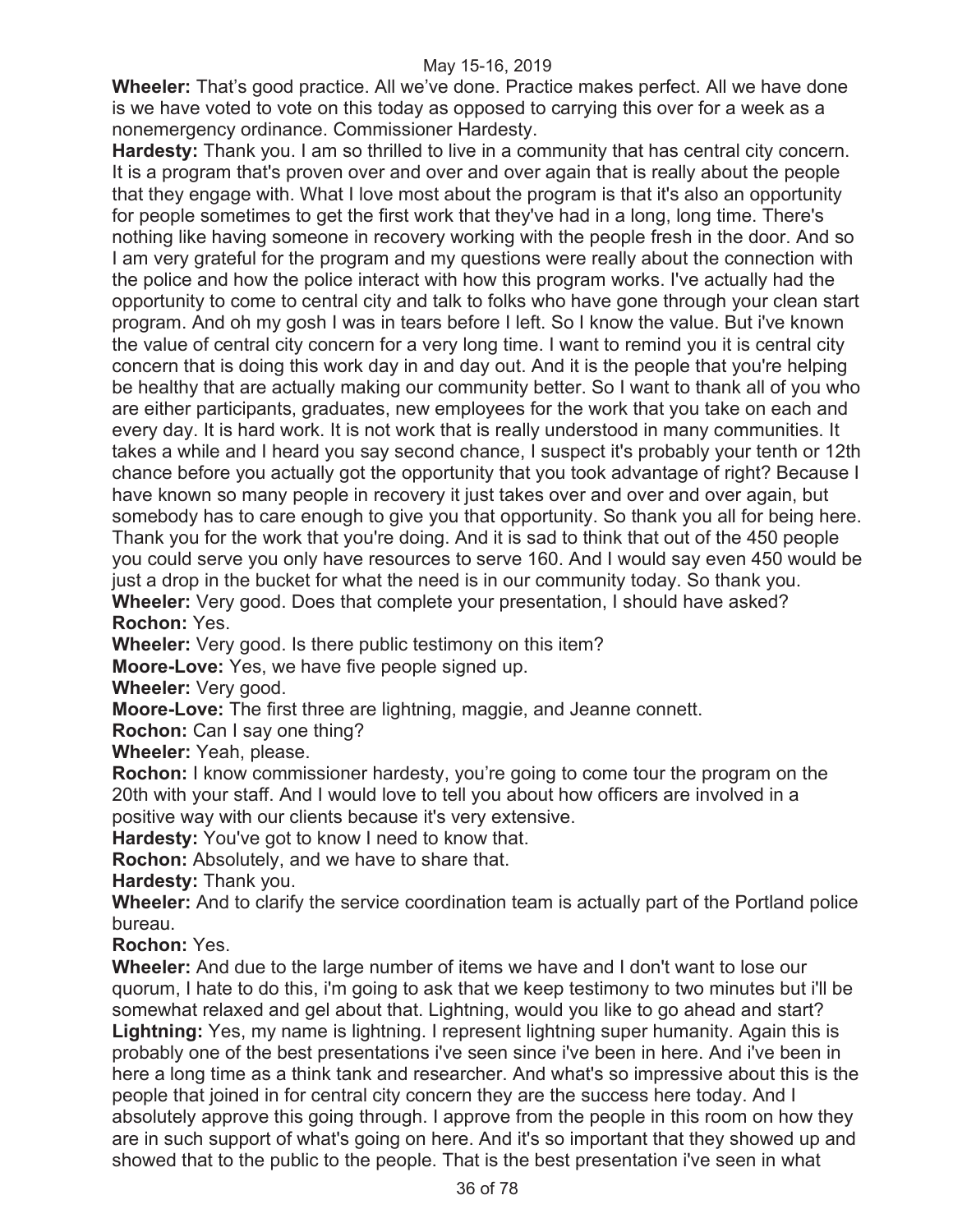**Wheeler:** That's good practice. All we've done. Practice makes perfect. All we have done is we have voted to vote on this today as opposed to carrying this over for a week as a nonemergency ordinance. Commissioner Hardesty.

**Hardesty:** Thank you. I am so thrilled to live in a community that has central city concern. It is a program that's proven over and over and over again that is really about the people that they engage with. What I love most about the program is that it's also an opportunity for people sometimes to get the first work that they've had in a long, long time. There's nothing like having someone in recovery working with the people fresh in the door. And so I am very grateful for the program and my questions were really about the connection with the police and how the police interact with how this program works. I've actually had the opportunity to come to central city and talk to folks who have gone through your clean start program. And oh my gosh I was in tears before I left. So I know the value. But i've known the value of central city concern for a very long time. I want to remind you it is central city concern that is doing this work day in and day out. And it is the people that you're helping be healthy that are actually making our community better. So I want to thank all of you who are either participants, graduates, new employees for the work that you take on each and every day. It is hard work. It is not work that is really understood in many communities. It takes a while and I heard you say second chance, I suspect it's probably your tenth or 12th chance before you actually got the opportunity that you took advantage of right? Because I have known so many people in recovery it just takes over and over and over again, but somebody has to care enough to give you that opportunity. So thank you all for being here. Thank you for the work that you're doing. And it is sad to think that out of the 450 people you could serve you only have resources to serve 160. And I would say even 450 would be just a drop in the bucket for what the need is in our community today. So thank you.

**Wheeler:** Very good. Does that complete your presentation, I should have asked?

**Rochon:** Yes.

**Wheeler:** Very good. Is there public testimony on this item?

**Moore-Love:** Yes, we have five people signed up.

**Wheeler:** Very good.

**Moore-Love:** The first three are lightning, maggie, and Jeanne connett.

**Rochon:** Can I say one thing?

**Wheeler:** Yeah, please.

**Rochon:** I know commissioner hardesty, you're going to come tour the program on the 20th with your staff. And I would love to tell you about how officers are involved in a positive way with our clients because it's very extensive.

**Hardesty:** You've got to know I need to know that.

**Rochon:** Absolutely, and we have to share that.

**Hardesty:** Thank you.

**Wheeler:** And to clarify the service coordination team is actually part of the Portland police bureau.

**Rochon:** Yes.

**Wheeler:** And due to the large number of items we have and I don't want to lose our quorum, I hate to do this, i'm going to ask that we keep testimony to two minutes but i'll be somewhat relaxed and gel about that. Lightning, would you like to go ahead and start?

**Lightning:** Yes, my name is lightning. I represent lightning super humanity. Again this is probably one of the best presentations i've seen since i've been in here. And i've been in here a long time as a think tank and researcher. And what's so impressive about this is the people that joined in for central city concern they are the success here today. And I absolutely approve this going through. I approve from the people in this room on how they are in such support of what's going on here. And it's so important that they showed up and showed that to the public to the people. That is the best presentation i've seen in what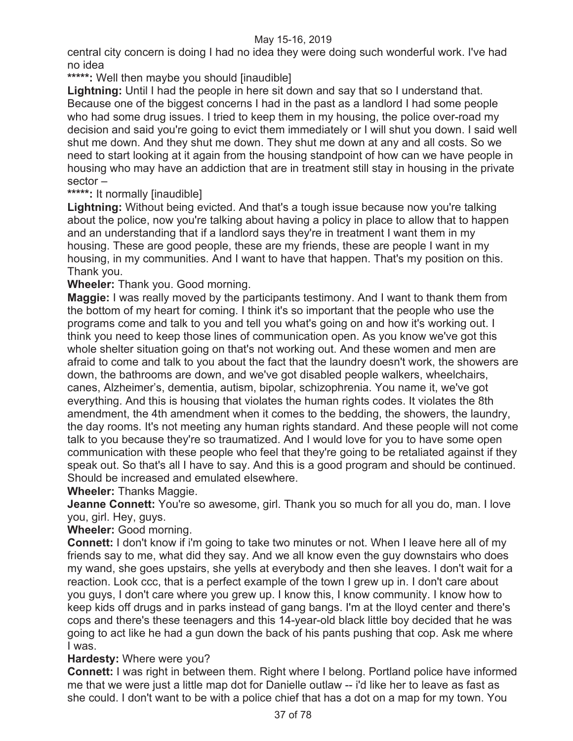central city concern is doing I had no idea they were doing such wonderful work. I've had no idea

**\*\*\*\*\*:** Well then maybe you should [inaudible]

**Lightning:** Until I had the people in here sit down and say that so I understand that. Because one of the biggest concerns I had in the past as a landlord I had some people who had some drug issues. I tried to keep them in my housing, the police over-road my decision and said you're going to evict them immediately or I will shut you down. I said well shut me down. And they shut me down. They shut me down at any and all costs. So we need to start looking at it again from the housing standpoint of how can we have people in housing who may have an addiction that are in treatment still stay in housing in the private sector –

**\*\*\*\*\*:** It normally [inaudible]

**Lightning:** Without being evicted. And that's a tough issue because now you're talking about the police, now you're talking about having a policy in place to allow that to happen and an understanding that if a landlord says they're in treatment I want them in my housing. These are good people, these are my friends, these are people I want in my housing, in my communities. And I want to have that happen. That's my position on this. Thank you.

**Wheeler:** Thank you. Good morning.

**Maggie:** I was really moved by the participants testimony. And I want to thank them from the bottom of my heart for coming. I think it's so important that the people who use the programs come and talk to you and tell you what's going on and how it's working out. I think you need to keep those lines of communication open. As you know we've got this whole shelter situation going on that's not working out. And these women and men are afraid to come and talk to you about the fact that the laundry doesn't work, the showers are down, the bathrooms are down, and we've got disabled people walkers, wheelchairs, canes, Alzheimer's, dementia, autism, bipolar, schizophrenia. You name it, we've got everything. And this is housing that violates the human rights codes. It violates the 8th amendment, the 4th amendment when it comes to the bedding, the showers, the laundry, the day rooms. It's not meeting any human rights standard. And these people will not come talk to you because they're so traumatized. And I would love for you to have some open communication with these people who feel that they're going to be retaliated against if they speak out. So that's all I have to say. And this is a good program and should be continued. Should be increased and emulated elsewhere.

**Wheeler:** Thanks Maggie.

**Jeanne Connett:** You're so awesome, girl. Thank you so much for all you do, man. I love you, girl. Hey, guys.

**Wheeler:** Good morning.

**Connett:** I don't know if i'm going to take two minutes or not. When I leave here all of my friends say to me, what did they say. And we all know even the guy downstairs who does my wand, she goes upstairs, she yells at everybody and then she leaves. I don't wait for a reaction. Look ccc, that is a perfect example of the town I grew up in. I don't care about you guys, I don't care where you grew up. I know this, I know community. I know how to keep kids off drugs and in parks instead of gang bangs. I'm at the lloyd center and there's cops and there's these teenagers and this 14-year-old black little boy decided that he was going to act like he had a gun down the back of his pants pushing that cop. Ask me where I was.

**Hardesty:** Where were you?

**Connett:** I was right in between them. Right where I belong. Portland police have informed me that we were just a little map dot for Danielle outlaw -- i'd like her to leave as fast as she could. I don't want to be with a police chief that has a dot on a map for my town. You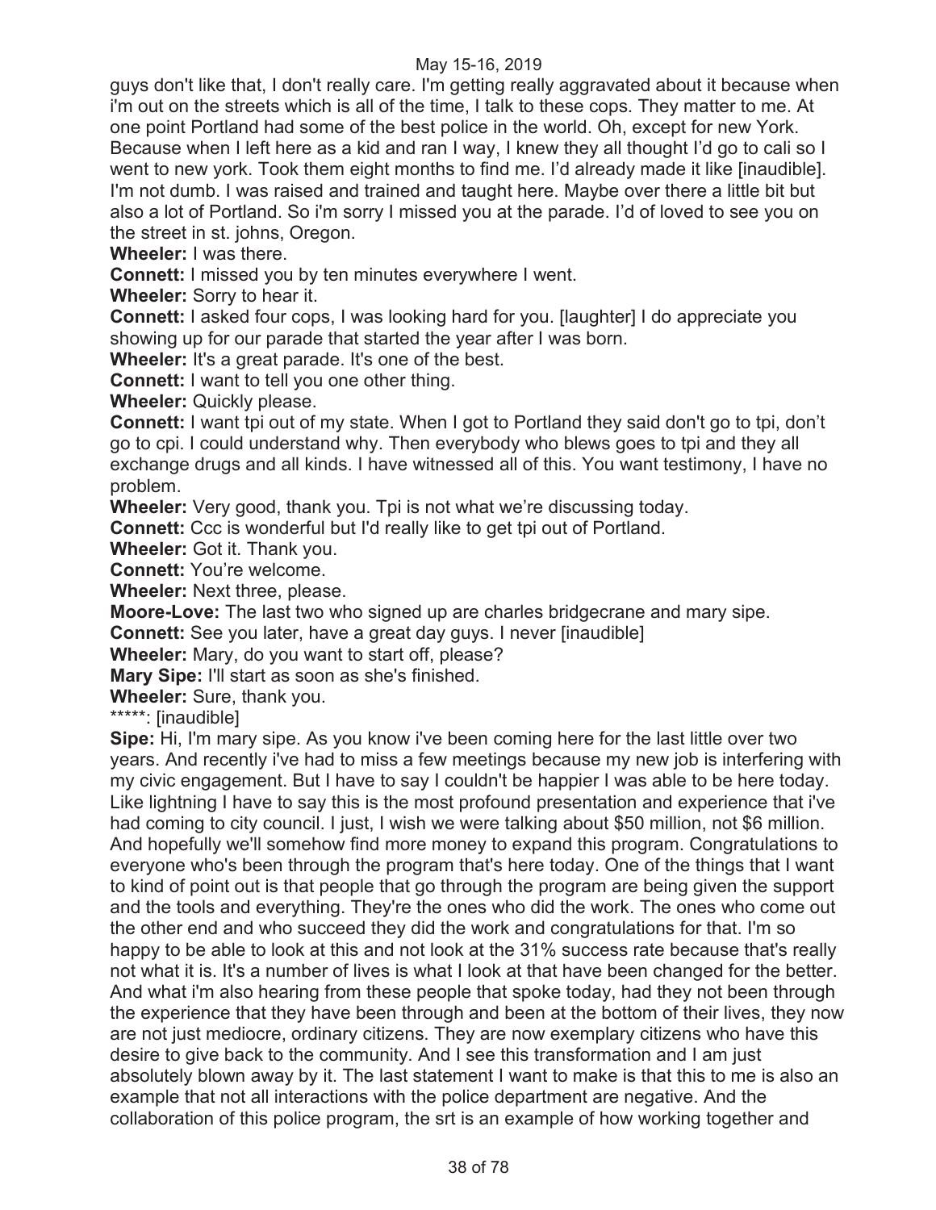guys don't like that, I don't really care. I'm getting really aggravated about it because when i'm out on the streets which is all of the time, I talk to these cops. They matter to me. At one point Portland had some of the best police in the world. Oh, except for new York. Because when I left here as a kid and ran I way, I knew they all thought I'd go to cali so I went to new york. Took them eight months to find me. I'd already made it like [inaudible]. I'm not dumb. I was raised and trained and taught here. Maybe over there a little bit but also a lot of Portland. So i'm sorry I missed you at the parade. I'd of loved to see you on the street in st. johns, Oregon.

**Wheeler:** I was there.

**Connett:** I missed you by ten minutes everywhere I went.

**Wheeler:** Sorry to hear it.

**Connett:** I asked four cops, I was looking hard for you. [laughter] I do appreciate you showing up for our parade that started the year after I was born.

**Wheeler:** It's a great parade. It's one of the best.

**Connett:** I want to tell you one other thing.

**Wheeler:** Quickly please.

**Connett:** I want tpi out of my state. When I got to Portland they said don't go to tpi, don't go to cpi. I could understand why. Then everybody who blews goes to tpi and they all exchange drugs and all kinds. I have witnessed all of this. You want testimony, I have no problem.

**Wheeler:** Very good, thank you. Tpi is not what we're discussing today.

**Connett:** Ccc is wonderful but I'd really like to get tpi out of Portland.

**Wheeler:** Got it. Thank you.

**Connett:** You're welcome.

**Wheeler:** Next three, please.

**Moore-Love:** The last two who signed up are charles bridgecrane and mary sipe.

**Connett:** See you later, have a great day guys. I never [inaudible]

**Wheeler:** Mary, do you want to start off, please?

**Mary Sipe:** I'll start as soon as she's finished.

**Wheeler:** Sure, thank you.

*****: [inaudible]

**Sipe:** Hi, I'm mary sipe. As you know i've been coming here for the last little over two years. And recently i've had to miss a few meetings because my new job is interfering with my civic engagement. But I have to say I couldn't be happier I was able to be here today. Like lightning I have to say this is the most profound presentation and experience that i've had coming to city council. I just, I wish we were talking about $50 million, not $6 million. And hopefully we'll somehow find more money to expand this program. Congratulations to everyone who's been through the program that's here today. One of the things that I want to kind of point out is that people that go through the program are being given the support and the tools and everything. They're the ones who did the work. The ones who come out the other end and who succeed they did the work and congratulations for that. I'm so happy to be able to look at this and not look at the 31% success rate because that's really not what it is. It's a number of lives is what I look at that have been changed for the better. And what i'm also hearing from these people that spoke today, had they not been through the experience that they have been through and been at the bottom of their lives, they now are not just mediocre, ordinary citizens. They are now exemplary citizens who have this desire to give back to the community. And I see this transformation and I am just absolutely blown away by it. The last statement I want to make is that this to me is also an example that not all interactions with the police department are negative. And the collaboration of this police program, the srt is an example of how working together and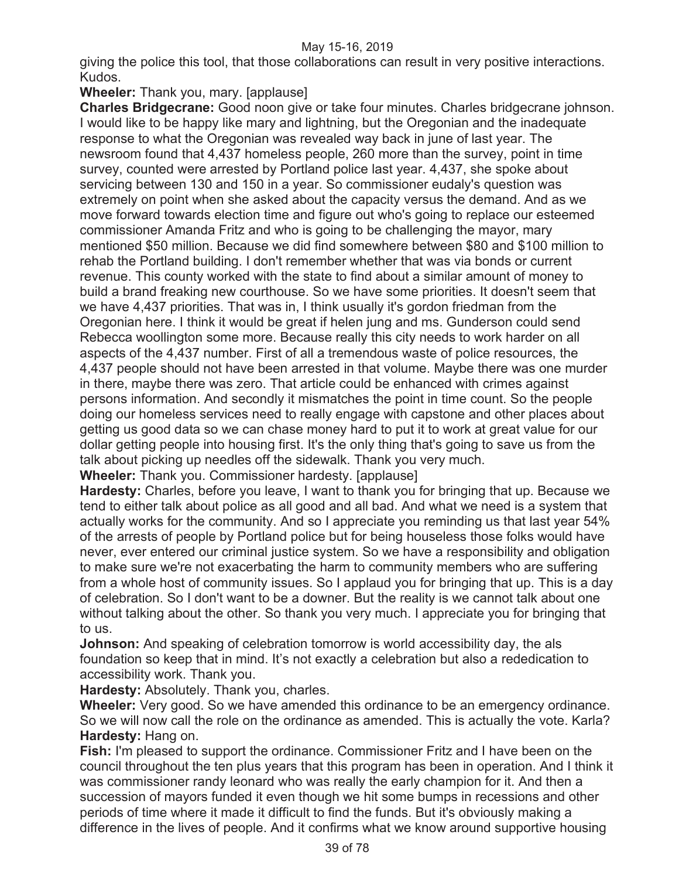giving the police this tool, that those collaborations can result in very positive interactions. Kudos.

**Wheeler:** Thank you, mary. [applause]

**Charles Bridgecrane:** Good noon give or take four minutes. Charles bridgecrane johnson. I would like to be happy like mary and lightning, but the Oregonian and the inadequate response to what the Oregonian was revealed way back in june of last year. The newsroom found that 4,437 homeless people, 260 more than the survey, point in time survey, counted were arrested by Portland police last year. 4,437, she spoke about servicing between 130 and 150 in a year. So commissioner eudaly's question was extremely on point when she asked about the capacity versus the demand. And as we move forward towards election time and figure out who's going to replace our esteemed commissioner Amanda Fritz and who is going to be challenging the mayor, mary mentioned $50 million. Because we did find somewhere between $80 and $100 million to rehab the Portland building. I don't remember whether that was via bonds or current revenue. This county worked with the state to find about a similar amount of money to build a brand freaking new courthouse. So we have some priorities. It doesn't seem that we have 4,437 priorities. That was in, I think usually it's gordon friedman from the Oregonian here. I think it would be great if helen jung and ms. Gunderson could send Rebecca woollington some more. Because really this city needs to work harder on all aspects of the 4,437 number. First of all a tremendous waste of police resources, the 4,437 people should not have been arrested in that volume. Maybe there was one murder in there, maybe there was zero. That article could be enhanced with crimes against persons information. And secondly it mismatches the point in time count. So the people doing our homeless services need to really engage with capstone and other places about getting us good data so we can chase money hard to put it to work at great value for our dollar getting people into housing first. It's the only thing that's going to save us from the talk about picking up needles off the sidewalk. Thank you very much.

**Wheeler:** Thank you. Commissioner hardesty. [applause]

**Hardesty:** Charles, before you leave, I want to thank you for bringing that up. Because we tend to either talk about police as all good and all bad. And what we need is a system that actually works for the community. And so I appreciate you reminding us that last year 54% of the arrests of people by Portland police but for being houseless those folks would have never, ever entered our criminal justice system. So we have a responsibility and obligation to make sure we're not exacerbating the harm to community members who are suffering from a whole host of community issues. So I applaud you for bringing that up. This is a day of celebration. So I don't want to be a downer. But the reality is we cannot talk about one without talking about the other. So thank you very much. I appreciate you for bringing that to us.

**Johnson:** And speaking of celebration tomorrow is world accessibility day, the als foundation so keep that in mind. It's not exactly a celebration but also a rededication to accessibility work. Thank you.

**Hardesty:** Absolutely. Thank you, charles.

**Wheeler:** Very good. So we have amended this ordinance to be an emergency ordinance. So we will now call the role on the ordinance as amended. This is actually the vote. Karla?

**Hardesty:** Hang on.

**Fish:** I'm pleased to support the ordinance. Commissioner Fritz and I have been on the council throughout the ten plus years that this program has been in operation. And I think it was commissioner randy leonard who was really the early champion for it. And then a succession of mayors funded it even though we hit some bumps in recessions and other periods of time where it made it difficult to find the funds. But it's obviously making a difference in the lives of people. And it confirms what we know around supportive housing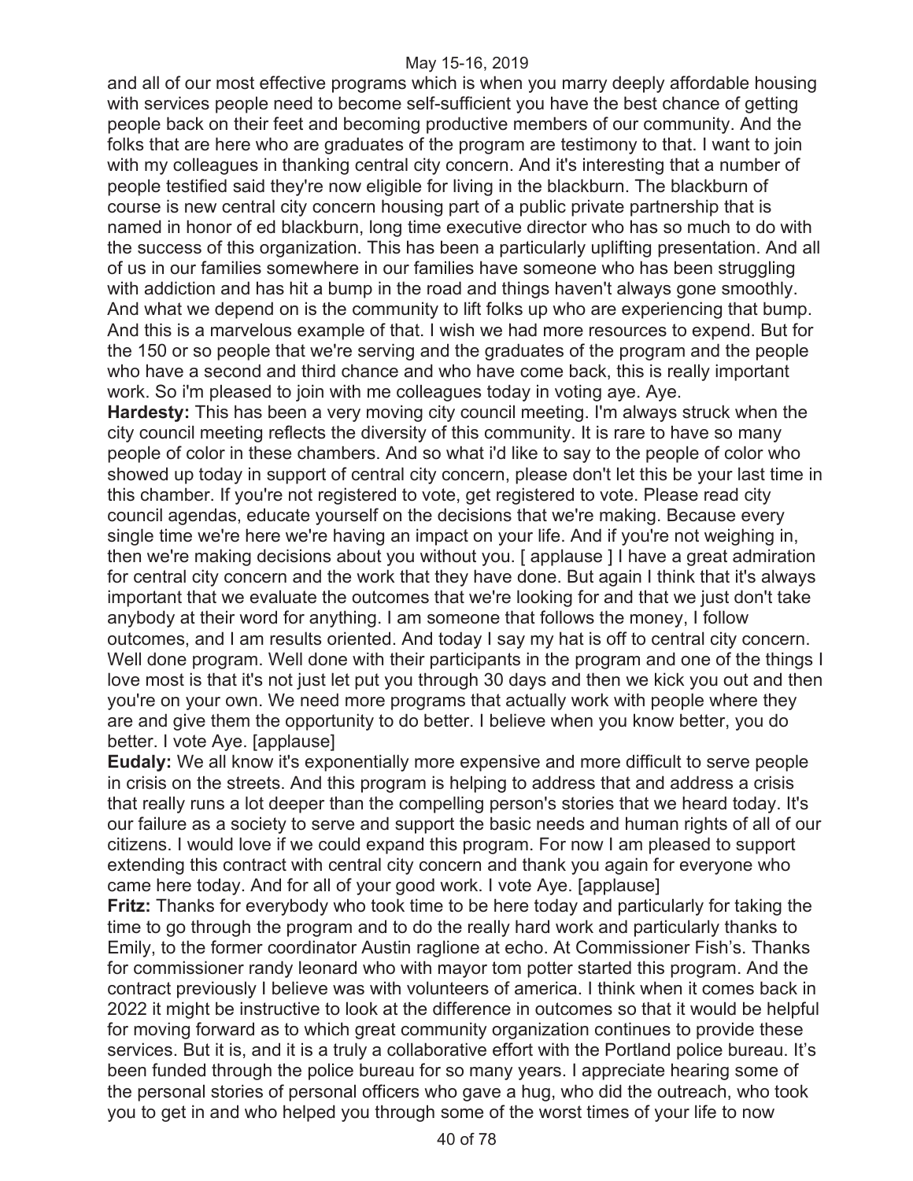and all of our most effective programs which is when you marry deeply affordable housing with services people need to become self-sufficient you have the best chance of getting people back on their feet and becoming productive members of our community. And the folks that are here who are graduates of the program are testimony to that. I want to join with my colleagues in thanking central city concern. And it's interesting that a number of people testified said they're now eligible for living in the blackburn. The blackburn of course is new central city concern housing part of a public private partnership that is named in honor of ed blackburn, long time executive director who has so much to do with the success of this organization. This has been a particularly uplifting presentation. And all of us in our families somewhere in our families have someone who has been struggling with addiction and has hit a bump in the road and things haven't always gone smoothly. And what we depend on is the community to lift folks up who are experiencing that bump. And this is a marvelous example of that. I wish we had more resources to expend. But for the 150 or so people that we're serving and the graduates of the program and the people who have a second and third chance and who have come back, this is really important work. So i'm pleased to join with me colleagues today in voting aye. Aye.

**Hardesty:** This has been a very moving city council meeting. I'm always struck when the city council meeting reflects the diversity of this community. It is rare to have so many people of color in these chambers. And so what i'd like to say to the people of color who showed up today in support of central city concern, please don't let this be your last time in this chamber. If you're not registered to vote, get registered to vote. Please read city council agendas, educate yourself on the decisions that we're making. Because every single time we're here we're having an impact on your life. And if you're not weighing in, then we're making decisions about you without you. [ applause ] I have a great admiration for central city concern and the work that they have done. But again I think that it's always important that we evaluate the outcomes that we're looking for and that we just don't take anybody at their word for anything. I am someone that follows the money, I follow outcomes, and I am results oriented. And today I say my hat is off to central city concern. Well done program. Well done with their participants in the program and one of the things I love most is that it's not just let put you through 30 days and then we kick you out and then you're on your own. We need more programs that actually work with people where they are and give them the opportunity to do better. I believe when you know better, you do better. I vote Aye. [applause]

**Eudaly:** We all know it's exponentially more expensive and more difficult to serve people in crisis on the streets. And this program is helping to address that and address a crisis that really runs a lot deeper than the compelling person's stories that we heard today. It's our failure as a society to serve and support the basic needs and human rights of all of our citizens. I would love if we could expand this program. For now I am pleased to support extending this contract with central city concern and thank you again for everyone who came here today. And for all of your good work. I vote Aye. [applause]

**Fritz:** Thanks for everybody who took time to be here today and particularly for taking the time to go through the program and to do the really hard work and particularly thanks to Emily, to the former coordinator Austin raglione at echo. At Commissioner Fish's. Thanks for commissioner randy leonard who with mayor tom potter started this program. And the contract previously I believe was with volunteers of america. I think when it comes back in 2022 it might be instructive to look at the difference in outcomes so that it would be helpful for moving forward as to which great community organization continues to provide these services. But it is, and it is a truly a collaborative effort with the Portland police bureau. It's been funded through the police bureau for so many years. I appreciate hearing some of the personal stories of personal officers who gave a hug, who did the outreach, who took you to get in and who helped you through some of the worst times of your life to now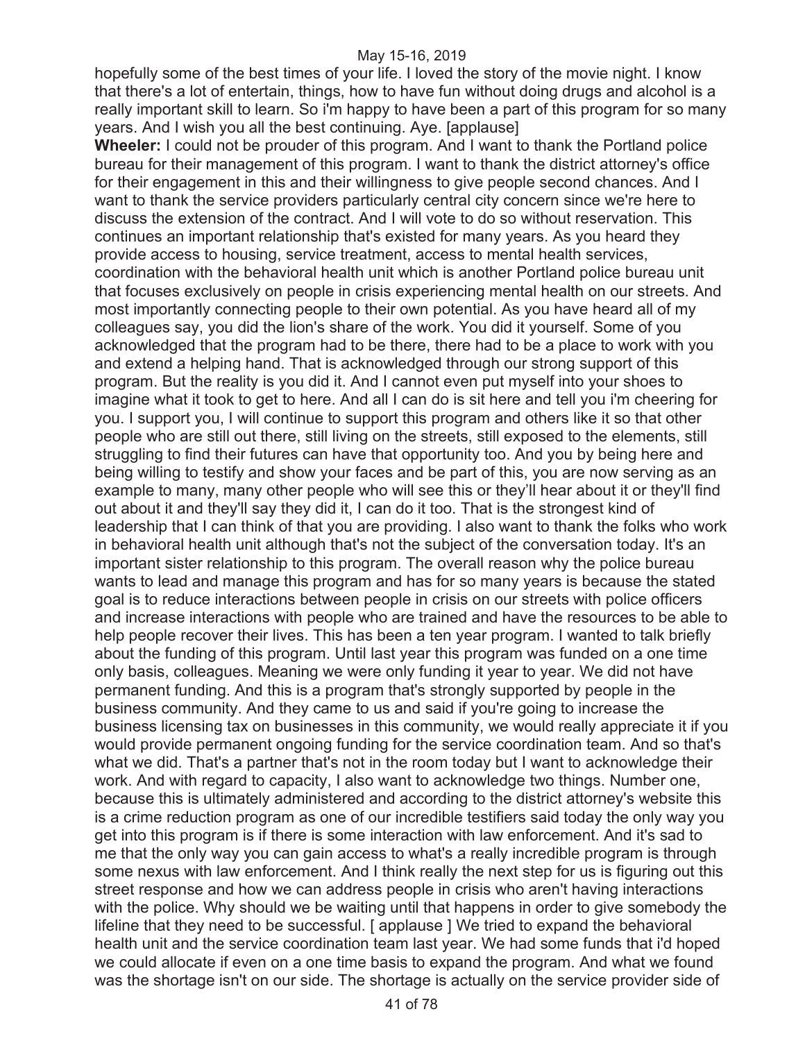hopefully some of the best times of your life. I loved the story of the movie night. I know that there's a lot of entertain, things, how to have fun without doing drugs and alcohol is a really important skill to learn. So i'm happy to have been a part of this program for so many years. And I wish you all the best continuing. Aye. [applause]

**Wheeler:** I could not be prouder of this program. And I want to thank the Portland police bureau for their management of this program. I want to thank the district attorney's office for their engagement in this and their willingness to give people second chances. And I want to thank the service providers particularly central city concern since we're here to discuss the extension of the contract. And I will vote to do so without reservation. This continues an important relationship that's existed for many years. As you heard they provide access to housing, service treatment, access to mental health services, coordination with the behavioral health unit which is another Portland police bureau unit that focuses exclusively on people in crisis experiencing mental health on our streets. And most importantly connecting people to their own potential. As you have heard all of my colleagues say, you did the lion's share of the work. You did it yourself. Some of you acknowledged that the program had to be there, there had to be a place to work with you and extend a helping hand. That is acknowledged through our strong support of this program. But the reality is you did it. And I cannot even put myself into your shoes to imagine what it took to get to here. And all I can do is sit here and tell you i'm cheering for you. I support you, I will continue to support this program and others like it so that other people who are still out there, still living on the streets, still exposed to the elements, still struggling to find their futures can have that opportunity too. And you by being here and being willing to testify and show your faces and be part of this, you are now serving as an example to many, many other people who will see this or they'll hear about it or they'll find out about it and they'll say they did it, I can do it too. That is the strongest kind of leadership that I can think of that you are providing. I also want to thank the folks who work in behavioral health unit although that's not the subject of the conversation today. It's an important sister relationship to this program. The overall reason why the police bureau wants to lead and manage this program and has for so many years is because the stated goal is to reduce interactions between people in crisis on our streets with police officers and increase interactions with people who are trained and have the resources to be able to help people recover their lives. This has been a ten year program. I wanted to talk briefly about the funding of this program. Until last year this program was funded on a one time only basis, colleagues. Meaning we were only funding it year to year. We did not have permanent funding. And this is a program that's strongly supported by people in the business community. And they came to us and said if you're going to increase the business licensing tax on businesses in this community, we would really appreciate it if you would provide permanent ongoing funding for the service coordination team. And so that's what we did. That's a partner that's not in the room today but I want to acknowledge their work. And with regard to capacity, I also want to acknowledge two things. Number one, because this is ultimately administered and according to the district attorney's website this is a crime reduction program as one of our incredible testifiers said today the only way you get into this program is if there is some interaction with law enforcement. And it's sad to me that the only way you can gain access to what's a really incredible program is through some nexus with law enforcement. And I think really the next step for us is figuring out this street response and how we can address people in crisis who aren't having interactions with the police. Why should we be waiting until that happens in order to give somebody the lifeline that they need to be successful. [ applause ] We tried to expand the behavioral health unit and the service coordination team last year. We had some funds that i'd hoped we could allocate if even on a one time basis to expand the program. And what we found was the shortage isn't on our side. The shortage is actually on the service provider side of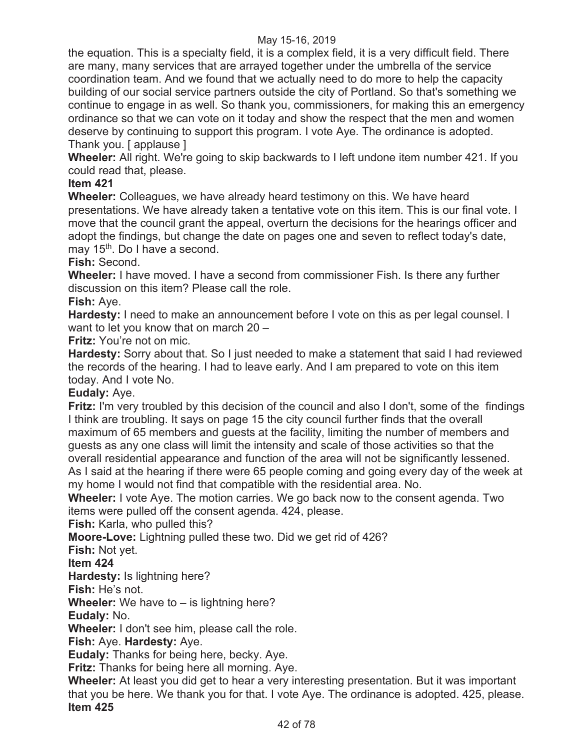the equation. This is a specialty field, it is a complex field, it is a very difficult field. There are many, many services that are arrayed together under the umbrella of the service coordination team. And we found that we actually need to do more to help the capacity building of our social service partners outside the city of Portland. So that's something we continue to engage in as well. So thank you, commissioners, for making this an emergency ordinance so that we can vote on it today and show the respect that the men and women deserve by continuing to support this program. I vote Aye. The ordinance is adopted. Thank you. [ applause ]

**Wheeler:** All right. We're going to skip backwards to I left undone item number 421. If you could read that, please.

**Item 421**

**Wheeler:** Colleagues, we have already heard testimony on this. We have heard presentations. We have already taken a tentative vote on this item. This is our final vote. I move that the council grant the appeal, overturn the decisions for the hearings officer and adopt the findings, but change the date on pages one and seven to reflect today's date, may 15th. Do I have a second.

**Fish:** Second.

**Wheeler:** I have moved. I have a second from commissioner Fish. Is there any further discussion on this item? Please call the role.

**Fish:** Aye.

**Hardesty:** I need to make an announcement before I vote on this as per legal counsel. I want to let you know that on march 20 –

**Fritz:** You're not on mic.

**Hardesty:** Sorry about that. So I just needed to make a statement that said I had reviewed the records of the hearing. I had to leave early. And I am prepared to vote on this item today. And I vote No.

**Eudaly:** Aye.

**Fritz:** I'm very troubled by this decision of the council and also I don't, some of the findings I think are troubling. It says on page 15 the city council further finds that the overall maximum of 65 members and guests at the facility, limiting the number of members and guests as any one class will limit the intensity and scale of those activities so that the overall residential appearance and function of the area will not be significantly lessened. As I said at the hearing if there were 65 people coming and going every day of the week at my home I would not find that compatible with the residential area. No.

**Wheeler:** I vote Aye. The motion carries. We go back now to the consent agenda. Two items were pulled off the consent agenda. 424, please.

**Fish:** Karla, who pulled this?

**Moore-Love:** Lightning pulled these two. Did we get rid of 426?

**Fish:** Not yet.

**Item 424**

**Hardesty:** Is lightning here?

**Fish:** He's not.

**Wheeler:** We have to – is lightning here?

**Eudaly:** No.

**Wheeler:** I don't see him, please call the role.

**Fish:** Aye. **Hardesty:** Aye.

**Eudaly:** Thanks for being here, becky. Aye.

**Fritz:** Thanks for being here all morning. Aye.

**Wheeler:** At least you did get to hear a very interesting presentation. But it was important that you be here. We thank you for that. I vote Aye. The ordinance is adopted. 425, please.

**Item 425**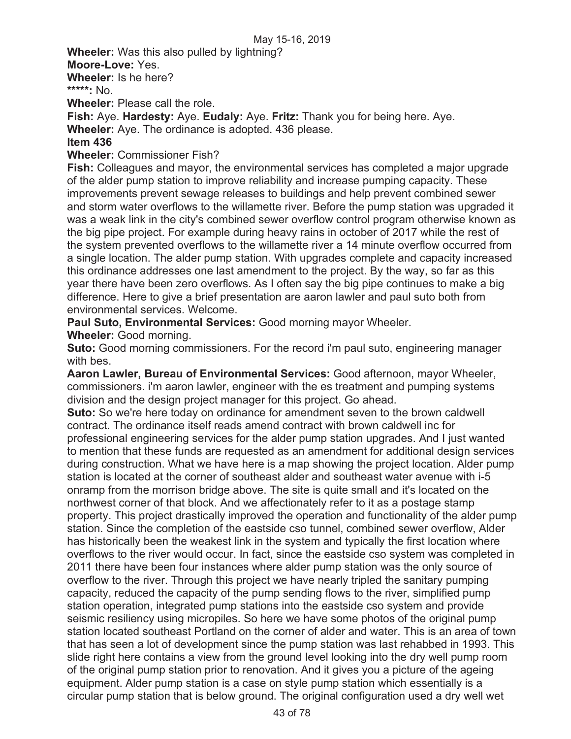**Wheeler:** Was this also pulled by lightning?

**Moore-Love:** Yes.

**Wheeler:** Is he here?

*****: No.

**Wheeler:** Please call the role.

**Fish:** Aye. **Hardesty:** Aye. **Eudaly:** Aye. **Fritz:** Thank you for being here. Aye.

**Wheeler:** Aye. The ordinance is adopted. 436 please.

**Item 436**

**Wheeler:** Commissioner Fish?

**Fish:** Colleagues and mayor, the environmental services has completed a major upgrade of the alder pump station to improve reliability and increase pumping capacity. These improvements prevent sewage releases to buildings and help prevent combined sewer and storm water overflows to the willamette river. Before the pump station was upgraded it was a weak link in the city's combined sewer overflow control program otherwise known as the big pipe project. For example during heavy rains in october of 2017 while the rest of the system prevented overflows to the willamette river a 14 minute overflow occurred from a single location. The alder pump station. With upgrades complete and capacity increased this ordinance addresses one last amendment to the project. By the way, so far as this year there have been zero overflows. As I often say the big pipe continues to make a big difference. Here to give a brief presentation are aaron lawler and paul suto both from environmental services. Welcome.

**Paul Suto, Environmental Services:** Good morning mayor Wheeler.

**Wheeler:** Good morning.

**Suto:** Good morning commissioners. For the record i'm paul suto, engineering manager with bes.

**Aaron Lawler, Bureau of Environmental Services:** Good afternoon, mayor Wheeler, commissioners. i'm aaron lawler, engineer with the es treatment and pumping systems division and the design project manager for this project. Go ahead.

**Suto:** So we're here today on ordinance for amendment seven to the brown caldwell contract. The ordinance itself reads amend contract with brown caldwell inc for professional engineering services for the alder pump station upgrades. And I just wanted to mention that these funds are requested as an amendment for additional design services during construction. What we have here is a map showing the project location. Alder pump station is located at the corner of southeast alder and southeast water avenue with i-5 onramp from the morrison bridge above. The site is quite small and it's located on the northwest corner of that block. And we affectionately refer to it as a postage stamp property. This project drastically improved the operation and functionality of the alder pump station. Since the completion of the eastside cso tunnel, combined sewer overflow, Alder has historically been the weakest link in the system and typically the first location where overflows to the river would occur. In fact, since the eastside cso system was completed in 2011 there have been four instances where alder pump station was the only source of overflow to the river. Through this project we have nearly tripled the sanitary pumping capacity, reduced the capacity of the pump sending flows to the river, simplified pump station operation, integrated pump stations into the eastside cso system and provide seismic resiliency using micropiles. So here we have some photos of the original pump station located southeast Portland on the corner of alder and water. This is an area of town that has seen a lot of development since the pump station was last rehabbed in 1993. This slide right here contains a view from the ground level looking into the dry well pump room of the original pump station prior to renovation. And it gives you a picture of the ageing equipment. Alder pump station is a case on style pump station which essentially is a circular pump station that is below ground. The original configuration used a dry well wet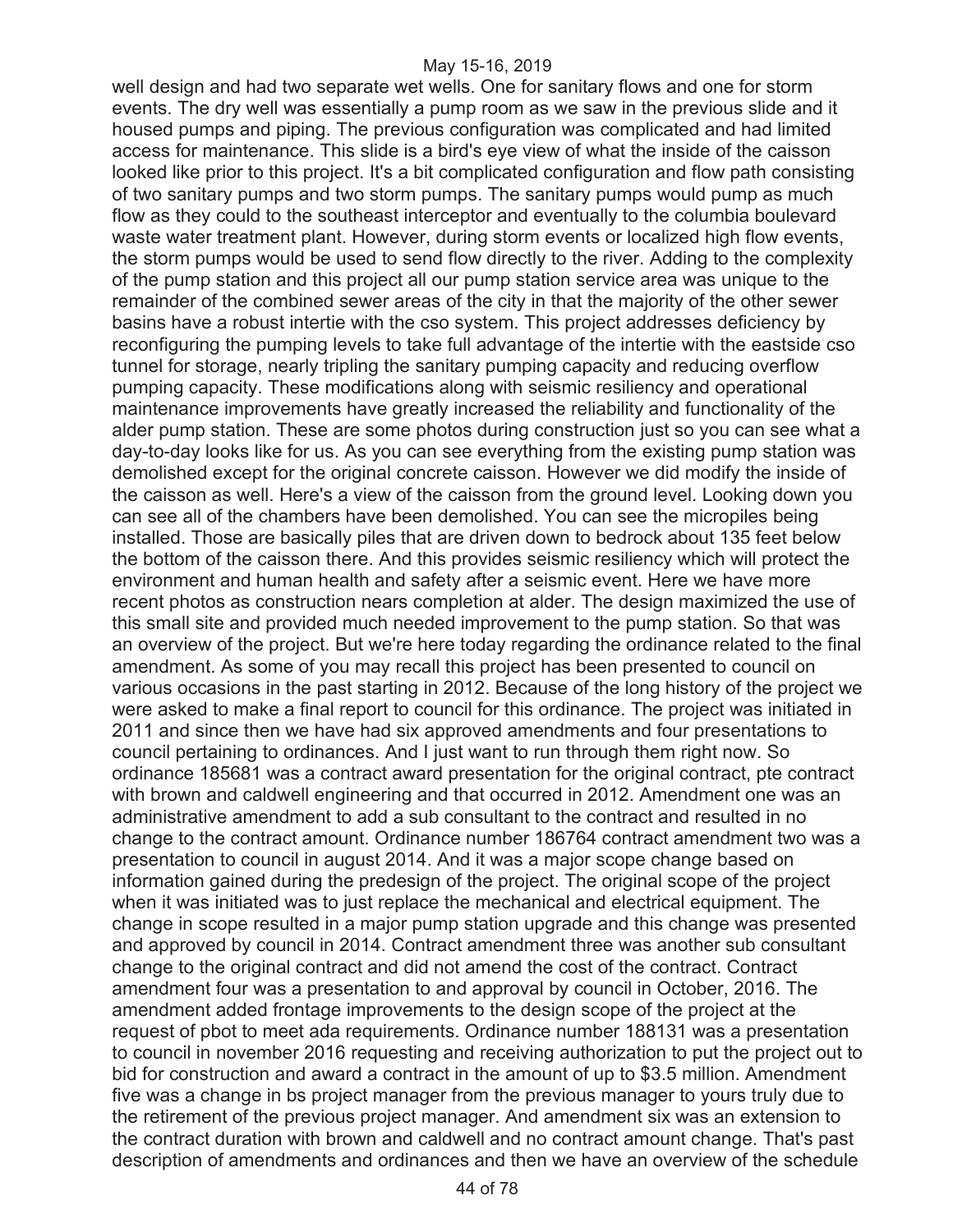well design and had two separate wet wells. One for sanitary flows and one for storm events. The dry well was essentially a pump room as we saw in the previous slide and it housed pumps and piping. The previous configuration was complicated and had limited access for maintenance. This slide is a bird's eye view of what the inside of the caisson looked like prior to this project. It's a bit complicated configuration and flow path consisting of two sanitary pumps and two storm pumps. The sanitary pumps would pump as much flow as they could to the southeast interceptor and eventually to the columbia boulevard waste water treatment plant. However, during storm events or localized high flow events, the storm pumps would be used to send flow directly to the river. Adding to the complexity of the pump station and this project all our pump station service area was unique to the remainder of the combined sewer areas of the city in that the majority of the other sewer basins have a robust intertie with the cso system. This project addresses deficiency by reconfiguring the pumping levels to take full advantage of the intertie with the eastside cso tunnel for storage, nearly tripling the sanitary pumping capacity and reducing overflow pumping capacity. These modifications along with seismic resiliency and operational maintenance improvements have greatly increased the reliability and functionality of the alder pump station. These are some photos during construction just so you can see what a day-to-day looks like for us. As you can see everything from the existing pump station was demolished except for the original concrete caisson. However we did modify the inside of the caisson as well. Here's a view of the caisson from the ground level. Looking down you can see all of the chambers have been demolished. You can see the micropiles being installed. Those are basically piles that are driven down to bedrock about 135 feet below the bottom of the caisson there. And this provides seismic resiliency which will protect the environment and human health and safety after a seismic event. Here we have more recent photos as construction nears completion at alder. The design maximized the use of this small site and provided much needed improvement to the pump station. So that was an overview of the project. But we're here today regarding the ordinance related to the final amendment. As some of you may recall this project has been presented to council on various occasions in the past starting in 2012. Because of the long history of the project we were asked to make a final report to council for this ordinance. The project was initiated in 2011 and since then we have had six approved amendments and four presentations to council pertaining to ordinances. And I just want to run through them right now. So ordinance 185681 was a contract award presentation for the original contract, pte contract with brown and caldwell engineering and that occurred in 2012. Amendment one was an administrative amendment to add a sub consultant to the contract and resulted in no change to the contract amount. Ordinance number 186764 contract amendment two was a presentation to council in august 2014. And it was a major scope change based on information gained during the predesign of the project. The original scope of the project when it was initiated was to just replace the mechanical and electrical equipment. The change in scope resulted in a major pump station upgrade and this change was presented and approved by council in 2014. Contract amendment three was another sub consultant change to the original contract and did not amend the cost of the contract. Contract amendment four was a presentation to and approval by council in October, 2016. The amendment added frontage improvements to the design scope of the project at the request of pbot to meet ada requirements. Ordinance number 188131 was a presentation to council in november 2016 requesting and receiving authorization to put the project out to bid for construction and award a contract in the amount of up to $3.5 million. Amendment five was a change in bs project manager from the previous manager to yours truly due to the retirement of the previous project manager. And amendment six was an extension to the contract duration with brown and caldwell and no contract amount change. That's past description of amendments and ordinances and then we have an overview of the schedule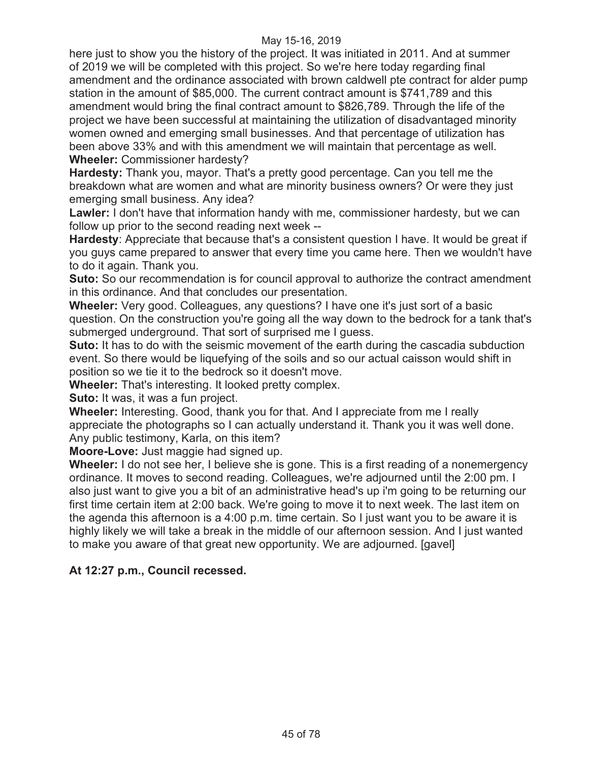here just to show you the history of the project. It was initiated in 2011. And at summer of 2019 we will be completed with this project. So we're here today regarding final amendment and the ordinance associated with brown caldwell pte contract for alder pump station in the amount of $85,000. The current contract amount is $741,789 and this amendment would bring the final contract amount to $826,789. Through the life of the project we have been successful at maintaining the utilization of disadvantaged minority women owned and emerging small businesses. And that percentage of utilization has been above 33% and with this amendment we will maintain that percentage as well.

**Wheeler:** Commissioner hardesty?

**Hardesty:** Thank you, mayor. That's a pretty good percentage. Can you tell me the breakdown what are women and what are minority business owners? Or were they just emerging small business. Any idea?

**Lawler:** I don't have that information handy with me, commissioner hardesty, but we can follow up prior to the second reading next week --

**Hardesty**: Appreciate that because that's a consistent question I have. It would be great if you guys came prepared to answer that every time you came here. Then we wouldn't have to do it again. Thank you.

**Suto:** So our recommendation is for council approval to authorize the contract amendment in this ordinance. And that concludes our presentation.

**Wheeler:** Very good. Colleagues, any questions? I have one it's just sort of a basic question. On the construction you're going all the way down to the bedrock for a tank that's submerged underground. That sort of surprised me I guess.

**Suto:** It has to do with the seismic movement of the earth during the cascadia subduction event. So there would be liquefying of the soils and so our actual caisson would shift in position so we tie it to the bedrock so it doesn't move.

**Wheeler:** That's interesting. It looked pretty complex.

**Suto:** It was, it was a fun project.

**Wheeler:** Interesting. Good, thank you for that. And I appreciate from me I really appreciate the photographs so I can actually understand it. Thank you it was well done. Any public testimony, Karla, on this item?

**Moore-Love:** Just maggie had signed up.

**Wheeler:** I do not see her, I believe she is gone. This is a first reading of a nonemergency ordinance. It moves to second reading. Colleagues, we're adjourned until the 2:00 pm. I also just want to give you a bit of an administrative head's up i'm going to be returning our first time certain item at 2:00 back. We're going to move it to next week. The last item on the agenda this afternoon is a 4:00 p.m. time certain. So I just want you to be aware it is highly likely we will take a break in the middle of our afternoon session. And I just wanted to make you aware of that great new opportunity. We are adjourned. [gavel]

**At 12:27 p.m., Council recessed.**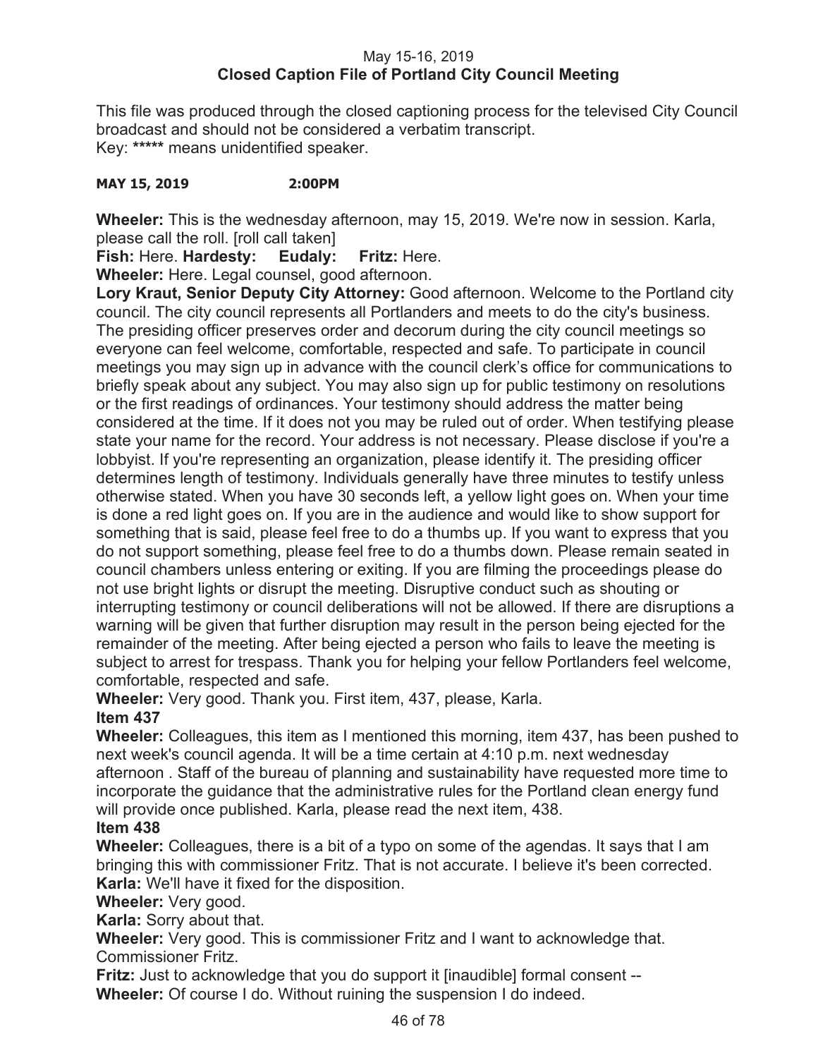May 15-16, 2019
**Closed Caption File of Portland City Council Meeting**

This file was produced through the closed captioning process for the televised City Council broadcast and should not be considered a verbatim transcript.
Key: ***** means unidentified speaker.

**MAY 15, 2019 2:00PM**

**Wheeler:** This is the wednesday afternoon, may 15, 2019. We're now in session. Karla, please call the roll. [roll call taken]

**Fish:** Here. **Hardesty:** **Eudaly:** **Fritz:** Here.

**Wheeler:** Here. Legal counsel, good afternoon.

**Lory Kraut, Senior Deputy City Attorney:** Good afternoon. Welcome to the Portland city council. The city council represents all Portlanders and meets to do the city's business. The presiding officer preserves order and decorum during the city council meetings so everyone can feel welcome, comfortable, respected and safe. To participate in council meetings you may sign up in advance with the council clerk's office for communications to briefly speak about any subject. You may also sign up for public testimony on resolutions or the first readings of ordinances. Your testimony should address the matter being considered at the time. If it does not you may be ruled out of order. When testifying please state your name for the record. Your address is not necessary. Please disclose if you're a lobbyist. If you're representing an organization, please identify it. The presiding officer determines length of testimony. Individuals generally have three minutes to testify unless otherwise stated. When you have 30 seconds left, a yellow light goes on. When your time is done a red light goes on. If you are in the audience and would like to show support for something that is said, please feel free to do a thumbs up. If you want to express that you do not support something, please feel free to do a thumbs down. Please remain seated in council chambers unless entering or exiting. If you are filming the proceedings please do not use bright lights or disrupt the meeting. Disruptive conduct such as shouting or interrupting testimony or council deliberations will not be allowed. If there are disruptions a warning will be given that further disruption may result in the person being ejected for the remainder of the meeting. After being ejected a person who fails to leave the meeting is subject to arrest for trespass. Thank you for helping your fellow Portlanders feel welcome, comfortable, respected and safe.

**Wheeler:** Very good. Thank you. First item, 437, please, Karla.

**Item 437**

**Wheeler:** Colleagues, this item as I mentioned this morning, item 437, has been pushed to next week's council agenda. It will be a time certain at 4:10 p.m. next wednesday afternoon . Staff of the bureau of planning and sustainability have requested more time to incorporate the guidance that the administrative rules for the Portland clean energy fund will provide once published. Karla, please read the next item, 438.

**Item 438**

**Wheeler:** Colleagues, there is a bit of a typo on some of the agendas. It says that I am bringing this with commissioner Fritz. That is not accurate. I believe it's been corrected.

**Karla:** We'll have it fixed for the disposition.

**Wheeler:** Very good.

**Karla:** Sorry about that.

**Wheeler:** Very good. This is commissioner Fritz and I want to acknowledge that. Commissioner Fritz.

**Fritz:** Just to acknowledge that you do support it [inaudible] formal consent --

**Wheeler:** Of course I do. Without ruining the suspension I do indeed.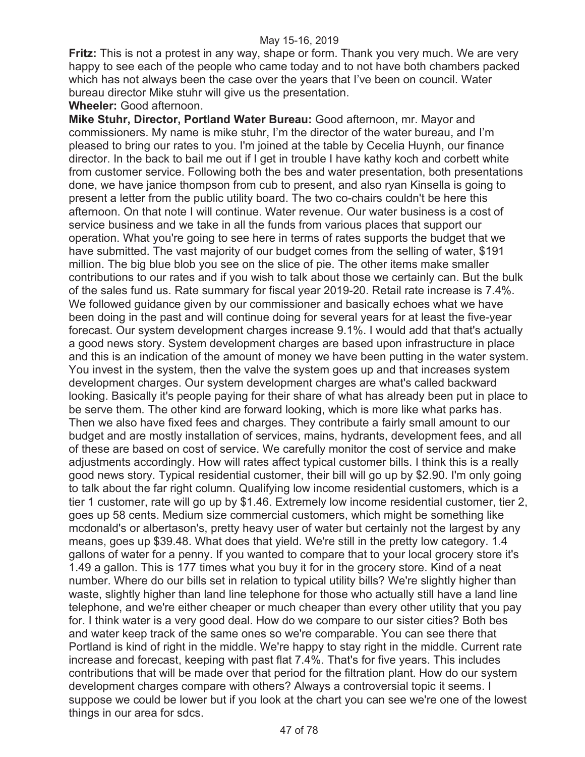**Fritz:** This is not a protest in any way, shape or form. Thank you very much. We are very happy to see each of the people who came today and to not have both chambers packed which has not always been the case over the years that I've been on council. Water bureau director Mike stuhr will give us the presentation.

**Wheeler:** Good afternoon.

**Mike Stuhr, Director, Portland Water Bureau:** Good afternoon, mr. Mayor and commissioners. My name is mike stuhr, I'm the director of the water bureau, and I'm pleased to bring our rates to you. I'm joined at the table by Cecelia Huynh, our finance director. In the back to bail me out if I get in trouble I have kathy koch and corbett white from customer service. Following both the bes and water presentation, both presentations done, we have janice thompson from cub to present, and also ryan Kinsella is going to present a letter from the public utility board. The two co-chairs couldn't be here this afternoon. On that note I will continue. Water revenue. Our water business is a cost of service business and we take in all the funds from various places that support our operation. What you're going to see here in terms of rates supports the budget that we have submitted. The vast majority of our budget comes from the selling of water, $191 million. The big blue blob you see on the slice of pie. The other items make smaller contributions to our rates and if you wish to talk about those we certainly can. But the bulk of the sales fund us. Rate summary for fiscal year 2019-20. Retail rate increase is 7.4%. We followed guidance given by our commissioner and basically echoes what we have been doing in the past and will continue doing for several years for at least the five-year forecast. Our system development charges increase 9.1%. I would add that that's actually a good news story. System development charges are based upon infrastructure in place and this is an indication of the amount of money we have been putting in the water system. You invest in the system, then the valve the system goes up and that increases system development charges. Our system development charges are what's called backward looking. Basically it's people paying for their share of what has already been put in place to be serve them. The other kind are forward looking, which is more like what parks has. Then we also have fixed fees and charges. They contribute a fairly small amount to our budget and are mostly installation of services, mains, hydrants, development fees, and all of these are based on cost of service. We carefully monitor the cost of service and make adjustments accordingly. How will rates affect typical customer bills. I think this is a really good news story. Typical residential customer, their bill will go up by $2.90. I'm only going to talk about the far right column. Qualifying low income residential customers, which is a tier 1 customer, rate will go up by $1.46. Extremely low income residential customer, tier 2, goes up 58 cents. Medium size commercial customers, which might be something like mcdonald's or albertason's, pretty heavy user of water but certainly not the largest by any means, goes up $39.48. What does that yield. We're still in the pretty low category. 1.4 gallons of water for a penny. If you wanted to compare that to your local grocery store it's 1.49 a gallon. This is 177 times what you buy it for in the grocery store. Kind of a neat number. Where do our bills set in relation to typical utility bills? We're slightly higher than waste, slightly higher than land line telephone for those who actually still have a land line telephone, and we're either cheaper or much cheaper than every other utility that you pay for. I think water is a very good deal. How do we compare to our sister cities? Both bes and water keep track of the same ones so we're comparable. You can see there that Portland is kind of right in the middle. We're happy to stay right in the middle. Current rate increase and forecast, keeping with past flat 7.4%. That's for five years. This includes contributions that will be made over that period for the filtration plant. How do our system development charges compare with others? Always a controversial topic it seems. I suppose we could be lower but if you look at the chart you can see we're one of the lowest things in our area for sdcs.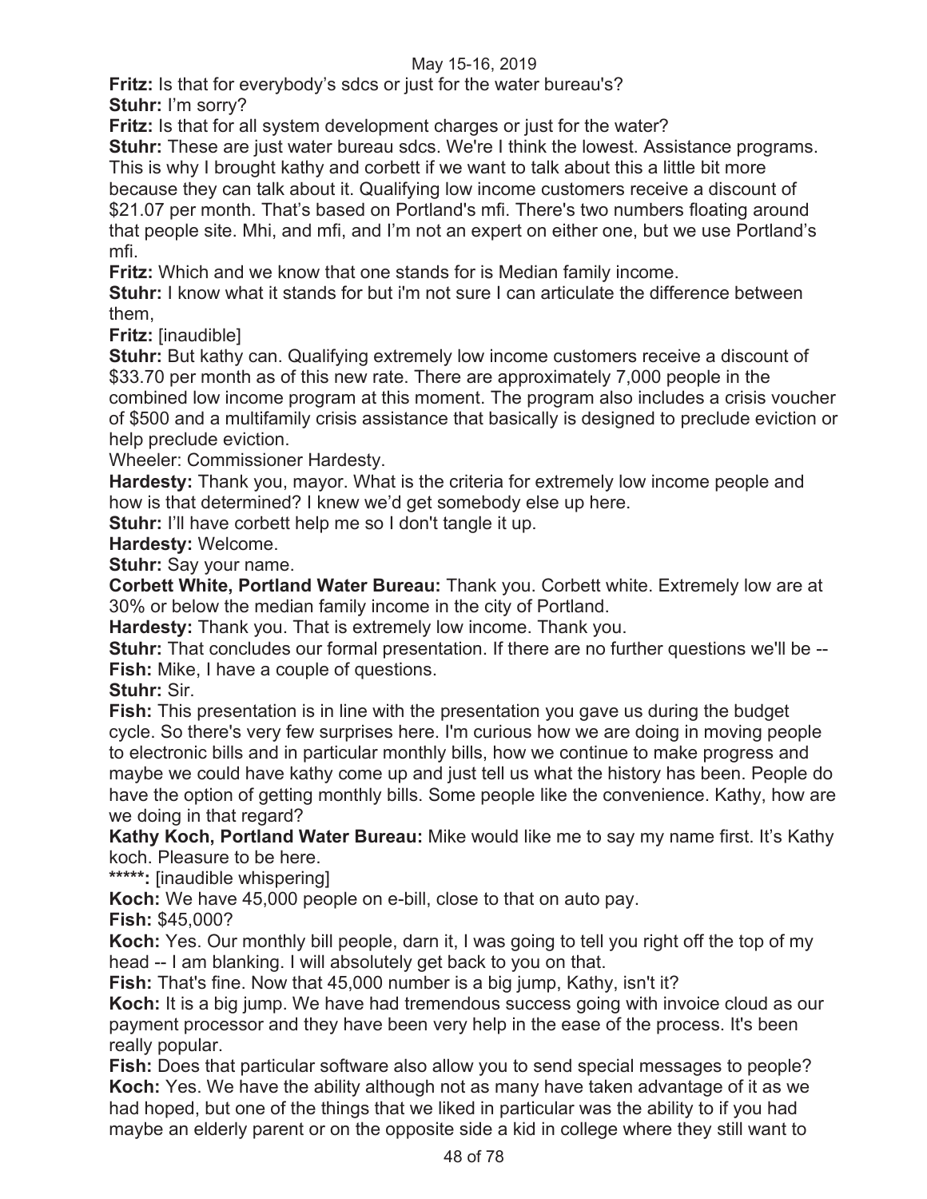**Fritz:** Is that for everybody's sdcs or just for the water bureau's?

**Stuhr:** I'm sorry?

**Fritz:** Is that for all system development charges or just for the water?

**Stuhr:** These are just water bureau sdcs. We're I think the lowest. Assistance programs. This is why I brought kathy and corbett if we want to talk about this a little bit more because they can talk about it. Qualifying low income customers receive a discount of $21.07 per month. That's based on Portland's mfi. There's two numbers floating around that people site. Mhi, and mfi, and I'm not an expert on either one, but we use Portland's mfi.

**Fritz:** Which and we know that one stands for is Median family income.

**Stuhr:** I know what it stands for but i'm not sure I can articulate the difference between them,

**Fritz:** [inaudible]

**Stuhr:** But kathy can. Qualifying extremely low income customers receive a discount of $33.70 per month as of this new rate. There are approximately 7,000 people in the combined low income program at this moment. The program also includes a crisis voucher of $500 and a multifamily crisis assistance that basically is designed to preclude eviction or help preclude eviction.

Wheeler: Commissioner Hardesty.

**Hardesty:** Thank you, mayor. What is the criteria for extremely low income people and how is that determined? I knew we'd get somebody else up here.

**Stuhr:** I'll have corbett help me so I don't tangle it up.

**Hardesty:** Welcome.

**Stuhr:** Say your name.

**Corbett White, Portland Water Bureau:** Thank you. Corbett white. Extremely low are at 30% or below the median family income in the city of Portland.

**Hardesty:** Thank you. That is extremely low income. Thank you.

**Stuhr:** That concludes our formal presentation. If there are no further questions we'll be --

**Fish:** Mike, I have a couple of questions.

**Stuhr:** Sir.

**Fish:** This presentation is in line with the presentation you gave us during the budget cycle. So there's very few surprises here. I'm curious how we are doing in moving people to electronic bills and in particular monthly bills, how we continue to make progress and maybe we could have kathy come up and just tell us what the history has been. People do have the option of getting monthly bills. Some people like the convenience. Kathy, how are we doing in that regard?

**Kathy Koch, Portland Water Bureau:** Mike would like me to say my name first. It's Kathy koch. Pleasure to be here.

**\*\*\*\*\*:** [inaudible whispering]

**Koch:** We have 45,000 people on e-bill, close to that on auto pay.

**Fish:** $45,000?

**Koch:** Yes. Our monthly bill people, darn it, I was going to tell you right off the top of my head -- I am blanking. I will absolutely get back to you on that.

**Fish:** That's fine. Now that 45,000 number is a big jump, Kathy, isn't it?

**Koch:** It is a big jump. We have had tremendous success going with invoice cloud as our payment processor and they have been very help in the ease of the process. It's been really popular.

**Fish:** Does that particular software also allow you to send special messages to people?

**Koch:** Yes. We have the ability although not as many have taken advantage of it as we had hoped, but one of the things that we liked in particular was the ability to if you had maybe an elderly parent or on the opposite side a kid in college where they still want to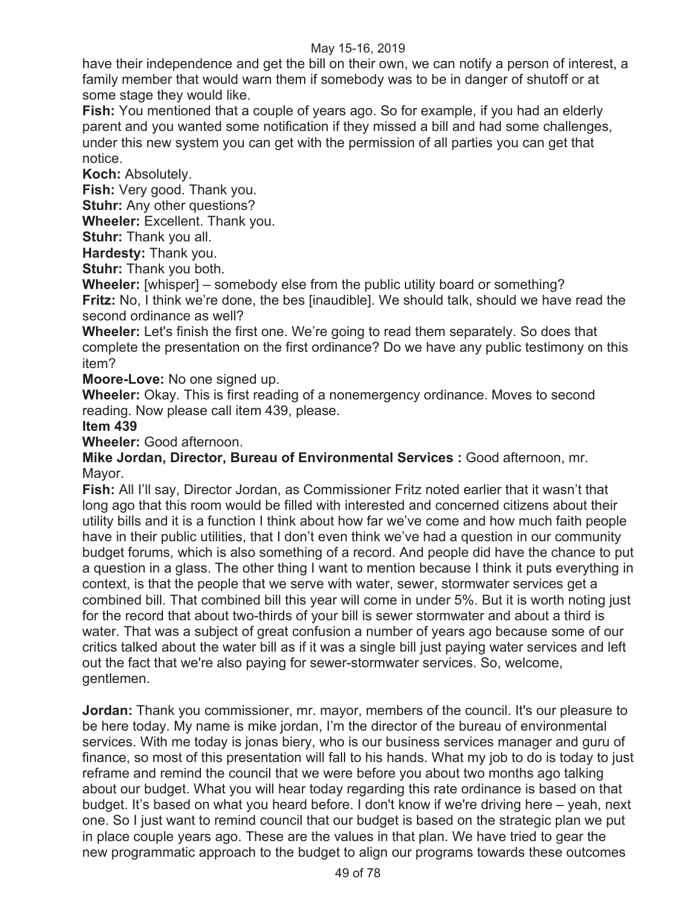have their independence and get the bill on their own, we can notify a person of interest, a family member that would warn them if somebody was to be in danger of shutoff or at some stage they would like.

**Fish:** You mentioned that a couple of years ago. So for example, if you had an elderly parent and you wanted some notification if they missed a bill and had some challenges, under this new system you can get with the permission of all parties you can get that notice.

**Koch:** Absolutely.

**Fish:** Very good. Thank you.

**Stuhr:** Any other questions?

**Wheeler:** Excellent. Thank you.

**Stuhr:** Thank you all.

**Hardesty:** Thank you.

**Stuhr:** Thank you both.

**Wheeler:** [whisper] – somebody else from the public utility board or something?

**Fritz:** No, I think we're done, the bes [inaudible]. We should talk, should we have read the second ordinance as well?

**Wheeler:** Let's finish the first one. We're going to read them separately. So does that complete the presentation on the first ordinance? Do we have any public testimony on this item?

**Moore-Love:** No one signed up.

**Wheeler:** Okay. This is first reading of a nonemergency ordinance. Moves to second reading. Now please call item 439, please.

**Item 439**

**Wheeler:** Good afternoon.

**Mike Jordan, Director, Bureau of Environmental Services :** Good afternoon, mr. Mayor.

**Fish:** All I'll say, Director Jordan, as Commissioner Fritz noted earlier that it wasn't that long ago that this room would be filled with interested and concerned citizens about their utility bills and it is a function I think about how far we've come and how much faith people have in their public utilities, that I don't even think we've had a question in our community budget forums, which is also something of a record. And people did have the chance to put a question in a glass. The other thing I want to mention because I think it puts everything in context, is that the people that we serve with water, sewer, stormwater services get a combined bill. That combined bill this year will come in under 5%. But it is worth noting just for the record that about two-thirds of your bill is sewer stormwater and about a third is water. That was a subject of great confusion a number of years ago because some of our critics talked about the water bill as if it was a single bill just paying water services and left out the fact that we're also paying for sewer-stormwater services. So, welcome, gentlemen.

**Jordan:** Thank you commissioner, mr. mayor, members of the council. It's our pleasure to be here today. My name is mike jordan, I'm the director of the bureau of environmental services. With me today is jonas biery, who is our business services manager and guru of finance, so most of this presentation will fall to his hands. What my job to do is today to just reframe and remind the council that we were before you about two months ago talking about our budget. What you will hear today regarding this rate ordinance is based on that budget. It's based on what you heard before. I don't know if we're driving here – yeah, next one. So I just want to remind council that our budget is based on the strategic plan we put in place couple years ago. These are the values in that plan. We have tried to gear the new programmatic approach to the budget to align our programs towards these outcomes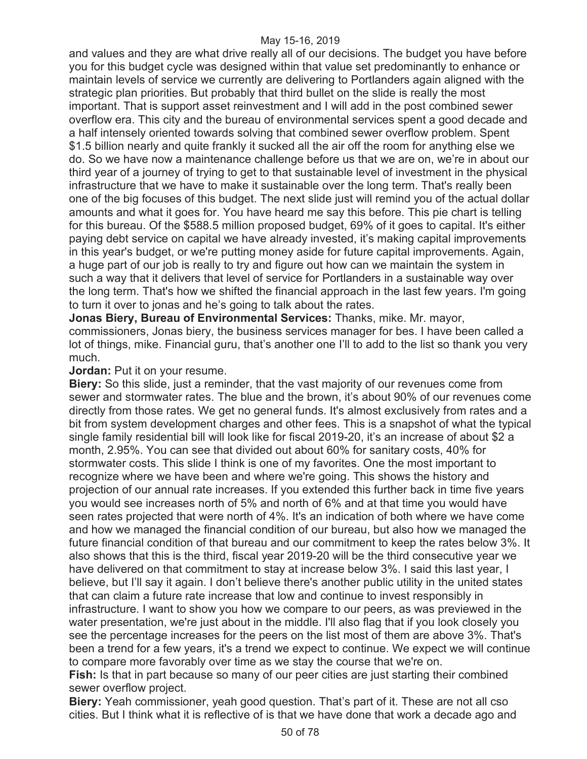and values and they are what drive really all of our decisions. The budget you have before you for this budget cycle was designed within that value set predominantly to enhance or maintain levels of service we currently are delivering to Portlanders again aligned with the strategic plan priorities. But probably that third bullet on the slide is really the most important. That is support asset reinvestment and I will add in the post combined sewer overflow era. This city and the bureau of environmental services spent a good decade and a half intensely oriented towards solving that combined sewer overflow problem. Spent $1.5 billion nearly and quite frankly it sucked all the air off the room for anything else we do. So we have now a maintenance challenge before us that we are on, we're in about our third year of a journey of trying to get to that sustainable level of investment in the physical infrastructure that we have to make it sustainable over the long term. That's really been one of the big focuses of this budget. The next slide just will remind you of the actual dollar amounts and what it goes for. You have heard me say this before. This pie chart is telling for this bureau. Of the $588.5 million proposed budget, 69% of it goes to capital. It's either paying debt service on capital we have already invested, it's making capital improvements in this year's budget, or we're putting money aside for future capital improvements. Again, a huge part of our job is really to try and figure out how can we maintain the system in such a way that it delivers that level of service for Portlanders in a sustainable way over the long term. That's how we shifted the financial approach in the last few years. I'm going to turn it over to jonas and he's going to talk about the rates.

**Jonas Biery, Bureau of Environmental Services:** Thanks, mike. Mr. mayor, commissioners, Jonas biery, the business services manager for bes. I have been called a lot of things, mike. Financial guru, that's another one I'll to add to the list so thank you very much.

**Jordan:** Put it on your resume.

**Biery:** So this slide, just a reminder, that the vast majority of our revenues come from sewer and stormwater rates. The blue and the brown, it's about 90% of our revenues come directly from those rates. We get no general funds. It's almost exclusively from rates and a bit from system development charges and other fees. This is a snapshot of what the typical single family residential bill will look like for fiscal 2019-20, it's an increase of about $2 a month, 2.95%. You can see that divided out about 60% for sanitary costs, 40% for stormwater costs. This slide I think is one of my favorites. One the most important to recognize where we have been and where we're going. This shows the history and projection of our annual rate increases. If you extended this further back in time five years you would see increases north of 5% and north of 6% and at that time you would have seen rates projected that were north of 4%. It's an indication of both where we have come and how we managed the financial condition of our bureau, but also how we managed the future financial condition of that bureau and our commitment to keep the rates below 3%. It also shows that this is the third, fiscal year 2019-20 will be the third consecutive year we have delivered on that commitment to stay at increase below 3%. I said this last year, I believe, but I'll say it again. I don't believe there's another public utility in the united states that can claim a future rate increase that low and continue to invest responsibly in infrastructure. I want to show you how we compare to our peers, as was previewed in the water presentation, we're just about in the middle. I'll also flag that if you look closely you see the percentage increases for the peers on the list most of them are above 3%. That's been a trend for a few years, it's a trend we expect to continue. We expect we will continue to compare more favorably over time as we stay the course that we're on.

**Fish:** Is that in part because so many of our peer cities are just starting their combined sewer overflow project.

**Biery:** Yeah commissioner, yeah good question. That's part of it. These are not all cso cities. But I think what it is reflective of is that we have done that work a decade ago and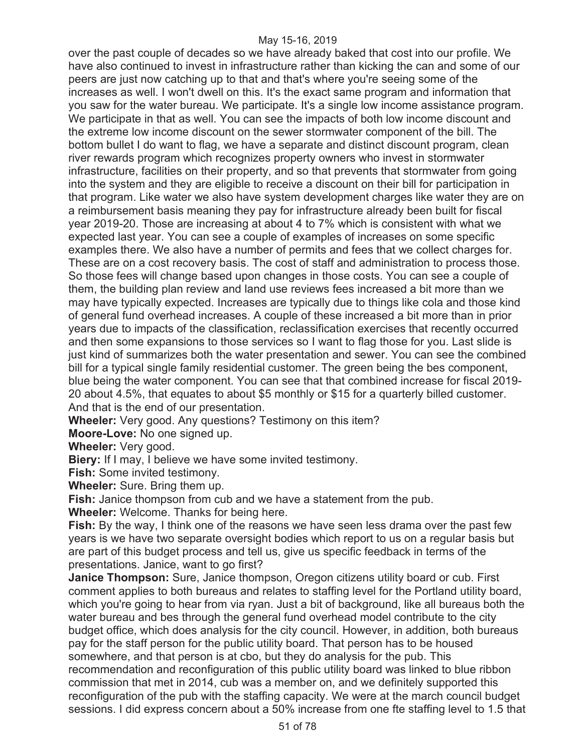over the past couple of decades so we have already baked that cost into our profile. We have also continued to invest in infrastructure rather than kicking the can and some of our peers are just now catching up to that and that's where you're seeing some of the increases as well. I won't dwell on this. It's the exact same program and information that you saw for the water bureau. We participate. It's a single low income assistance program. We participate in that as well. You can see the impacts of both low income discount and the extreme low income discount on the sewer stormwater component of the bill. The bottom bullet I do want to flag, we have a separate and distinct discount program, clean river rewards program which recognizes property owners who invest in stormwater infrastructure, facilities on their property, and so that prevents that stormwater from going into the system and they are eligible to receive a discount on their bill for participation in that program. Like water we also have system development charges like water they are on a reimbursement basis meaning they pay for infrastructure already been built for fiscal year 2019-20. Those are increasing at about 4 to 7% which is consistent with what we expected last year. You can see a couple of examples of increases on some specific examples there. We also have a number of permits and fees that we collect charges for. These are on a cost recovery basis. The cost of staff and administration to process those. So those fees will change based upon changes in those costs. You can see a couple of them, the building plan review and land use reviews fees increased a bit more than we may have typically expected. Increases are typically due to things like cola and those kind of general fund overhead increases. A couple of these increased a bit more than in prior years due to impacts of the classification, reclassification exercises that recently occurred and then some expansions to those services so I want to flag those for you. Last slide is just kind of summarizes both the water presentation and sewer. You can see the combined bill for a typical single family residential customer. The green being the bes component, blue being the water component. You can see that that combined increase for fiscal 2019-20 about 4.5%, that equates to about $5 monthly or $15 for a quarterly billed customer. And that is the end of our presentation.

**Wheeler:** Very good. Any questions? Testimony on this item?

**Moore-Love:** No one signed up.

**Wheeler:** Very good.

**Biery:** If I may, I believe we have some invited testimony.

**Fish:** Some invited testimony.

**Wheeler:** Sure. Bring them up.

**Fish:** Janice thompson from cub and we have a statement from the pub.

**Wheeler:** Welcome. Thanks for being here.

**Fish:** By the way, I think one of the reasons we have seen less drama over the past few years is we have two separate oversight bodies which report to us on a regular basis but are part of this budget process and tell us, give us specific feedback in terms of the presentations. Janice, want to go first?

**Janice Thompson:** Sure, Janice thompson, Oregon citizens utility board or cub. First comment applies to both bureaus and relates to staffing level for the Portland utility board, which you're going to hear from via ryan. Just a bit of background, like all bureaus both the water bureau and bes through the general fund overhead model contribute to the city budget office, which does analysis for the city council. However, in addition, both bureaus pay for the staff person for the public utility board. That person has to be housed somewhere, and that person is at cbo, but they do analysis for the pub. This recommendation and reconfiguration of this public utility board was linked to blue ribbon commission that met in 2014, cub was a member on, and we definitely supported this reconfiguration of the pub with the staffing capacity. We were at the march council budget sessions. I did express concern about a 50% increase from one fte staffing level to 1.5 that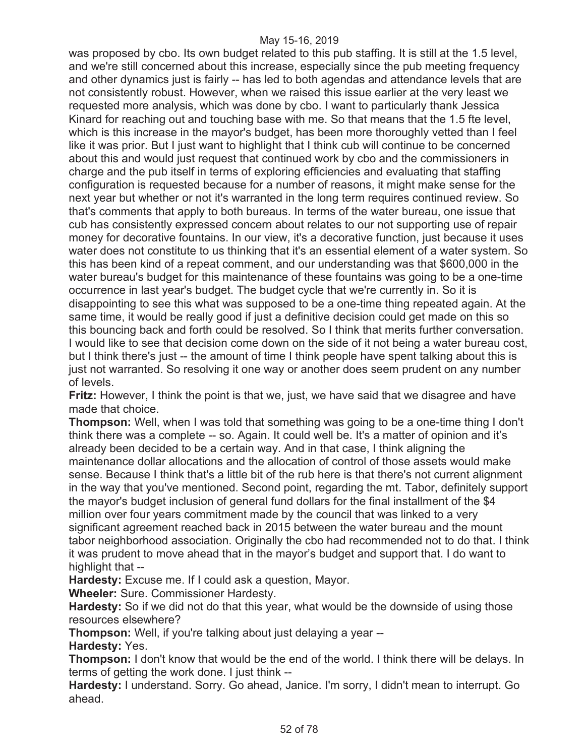was proposed by cbo. Its own budget related to this pub staffing. It is still at the 1.5 level, and we're still concerned about this increase, especially since the pub meeting frequency and other dynamics just is fairly -- has led to both agendas and attendance levels that are not consistently robust. However, when we raised this issue earlier at the very least we requested more analysis, which was done by cbo. I want to particularly thank Jessica Kinard for reaching out and touching base with me. So that means that the 1.5 fte level, which is this increase in the mayor's budget, has been more thoroughly vetted than I feel like it was prior. But I just want to highlight that I think cub will continue to be concerned about this and would just request that continued work by cbo and the commissioners in charge and the pub itself in terms of exploring efficiencies and evaluating that staffing configuration is requested because for a number of reasons, it might make sense for the next year but whether or not it's warranted in the long term requires continued review. So that's comments that apply to both bureaus. In terms of the water bureau, one issue that cub has consistently expressed concern about relates to our not supporting use of repair money for decorative fountains. In our view, it's a decorative function, just because it uses water does not constitute to us thinking that it's an essential element of a water system. So this has been kind of a repeat comment, and our understanding was that $600,000 in the water bureau's budget for this maintenance of these fountains was going to be a one-time occurrence in last year's budget. The budget cycle that we're currently in. So it is disappointing to see this what was supposed to be a one-time thing repeated again. At the same time, it would be really good if just a definitive decision could get made on this so this bouncing back and forth could be resolved. So I think that merits further conversation. I would like to see that decision come down on the side of it not being a water bureau cost, but I think there's just -- the amount of time I think people have spent talking about this is just not warranted. So resolving it one way or another does seem prudent on any number of levels.

**Fritz:** However, I think the point is that we, just, we have said that we disagree and have made that choice.

**Thompson:** Well, when I was told that something was going to be a one-time thing I don't think there was a complete -- so. Again. It could well be. It's a matter of opinion and it's already been decided to be a certain way. And in that case, I think aligning the maintenance dollar allocations and the allocation of control of those assets would make sense. Because I think that's a little bit of the rub here is that there's not current alignment in the way that you've mentioned. Second point, regarding the mt. Tabor, definitely support the mayor's budget inclusion of general fund dollars for the final installment of the $4 million over four years commitment made by the council that was linked to a very significant agreement reached back in 2015 between the water bureau and the mount tabor neighborhood association. Originally the cbo had recommended not to do that. I think it was prudent to move ahead that in the mayor's budget and support that. I do want to highlight that --

**Hardesty:** Excuse me. If I could ask a question, Mayor.

**Wheeler:** Sure. Commissioner Hardesty.

**Hardesty:** So if we did not do that this year, what would be the downside of using those resources elsewhere?

**Thompson:** Well, if you're talking about just delaying a year --

**Hardesty:** Yes.

**Thompson:** I don't know that would be the end of the world. I think there will be delays. In terms of getting the work done. I just think --

**Hardesty:** I understand. Sorry. Go ahead, Janice. I'm sorry, I didn't mean to interrupt. Go ahead.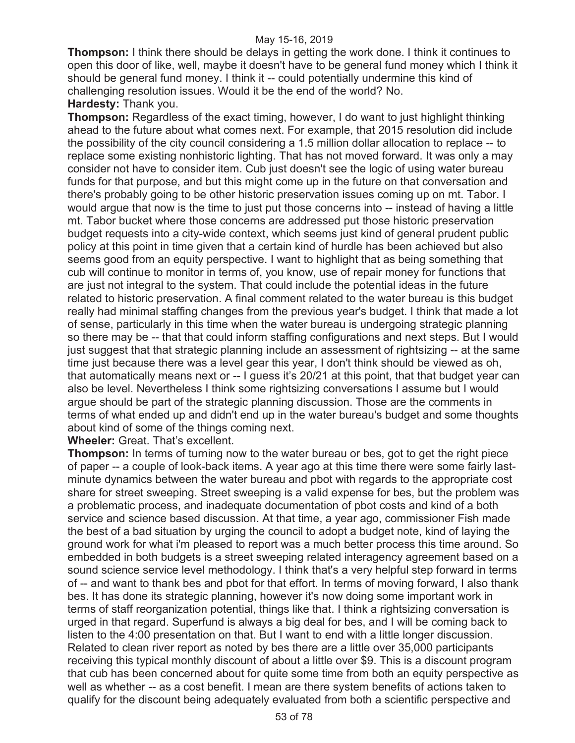**Thompson:** I think there should be delays in getting the work done. I think it continues to open this door of like, well, maybe it doesn't have to be general fund money which I think it should be general fund money. I think it -- could potentially undermine this kind of challenging resolution issues. Would it be the end of the world? No.

**Hardesty:** Thank you.

**Thompson:** Regardless of the exact timing, however, I do want to just highlight thinking ahead to the future about what comes next. For example, that 2015 resolution did include the possibility of the city council considering a 1.5 million dollar allocation to replace -- to replace some existing nonhistoric lighting. That has not moved forward. It was only a may consider not have to consider item. Cub just doesn't see the logic of using water bureau funds for that purpose, and but this might come up in the future on that conversation and there's probably going to be other historic preservation issues coming up on mt. Tabor. I would argue that now is the time to just put those concerns into -- instead of having a little mt. Tabor bucket where those concerns are addressed put those historic preservation budget requests into a city-wide context, which seems just kind of general prudent public policy at this point in time given that a certain kind of hurdle has been achieved but also seems good from an equity perspective. I want to highlight that as being something that cub will continue to monitor in terms of, you know, use of repair money for functions that are just not integral to the system. That could include the potential ideas in the future related to historic preservation. A final comment related to the water bureau is this budget really had minimal staffing changes from the previous year's budget. I think that made a lot of sense, particularly in this time when the water bureau is undergoing strategic planning so there may be -- that that could inform staffing configurations and next steps. But I would just suggest that that strategic planning include an assessment of rightsizing -- at the same time just because there was a level gear this year, I don't think should be viewed as oh, that automatically means next or -- I guess it's 20/21 at this point, that that budget year can also be level. Nevertheless I think some rightsizing conversations I assume but I would argue should be part of the strategic planning discussion. Those are the comments in terms of what ended up and didn't end up in the water bureau's budget and some thoughts about kind of some of the things coming next.

**Wheeler:** Great. That's excellent.

**Thompson:** In terms of turning now to the water bureau or bes, got to get the right piece of paper -- a couple of look-back items. A year ago at this time there were some fairly last-minute dynamics between the water bureau and pbot with regards to the appropriate cost share for street sweeping. Street sweeping is a valid expense for bes, but the problem was a problematic process, and inadequate documentation of pbot costs and kind of a both service and science based discussion. At that time, a year ago, commissioner Fish made the best of a bad situation by urging the council to adopt a budget note, kind of laying the ground work for what i'm pleased to report was a much better process this time around. So embedded in both budgets is a street sweeping related interagency agreement based on a sound science service level methodology. I think that's a very helpful step forward in terms of -- and want to thank bes and pbot for that effort. In terms of moving forward, I also thank bes. It has done its strategic planning, however it's now doing some important work in terms of staff reorganization potential, things like that. I think a rightsizing conversation is urged in that regard. Superfund is always a big deal for bes, and I will be coming back to listen to the 4:00 presentation on that. But I want to end with a little longer discussion. Related to clean river report as noted by bes there are a little over 35,000 participants receiving this typical monthly discount of about a little over $9. This is a discount program that cub has been concerned about for quite some time from both an equity perspective as well as whether -- as a cost benefit. I mean are there system benefits of actions taken to qualify for the discount being adequately evaluated from both a scientific perspective and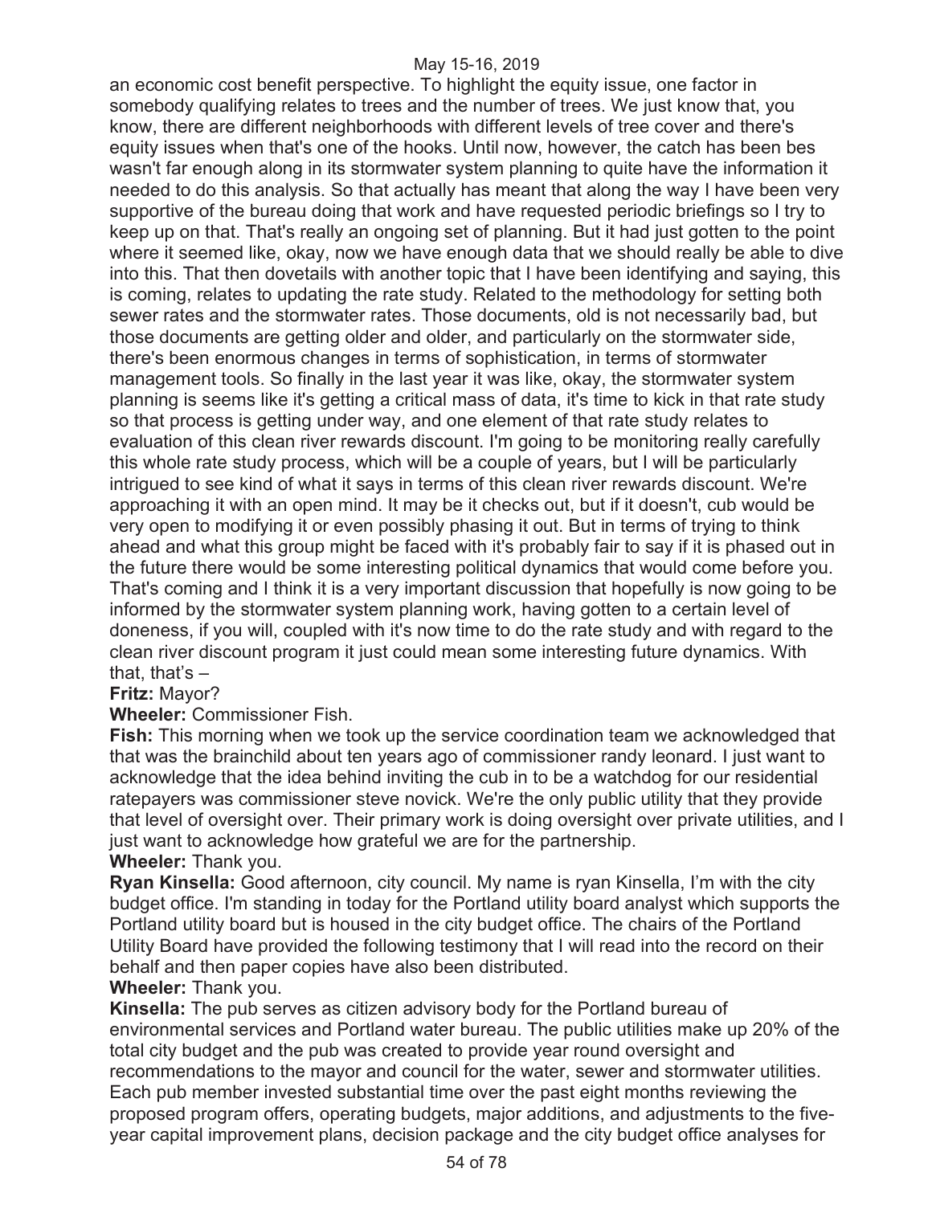an economic cost benefit perspective. To highlight the equity issue, one factor in somebody qualifying relates to trees and the number of trees. We just know that, you know, there are different neighborhoods with different levels of tree cover and there's equity issues when that's one of the hooks. Until now, however, the catch has been bes wasn't far enough along in its stormwater system planning to quite have the information it needed to do this analysis. So that actually has meant that along the way I have been very supportive of the bureau doing that work and have requested periodic briefings so I try to keep up on that. That's really an ongoing set of planning. But it had just gotten to the point where it seemed like, okay, now we have enough data that we should really be able to dive into this. That then dovetails with another topic that I have been identifying and saying, this is coming, relates to updating the rate study. Related to the methodology for setting both sewer rates and the stormwater rates. Those documents, old is not necessarily bad, but those documents are getting older and older, and particularly on the stormwater side, there's been enormous changes in terms of sophistication, in terms of stormwater management tools. So finally in the last year it was like, okay, the stormwater system planning is seems like it's getting a critical mass of data, it's time to kick in that rate study so that process is getting under way, and one element of that rate study relates to evaluation of this clean river rewards discount. I'm going to be monitoring really carefully this whole rate study process, which will be a couple of years, but I will be particularly intrigued to see kind of what it says in terms of this clean river rewards discount. We're approaching it with an open mind. It may be it checks out, but if it doesn't, cub would be very open to modifying it or even possibly phasing it out. But in terms of trying to think ahead and what this group might be faced with it's probably fair to say if it is phased out in the future there would be some interesting political dynamics that would come before you. That's coming and I think it is a very important discussion that hopefully is now going to be informed by the stormwater system planning work, having gotten to a certain level of doneness, if you will, coupled with it's now time to do the rate study and with regard to the clean river discount program it just could mean some interesting future dynamics. With that, that's –

**Fritz:** Mayor?

**Wheeler:** Commissioner Fish.

**Fish:** This morning when we took up the service coordination team we acknowledged that that was the brainchild about ten years ago of commissioner randy leonard. I just want to acknowledge that the idea behind inviting the cub in to be a watchdog for our residential ratepayers was commissioner steve novick. We're the only public utility that they provide that level of oversight over. Their primary work is doing oversight over private utilities, and I just want to acknowledge how grateful we are for the partnership.

**Wheeler:** Thank you.

**Ryan Kinsella:** Good afternoon, city council. My name is ryan Kinsella, I'm with the city budget office. I'm standing in today for the Portland utility board analyst which supports the Portland utility board but is housed in the city budget office. The chairs of the Portland Utility Board have provided the following testimony that I will read into the record on their behalf and then paper copies have also been distributed.

**Wheeler:** Thank you.

**Kinsella:** The pub serves as citizen advisory body for the Portland bureau of environmental services and Portland water bureau. The public utilities make up 20% of the total city budget and the pub was created to provide year round oversight and recommendations to the mayor and council for the water, sewer and stormwater utilities. Each pub member invested substantial time over the past eight months reviewing the proposed program offers, operating budgets, major additions, and adjustments to the five-year capital improvement plans, decision package and the city budget office analyses for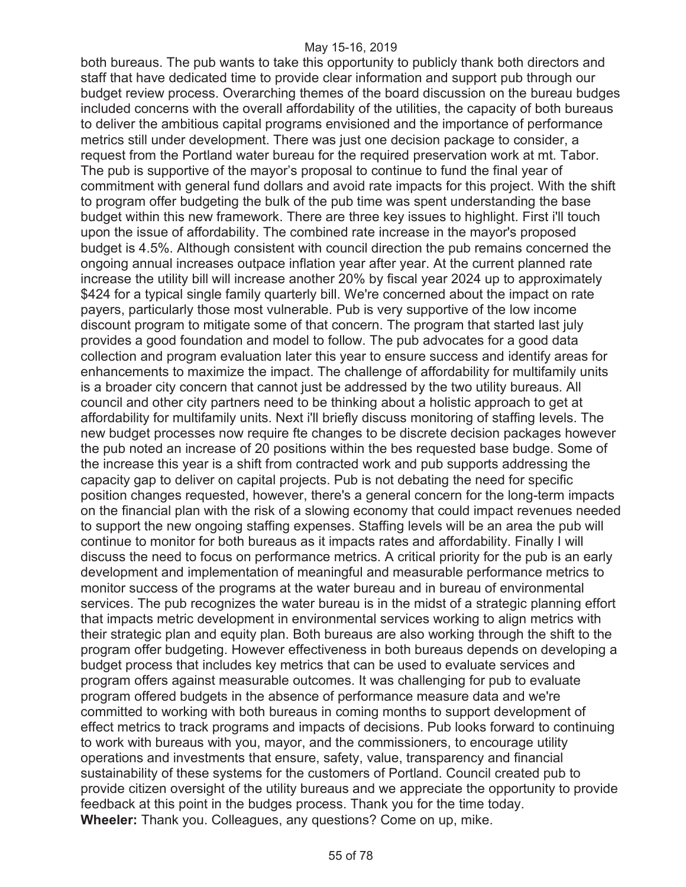both bureaus. The pub wants to take this opportunity to publicly thank both directors and staff that have dedicated time to provide clear information and support pub through our budget review process. Overarching themes of the board discussion on the bureau budges included concerns with the overall affordability of the utilities, the capacity of both bureaus to deliver the ambitious capital programs envisioned and the importance of performance metrics still under development. There was just one decision package to consider, a request from the Portland water bureau for the required preservation work at mt. Tabor. The pub is supportive of the mayor's proposal to continue to fund the final year of commitment with general fund dollars and avoid rate impacts for this project. With the shift to program offer budgeting the bulk of the pub time was spent understanding the base budget within this new framework. There are three key issues to highlight. First i'll touch upon the issue of affordability. The combined rate increase in the mayor's proposed budget is 4.5%. Although consistent with council direction the pub remains concerned the ongoing annual increases outpace inflation year after year. At the current planned rate increase the utility bill will increase another 20% by fiscal year 2024 up to approximately $424 for a typical single family quarterly bill. We're concerned about the impact on rate payers, particularly those most vulnerable. Pub is very supportive of the low income discount program to mitigate some of that concern. The program that started last july provides a good foundation and model to follow. The pub advocates for a good data collection and program evaluation later this year to ensure success and identify areas for enhancements to maximize the impact. The challenge of affordability for multifamily units is a broader city concern that cannot just be addressed by the two utility bureaus. All council and other city partners need to be thinking about a holistic approach to get at affordability for multifamily units. Next i'll briefly discuss monitoring of staffing levels. The new budget processes now require fte changes to be discrete decision packages however the pub noted an increase of 20 positions within the bes requested base budge. Some of the increase this year is a shift from contracted work and pub supports addressing the capacity gap to deliver on capital projects. Pub is not debating the need for specific position changes requested, however, there's a general concern for the long-term impacts on the financial plan with the risk of a slowing economy that could impact revenues needed to support the new ongoing staffing expenses. Staffing levels will be an area the pub will continue to monitor for both bureaus as it impacts rates and affordability. Finally I will discuss the need to focus on performance metrics. A critical priority for the pub is an early development and implementation of meaningful and measurable performance metrics to monitor success of the programs at the water bureau and in bureau of environmental services. The pub recognizes the water bureau is in the midst of a strategic planning effort that impacts metric development in environmental services working to align metrics with their strategic plan and equity plan. Both bureaus are also working through the shift to the program offer budgeting. However effectiveness in both bureaus depends on developing a budget process that includes key metrics that can be used to evaluate services and program offers against measurable outcomes. It was challenging for pub to evaluate program offered budgets in the absence of performance measure data and we're committed to working with both bureaus in coming months to support development of effect metrics to track programs and impacts of decisions. Pub looks forward to continuing to work with bureaus with you, mayor, and the commissioners, to encourage utility operations and investments that ensure, safety, value, transparency and financial sustainability of these systems for the customers of Portland. Council created pub to provide citizen oversight of the utility bureaus and we appreciate the opportunity to provide feedback at this point in the budges process. Thank you for the time today.

**Wheeler:** Thank you. Colleagues, any questions? Come on up, mike.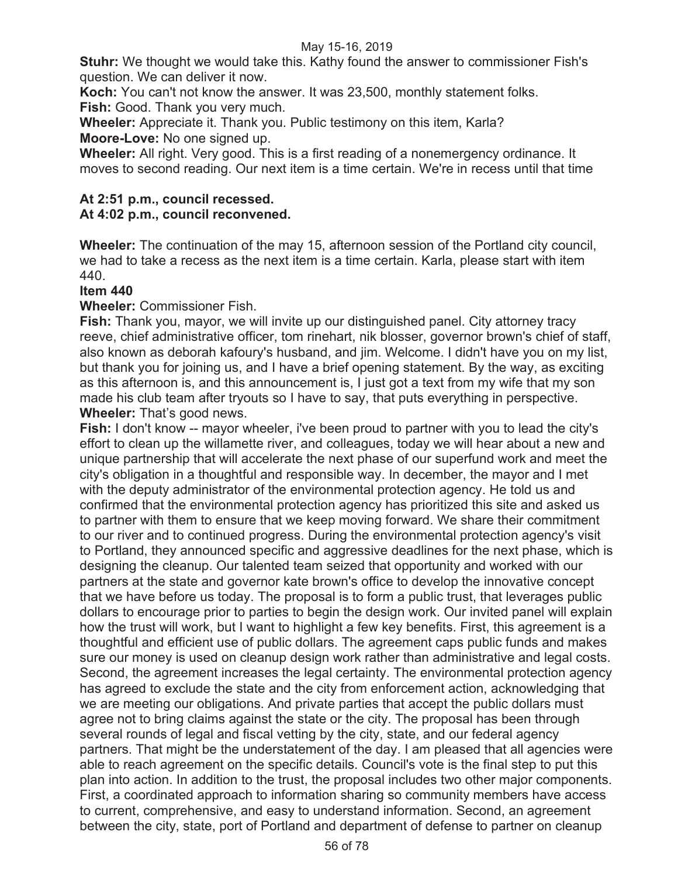**Stuhr:** We thought we would take this. Kathy found the answer to commissioner Fish's question. We can deliver it now.

**Koch:** You can't not know the answer. It was 23,500, monthly statement folks.

**Fish:** Good. Thank you very much.

**Wheeler:** Appreciate it. Thank you. Public testimony on this item, Karla?

**Moore-Love:** No one signed up.

**Wheeler:** All right. Very good. This is a first reading of a nonemergency ordinance. It moves to second reading. Our next item is a time certain. We're in recess until that time

**At 2:51 p.m., council recessed.**
**At 4:02 p.m., council reconvened.**

**Wheeler:** The continuation of the may 15, afternoon session of the Portland city council, we had to take a recess as the next item is a time certain. Karla, please start with item 440.

**Item 440**

**Wheeler:** Commissioner Fish.

**Fish:** Thank you, mayor, we will invite up our distinguished panel. City attorney tracy reeve, chief administrative officer, tom rinehart, nik blosser, governor brown's chief of staff, also known as deborah kafoury's husband, and jim. Welcome. I didn't have you on my list, but thank you for joining us, and I have a brief opening statement. By the way, as exciting as this afternoon is, and this announcement is, I just got a text from my wife that my son made his club team after tryouts so I have to say, that puts everything in perspective.

**Wheeler:** That's good news.

**Fish:** I don't know -- mayor wheeler, i've been proud to partner with you to lead the city's effort to clean up the willamette river, and colleagues, today we will hear about a new and unique partnership that will accelerate the next phase of our superfund work and meet the city's obligation in a thoughtful and responsible way. In december, the mayor and I met with the deputy administrator of the environmental protection agency. He told us and confirmed that the environmental protection agency has prioritized this site and asked us to partner with them to ensure that we keep moving forward. We share their commitment to our river and to continued progress. During the environmental protection agency's visit to Portland, they announced specific and aggressive deadlines for the next phase, which is designing the cleanup. Our talented team seized that opportunity and worked with our partners at the state and governor kate brown's office to develop the innovative concept that we have before us today. The proposal is to form a public trust, that leverages public dollars to encourage prior to parties to begin the design work. Our invited panel will explain how the trust will work, but I want to highlight a few key benefits. First, this agreement is a thoughtful and efficient use of public dollars. The agreement caps public funds and makes sure our money is used on cleanup design work rather than administrative and legal costs. Second, the agreement increases the legal certainty. The environmental protection agency has agreed to exclude the state and the city from enforcement action, acknowledging that we are meeting our obligations. And private parties that accept the public dollars must agree not to bring claims against the state or the city. The proposal has been through several rounds of legal and fiscal vetting by the city, state, and our federal agency partners. That might be the understatement of the day. I am pleased that all agencies were able to reach agreement on the specific details. Council's vote is the final step to put this plan into action. In addition to the trust, the proposal includes two other major components. First, a coordinated approach to information sharing so community members have access to current, comprehensive, and easy to understand information. Second, an agreement between the city, state, port of Portland and department of defense to partner on cleanup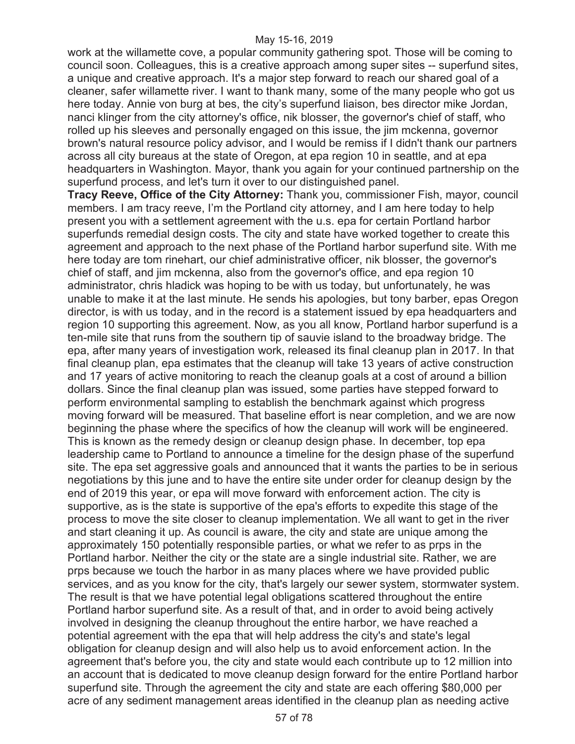work at the willamette cove, a popular community gathering spot. Those will be coming to council soon. Colleagues, this is a creative approach among super sites -- superfund sites, a unique and creative approach. It's a major step forward to reach our shared goal of a cleaner, safer willamette river. I want to thank many, some of the many people who got us here today. Annie von burg at bes, the city's superfund liaison, bes director mike Jordan, nanci klinger from the city attorney's office, nik blosser, the governor's chief of staff, who rolled up his sleeves and personally engaged on this issue, the jim mckenna, governor brown's natural resource policy advisor, and I would be remiss if I didn't thank our partners across all city bureaus at the state of Oregon, at epa region 10 in seattle, and at epa headquarters in Washington. Mayor, thank you again for your continued partnership on the superfund process, and let's turn it over to our distinguished panel.

**Tracy Reeve, Office of the City Attorney:** Thank you, commissioner Fish, mayor, council members. I am tracy reeve, I'm the Portland city attorney, and I am here today to help present you with a settlement agreement with the u.s. epa for certain Portland harbor superfunds remedial design costs. The city and state have worked together to create this agreement and approach to the next phase of the Portland harbor superfund site. With me here today are tom rinehart, our chief administrative officer, nik blosser, the governor's chief of staff, and jim mckenna, also from the governor's office, and epa region 10 administrator, chris hladick was hoping to be with us today, but unfortunately, he was unable to make it at the last minute. He sends his apologies, but tony barber, epas Oregon director, is with us today, and in the record is a statement issued by epa headquarters and region 10 supporting this agreement. Now, as you all know, Portland harbor superfund is a ten-mile site that runs from the southern tip of sauvie island to the broadway bridge. The epa, after many years of investigation work, released its final cleanup plan in 2017. In that final cleanup plan, epa estimates that the cleanup will take 13 years of active construction and 17 years of active monitoring to reach the cleanup goals at a cost of around a billion dollars. Since the final cleanup plan was issued, some parties have stepped forward to perform environmental sampling to establish the benchmark against which progress moving forward will be measured. That baseline effort is near completion, and we are now beginning the phase where the specifics of how the cleanup will work will be engineered. This is known as the remedy design or cleanup design phase. In december, top epa leadership came to Portland to announce a timeline for the design phase of the superfund site. The epa set aggressive goals and announced that it wants the parties to be in serious negotiations by this june and to have the entire site under order for cleanup design by the end of 2019 this year, or epa will move forward with enforcement action. The city is supportive, as is the state is supportive of the epa's efforts to expedite this stage of the process to move the site closer to cleanup implementation. We all want to get in the river and start cleaning it up. As council is aware, the city and state are unique among the approximately 150 potentially responsible parties, or what we refer to as prps in the Portland harbor. Neither the city or the state are a single industrial site. Rather, we are prps because we touch the harbor in as many places where we have provided public services, and as you know for the city, that's largely our sewer system, stormwater system. The result is that we have potential legal obligations scattered throughout the entire Portland harbor superfund site. As a result of that, and in order to avoid being actively involved in designing the cleanup throughout the entire harbor, we have reached a potential agreement with the epa that will help address the city's and state's legal obligation for cleanup design and will also help us to avoid enforcement action. In the agreement that's before you, the city and state would each contribute up to 12 million into an account that is dedicated to move cleanup design forward for the entire Portland harbor superfund site. Through the agreement the city and state are each offering $80,000 per acre of any sediment management areas identified in the cleanup plan as needing active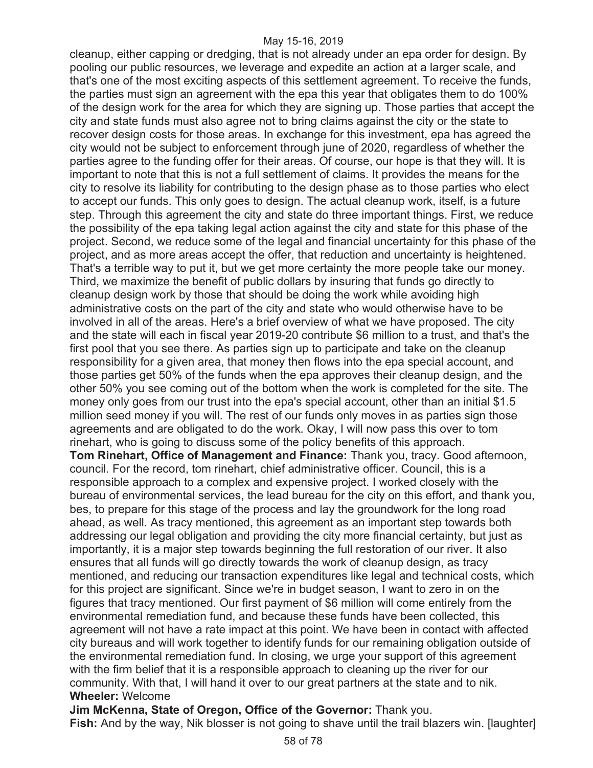cleanup, either capping or dredging, that is not already under an epa order for design. By pooling our public resources, we leverage and expedite an action at a larger scale, and that's one of the most exciting aspects of this settlement agreement. To receive the funds, the parties must sign an agreement with the epa this year that obligates them to do 100% of the design work for the area for which they are signing up. Those parties that accept the city and state funds must also agree not to bring claims against the city or the state to recover design costs for those areas. In exchange for this investment, epa has agreed the city would not be subject to enforcement through june of 2020, regardless of whether the parties agree to the funding offer for their areas. Of course, our hope is that they will. It is important to note that this is not a full settlement of claims. It provides the means for the city to resolve its liability for contributing to the design phase as to those parties who elect to accept our funds. This only goes to design. The actual cleanup work, itself, is a future step. Through this agreement the city and state do three important things. First, we reduce the possibility of the epa taking legal action against the city and state for this phase of the project. Second, we reduce some of the legal and financial uncertainty for this phase of the project, and as more areas accept the offer, that reduction and uncertainty is heightened. That's a terrible way to put it, but we get more certainty the more people take our money. Third, we maximize the benefit of public dollars by insuring that funds go directly to cleanup design work by those that should be doing the work while avoiding high administrative costs on the part of the city and state who would otherwise have to be involved in all of the areas. Here's a brief overview of what we have proposed. The city and the state will each in fiscal year 2019-20 contribute \$6 million to a trust, and that's the first pool that you see there. As parties sign up to participate and take on the cleanup responsibility for a given area, that money then flows into the epa special account, and those parties get 50% of the funds when the epa approves their cleanup design, and the other 50% you see coming out of the bottom when the work is completed for the site. The money only goes from our trust into the epa's special account, other than an initial \$1.5 million seed money if you will. The rest of our funds only moves in as parties sign those agreements and are obligated to do the work. Okay, I will now pass this over to tom rinehart, who is going to discuss some of the policy benefits of this approach.

**Tom Rinehart, Office of Management and Finance:** Thank you, tracy. Good afternoon, council. For the record, tom rinehart, chief administrative officer. Council, this is a responsible approach to a complex and expensive project. I worked closely with the bureau of environmental services, the lead bureau for the city on this effort, and thank you, bes, to prepare for this stage of the process and lay the groundwork for the long road ahead, as well. As tracy mentioned, this agreement as an important step towards both addressing our legal obligation and providing the city more financial certainty, but just as importantly, it is a major step towards beginning the full restoration of our river. It also ensures that all funds will go directly towards the work of cleanup design, as tracy mentioned, and reducing our transaction expenditures like legal and technical costs, which for this project are significant. Since we're in budget season, I want to zero in on the figures that tracy mentioned. Our first payment of \$6 million will come entirely from the environmental remediation fund, and because these funds have been collected, this agreement will not have a rate impact at this point. We have been in contact with affected city bureaus and will work together to identify funds for our remaining obligation outside of the environmental remediation fund. In closing, we urge your support of this agreement with the firm belief that it is a responsible approach to cleaning up the river for our community. With that, I will hand it over to our great partners at the state and to nik.

**Wheeler:** Welcome

**Jim McKenna, State of Oregon, Office of the Governor:** Thank you.

**Fish:** And by the way, Nik blosser is not going to shave until the trail blazers win. [laughter]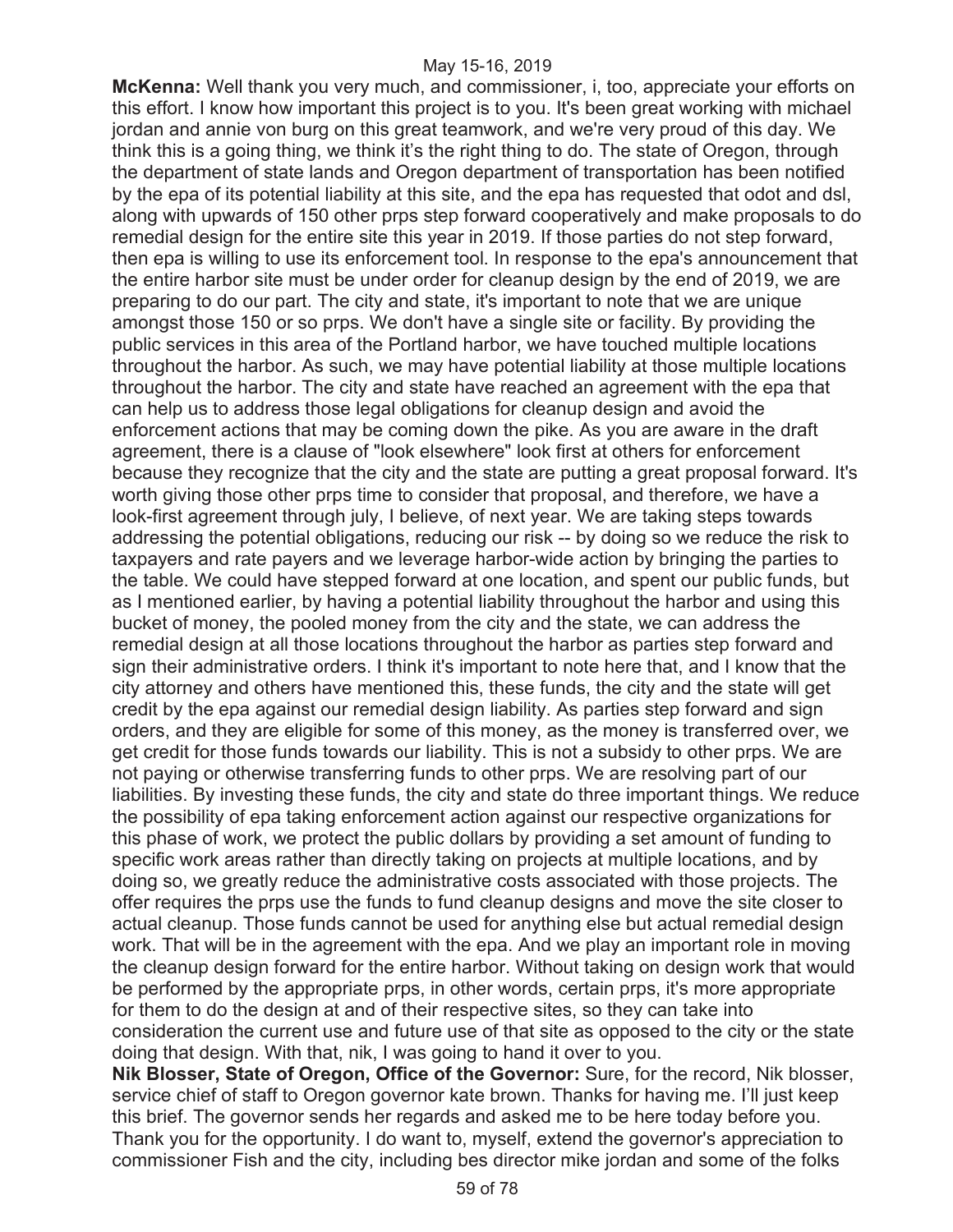**McKenna:** Well thank you very much, and commissioner, i, too, appreciate your efforts on this effort. I know how important this project is to you. It's been great working with michael jordan and annie von burg on this great teamwork, and we're very proud of this day. We think this is a going thing, we think it's the right thing to do. The state of Oregon, through the department of state lands and Oregon department of transportation has been notified by the epa of its potential liability at this site, and the epa has requested that odot and dsl, along with upwards of 150 other prps step forward cooperatively and make proposals to do remedial design for the entire site this year in 2019. If those parties do not step forward, then epa is willing to use its enforcement tool. In response to the epa's announcement that the entire harbor site must be under order for cleanup design by the end of 2019, we are preparing to do our part. The city and state, it's important to note that we are unique amongst those 150 or so prps. We don't have a single site or facility. By providing the public services in this area of the Portland harbor, we have touched multiple locations throughout the harbor. As such, we may have potential liability at those multiple locations throughout the harbor. The city and state have reached an agreement with the epa that can help us to address those legal obligations for cleanup design and avoid the enforcement actions that may be coming down the pike. As you are aware in the draft agreement, there is a clause of "look elsewhere" look first at others for enforcement because they recognize that the city and the state are putting a great proposal forward. It's worth giving those other prps time to consider that proposal, and therefore, we have a look-first agreement through july, I believe, of next year. We are taking steps towards addressing the potential obligations, reducing our risk -- by doing so we reduce the risk to taxpayers and rate payers and we leverage harbor-wide action by bringing the parties to the table. We could have stepped forward at one location, and spent our public funds, but as I mentioned earlier, by having a potential liability throughout the harbor and using this bucket of money, the pooled money from the city and the state, we can address the remedial design at all those locations throughout the harbor as parties step forward and sign their administrative orders. I think it's important to note here that, and I know that the city attorney and others have mentioned this, these funds, the city and the state will get credit by the epa against our remedial design liability. As parties step forward and sign orders, and they are eligible for some of this money, as the money is transferred over, we get credit for those funds towards our liability. This is not a subsidy to other prps. We are not paying or otherwise transferring funds to other prps. We are resolving part of our liabilities. By investing these funds, the city and state do three important things. We reduce the possibility of epa taking enforcement action against our respective organizations for this phase of work, we protect the public dollars by providing a set amount of funding to specific work areas rather than directly taking on projects at multiple locations, and by doing so, we greatly reduce the administrative costs associated with those projects. The offer requires the prps use the funds to fund cleanup designs and move the site closer to actual cleanup. Those funds cannot be used for anything else but actual remedial design work. That will be in the agreement with the epa. And we play an important role in moving the cleanup design forward for the entire harbor. Without taking on design work that would be performed by the appropriate prps, in other words, certain prps, it's more appropriate for them to do the design at and of their respective sites, so they can take into consideration the current use and future use of that site as opposed to the city or the state doing that design. With that, nik, I was going to hand it over to you.

**Nik Blosser, State of Oregon, Office of the Governor:** Sure, for the record, Nik blosser, service chief of staff to Oregon governor kate brown. Thanks for having me. I'll just keep this brief. The governor sends her regards and asked me to be here today before you. Thank you for the opportunity. I do want to, myself, extend the governor's appreciation to commissioner Fish and the city, including bes director mike jordan and some of the folks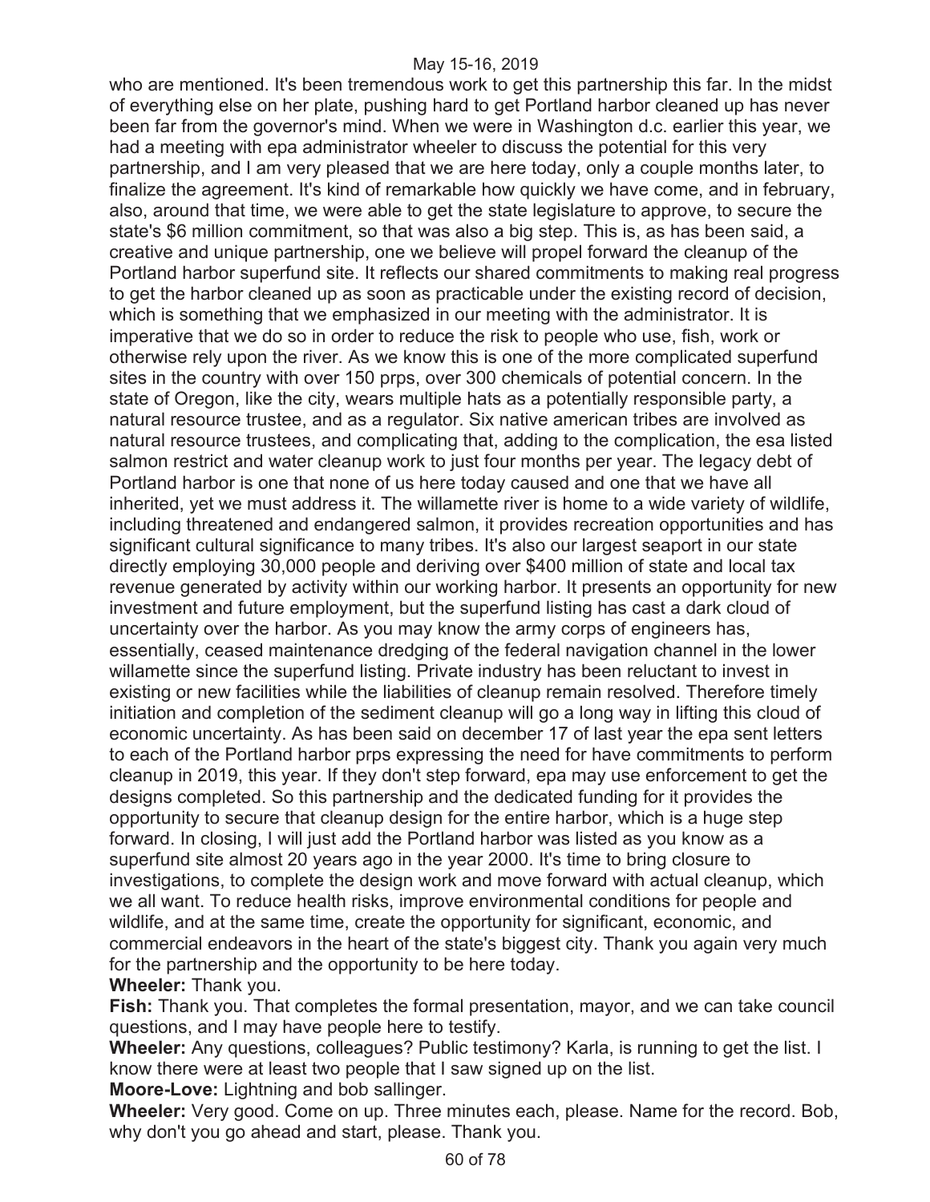who are mentioned. It's been tremendous work to get this partnership this far. In the midst of everything else on her plate, pushing hard to get Portland harbor cleaned up has never been far from the governor's mind. When we were in Washington d.c. earlier this year, we had a meeting with epa administrator wheeler to discuss the potential for this very partnership, and I am very pleased that we are here today, only a couple months later, to finalize the agreement. It's kind of remarkable how quickly we have come, and in february, also, around that time, we were able to get the state legislature to approve, to secure the state's $6 million commitment, so that was also a big step. This is, as has been said, a creative and unique partnership, one we believe will propel forward the cleanup of the Portland harbor superfund site. It reflects our shared commitments to making real progress to get the harbor cleaned up as soon as practicable under the existing record of decision, which is something that we emphasized in our meeting with the administrator. It is imperative that we do so in order to reduce the risk to people who use, fish, work or otherwise rely upon the river. As we know this is one of the more complicated superfund sites in the country with over 150 prps, over 300 chemicals of potential concern. In the state of Oregon, like the city, wears multiple hats as a potentially responsible party, a natural resource trustee, and as a regulator. Six native american tribes are involved as natural resource trustees, and complicating that, adding to the complication, the esa listed salmon restrict and water cleanup work to just four months per year. The legacy debt of Portland harbor is one that none of us here today caused and one that we have all inherited, yet we must address it. The willamette river is home to a wide variety of wildlife, including threatened and endangered salmon, it provides recreation opportunities and has significant cultural significance to many tribes. It's also our largest seaport in our state directly employing 30,000 people and deriving over $400 million of state and local tax revenue generated by activity within our working harbor. It presents an opportunity for new investment and future employment, but the superfund listing has cast a dark cloud of uncertainty over the harbor. As you may know the army corps of engineers has, essentially, ceased maintenance dredging of the federal navigation channel in the lower willamette since the superfund listing. Private industry has been reluctant to invest in existing or new facilities while the liabilities of cleanup remain resolved. Therefore timely initiation and completion of the sediment cleanup will go a long way in lifting this cloud of economic uncertainty. As has been said on december 17 of last year the epa sent letters to each of the Portland harbor prps expressing the need for have commitments to perform cleanup in 2019, this year. If they don't step forward, epa may use enforcement to get the designs completed. So this partnership and the dedicated funding for it provides the opportunity to secure that cleanup design for the entire harbor, which is a huge step forward. In closing, I will just add the Portland harbor was listed as you know as a superfund site almost 20 years ago in the year 2000. It's time to bring closure to investigations, to complete the design work and move forward with actual cleanup, which we all want. To reduce health risks, improve environmental conditions for people and wildlife, and at the same time, create the opportunity for significant, economic, and commercial endeavors in the heart of the state's biggest city. Thank you again very much for the partnership and the opportunity to be here today.

**Wheeler:** Thank you.

**Fish:** Thank you. That completes the formal presentation, mayor, and we can take council questions, and I may have people here to testify.

**Wheeler:** Any questions, colleagues? Public testimony? Karla, is running to get the list. I know there were at least two people that I saw signed up on the list.

**Moore-Love:** Lightning and bob sallinger.

**Wheeler:** Very good. Come on up. Three minutes each, please. Name for the record. Bob, why don't you go ahead and start, please. Thank you.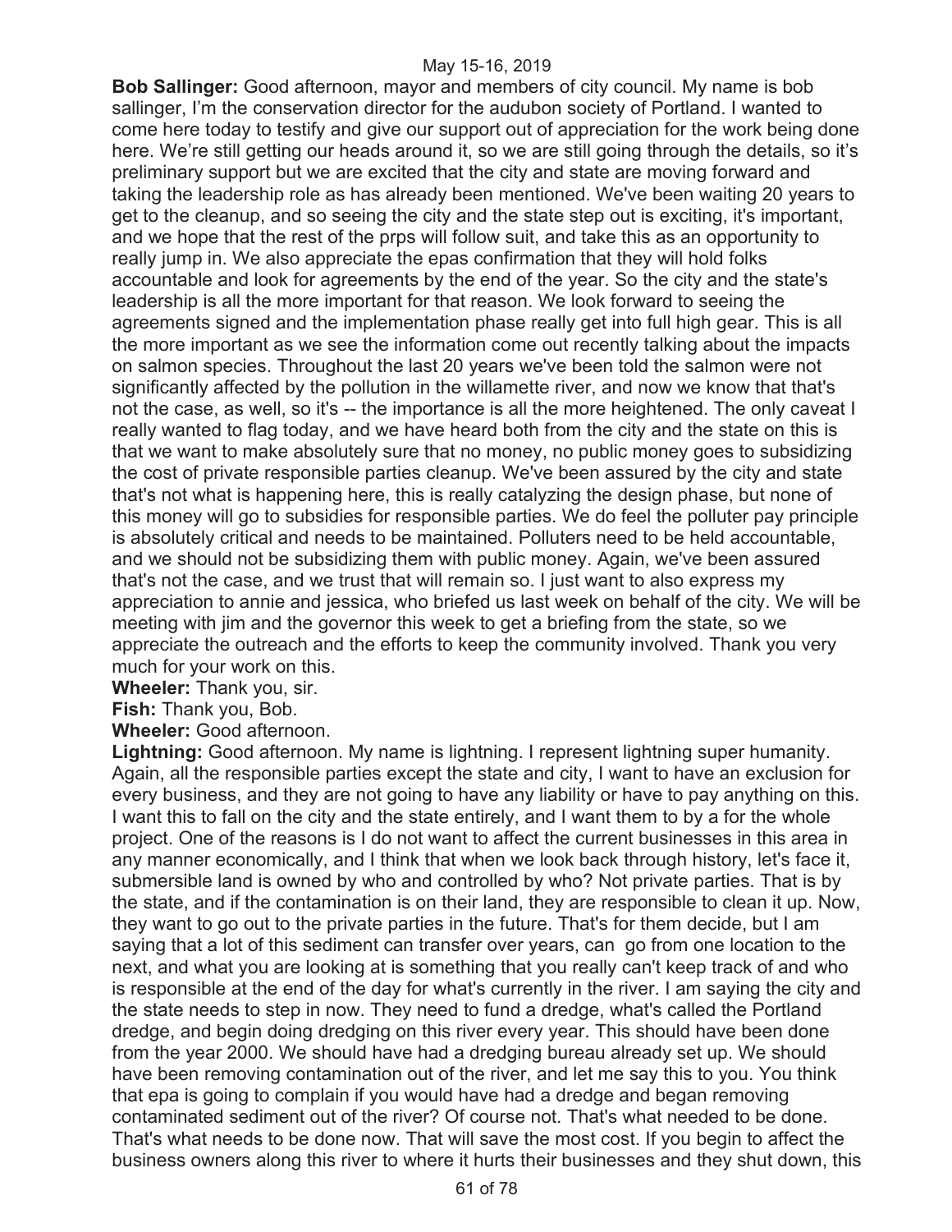**Bob Sallinger:** Good afternoon, mayor and members of city council. My name is bob sallinger, I'm the conservation director for the audubon society of Portland. I wanted to come here today to testify and give our support out of appreciation for the work being done here. We're still getting our heads around it, so we are still going through the details, so it's preliminary support but we are excited that the city and state are moving forward and taking the leadership role as has already been mentioned. We've been waiting 20 years to get to the cleanup, and so seeing the city and the state step out is exciting, it's important, and we hope that the rest of the prps will follow suit, and take this as an opportunity to really jump in. We also appreciate the epas confirmation that they will hold folks accountable and look for agreements by the end of the year. So the city and the state's leadership is all the more important for that reason. We look forward to seeing the agreements signed and the implementation phase really get into full high gear. This is all the more important as we see the information come out recently talking about the impacts on salmon species. Throughout the last 20 years we've been told the salmon were not significantly affected by the pollution in the willamette river, and now we know that that's not the case, as well, so it's -- the importance is all the more heightened. The only caveat I really wanted to flag today, and we have heard both from the city and the state on this is that we want to make absolutely sure that no money, no public money goes to subsidizing the cost of private responsible parties cleanup. We've been assured by the city and state that's not what is happening here, this is really catalyzing the design phase, but none of this money will go to subsidies for responsible parties. We do feel the polluter pay principle is absolutely critical and needs to be maintained. Polluters need to be held accountable, and we should not be subsidizing them with public money. Again, we've been assured that's not the case, and we trust that will remain so. I just want to also express my appreciation to annie and jessica, who briefed us last week on behalf of the city. We will be meeting with jim and the governor this week to get a briefing from the state, so we appreciate the outreach and the efforts to keep the community involved. Thank you very much for your work on this.

**Wheeler:** Thank you, sir.

**Fish:** Thank you, Bob.

**Wheeler:** Good afternoon.

**Lightning:** Good afternoon. My name is lightning. I represent lightning super humanity. Again, all the responsible parties except the state and city, I want to have an exclusion for every business, and they are not going to have any liability or have to pay anything on this. I want this to fall on the city and the state entirely, and I want them to by a for the whole project. One of the reasons is I do not want to affect the current businesses in this area in any manner economically, and I think that when we look back through history, let's face it, submersible land is owned by who and controlled by who? Not private parties. That is by the state, and if the contamination is on their land, they are responsible to clean it up. Now, they want to go out to the private parties in the future. That's for them decide, but I am saying that a lot of this sediment can transfer over years, can go from one location to the next, and what you are looking at is something that you really can't keep track of and who is responsible at the end of the day for what's currently in the river. I am saying the city and the state needs to step in now. They need to fund a dredge, what's called the Portland dredge, and begin doing dredging on this river every year. This should have been done from the year 2000. We should have had a dredging bureau already set up. We should have been removing contamination out of the river, and let me say this to you. You think that epa is going to complain if you would have had a dredge and began removing contaminated sediment out of the river? Of course not. That's what needed to be done. That's what needs to be done now. That will save the most cost. If you begin to affect the business owners along this river to where it hurts their businesses and they shut down, this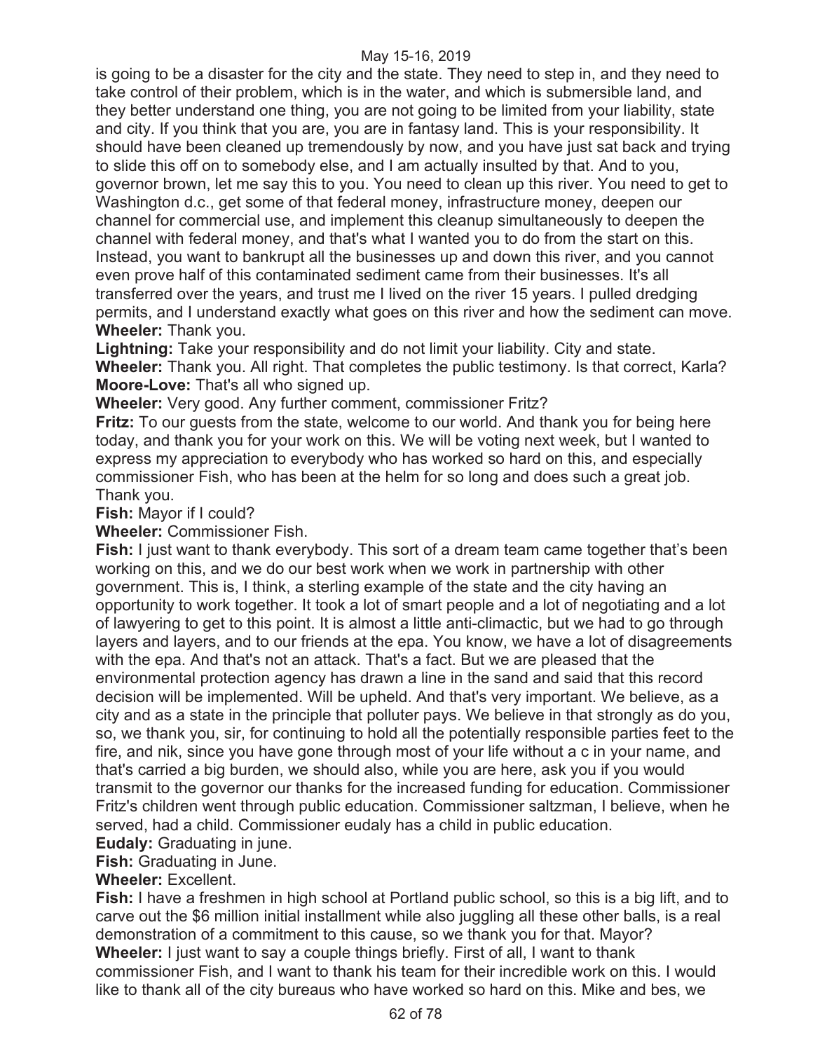is going to be a disaster for the city and the state. They need to step in, and they need to take control of their problem, which is in the water, and which is submersible land, and they better understand one thing, you are not going to be limited from your liability, state and city. If you think that you are, you are in fantasy land. This is your responsibility. It should have been cleaned up tremendously by now, and you have just sat back and trying to slide this off on to somebody else, and I am actually insulted by that. And to you, governor brown, let me say this to you. You need to clean up this river. You need to get to Washington d.c., get some of that federal money, infrastructure money, deepen our channel for commercial use, and implement this cleanup simultaneously to deepen the channel with federal money, and that's what I wanted you to do from the start on this. Instead, you want to bankrupt all the businesses up and down this river, and you cannot even prove half of this contaminated sediment came from their businesses. It's all transferred over the years, and trust me I lived on the river 15 years. I pulled dredging permits, and I understand exactly what goes on this river and how the sediment can move.

**Wheeler:** Thank you.

**Lightning:** Take your responsibility and do not limit your liability. City and state.

**Wheeler:** Thank you. All right. That completes the public testimony. Is that correct, Karla?

**Moore-Love:** That's all who signed up.

**Wheeler:** Very good. Any further comment, commissioner Fritz?

**Fritz:** To our guests from the state, welcome to our world. And thank you for being here today, and thank you for your work on this. We will be voting next week, but I wanted to express my appreciation to everybody who has worked so hard on this, and especially commissioner Fish, who has been at the helm for so long and does such a great job. Thank you.

**Fish:** Mayor if I could?

**Wheeler:** Commissioner Fish.

**Fish:** I just want to thank everybody. This sort of a dream team came together that's been working on this, and we do our best work when we work in partnership with other government. This is, I think, a sterling example of the state and the city having an opportunity to work together. It took a lot of smart people and a lot of negotiating and a lot of lawyering to get to this point. It is almost a little anti-climactic, but we had to go through layers and layers, and to our friends at the epa. You know, we have a lot of disagreements with the epa. And that's not an attack. That's a fact. But we are pleased that the environmental protection agency has drawn a line in the sand and said that this record decision will be implemented. Will be upheld. And that's very important. We believe, as a city and as a state in the principle that polluter pays. We believe in that strongly as do you, so, we thank you, sir, for continuing to hold all the potentially responsible parties feet to the fire, and nik, since you have gone through most of your life without a c in your name, and that's carried a big burden, we should also, while you are here, ask you if you would transmit to the governor our thanks for the increased funding for education. Commissioner Fritz's children went through public education. Commissioner saltzman, I believe, when he served, had a child. Commissioner eudaly has a child in public education.

**Eudaly:** Graduating in june.

**Fish:** Graduating in June.

**Wheeler:** Excellent.

**Fish:** I have a freshmen in high school at Portland public school, so this is a big lift, and to carve out the $6 million initial installment while also juggling all these other balls, is a real demonstration of a commitment to this cause, so we thank you for that. Mayor?

**Wheeler:** I just want to say a couple things briefly. First of all, I want to thank commissioner Fish, and I want to thank his team for their incredible work on this. I would like to thank all of the city bureaus who have worked so hard on this. Mike and bes, we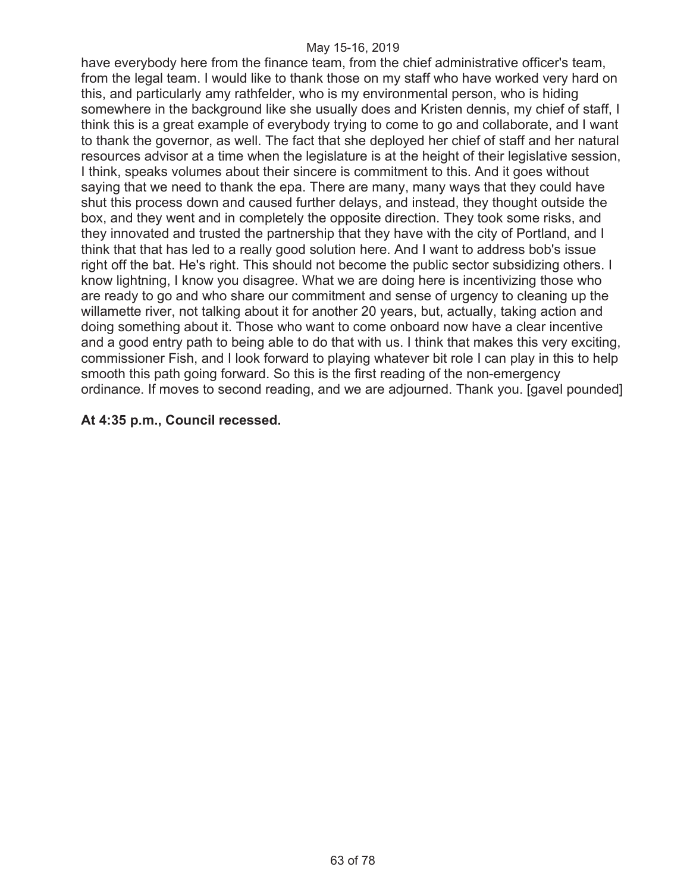have everybody here from the finance team, from the chief administrative officer's team, from the legal team. I would like to thank those on my staff who have worked very hard on this, and particularly amy rathfelder, who is my environmental person, who is hiding somewhere in the background like she usually does and Kristen dennis, my chief of staff, I think this is a great example of everybody trying to come to go and collaborate, and I want to thank the governor, as well. The fact that she deployed her chief of staff and her natural resources advisor at a time when the legislature is at the height of their legislative session, I think, speaks volumes about their sincere is commitment to this. And it goes without saying that we need to thank the epa. There are many, many ways that they could have shut this process down and caused further delays, and instead, they thought outside the box, and they went and in completely the opposite direction. They took some risks, and they innovated and trusted the partnership that they have with the city of Portland, and I think that that has led to a really good solution here. And I want to address bob's issue right off the bat. He's right. This should not become the public sector subsidizing others. I know lightning, I know you disagree. What we are doing here is incentivizing those who are ready to go and who share our commitment and sense of urgency to cleaning up the willamette river, not talking about it for another 20 years, but, actually, taking action and doing something about it. Those who want to come onboard now have a clear incentive and a good entry path to being able to do that with us. I think that makes this very exciting, commissioner Fish, and I look forward to playing whatever bit role I can play in this to help smooth this path going forward. So this is the first reading of the non-emergency ordinance. If moves to second reading, and we are adjourned. Thank you. [gavel pounded]

**At 4:35 p.m., Council recessed.**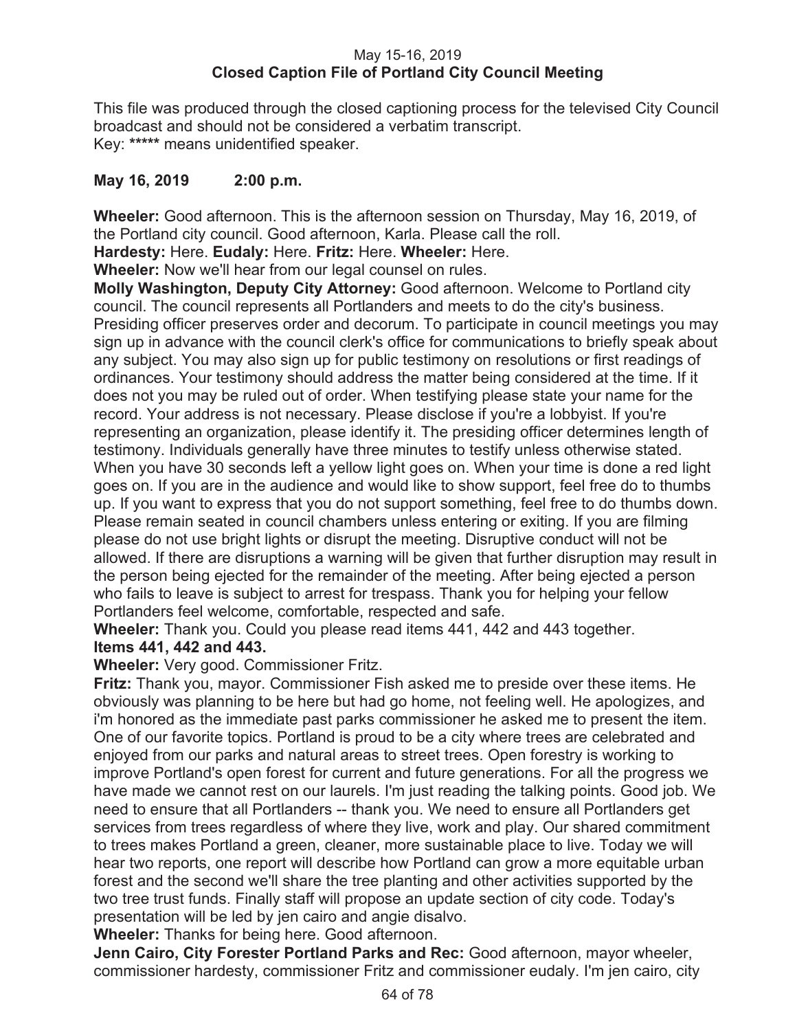May 15-16, 2019
**Closed Caption File of Portland City Council Meeting**

This file was produced through the closed captioning process for the televised City Council broadcast and should not be considered a verbatim transcript.
Key: ***** means unidentified speaker.

**May 16, 2019 2:00 p.m.**

**Wheeler:** Good afternoon. This is the afternoon session on Thursday, May 16, 2019, of the Portland city council. Good afternoon, Karla. Please call the roll.
**Hardesty:** Here. **Eudaly:** Here. **Fritz:** Here. **Wheeler:** Here.
**Wheeler:** Now we'll hear from our legal counsel on rules.
**Molly Washington, Deputy City Attorney:** Good afternoon. Welcome to Portland city council. The council represents all Portlanders and meets to do the city's business. Presiding officer preserves order and decorum. To participate in council meetings you may sign up in advance with the council clerk's office for communications to briefly speak about any subject. You may also sign up for public testimony on resolutions or first readings of ordinances. Your testimony should address the matter being considered at the time. If it does not you may be ruled out of order. When testifying please state your name for the record. Your address is not necessary. Please disclose if you're a lobbyist. If you're representing an organization, please identify it. The presiding officer determines length of testimony. Individuals generally have three minutes to testify unless otherwise stated. When you have 30 seconds left a yellow light goes on. When your time is done a red light goes on. If you are in the audience and would like to show support, feel free do to thumbs up. If you want to express that you do not support something, feel free to do thumbs down. Please remain seated in council chambers unless entering or exiting. If you are filming please do not use bright lights or disrupt the meeting. Disruptive conduct will not be allowed. If there are disruptions a warning will be given that further disruption may result in the person being ejected for the remainder of the meeting. After being ejected a person who fails to leave is subject to arrest for trespass. Thank you for helping your fellow Portlanders feel welcome, comfortable, respected and safe.
**Wheeler:** Thank you. Could you please read items 441, 442 and 443 together.
**Items 441, 442 and 443.**
**Wheeler:** Very good. Commissioner Fritz.
**Fritz:** Thank you, mayor. Commissioner Fish asked me to preside over these items. He obviously was planning to be here but had go home, not feeling well. He apologizes, and i'm honored as the immediate past parks commissioner he asked me to present the item. One of our favorite topics. Portland is proud to be a city where trees are celebrated and enjoyed from our parks and natural areas to street trees. Open forestry is working to improve Portland's open forest for current and future generations. For all the progress we have made we cannot rest on our laurels. I'm just reading the talking points. Good job. We need to ensure that all Portlanders -- thank you. We need to ensure all Portlanders get services from trees regardless of where they live, work and play. Our shared commitment to trees makes Portland a green, cleaner, more sustainable place to live. Today we will hear two reports, one report will describe how Portland can grow a more equitable urban forest and the second we'll share the tree planting and other activities supported by the two tree trust funds. Finally staff will propose an update section of city code. Today's presentation will be led by jen cairo and angie disalvo.
**Wheeler:** Thanks for being here. Good afternoon.
**Jenn Cairo, City Forester Portland Parks and Rec:** Good afternoon, mayor wheeler, commissioner hardesty, commissioner Fritz and commissioner eudaly. I'm jen cairo, city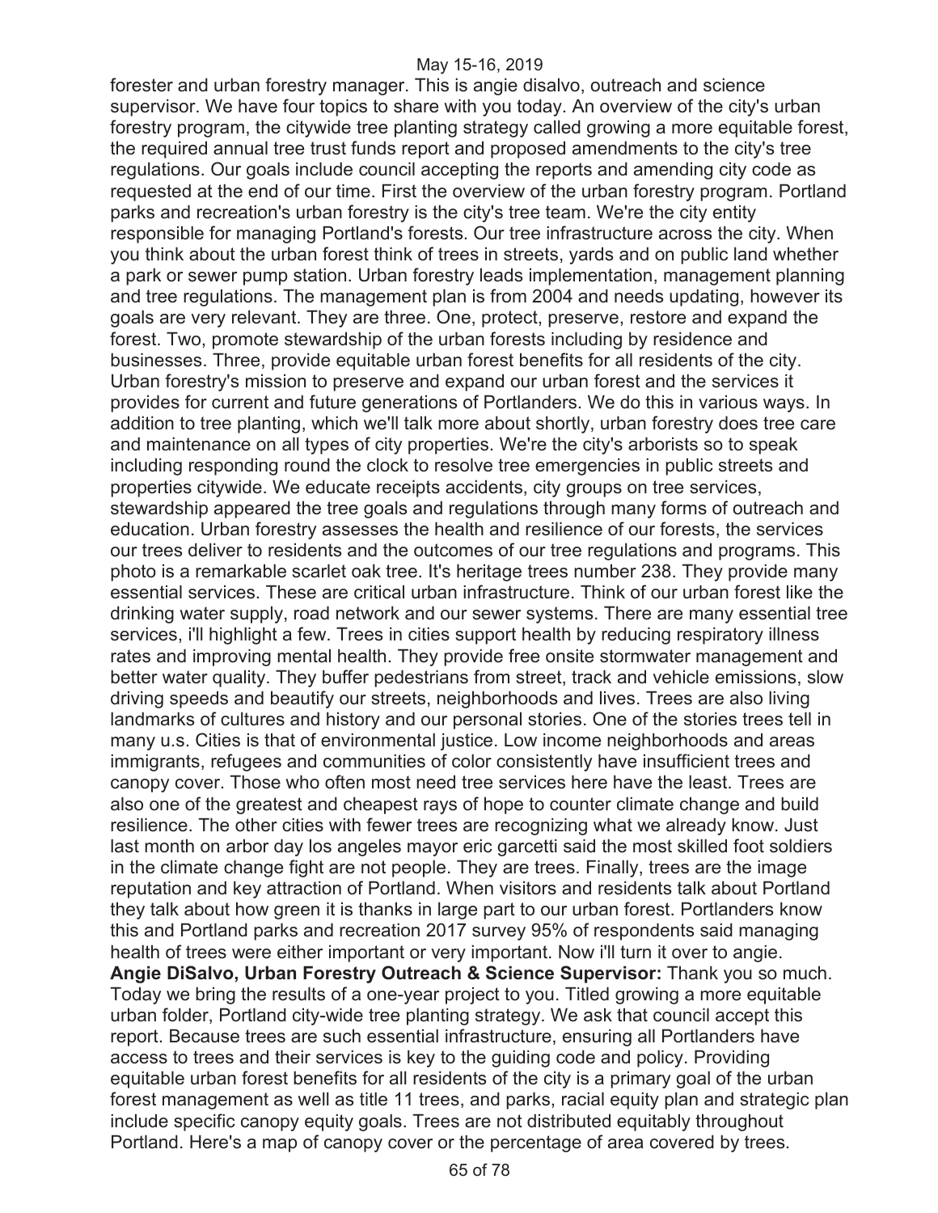forester and urban forestry manager. This is angie disalvo, outreach and science supervisor. We have four topics to share with you today. An overview of the city's urban forestry program, the citywide tree planting strategy called growing a more equitable forest, the required annual tree trust funds report and proposed amendments to the city's tree regulations. Our goals include council accepting the reports and amending city code as requested at the end of our time. First the overview of the urban forestry program. Portland parks and recreation's urban forestry is the city's tree team. We're the city entity responsible for managing Portland's forests. Our tree infrastructure across the city. When you think about the urban forest think of trees in streets, yards and on public land whether a park or sewer pump station. Urban forestry leads implementation, management planning and tree regulations. The management plan is from 2004 and needs updating, however its goals are very relevant. They are three. One, protect, preserve, restore and expand the forest. Two, promote stewardship of the urban forests including by residence and businesses. Three, provide equitable urban forest benefits for all residents of the city. Urban forestry's mission to preserve and expand our urban forest and the services it provides for current and future generations of Portlanders. We do this in various ways. In addition to tree planting, which we'll talk more about shortly, urban forestry does tree care and maintenance on all types of city properties. We're the city's arborists so to speak including responding round the clock to resolve tree emergencies in public streets and properties citywide. We educate receipts accidents, city groups on tree services, stewardship appeared the tree goals and regulations through many forms of outreach and education. Urban forestry assesses the health and resilience of our forests, the services our trees deliver to residents and the outcomes of our tree regulations and programs. This photo is a remarkable scarlet oak tree. It's heritage trees number 238. They provide many essential services. These are critical urban infrastructure. Think of our urban forest like the drinking water supply, road network and our sewer systems. There are many essential tree services, i'll highlight a few. Trees in cities support health by reducing respiratory illness rates and improving mental health. They provide free onsite stormwater management and better water quality. They buffer pedestrians from street, track and vehicle emissions, slow driving speeds and beautify our streets, neighborhoods and lives. Trees are also living landmarks of cultures and history and our personal stories. One of the stories trees tell in many u.s. Cities is that of environmental justice. Low income neighborhoods and areas immigrants, refugees and communities of color consistently have insufficient trees and canopy cover. Those who often most need tree services here have the least. Trees are also one of the greatest and cheapest rays of hope to counter climate change and build resilience. The other cities with fewer trees are recognizing what we already know. Just last month on arbor day los angeles mayor eric garcetti said the most skilled foot soldiers in the climate change fight are not people. They are trees. Finally, trees are the image reputation and key attraction of Portland. When visitors and residents talk about Portland they talk about how green it is thanks in large part to our urban forest. Portlanders know this and Portland parks and recreation 2017 survey 95% of respondents said managing health of trees were either important or very important. Now i'll turn it over to angie.

**Angie DiSalvo, Urban Forestry Outreach & Science Supervisor:** Thank you so much. Today we bring the results of a one-year project to you. Titled growing a more equitable urban folder, Portland city-wide tree planting strategy. We ask that council accept this report. Because trees are such essential infrastructure, ensuring all Portlanders have access to trees and their services is key to the guiding code and policy. Providing equitable urban forest benefits for all residents of the city is a primary goal of the urban forest management as well as title 11 trees, and parks, racial equity plan and strategic plan include specific canopy equity goals. Trees are not distributed equitably throughout Portland. Here's a map of canopy cover or the percentage of area covered by trees.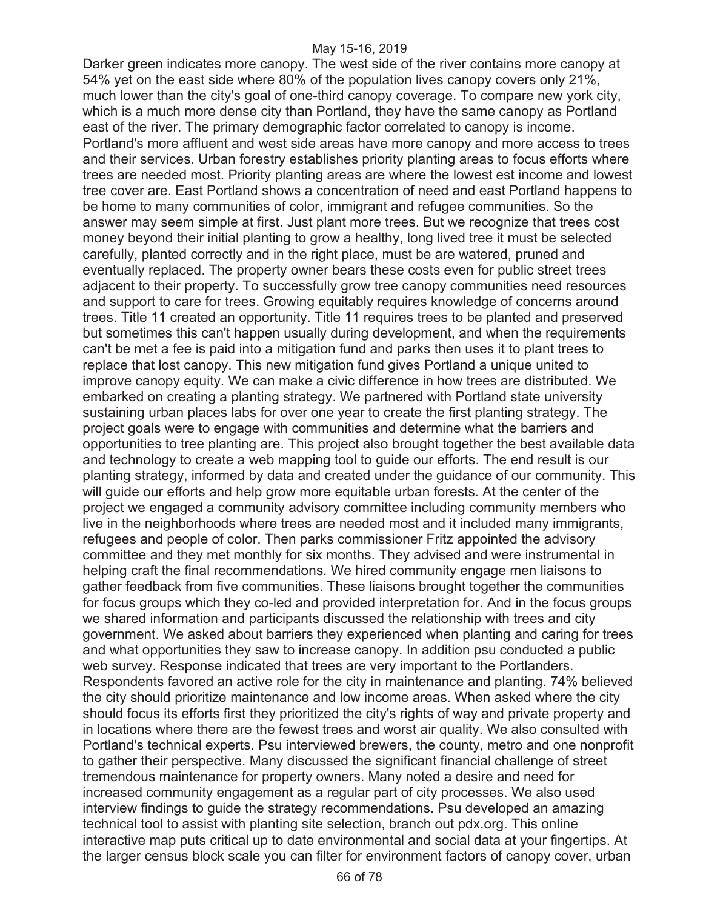Darker green indicates more canopy. The west side of the river contains more canopy at 54% yet on the east side where 80% of the population lives canopy covers only 21%, much lower than the city's goal of one-third canopy coverage. To compare new york city, which is a much more dense city than Portland, they have the same canopy as Portland east of the river. The primary demographic factor correlated to canopy is income. Portland's more affluent and west side areas have more canopy and more access to trees and their services. Urban forestry establishes priority planting areas to focus efforts where trees are needed most. Priority planting areas are where the lowest est income and lowest tree cover are. East Portland shows a concentration of need and east Portland happens to be home to many communities of color, immigrant and refugee communities. So the answer may seem simple at first. Just plant more trees. But we recognize that trees cost money beyond their initial planting to grow a healthy, long lived tree it must be selected carefully, planted correctly and in the right place, must be are watered, pruned and eventually replaced. The property owner bears these costs even for public street trees adjacent to their property. To successfully grow tree canopy communities need resources and support to care for trees. Growing equitably requires knowledge of concerns around trees. Title 11 created an opportunity. Title 11 requires trees to be planted and preserved but sometimes this can't happen usually during development, and when the requirements can't be met a fee is paid into a mitigation fund and parks then uses it to plant trees to replace that lost canopy. This new mitigation fund gives Portland a unique united to improve canopy equity. We can make a civic difference in how trees are distributed. We embarked on creating a planting strategy. We partnered with Portland state university sustaining urban places labs for over one year to create the first planting strategy. The project goals were to engage with communities and determine what the barriers and opportunities to tree planting are. This project also brought together the best available data and technology to create a web mapping tool to guide our efforts. The end result is our planting strategy, informed by data and created under the guidance of our community. This will guide our efforts and help grow more equitable urban forests. At the center of the project we engaged a community advisory committee including community members who live in the neighborhoods where trees are needed most and it included many immigrants, refugees and people of color. Then parks commissioner Fritz appointed the advisory committee and they met monthly for six months. They advised and were instrumental in helping craft the final recommendations. We hired community engage men liaisons to gather feedback from five communities. These liaisons brought together the communities for focus groups which they co-led and provided interpretation for. And in the focus groups we shared information and participants discussed the relationship with trees and city government. We asked about barriers they experienced when planting and caring for trees and what opportunities they saw to increase canopy. In addition psu conducted a public web survey. Response indicated that trees are very important to the Portlanders. Respondents favored an active role for the city in maintenance and planting. 74% believed the city should prioritize maintenance and low income areas. When asked where the city should focus its efforts first they prioritized the city's rights of way and private property and in locations where there are the fewest trees and worst air quality. We also consulted with Portland's technical experts. Psu interviewed brewers, the county, metro and one nonprofit to gather their perspective. Many discussed the significant financial challenge of street tremendous maintenance for property owners. Many noted a desire and need for increased community engagement as a regular part of city processes. We also used interview findings to guide the strategy recommendations. Psu developed an amazing technical tool to assist with planting site selection, branch out pdx.org. This online interactive map puts critical up to date environmental and social data at your fingertips. At the larger census block scale you can filter for environment factors of canopy cover, urban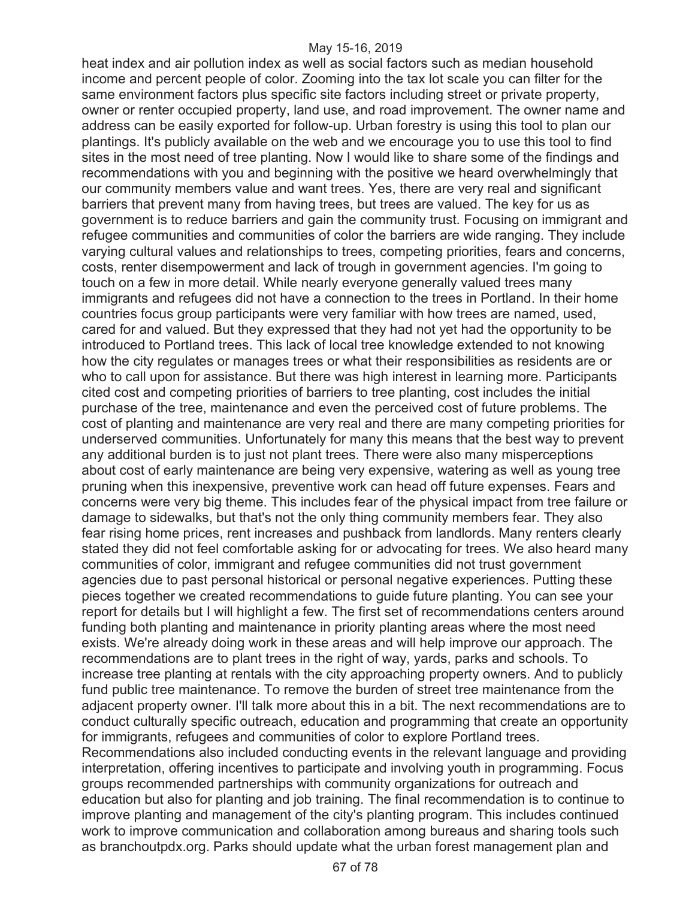heat index and air pollution index as well as social factors such as median household income and percent people of color. Zooming into the tax lot scale you can filter for the same environment factors plus specific site factors including street or private property, owner or renter occupied property, land use, and road improvement. The owner name and address can be easily exported for follow-up. Urban forestry is using this tool to plan our plantings. It's publicly available on the web and we encourage you to use this tool to find sites in the most need of tree planting. Now I would like to share some of the findings and recommendations with you and beginning with the positive we heard overwhelmingly that our community members value and want trees. Yes, there are very real and significant barriers that prevent many from having trees, but trees are valued. The key for us as government is to reduce barriers and gain the community trust. Focusing on immigrant and refugee communities and communities of color the barriers are wide ranging. They include varying cultural values and relationships to trees, competing priorities, fears and concerns, costs, renter disempowerment and lack of trough in government agencies. I'm going to touch on a few in more detail. While nearly everyone generally valued trees many immigrants and refugees did not have a connection to the trees in Portland. In their home countries focus group participants were very familiar with how trees are named, used, cared for and valued. But they expressed that they had not yet had the opportunity to be introduced to Portland trees. This lack of local tree knowledge extended to not knowing how the city regulates or manages trees or what their responsibilities as residents are or who to call upon for assistance. But there was high interest in learning more. Participants cited cost and competing priorities of barriers to tree planting, cost includes the initial purchase of the tree, maintenance and even the perceived cost of future problems. The cost of planting and maintenance are very real and there are many competing priorities for underserved communities. Unfortunately for many this means that the best way to prevent any additional burden is to just not plant trees. There were also many misperceptions about cost of early maintenance are being very expensive, watering as well as young tree pruning when this inexpensive, preventive work can head off future expenses. Fears and concerns were very big theme. This includes fear of the physical impact from tree failure or damage to sidewalks, but that's not the only thing community members fear. They also fear rising home prices, rent increases and pushback from landlords. Many renters clearly stated they did not feel comfortable asking for or advocating for trees. We also heard many communities of color, immigrant and refugee communities did not trust government agencies due to past personal historical or personal negative experiences. Putting these pieces together we created recommendations to guide future planting. You can see your report for details but I will highlight a few. The first set of recommendations centers around funding both planting and maintenance in priority planting areas where the most need exists. We're already doing work in these areas and will help improve our approach. The recommendations are to plant trees in the right of way, yards, parks and schools. To increase tree planting at rentals with the city approaching property owners. And to publicly fund public tree maintenance. To remove the burden of street tree maintenance from the adjacent property owner. I'll talk more about this in a bit. The next recommendations are to conduct culturally specific outreach, education and programming that create an opportunity for immigrants, refugees and communities of color to explore Portland trees. Recommendations also included conducting events in the relevant language and providing interpretation, offering incentives to participate and involving youth in programming. Focus groups recommended partnerships with community organizations for outreach and education but also for planting and job training. The final recommendation is to continue to improve planting and management of the city's planting program. This includes continued work to improve communication and collaboration among bureaus and sharing tools such as branchoutpdx.org. Parks should update what the urban forest management plan and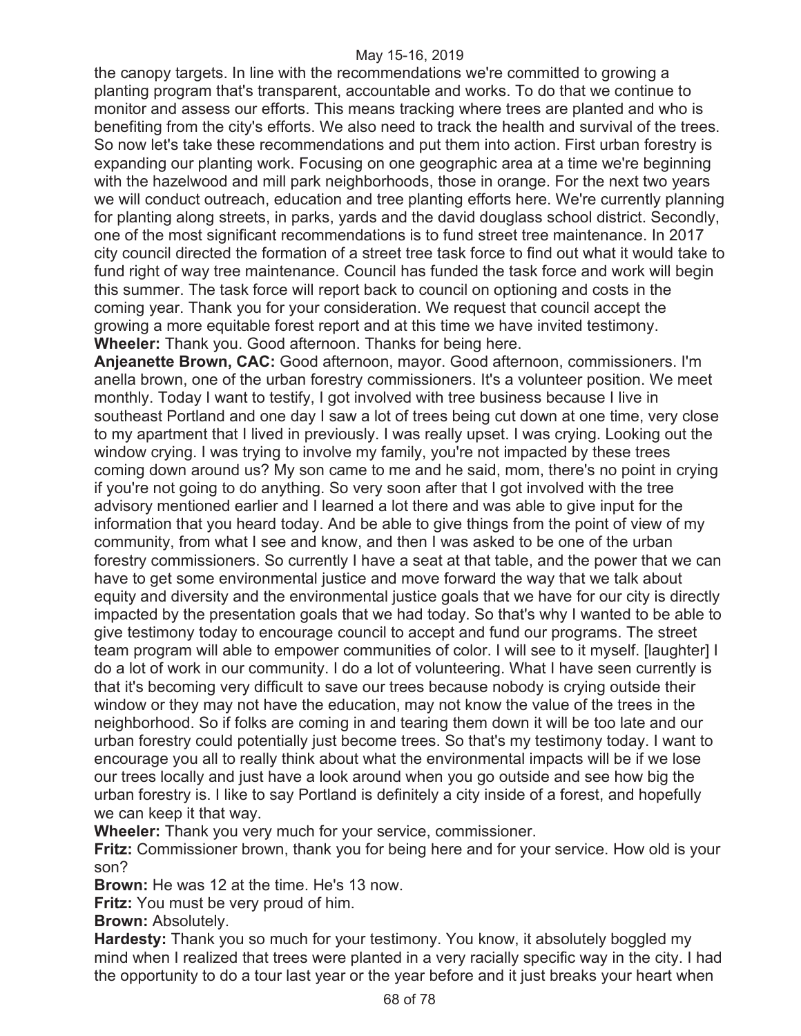the canopy targets. In line with the recommendations we're committed to growing a planting program that's transparent, accountable and works. To do that we continue to monitor and assess our efforts. This means tracking where trees are planted and who is benefiting from the city's efforts. We also need to track the health and survival of the trees. So now let's take these recommendations and put them into action. First urban forestry is expanding our planting work. Focusing on one geographic area at a time we're beginning with the hazelwood and mill park neighborhoods, those in orange. For the next two years we will conduct outreach, education and tree planting efforts here. We're currently planning for planting along streets, in parks, yards and the david douglass school district. Secondly, one of the most significant recommendations is to fund street tree maintenance. In 2017 city council directed the formation of a street tree task force to find out what it would take to fund right of way tree maintenance. Council has funded the task force and work will begin this summer. The task force will report back to council on optioning and costs in the coming year. Thank you for your consideration. We request that council accept the growing a more equitable forest report and at this time we have invited testimony.

**Wheeler:** Thank you. Good afternoon. Thanks for being here.

**Anjeanette Brown, CAC:** Good afternoon, mayor. Good afternoon, commissioners. I'm anella brown, one of the urban forestry commissioners. It's a volunteer position. We meet monthly. Today I want to testify, I got involved with tree business because I live in southeast Portland and one day I saw a lot of trees being cut down at one time, very close to my apartment that I lived in previously. I was really upset. I was crying. Looking out the window crying. I was trying to involve my family, you're not impacted by these trees coming down around us? My son came to me and he said, mom, there's no point in crying if you're not going to do anything. So very soon after that I got involved with the tree advisory mentioned earlier and I learned a lot there and was able to give input for the information that you heard today. And be able to give things from the point of view of my community, from what I see and know, and then I was asked to be one of the urban forestry commissioners. So currently I have a seat at that table, and the power that we can have to get some environmental justice and move forward the way that we talk about equity and diversity and the environmental justice goals that we have for our city is directly impacted by the presentation goals that we had today. So that's why I wanted to be able to give testimony today to encourage council to accept and fund our programs. The street team program will able to empower communities of color. I will see to it myself. [laughter] I do a lot of work in our community. I do a lot of volunteering. What I have seen currently is that it's becoming very difficult to save our trees because nobody is crying outside their window or they may not have the education, may not know the value of the trees in the neighborhood. So if folks are coming in and tearing them down it will be too late and our urban forestry could potentially just become trees. So that's my testimony today. I want to encourage you all to really think about what the environmental impacts will be if we lose our trees locally and just have a look around when you go outside and see how big the urban forestry is. I like to say Portland is definitely a city inside of a forest, and hopefully we can keep it that way.

**Wheeler:** Thank you very much for your service, commissioner.

**Fritz:** Commissioner brown, thank you for being here and for your service. How old is your son?

**Brown:** He was 12 at the time. He's 13 now.

**Fritz:** You must be very proud of him.

**Brown:** Absolutely.

**Hardesty:** Thank you so much for your testimony. You know, it absolutely boggled my mind when I realized that trees were planted in a very racially specific way in the city. I had the opportunity to do a tour last year or the year before and it just breaks your heart when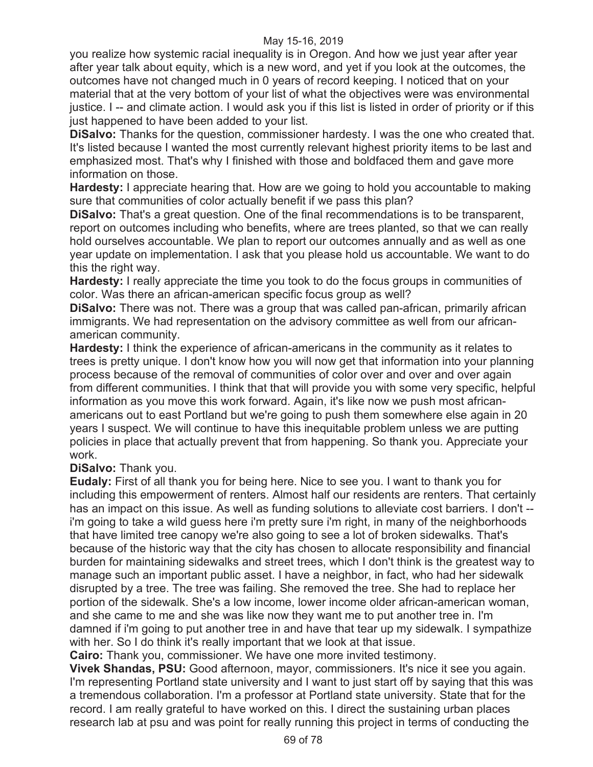you realize how systemic racial inequality is in Oregon. And how we just year after year after year talk about equity, which is a new word, and yet if you look at the outcomes, the outcomes have not changed much in 0 years of record keeping. I noticed that on your material that at the very bottom of your list of what the objectives were was environmental justice. I -- and climate action. I would ask you if this list is listed in order of priority or if this just happened to have been added to your list.

**DiSalvo:** Thanks for the question, commissioner hardesty. I was the one who created that. It's listed because I wanted the most currently relevant highest priority items to be last and emphasized most. That's why I finished with those and boldfaced them and gave more information on those.

**Hardesty:** I appreciate hearing that. How are we going to hold you accountable to making sure that communities of color actually benefit if we pass this plan?

**DiSalvo:** That's a great question. One of the final recommendations is to be transparent, report on outcomes including who benefits, where are trees planted, so that we can really hold ourselves accountable. We plan to report our outcomes annually and as well as one year update on implementation. I ask that you please hold us accountable. We want to do this the right way.

**Hardesty:** I really appreciate the time you took to do the focus groups in communities of color. Was there an african-american specific focus group as well?

**DiSalvo:** There was not. There was a group that was called pan-african, primarily african immigrants. We had representation on the advisory committee as well from our african-american community.

**Hardesty:** I think the experience of african-americans in the community as it relates to trees is pretty unique. I don't know how you will now get that information into your planning process because of the removal of communities of color over and over and over again from different communities. I think that that will provide you with some very specific, helpful information as you move this work forward. Again, it's like now we push most african-americans out to east Portland but we're going to push them somewhere else again in 20 years I suspect. We will continue to have this inequitable problem unless we are putting policies in place that actually prevent that from happening. So thank you. Appreciate your work.

**DiSalvo:** Thank you.

**Eudaly:** First of all thank you for being here. Nice to see you. I want to thank you for including this empowerment of renters. Almost half our residents are renters. That certainly has an impact on this issue. As well as funding solutions to alleviate cost barriers. I don't -- i'm going to take a wild guess here i'm pretty sure i'm right, in many of the neighborhoods that have limited tree canopy we're also going to see a lot of broken sidewalks. That's because of the historic way that the city has chosen to allocate responsibility and financial burden for maintaining sidewalks and street trees, which I don't think is the greatest way to manage such an important public asset. I have a neighbor, in fact, who had her sidewalk disrupted by a tree. The tree was failing. She removed the tree. She had to replace her portion of the sidewalk. She's a low income, lower income older african-american woman, and she came to me and she was like now they want me to put another tree in. I'm damned if i'm going to put another tree in and have that tear up my sidewalk. I sympathize with her. So I do think it's really important that we look at that issue.

**Cairo:** Thank you, commissioner. We have one more invited testimony.

**Vivek Shandas, PSU:** Good afternoon, mayor, commissioners. It's nice it see you again. I'm representing Portland state university and I want to just start off by saying that this was a tremendous collaboration. I'm a professor at Portland state university. State that for the record. I am really grateful to have worked on this. I direct the sustaining urban places research lab at psu and was point for really running this project in terms of conducting the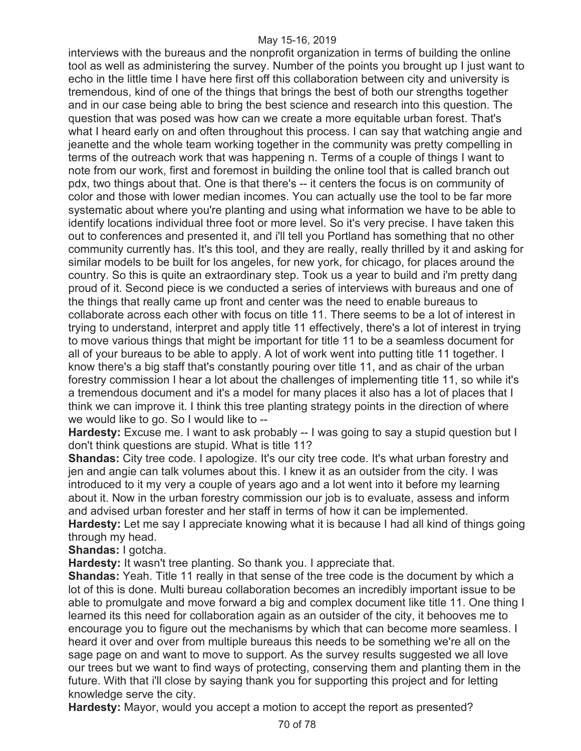interviews with the bureaus and the nonprofit organization in terms of building the online tool as well as administering the survey. Number of the points you brought up I just want to echo in the little time I have here first off this collaboration between city and university is tremendous, kind of one of the things that brings the best of both our strengths together and in our case being able to bring the best science and research into this question. The question that was posed was how can we create a more equitable urban forest. That's what I heard early on and often throughout this process. I can say that watching angie and jeanette and the whole team working together in the community was pretty compelling in terms of the outreach work that was happening n. Terms of a couple of things I want to note from our work, first and foremost in building the online tool that is called branch out pdx, two things about that. One is that there's -- it centers the focus is on community of color and those with lower median incomes. You can actually use the tool to be far more systematic about where you're planting and using what information we have to be able to identify locations individual three foot or more level. So it's very precise. I have taken this out to conferences and presented it, and i'll tell you Portland has something that no other community currently has. It's this tool, and they are really, really thrilled by it and asking for similar models to be built for los angeles, for new york, for chicago, for places around the country. So this is quite an extraordinary step. Took us a year to build and i'm pretty dang proud of it. Second piece is we conducted a series of interviews with bureaus and one of the things that really came up front and center was the need to enable bureaus to collaborate across each other with focus on title 11. There seems to be a lot of interest in trying to understand, interpret and apply title 11 effectively, there's a lot of interest in trying to move various things that might be important for title 11 to be a seamless document for all of your bureaus to be able to apply. A lot of work went into putting title 11 together. I know there's a big staff that's constantly pouring over title 11, and as chair of the urban forestry commission I hear a lot about the challenges of implementing title 11, so while it's a tremendous document and it's a model for many places it also has a lot of places that I think we can improve it. I think this tree planting strategy points in the direction of where we would like to go. So I would like to --

**Hardesty:** Excuse me. I want to ask probably -- I was going to say a stupid question but I don't think questions are stupid. What is title 11?

**Shandas:** City tree code. I apologize. It's our city tree code. It's what urban forestry and jen and angie can talk volumes about this. I knew it as an outsider from the city. I was introduced to it my very a couple of years ago and a lot went into it before my learning about it. Now in the urban forestry commission our job is to evaluate, assess and inform and advised urban forester and her staff in terms of how it can be implemented.

**Hardesty:** Let me say I appreciate knowing what it is because I had all kind of things going through my head.

**Shandas:** I gotcha.

**Hardesty:** It wasn't tree planting. So thank you. I appreciate that.

**Shandas:** Yeah. Title 11 really in that sense of the tree code is the document by which a lot of this is done. Multi bureau collaboration becomes an incredibly important issue to be able to promulgate and move forward a big and complex document like title 11. One thing I learned its this need for collaboration again as an outsider of the city, it behooves me to encourage you to figure out the mechanisms by which that can become more seamless. I heard it over and over from multiple bureaus this needs to be something we're all on the sage page on and want to move to support. As the survey results suggested we all love our trees but we want to find ways of protecting, conserving them and planting them in the future. With that i'll close by saying thank you for supporting this project and for letting knowledge serve the city.

**Hardesty:** Mayor, would you accept a motion to accept the report as presented?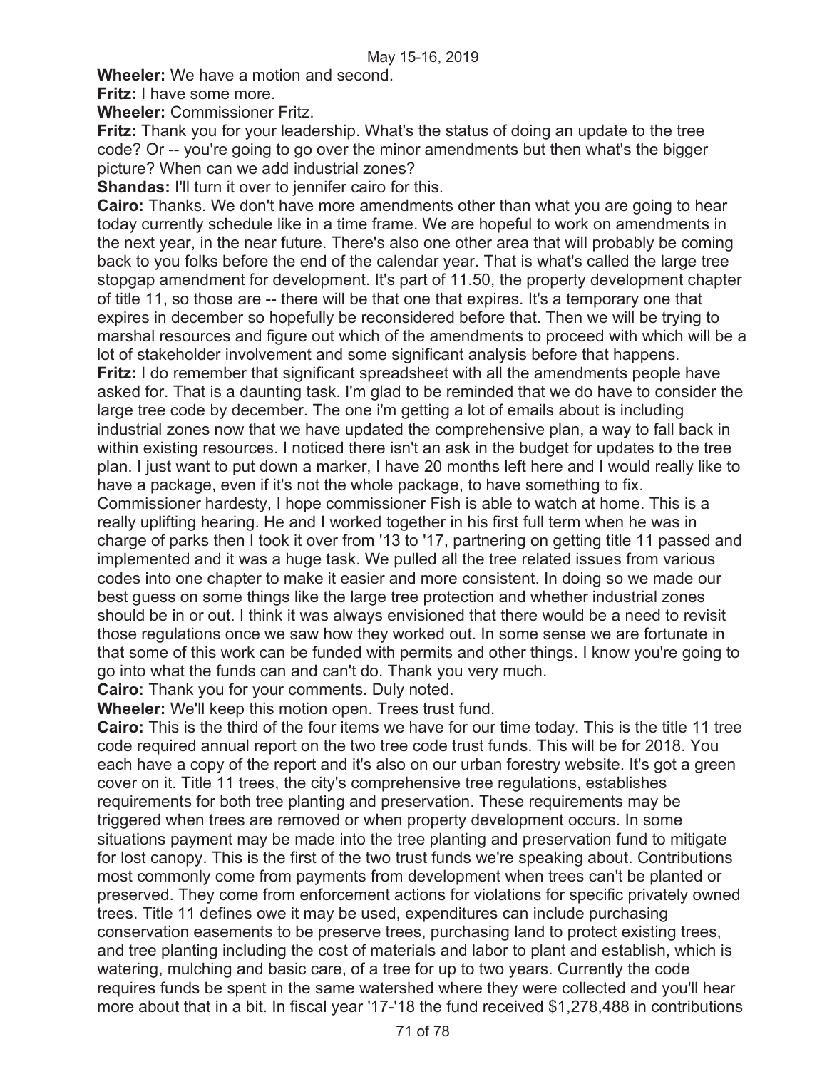**Wheeler:** We have a motion and second.

**Fritz:** I have some more.

**Wheeler:** Commissioner Fritz.

**Fritz:** Thank you for your leadership. What's the status of doing an update to the tree code? Or -- you're going to go over the minor amendments but then what's the bigger picture? When can we add industrial zones?

**Shandas:** I'll turn it over to jennifer cairo for this.

**Cairo:** Thanks. We don't have more amendments other than what you are going to hear today currently schedule like in a time frame. We are hopeful to work on amendments in the next year, in the near future. There's also one other area that will probably be coming back to you folks before the end of the calendar year. That is what's called the large tree stopgap amendment for development. It's part of 11.50, the property development chapter of title 11, so those are -- there will be that one that expires. It's a temporary one that expires in december so hopefully be reconsidered before that. Then we will be trying to marshal resources and figure out which of the amendments to proceed with which will be a lot of stakeholder involvement and some significant analysis before that happens.

**Fritz:** I do remember that significant spreadsheet with all the amendments people have asked for. That is a daunting task. I'm glad to be reminded that we do have to consider the large tree code by december. The one i'm getting a lot of emails about is including industrial zones now that we have updated the comprehensive plan, a way to fall back in within existing resources. I noticed there isn't an ask in the budget for updates to the tree plan. I just want to put down a marker, I have 20 months left here and I would really like to have a package, even if it's not the whole package, to have something to fix. Commissioner hardesty, I hope commissioner Fish is able to watch at home. This is a really uplifting hearing. He and I worked together in his first full term when he was in charge of parks then I took it over from '13 to '17, partnering on getting title 11 passed and implemented and it was a huge task. We pulled all the tree related issues from various codes into one chapter to make it easier and more consistent. In doing so we made our best guess on some things like the large tree protection and whether industrial zones should be in or out. I think it was always envisioned that there would be a need to revisit those regulations once we saw how they worked out. In some sense we are fortunate in that some of this work can be funded with permits and other things. I know you're going to go into what the funds can and can't do. Thank you very much.

**Cairo:** Thank you for your comments. Duly noted.

**Wheeler:** We'll keep this motion open. Trees trust fund.

**Cairo:** This is the third of the four items we have for our time today. This is the title 11 tree code required annual report on the two tree code trust funds. This will be for 2018. You each have a copy of the report and it's also on our urban forestry website. It's got a green cover on it. Title 11 trees, the city's comprehensive tree regulations, establishes requirements for both tree planting and preservation. These requirements may be triggered when trees are removed or when property development occurs. In some situations payment may be made into the tree planting and preservation fund to mitigate for lost canopy. This is the first of the two trust funds we're speaking about. Contributions most commonly come from payments from development when trees can't be planted or preserved. They come from enforcement actions for violations for specific privately owned trees. Title 11 defines owe it may be used, expenditures can include purchasing conservation easements to be preserve trees, purchasing land to protect existing trees, and tree planting including the cost of materials and labor to plant and establish, which is watering, mulching and basic care, of a tree for up to two years. Currently the code requires funds be spent in the same watershed where they were collected and you'll hear more about that in a bit. In fiscal year '17-'18 the fund received $1,278,488 in contributions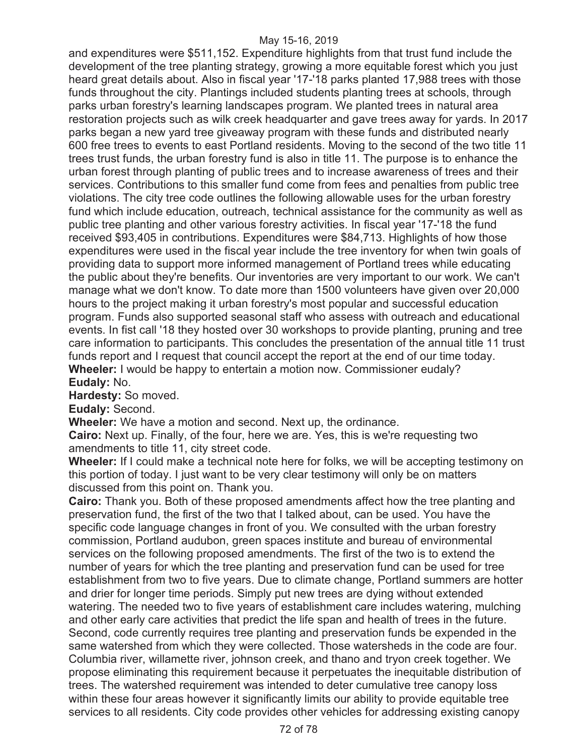and expenditures were $511,152. Expenditure highlights from that trust fund include the development of the tree planting strategy, growing a more equitable forest which you just heard great details about. Also in fiscal year '17-'18 parks planted 17,988 trees with those funds throughout the city. Plantings included students planting trees at schools, through parks urban forestry's learning landscapes program. We planted trees in natural area restoration projects such as wilk creek headquarter and gave trees away for yards. In 2017 parks began a new yard tree giveaway program with these funds and distributed nearly 600 free trees to events to east Portland residents. Moving to the second of the two title 11 trees trust funds, the urban forestry fund is also in title 11. The purpose is to enhance the urban forest through planting of public trees and to increase awareness of trees and their services. Contributions to this smaller fund come from fees and penalties from public tree violations. The city tree code outlines the following allowable uses for the urban forestry fund which include education, outreach, technical assistance for the community as well as public tree planting and other various forestry activities. In fiscal year '17-'18 the fund received $93,405 in contributions. Expenditures were $84,713. Highlights of how those expenditures were used in the fiscal year include the tree inventory for when twin goals of providing data to support more informed management of Portland trees while educating the public about they're benefits. Our inventories are very important to our work. We can't manage what we don't know. To date more than 1500 volunteers have given over 20,000 hours to the project making it urban forestry's most popular and successful education program. Funds also supported seasonal staff who assess with outreach and educational events. In fist call '18 they hosted over 30 workshops to provide planting, pruning and tree care information to participants. This concludes the presentation of the annual title 11 trust funds report and I request that council accept the report at the end of our time today.

**Wheeler:** I would be happy to entertain a motion now. Commissioner eudaly?

**Eudaly:** No.

**Hardesty:** So moved.

**Eudaly:** Second.

**Wheeler:** We have a motion and second. Next up, the ordinance.

**Cairo:** Next up. Finally, of the four, here we are. Yes, this is we're requesting two amendments to title 11, city street code.

**Wheeler:** If I could make a technical note here for folks, we will be accepting testimony on this portion of today. I just want to be very clear testimony will only be on matters discussed from this point on. Thank you.

**Cairo:** Thank you. Both of these proposed amendments affect how the tree planting and preservation fund, the first of the two that I talked about, can be used. You have the specific code language changes in front of you. We consulted with the urban forestry commission, Portland audubon, green spaces institute and bureau of environmental services on the following proposed amendments. The first of the two is to extend the number of years for which the tree planting and preservation fund can be used for tree establishment from two to five years. Due to climate change, Portland summers are hotter and drier for longer time periods. Simply put new trees are dying without extended watering. The needed two to five years of establishment care includes watering, mulching and other early care activities that predict the life span and health of trees in the future. Second, code currently requires tree planting and preservation funds be expended in the same watershed from which they were collected. Those watersheds in the code are four. Columbia river, willamette river, johnson creek, and thano and tryon creek together. We propose eliminating this requirement because it perpetuates the inequitable distribution of trees. The watershed requirement was intended to deter cumulative tree canopy loss within these four areas however it significantly limits our ability to provide equitable tree services to all residents. City code provides other vehicles for addressing existing canopy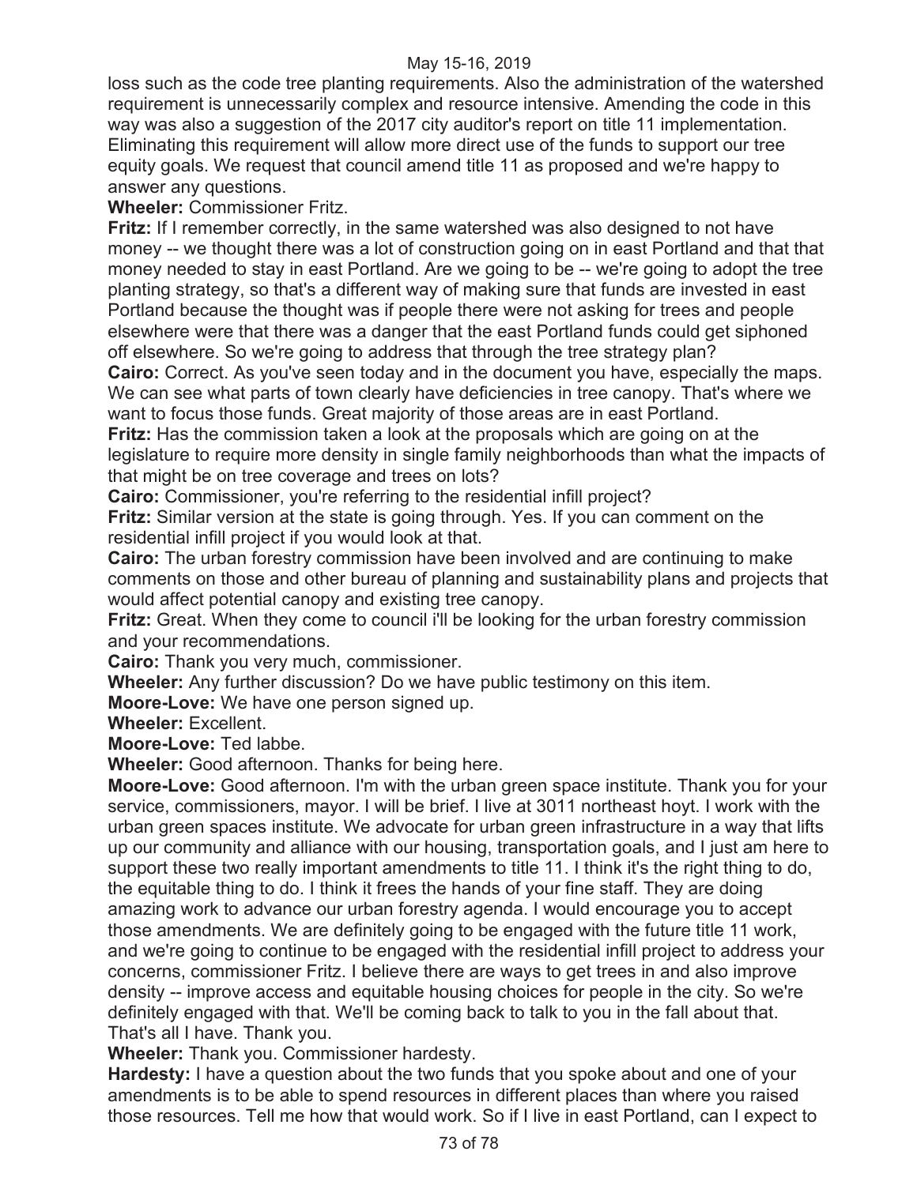loss such as the code tree planting requirements. Also the administration of the watershed requirement is unnecessarily complex and resource intensive. Amending the code in this way was also a suggestion of the 2017 city auditor's report on title 11 implementation. Eliminating this requirement will allow more direct use of the funds to support our tree equity goals. We request that council amend title 11 as proposed and we're happy to answer any questions.

**Wheeler:** Commissioner Fritz.

**Fritz:** If I remember correctly, in the same watershed was also designed to not have money -- we thought there was a lot of construction going on in east Portland and that that money needed to stay in east Portland. Are we going to be -- we're going to adopt the tree planting strategy, so that's a different way of making sure that funds are invested in east Portland because the thought was if people there were not asking for trees and people elsewhere were that there was a danger that the east Portland funds could get siphoned off elsewhere. So we're going to address that through the tree strategy plan?

**Cairo:** Correct. As you've seen today and in the document you have, especially the maps. We can see what parts of town clearly have deficiencies in tree canopy. That's where we want to focus those funds. Great majority of those areas are in east Portland.

**Fritz:** Has the commission taken a look at the proposals which are going on at the legislature to require more density in single family neighborhoods than what the impacts of that might be on tree coverage and trees on lots?

**Cairo:** Commissioner, you're referring to the residential infill project?

**Fritz:** Similar version at the state is going through. Yes. If you can comment on the residential infill project if you would look at that.

**Cairo:** The urban forestry commission have been involved and are continuing to make comments on those and other bureau of planning and sustainability plans and projects that would affect potential canopy and existing tree canopy.

**Fritz:** Great. When they come to council i'll be looking for the urban forestry commission and your recommendations.

**Cairo:** Thank you very much, commissioner.

**Wheeler:** Any further discussion? Do we have public testimony on this item.

**Moore-Love:** We have one person signed up.

**Wheeler:** Excellent.

**Moore-Love:** Ted labbe.

**Wheeler:** Good afternoon. Thanks for being here.

**Moore-Love:** Good afternoon. I'm with the urban green space institute. Thank you for your service, commissioners, mayor. I will be brief. I live at 3011 northeast hoyt. I work with the urban green spaces institute. We advocate for urban green infrastructure in a way that lifts up our community and alliance with our housing, transportation goals, and I just am here to support these two really important amendments to title 11. I think it's the right thing to do, the equitable thing to do. I think it frees the hands of your fine staff. They are doing amazing work to advance our urban forestry agenda. I would encourage you to accept those amendments. We are definitely going to be engaged with the future title 11 work, and we're going to continue to be engaged with the residential infill project to address your concerns, commissioner Fritz. I believe there are ways to get trees in and also improve density -- improve access and equitable housing choices for people in the city. So we're definitely engaged with that. We'll be coming back to talk to you in the fall about that. That's all I have. Thank you.

**Wheeler:** Thank you. Commissioner hardesty.

**Hardesty:** I have a question about the two funds that you spoke about and one of your amendments is to be able to spend resources in different places than where you raised those resources. Tell me how that would work. So if I live in east Portland, can I expect to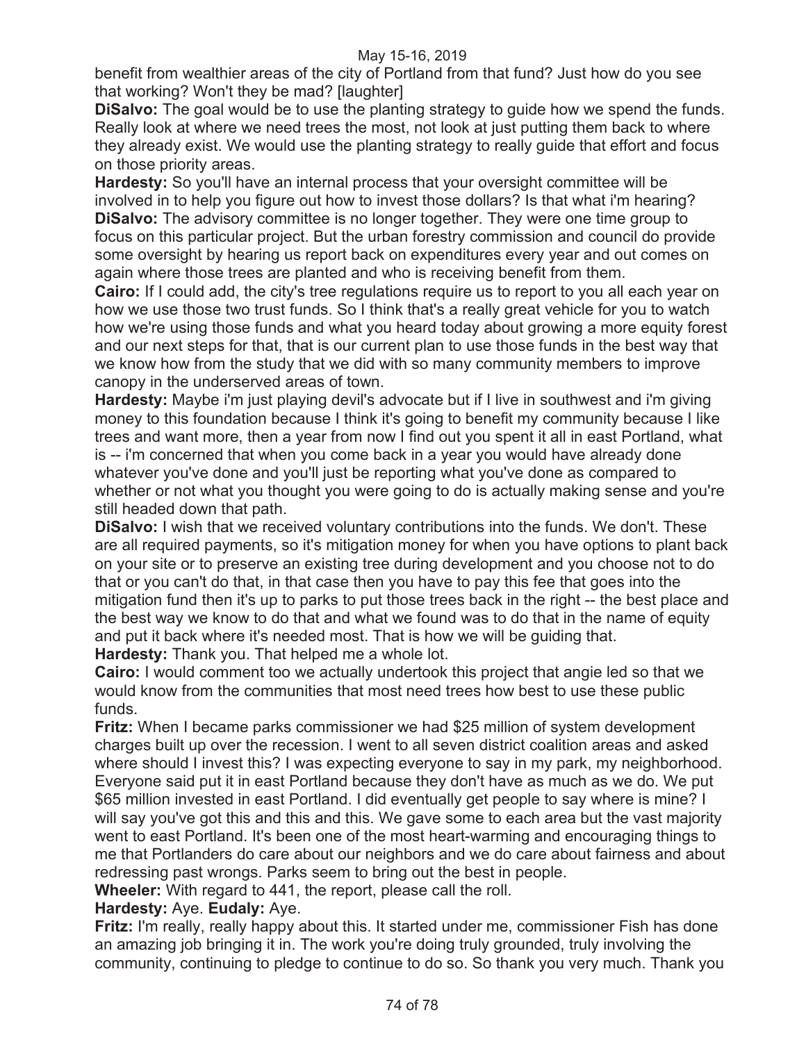benefit from wealthier areas of the city of Portland from that fund? Just how do you see that working? Won't they be mad? [laughter]

**DiSalvo:** The goal would be to use the planting strategy to guide how we spend the funds. Really look at where we need trees the most, not look at just putting them back to where they already exist. We would use the planting strategy to really guide that effort and focus on those priority areas.

**Hardesty:** So you'll have an internal process that your oversight committee will be involved in to help you figure out how to invest those dollars? Is that what i'm hearing?

**DiSalvo:** The advisory committee is no longer together. They were one time group to focus on this particular project. But the urban forestry commission and council do provide some oversight by hearing us report back on expenditures every year and out comes on again where those trees are planted and who is receiving benefit from them.

**Cairo:** If I could add, the city's tree regulations require us to report to you all each year on how we use those two trust funds. So I think that's a really great vehicle for you to watch how we're using those funds and what you heard today about growing a more equity forest and our next steps for that, that is our current plan to use those funds in the best way that we know how from the study that we did with so many community members to improve canopy in the underserved areas of town.

**Hardesty:** Maybe i'm just playing devil's advocate but if I live in southwest and i'm giving money to this foundation because I think it's going to benefit my community because I like trees and want more, then a year from now I find out you spent it all in east Portland, what is -- i'm concerned that when you come back in a year you would have already done whatever you've done and you'll just be reporting what you've done as compared to whether or not what you thought you were going to do is actually making sense and you're still headed down that path.

**DiSalvo:** I wish that we received voluntary contributions into the funds. We don't. These are all required payments, so it's mitigation money for when you have options to plant back on your site or to preserve an existing tree during development and you choose not to do that or you can't do that, in that case then you have to pay this fee that goes into the mitigation fund then it's up to parks to put those trees back in the right -- the best place and the best way we know to do that and what we found was to do that in the name of equity and put it back where it's needed most. That is how we will be guiding that.

**Hardesty:** Thank you. That helped me a whole lot.

**Cairo:** I would comment too we actually undertook this project that angie led so that we would know from the communities that most need trees how best to use these public funds.

**Fritz:** When I became parks commissioner we had $25 million of system development charges built up over the recession. I went to all seven district coalition areas and asked where should I invest this? I was expecting everyone to say in my park, my neighborhood. Everyone said put it in east Portland because they don't have as much as we do. We put $65 million invested in east Portland. I did eventually get people to say where is mine? I will say you've got this and this and this. We gave some to each area but the vast majority went to east Portland. It's been one of the most heart-warming and encouraging things to me that Portlanders do care about our neighbors and we do care about fairness and about redressing past wrongs. Parks seem to bring out the best in people.

**Wheeler:** With regard to 441, the report, please call the roll.

**Hardesty:** Aye. **Eudaly:** Aye.

**Fritz:** I'm really, really happy about this. It started under me, commissioner Fish has done an amazing job bringing it in. The work you're doing truly grounded, truly involving the community, continuing to pledge to continue to do so. So thank you very much. Thank you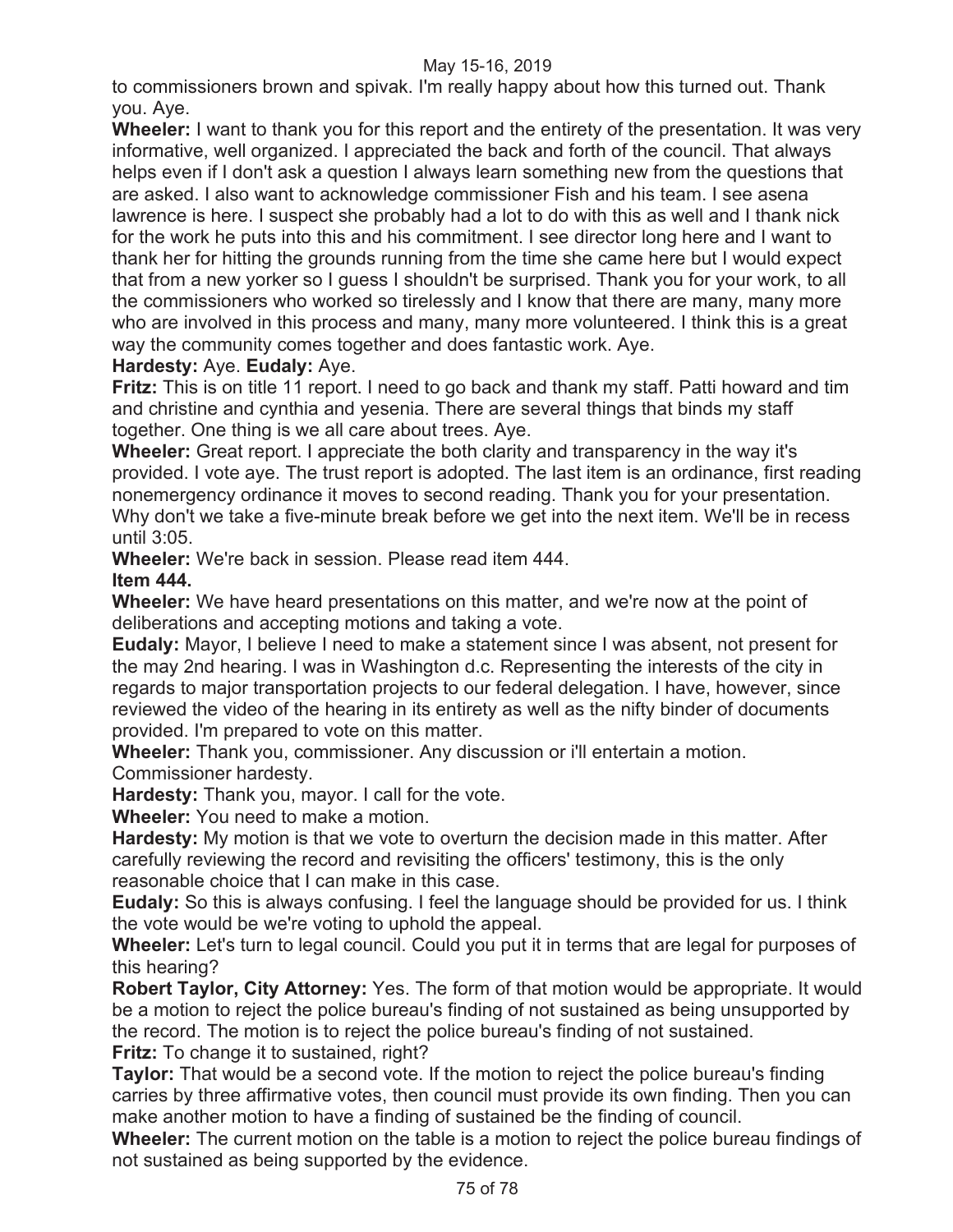to commissioners brown and spivak. I'm really happy about how this turned out. Thank you. Aye.

**Wheeler:** I want to thank you for this report and the entirety of the presentation. It was very informative, well organized. I appreciated the back and forth of the council. That always helps even if I don't ask a question I always learn something new from the questions that are asked. I also want to acknowledge commissioner Fish and his team. I see asena lawrence is here. I suspect she probably had a lot to do with this as well and I thank nick for the work he puts into this and his commitment. I see director long here and I want to thank her for hitting the grounds running from the time she came here but I would expect that from a new yorker so I guess I shouldn't be surprised. Thank you for your work, to all the commissioners who worked so tirelessly and I know that there are many, many more who are involved in this process and many, many more volunteered. I think this is a great way the community comes together and does fantastic work. Aye.

**Hardesty:** Aye. **Eudaly:** Aye.

**Fritz:** This is on title 11 report. I need to go back and thank my staff. Patti howard and tim and christine and cynthia and yesenia. There are several things that binds my staff together. One thing is we all care about trees. Aye.

**Wheeler:** Great report. I appreciate the both clarity and transparency in the way it's provided. I vote aye. The trust report is adopted. The last item is an ordinance, first reading nonemergency ordinance it moves to second reading. Thank you for your presentation. Why don't we take a five-minute break before we get into the next item. We'll be in recess until 3:05.

**Wheeler:** We're back in session. Please read item 444.

**Item 444.**

**Wheeler:** We have heard presentations on this matter, and we're now at the point of deliberations and accepting motions and taking a vote.

**Eudaly:** Mayor, I believe I need to make a statement since I was absent, not present for the may 2nd hearing. I was in Washington d.c. Representing the interests of the city in regards to major transportation projects to our federal delegation. I have, however, since reviewed the video of the hearing in its entirety as well as the nifty binder of documents provided. I'm prepared to vote on this matter.

**Wheeler:** Thank you, commissioner. Any discussion or i'll entertain a motion. Commissioner hardesty.

**Hardesty:** Thank you, mayor. I call for the vote.

**Wheeler:** You need to make a motion.

**Hardesty:** My motion is that we vote to overturn the decision made in this matter. After carefully reviewing the record and revisiting the officers' testimony, this is the only reasonable choice that I can make in this case.

**Eudaly:** So this is always confusing. I feel the language should be provided for us. I think the vote would be we're voting to uphold the appeal.

**Wheeler:** Let's turn to legal council. Could you put it in terms that are legal for purposes of this hearing?

**Robert Taylor, City Attorney:** Yes. The form of that motion would be appropriate. It would be a motion to reject the police bureau's finding of not sustained as being unsupported by the record. The motion is to reject the police bureau's finding of not sustained.

**Fritz:** To change it to sustained, right?

**Taylor:** That would be a second vote. If the motion to reject the police bureau's finding carries by three affirmative votes, then council must provide its own finding. Then you can make another motion to have a finding of sustained be the finding of council.

**Wheeler:** The current motion on the table is a motion to reject the police bureau findings of not sustained as being supported by the evidence.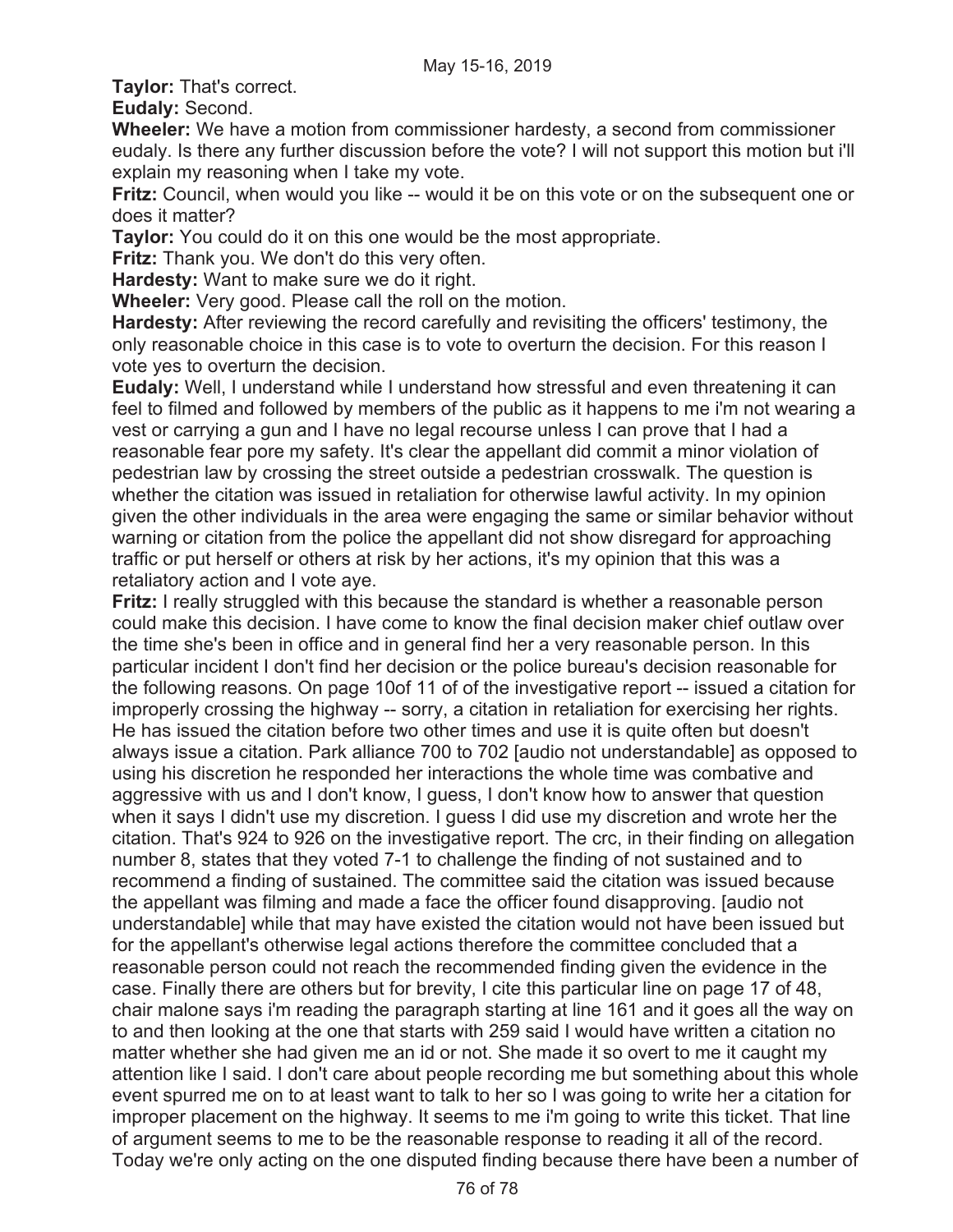**Taylor:** That's correct.

**Eudaly:** Second.

**Wheeler:** We have a motion from commissioner hardesty, a second from commissioner eudaly. Is there any further discussion before the vote? I will not support this motion but i'll explain my reasoning when I take my vote.

**Fritz:** Council, when would you like -- would it be on this vote or on the subsequent one or does it matter?

**Taylor:** You could do it on this one would be the most appropriate.

**Fritz:** Thank you. We don't do this very often.

**Hardesty:** Want to make sure we do it right.

**Wheeler:** Very good. Please call the roll on the motion.

**Hardesty:** After reviewing the record carefully and revisiting the officers' testimony, the only reasonable choice in this case is to vote to overturn the decision. For this reason I vote yes to overturn the decision.

**Eudaly:** Well, I understand while I understand how stressful and even threatening it can feel to filmed and followed by members of the public as it happens to me i'm not wearing a vest or carrying a gun and I have no legal recourse unless I can prove that I had a reasonable fear pore my safety. It's clear the appellant did commit a minor violation of pedestrian law by crossing the street outside a pedestrian crosswalk. The question is whether the citation was issued in retaliation for otherwise lawful activity. In my opinion given the other individuals in the area were engaging the same or similar behavior without warning or citation from the police the appellant did not show disregard for approaching traffic or put herself or others at risk by her actions, it's my opinion that this was a retaliatory action and I vote aye.

**Fritz:** I really struggled with this because the standard is whether a reasonable person could make this decision. I have come to know the final decision maker chief outlaw over the time she's been in office and in general find her a very reasonable person. In this particular incident I don't find her decision or the police bureau's decision reasonable for the following reasons. On page 10of 11 of of the investigative report -- issued a citation for improperly crossing the highway -- sorry, a citation in retaliation for exercising her rights. He has issued the citation before two other times and use it is quite often but doesn't always issue a citation. Park alliance 700 to 702 [audio not understandable] as opposed to using his discretion he responded her interactions the whole time was combative and aggressive with us and I don't know, I guess, I don't know how to answer that question when it says I didn't use my discretion. I guess I did use my discretion and wrote her the citation. That's 924 to 926 on the investigative report. The crc, in their finding on allegation number 8, states that they voted 7-1 to challenge the finding of not sustained and to recommend a finding of sustained. The committee said the citation was issued because the appellant was filming and made a face the officer found disapproving. [audio not understandable] while that may have existed the citation would not have been issued but for the appellant's otherwise legal actions therefore the committee concluded that a reasonable person could not reach the recommended finding given the evidence in the case. Finally there are others but for brevity, I cite this particular line on page 17 of 48, chair malone says i'm reading the paragraph starting at line 161 and it goes all the way on to and then looking at the one that starts with 259 said I would have written a citation no matter whether she had given me an id or not. She made it so overt to me it caught my attention like I said. I don't care about people recording me but something about this whole event spurred me on to at least want to talk to her so I was going to write her a citation for improper placement on the highway. It seems to me i'm going to write this ticket. That line of argument seems to me to be the reasonable response to reading it all of the record. Today we're only acting on the one disputed finding because there have been a number of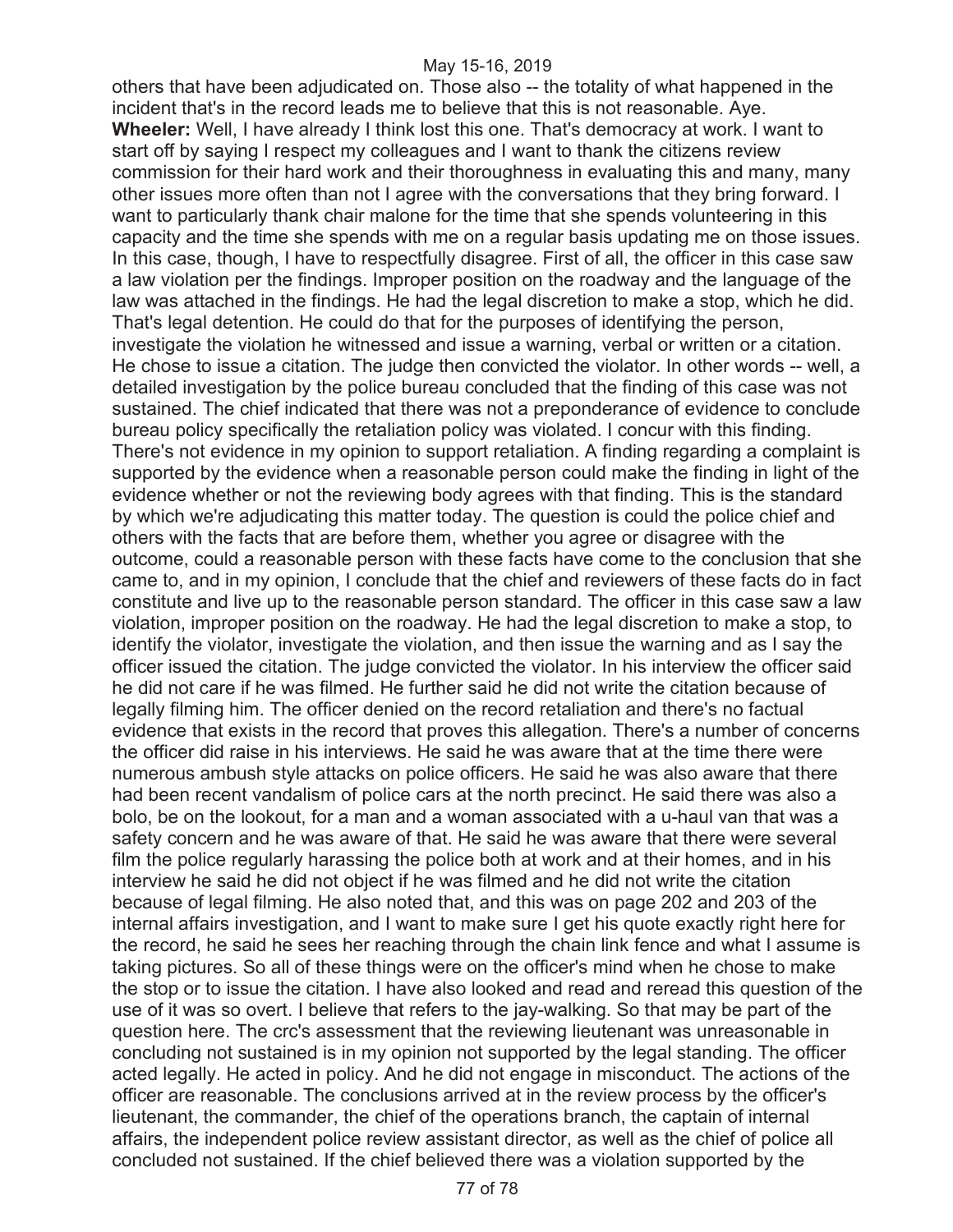others that have been adjudicated on. Those also -- the totality of what happened in the incident that's in the record leads me to believe that this is not reasonable. Aye.

**Wheeler:** Well, I have already I think lost this one. That's democracy at work. I want to start off by saying I respect my colleagues and I want to thank the citizens review commission for their hard work and their thoroughness in evaluating this and many, many other issues more often than not I agree with the conversations that they bring forward. I want to particularly thank chair malone for the time that she spends volunteering in this capacity and the time she spends with me on a regular basis updating me on those issues. In this case, though, I have to respectfully disagree. First of all, the officer in this case saw a law violation per the findings. Improper position on the roadway and the language of the law was attached in the findings. He had the legal discretion to make a stop, which he did. That's legal detention. He could do that for the purposes of identifying the person, investigate the violation he witnessed and issue a warning, verbal or written or a citation. He chose to issue a citation. The judge then convicted the violator. In other words -- well, a detailed investigation by the police bureau concluded that the finding of this case was not sustained. The chief indicated that there was not a preponderance of evidence to conclude bureau policy specifically the retaliation policy was violated. I concur with this finding. There's not evidence in my opinion to support retaliation. A finding regarding a complaint is supported by the evidence when a reasonable person could make the finding in light of the evidence whether or not the reviewing body agrees with that finding. This is the standard by which we're adjudicating this matter today. The question is could the police chief and others with the facts that are before them, whether you agree or disagree with the outcome, could a reasonable person with these facts have come to the conclusion that she came to, and in my opinion, I conclude that the chief and reviewers of these facts do in fact constitute and live up to the reasonable person standard. The officer in this case saw a law violation, improper position on the roadway. He had the legal discretion to make a stop, to identify the violator, investigate the violation, and then issue the warning and as I say the officer issued the citation. The judge convicted the violator. In his interview the officer said he did not care if he was filmed. He further said he did not write the citation because of legally filming him. The officer denied on the record retaliation and there's no factual evidence that exists in the record that proves this allegation. There's a number of concerns the officer did raise in his interviews. He said he was aware that at the time there were numerous ambush style attacks on police officers. He said he was also aware that there had been recent vandalism of police cars at the north precinct. He said there was also a bolo, be on the lookout, for a man and a woman associated with a u-haul van that was a safety concern and he was aware of that. He said he was aware that there were several film the police regularly harassing the police both at work and at their homes, and in his interview he said he did not object if he was filmed and he did not write the citation because of legal filming. He also noted that, and this was on page 202 and 203 of the internal affairs investigation, and I want to make sure I get his quote exactly right here for the record, he said he sees her reaching through the chain link fence and what I assume is taking pictures. So all of these things were on the officer's mind when he chose to make the stop or to issue the citation. I have also looked and read and reread this question of the use of it was so overt. I believe that refers to the jay-walking. So that may be part of the question here. The crc's assessment that the reviewing lieutenant was unreasonable in concluding not sustained is in my opinion not supported by the legal standing. The officer acted legally. He acted in policy. And he did not engage in misconduct. The actions of the officer are reasonable. The conclusions arrived at in the review process by the officer's lieutenant, the commander, the chief of the operations branch, the captain of internal affairs, the independent police review assistant director, as well as the chief of police all concluded not sustained. If the chief believed there was a violation supported by the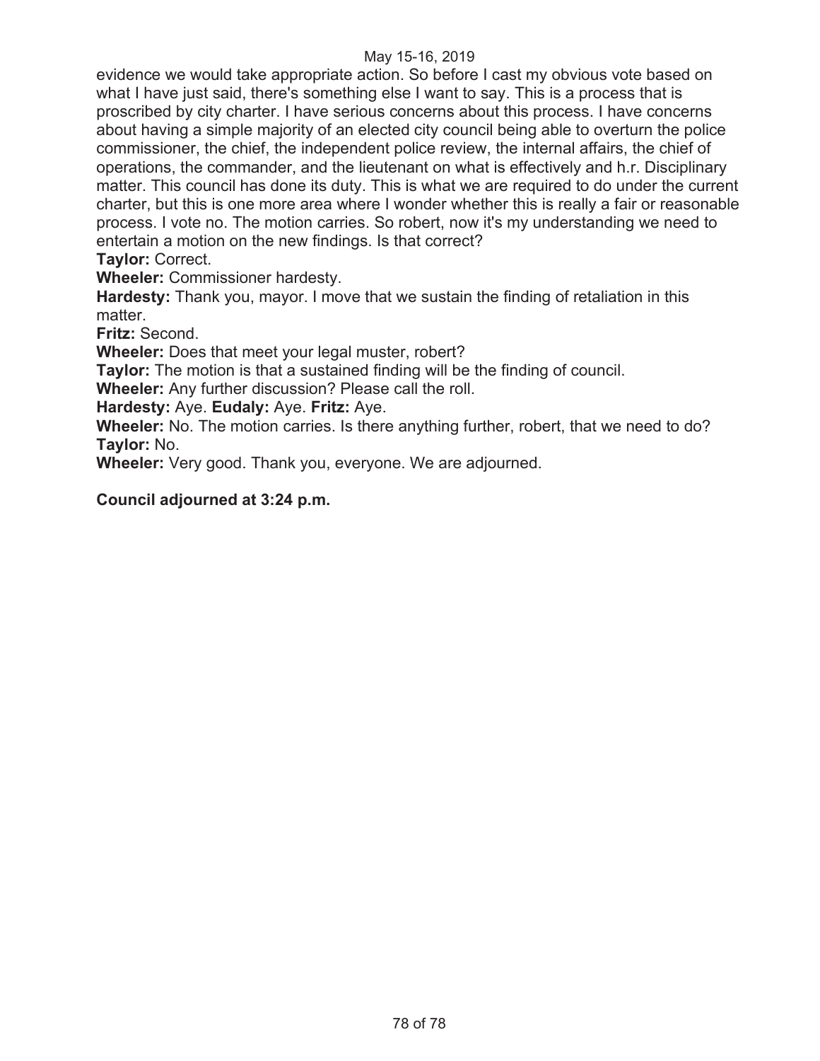evidence we would take appropriate action. So before I cast my obvious vote based on what I have just said, there's something else I want to say. This is a process that is proscribed by city charter. I have serious concerns about this process. I have concerns about having a simple majority of an elected city council being able to overturn the police commissioner, the chief, the independent police review, the internal affairs, the chief of operations, the commander, and the lieutenant on what is effectively and h.r. Disciplinary matter. This council has done its duty. This is what we are required to do under the current charter, but this is one more area where I wonder whether this is really a fair or reasonable process. I vote no. The motion carries. So robert, now it's my understanding we need to entertain a motion on the new findings. Is that correct?

**Taylor:** Correct.

**Wheeler:** Commissioner hardesty.

**Hardesty:** Thank you, mayor. I move that we sustain the finding of retaliation in this matter.

**Fritz:** Second.

**Wheeler:** Does that meet your legal muster, robert?

**Taylor:** The motion is that a sustained finding will be the finding of council.

**Wheeler:** Any further discussion? Please call the roll.

**Hardesty:** Aye. **Eudaly:** Aye. **Fritz:** Aye.

**Wheeler:** No. The motion carries. Is there anything further, robert, that we need to do?

**Taylor:** No.

**Wheeler:** Very good. Thank you, everyone. We are adjourned.

**Council adjourned at 3:24 p.m.**